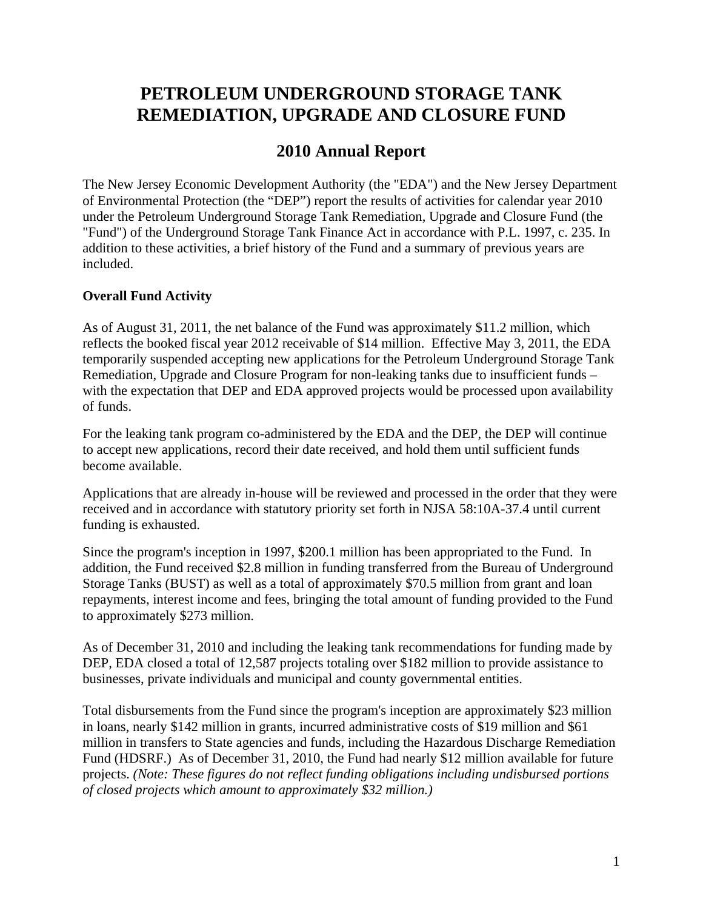# PETROLEUM UNDERGROUND STORAGE TANK REMEDIATION, UPGRADE AND CLOSURE FUND

## 2010 Annual Report

The New Jersey Economic Development Authority (the "EDA") and the New Jersey Department of Environmental Protection (the "DEP") report the results of activities for calendar year 2010 under the Petroleum Underground Storage Tank Remediation, Upgrade and Closure Fund (the "Fund") of the Underground Storage Tank Finance Act in accordance with P.L. 1997, c. 235. In addition to these activities, a brief history of the Fund and a summary of previous years are included.

### Overall Fund Activity

As of August 31, 2011, the net balance of the Fund was approximately $11.2 million, which reflects the booked fiscal year 2012 receivable of $14 million. Effective May 3, 2011, the EDA temporarily suspended accepting new applications for the Petroleum Underground Storage Tank Remediation, Upgrade and Closure Program for non-leaking tanks due to insufficient funds – with the expectation that DEP and EDA approved projects would be processed upon availability of funds.

For the leaking tank program co-administered by the EDA and the DEP, the DEP will continue to accept new applications, record their date received, and hold them until sufficient funds become available.

Applications that are already in-house will be reviewed and processed in the order that they were received and in accordance with statutory priority set forth in NJSA 58:10A-37.4 until current funding is exhausted.

Since the program's inception in 1997, $200.1 million has been appropriated to the Fund. In addition, the Fund received $2.8 million in funding transferred from the Bureau of Underground Storage Tanks (BUST) as well as a total of approximately $70.5 million from grant and loan repayments, interest income and fees, bringing the total amount of funding provided to the Fund to approximately $273 million.

As of December 31, 2010 and including the leaking tank recommendations for funding made by DEP, EDA closed a total of 12,587 projects totaling over $182 million to provide assistance to businesses, private individuals and municipal and county governmental entities.

Total disbursements from the Fund since the program's inception are approximately $23 million in loans, nearly $142 million in grants, incurred administrative costs of $19 million and $61 million in transfers to State agencies and funds, including the Hazardous Discharge Remediation Fund (HDSRF.) As of December 31, 2010, the Fund had nearly $12 million available for future projects. *(Note: These figures do not reflect funding obligations including undisbursed portions of closed projects which amount to approximately $32 million.)*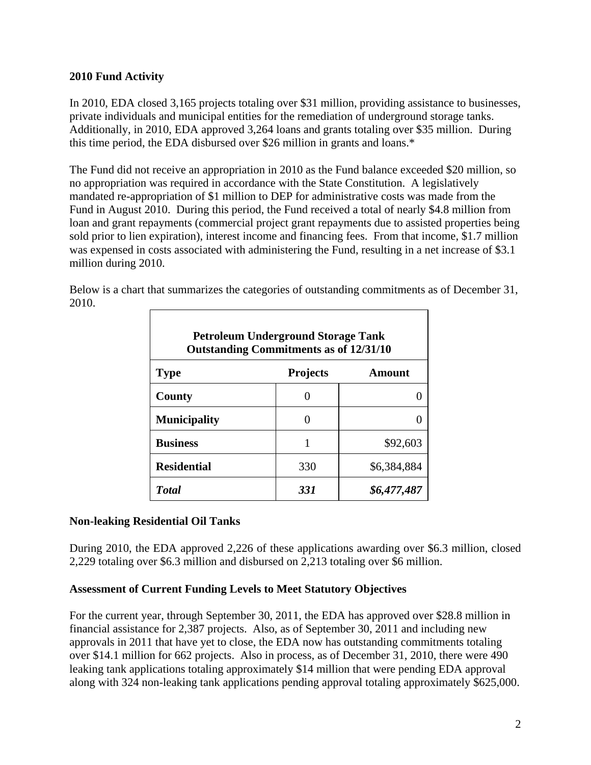**2010 Fund Activity**

In 2010, EDA closed 3,165 projects totaling over $31 million, providing assistance to businesses, private individuals and municipal entities for the remediation of underground storage tanks. Additionally, in 2010, EDA approved 3,264 loans and grants totaling over $35 million. During this time period, the EDA disbursed over $26 million in grants and loans.*

The Fund did not receive an appropriation in 2010 as the Fund balance exceeded $20 million, so no appropriation was required in accordance with the State Constitution. A legislatively mandated re-appropriation of $1 million to DEP for administrative costs was made from the Fund in August 2010. During this period, the Fund received a total of nearly $4.8 million from loan and grant repayments (commercial project grant repayments due to assisted properties being sold prior to lien expiration), interest income and financing fees. From that income, $1.7 million was expensed in costs associated with administering the Fund, resulting in a net increase of $3.1 million during 2010.

Below is a chart that summarizes the categories of outstanding commitments as of December 31, 2010.

| Petroleum Underground Storage Tank Outstanding Commitments as of 12/31/10 | | |
|---|---|---|
| **Type** | **Projects** | **Amount** |
| **County** | 0 | 0 |
| **Municipality** | 0 | 0 |
| **Business** | 1 | $92,603 |
| **Residential** | 330 | $6,384,884 |
| ***Total*** | ***331*** | ***$6,477,487*** |

**Non-leaking Residential Oil Tanks**

During 2010, the EDA approved 2,226 of these applications awarding over $6.3 million, closed 2,229 totaling over $6.3 million and disbursed on 2,213 totaling over $6 million.

**Assessment of Current Funding Levels to Meet Statutory Objectives**

For the current year, through September 30, 2011, the EDA has approved over $28.8 million in financial assistance for 2,387 projects. Also, as of September 30, 2011 and including new approvals in 2011 that have yet to close, the EDA now has outstanding commitments totaling over $14.1 million for 662 projects. Also in process, as of December 31, 2010, there were 490 leaking tank applications totaling approximately $14 million that were pending EDA approval along with 324 non-leaking tank applications pending approval totaling approximately $625,000.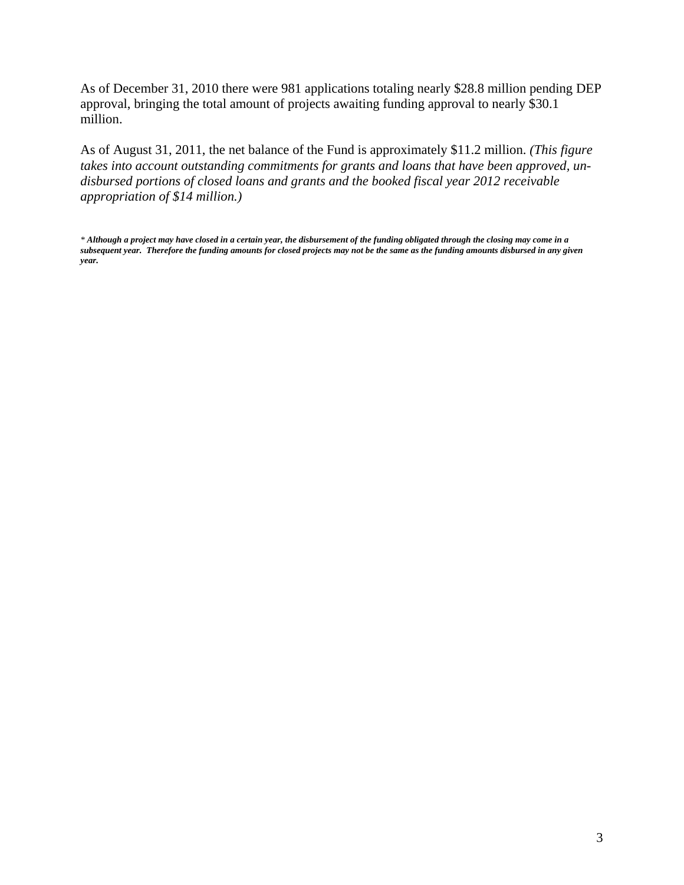As of December 31, 2010 there were 981 applications totaling nearly $28.8 million pending DEP approval, bringing the total amount of projects awaiting funding approval to nearly $30.1 million.

As of August 31, 2011, the net balance of the Fund is approximately $11.2 million. *(This figure takes into account outstanding commitments for grants and loans that have been approved, un-disbursed portions of closed loans and grants and the booked fiscal year 2012 receivable appropriation of $14 million.)*

*\* **Although a project may have closed in a certain year, the disbursement of the funding obligated through the closing may come in a subsequent year. Therefore the funding amounts for closed projects may not be the same as the funding amounts disbursed in any given year.***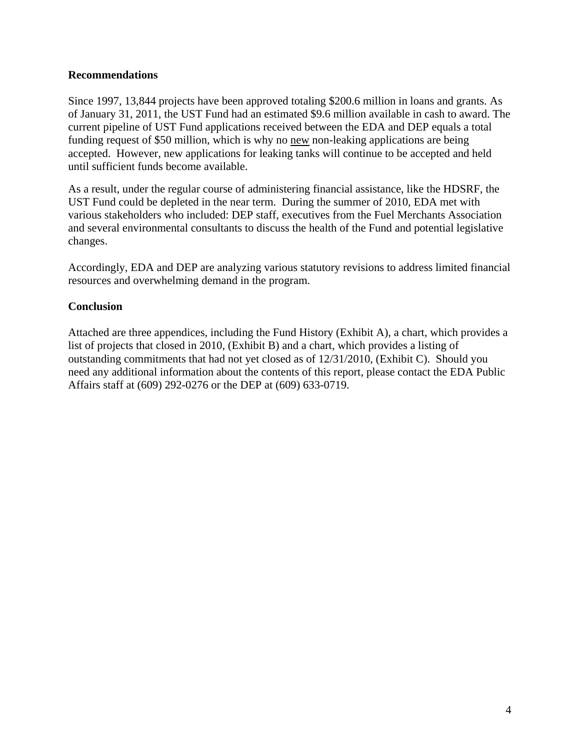**Recommendations**

Since 1997, 13,844 projects have been approved totaling $200.6 million in loans and grants. As of January 31, 2011, the UST Fund had an estimated $9.6 million available in cash to award. The current pipeline of UST Fund applications received between the EDA and DEP equals a total funding request of $50 million, which is why no new non-leaking applications are being accepted. However, new applications for leaking tanks will continue to be accepted and held until sufficient funds become available.

As a result, under the regular course of administering financial assistance, like the HDSRF, the UST Fund could be depleted in the near term. During the summer of 2010, EDA met with various stakeholders who included: DEP staff, executives from the Fuel Merchants Association and several environmental consultants to discuss the health of the Fund and potential legislative changes.

Accordingly, EDA and DEP are analyzing various statutory revisions to address limited financial resources and overwhelming demand in the program.

**Conclusion**

Attached are three appendices, including the Fund History (Exhibit A), a chart, which provides a list of projects that closed in 2010, (Exhibit B) and a chart, which provides a listing of outstanding commitments that had not yet closed as of 12/31/2010, (Exhibit C). Should you need any additional information about the contents of this report, please contact the EDA Public Affairs staff at (609) 292-0276 or the DEP at (609) 633-0719.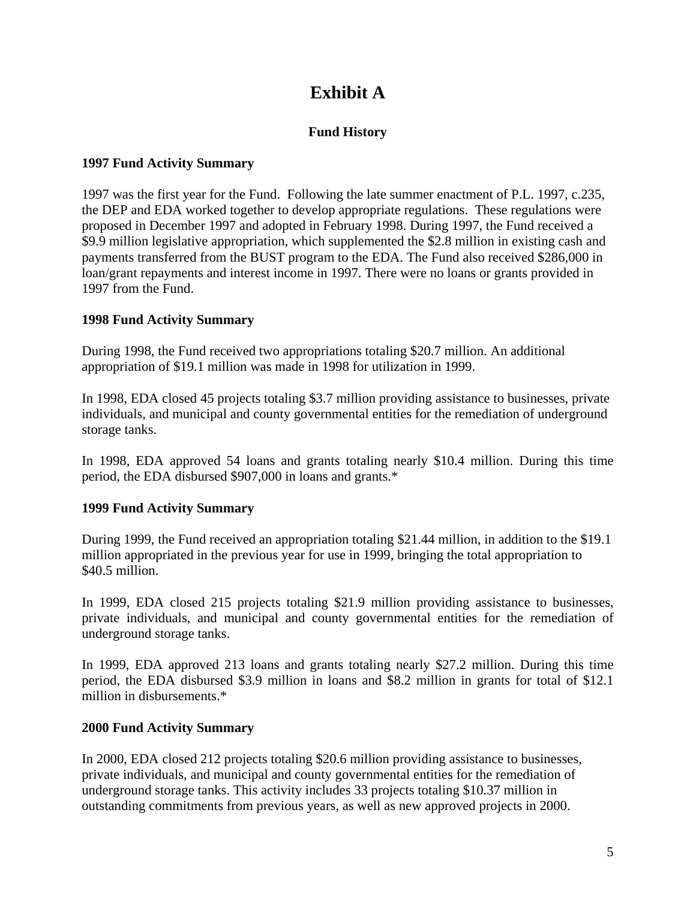# Exhibit A

## Fund History

### 1997 Fund Activity Summary

1997 was the first year for the Fund. Following the late summer enactment of P.L. 1997, c.235, the DEP and EDA worked together to develop appropriate regulations. These regulations were proposed in December 1997 and adopted in February 1998. During 1997, the Fund received a $9.9 million legislative appropriation, which supplemented the $2.8 million in existing cash and payments transferred from the BUST program to the EDA. The Fund also received $286,000 in loan/grant repayments and interest income in 1997. There were no loans or grants provided in 1997 from the Fund.

### 1998 Fund Activity Summary

During 1998, the Fund received two appropriations totaling $20.7 million. An additional appropriation of $19.1 million was made in 1998 for utilization in 1999.

In 1998, EDA closed 45 projects totaling $3.7 million providing assistance to businesses, private individuals, and municipal and county governmental entities for the remediation of underground storage tanks.

In 1998, EDA approved 54 loans and grants totaling nearly $10.4 million. During this time period, the EDA disbursed $907,000 in loans and grants.*

### 1999 Fund Activity Summary

During 1999, the Fund received an appropriation totaling $21.44 million, in addition to the $19.1 million appropriated in the previous year for use in 1999, bringing the total appropriation to $40.5 million.

In 1999, EDA closed 215 projects totaling $21.9 million providing assistance to businesses, private individuals, and municipal and county governmental entities for the remediation of underground storage tanks.

In 1999, EDA approved 213 loans and grants totaling nearly $27.2 million. During this time period, the EDA disbursed $3.9 million in loans and $8.2 million in grants for total of $12.1 million in disbursements.*

### 2000 Fund Activity Summary

In 2000, EDA closed 212 projects totaling $20.6 million providing assistance to businesses, private individuals, and municipal and county governmental entities for the remediation of underground storage tanks. This activity includes 33 projects totaling $10.37 million in outstanding commitments from previous years, as well as new approved projects in 2000.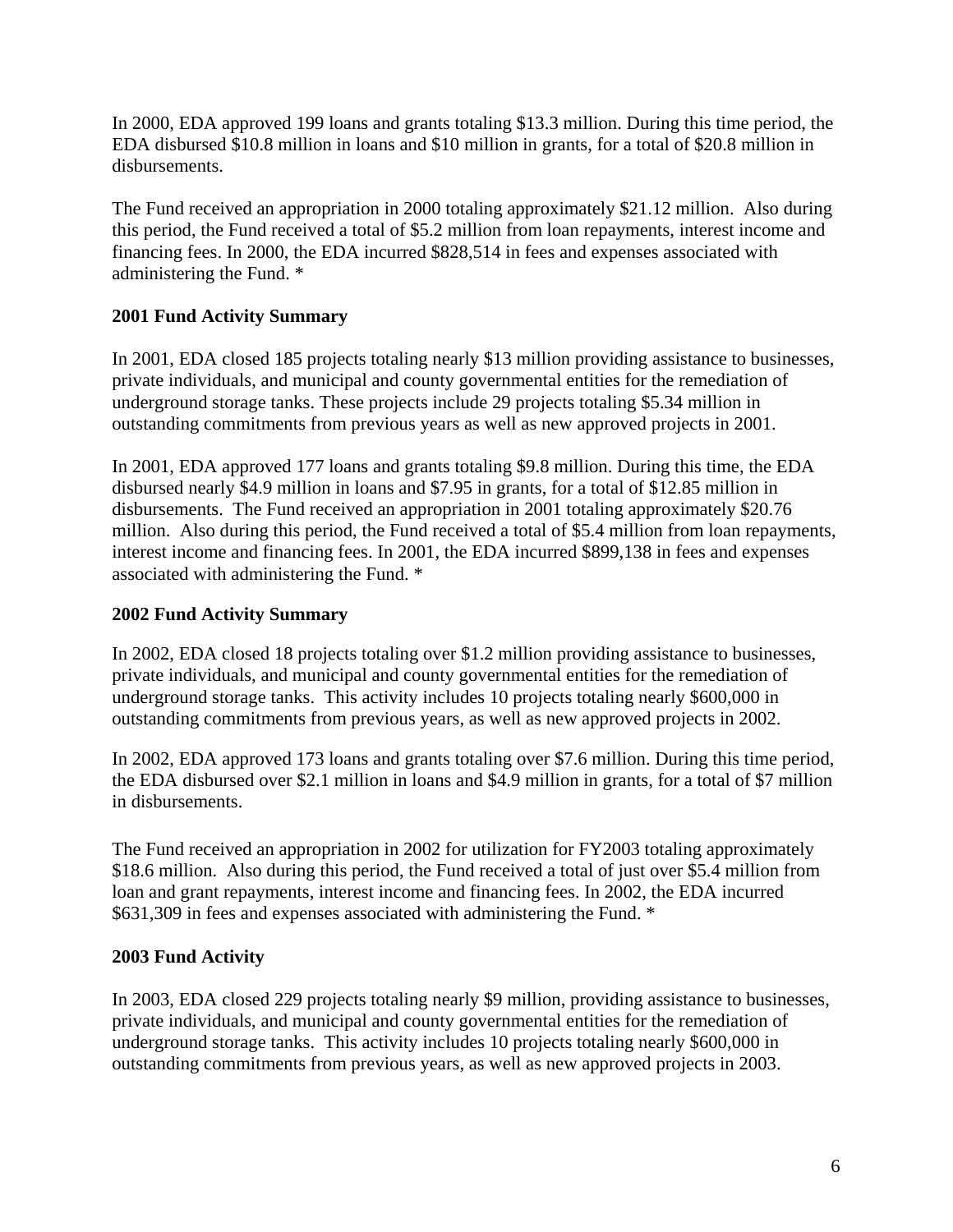In 2000, EDA approved 199 loans and grants totaling $13.3 million. During this time period, the EDA disbursed $10.8 million in loans and $10 million in grants, for a total of $20.8 million in disbursements.

The Fund received an appropriation in 2000 totaling approximately $21.12 million. Also during this period, the Fund received a total of $5.2 million from loan repayments, interest income and financing fees. In 2000, the EDA incurred $828,514 in fees and expenses associated with administering the Fund. *

**2001 Fund Activity Summary**

In 2001, EDA closed 185 projects totaling nearly $13 million providing assistance to businesses, private individuals, and municipal and county governmental entities for the remediation of underground storage tanks. These projects include 29 projects totaling $5.34 million in outstanding commitments from previous years as well as new approved projects in 2001.

In 2001, EDA approved 177 loans and grants totaling $9.8 million. During this time, the EDA disbursed nearly $4.9 million in loans and $7.95 in grants, for a total of $12.85 million in disbursements. The Fund received an appropriation in 2001 totaling approximately $20.76 million. Also during this period, the Fund received a total of $5.4 million from loan repayments, interest income and financing fees. In 2001, the EDA incurred $899,138 in fees and expenses associated with administering the Fund. *

**2002 Fund Activity Summary**

In 2002, EDA closed 18 projects totaling over $1.2 million providing assistance to businesses, private individuals, and municipal and county governmental entities for the remediation of underground storage tanks. This activity includes 10 projects totaling nearly $600,000 in outstanding commitments from previous years, as well as new approved projects in 2002.

In 2002, EDA approved 173 loans and grants totaling over $7.6 million. During this time period, the EDA disbursed over $2.1 million in loans and $4.9 million in grants, for a total of $7 million in disbursements.

The Fund received an appropriation in 2002 for utilization for FY2003 totaling approximately $18.6 million. Also during this period, the Fund received a total of just over $5.4 million from loan and grant repayments, interest income and financing fees. In 2002, the EDA incurred $631,309 in fees and expenses associated with administering the Fund. *

**2003 Fund Activity**

In 2003, EDA closed 229 projects totaling nearly $9 million, providing assistance to businesses, private individuals, and municipal and county governmental entities for the remediation of underground storage tanks. This activity includes 10 projects totaling nearly $600,000 in outstanding commitments from previous years, as well as new approved projects in 2003.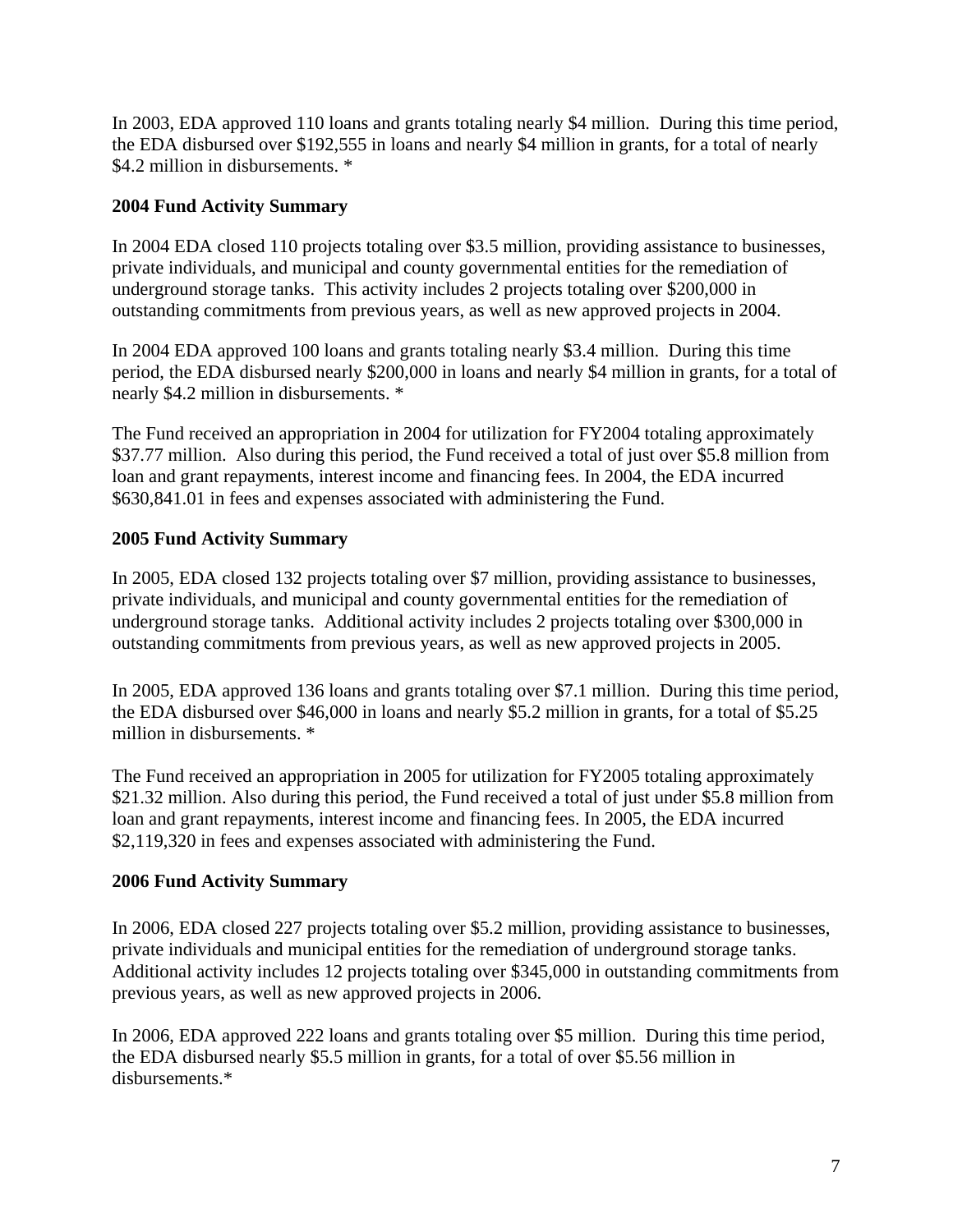In 2003, EDA approved 110 loans and grants totaling nearly $4 million. During this time period, the EDA disbursed over $192,555 in loans and nearly $4 million in grants, for a total of nearly $4.2 million in disbursements. *

**2004 Fund Activity Summary**

In 2004 EDA closed 110 projects totaling over $3.5 million, providing assistance to businesses, private individuals, and municipal and county governmental entities for the remediation of underground storage tanks. This activity includes 2 projects totaling over $200,000 in outstanding commitments from previous years, as well as new approved projects in 2004.

In 2004 EDA approved 100 loans and grants totaling nearly $3.4 million. During this time period, the EDA disbursed nearly $200,000 in loans and nearly $4 million in grants, for a total of nearly $4.2 million in disbursements. *

The Fund received an appropriation in 2004 for utilization for FY2004 totaling approximately $37.77 million. Also during this period, the Fund received a total of just over $5.8 million from loan and grant repayments, interest income and financing fees. In 2004, the EDA incurred $630,841.01 in fees and expenses associated with administering the Fund.

**2005 Fund Activity Summary**

In 2005, EDA closed 132 projects totaling over $7 million, providing assistance to businesses, private individuals, and municipal and county governmental entities for the remediation of underground storage tanks. Additional activity includes 2 projects totaling over $300,000 in outstanding commitments from previous years, as well as new approved projects in 2005.

In 2005, EDA approved 136 loans and grants totaling over $7.1 million. During this time period, the EDA disbursed over $46,000 in loans and nearly $5.2 million in grants, for a total of $5.25 million in disbursements. *

The Fund received an appropriation in 2005 for utilization for FY2005 totaling approximately $21.32 million. Also during this period, the Fund received a total of just under $5.8 million from loan and grant repayments, interest income and financing fees. In 2005, the EDA incurred $2,119,320 in fees and expenses associated with administering the Fund.

**2006 Fund Activity Summary**

In 2006, EDA closed 227 projects totaling over $5.2 million, providing assistance to businesses, private individuals and municipal entities for the remediation of underground storage tanks. Additional activity includes 12 projects totaling over $345,000 in outstanding commitments from previous years, as well as new approved projects in 2006.

In 2006, EDA approved 222 loans and grants totaling over $5 million. During this time period, the EDA disbursed nearly $5.5 million in grants, for a total of over $5.56 million in disbursements.*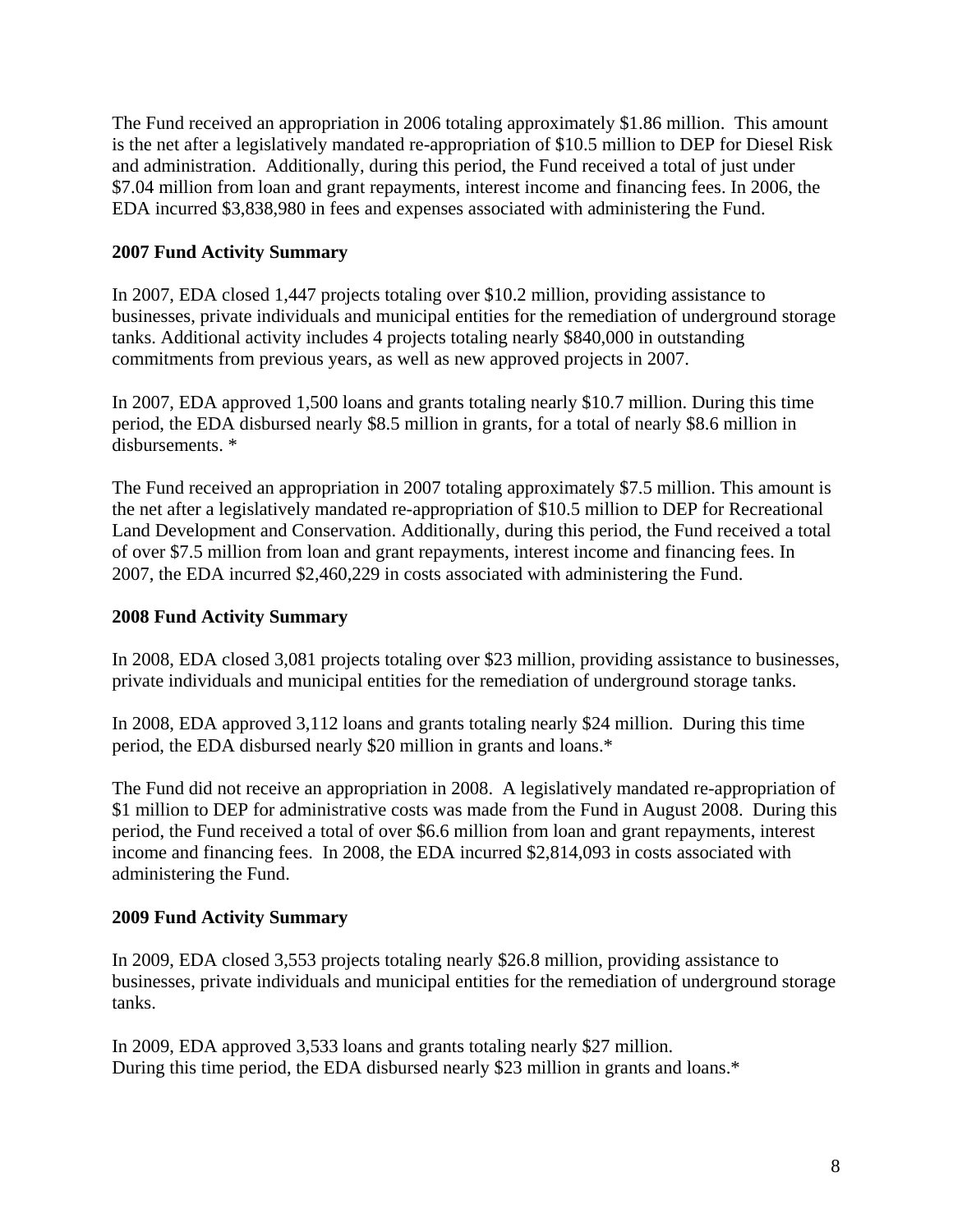The Fund received an appropriation in 2006 totaling approximately $1.86 million. This amount is the net after a legislatively mandated re-appropriation of $10.5 million to DEP for Diesel Risk and administration. Additionally, during this period, the Fund received a total of just under $7.04 million from loan and grant repayments, interest income and financing fees. In 2006, the EDA incurred $3,838,980 in fees and expenses associated with administering the Fund.

**2007 Fund Activity Summary**

In 2007, EDA closed 1,447 projects totaling over $10.2 million, providing assistance to businesses, private individuals and municipal entities for the remediation of underground storage tanks. Additional activity includes 4 projects totaling nearly $840,000 in outstanding commitments from previous years, as well as new approved projects in 2007.

In 2007, EDA approved 1,500 loans and grants totaling nearly $10.7 million. During this time period, the EDA disbursed nearly $8.5 million in grants, for a total of nearly $8.6 million in disbursements. *

The Fund received an appropriation in 2007 totaling approximately $7.5 million. This amount is the net after a legislatively mandated re-appropriation of $10.5 million to DEP for Recreational Land Development and Conservation. Additionally, during this period, the Fund received a total of over $7.5 million from loan and grant repayments, interest income and financing fees. In 2007, the EDA incurred $2,460,229 in costs associated with administering the Fund.

**2008 Fund Activity Summary**

In 2008, EDA closed 3,081 projects totaling over $23 million, providing assistance to businesses, private individuals and municipal entities for the remediation of underground storage tanks.

In 2008, EDA approved 3,112 loans and grants totaling nearly $24 million. During this time period, the EDA disbursed nearly $20 million in grants and loans.*

The Fund did not receive an appropriation in 2008. A legislatively mandated re-appropriation of $1 million to DEP for administrative costs was made from the Fund in August 2008. During this period, the Fund received a total of over $6.6 million from loan and grant repayments, interest income and financing fees. In 2008, the EDA incurred $2,814,093 in costs associated with administering the Fund.

**2009 Fund Activity Summary**

In 2009, EDA closed 3,553 projects totaling nearly $26.8 million, providing assistance to businesses, private individuals and municipal entities for the remediation of underground storage tanks.

In 2009, EDA approved 3,533 loans and grants totaling nearly $27 million.
During this time period, the EDA disbursed nearly $23 million in grants and loans.*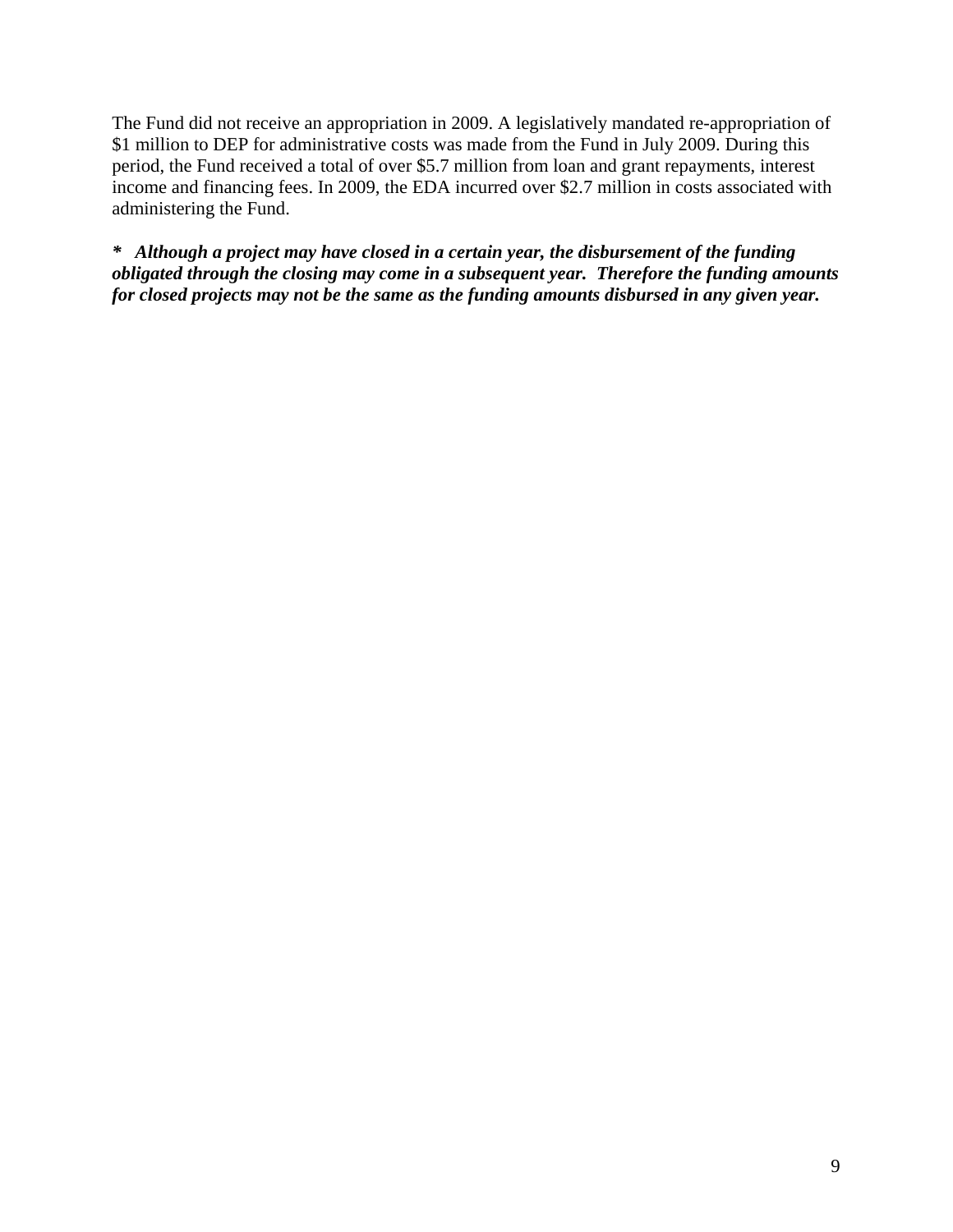The Fund did not receive an appropriation in 2009. A legislatively mandated re-appropriation of $1 million to DEP for administrative costs was made from the Fund in July 2009. During this period, the Fund received a total of over $5.7 million from loan and grant repayments, interest income and financing fees. In 2009, the EDA incurred over $2.7 million in costs associated with administering the Fund.

***\*  Although a project may have closed in a certain year, the disbursement of the funding obligated through the closing may come in a subsequent year.  Therefore the funding amounts for closed projects may not be the same as the funding amounts disbursed in any given year.***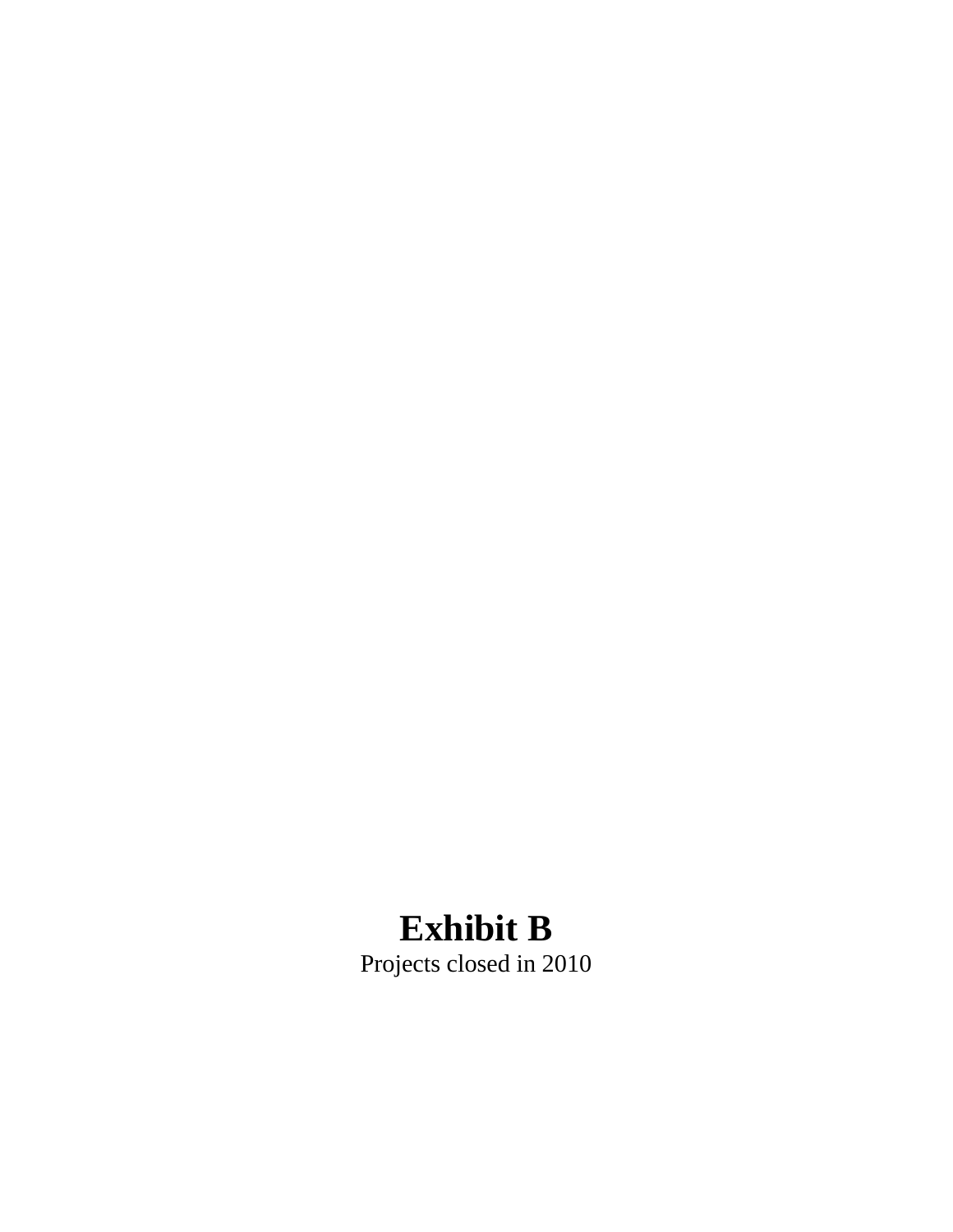# Exhibit B

Projects closed in 2010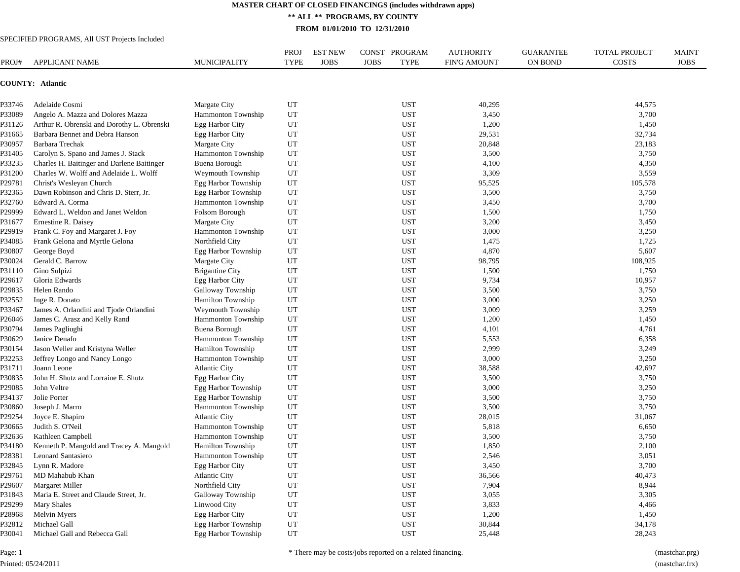# MASTER CHART OF CLOSED FINANCINGS (includes withdrawn apps)

**\*\* ALL \*\* PROGRAMS, BY COUNTY**

**FROM 01/01/2010 TO 12/31/2010**

SPECIFIED PROGRAMS, All UST Projects Included

**COUNTY: Atlantic**

| PROJ# | APPLICANT NAME | MUNICIPALITY | PROJ TYPE | EST NEW JOBS | CONST JOBS | PROGRAM TYPE | AUTHORITY FIN'G AMOUNT | GUARANTEE ON BOND | TOTAL PROJECT COSTS | MAINT JOBS |
|---|---|---|---|---|---|---|---|---|---|---|
| P33746 | Adelaide Cosmi | Margate City | UT | | | UST | 40,295 | | 44,575 | |
| P33089 | Angelo A. Mazza and Dolores Mazza | Hammonton Township | UT | | | UST | 3,450 | | 3,700 | |
| P31126 | Arthur R. Obrenski and Dorothy L. Obrenski | Egg Harbor City | UT | | | UST | 1,200 | | 1,450 | |
| P31665 | Barbara Bennet and Debra Hanson | Egg Harbor City | UT | | | UST | 29,531 | | 32,734 | |
| P30957 | Barbara Trechak | Margate City | UT | | | UST | 20,848 | | 23,183 | |
| P31405 | Carolyn S. Spano and James J. Stack | Hammonton Township | UT | | | UST | 3,500 | | 3,750 | |
| P33235 | Charles H. Baitinger and Darlene Baitinger | Buena Borough | UT | | | UST | 4,100 | | 4,350 | |
| P31200 | Charles W. Wolff and Adelaide L. Wolff | Weymouth Township | UT | | | UST | 3,309 | | 3,559 | |
| P29781 | Christ's Wesleyan Church | Egg Harbor Township | UT | | | UST | 95,525 | | 105,578 | |
| P32365 | Dawn Robinson and Chris D. Sterr, Jr. | Egg Harbor Township | UT | | | UST | 3,500 | | 3,750 | |
| P32760 | Edward A. Corma | Hammonton Township | UT | | | UST | 3,450 | | 3,700 | |
| P29999 | Edward L. Weldon and Janet Weldon | Folsom Borough | UT | | | UST | 1,500 | | 1,750 | |
| P31677 | Ernestine R. Daisey | Margate City | UT | | | UST | 3,200 | | 3,450 | |
| P29919 | Frank C. Foy and Margaret J. Foy | Hammonton Township | UT | | | UST | 3,000 | | 3,250 | |
| P34085 | Frank Gelona and Myrtle Gelona | Northfield City | UT | | | UST | 1,475 | | 1,725 | |
| P30807 | George Boyd | Egg Harbor Township | UT | | | UST | 4,870 | | 5,607 | |
| P30024 | Gerald C. Barrow | Margate City | UT | | | UST | 98,795 | | 108,925 | |
| P31110 | Gino Sulpizi | Brigantine City | UT | | | UST | 1,500 | | 1,750 | |
| P29617 | Gloria Edwards | Egg Harbor City | UT | | | UST | 9,734 | | 10,957 | |
| P29835 | Helen Rando | Galloway Township | UT | | | UST | 3,500 | | 3,750 | |
| P32552 | Inge R. Donato | Hamilton Township | UT | | | UST | 3,000 | | 3,250 | |
| P33467 | James A. Orlandini and Tjode Orlandini | Weymouth Township | UT | | | UST | 3,009 | | 3,259 | |
| P26046 | James C. Arasz and Kelly Rand | Hammonton Township | UT | | | UST | 1,200 | | 1,450 | |
| P30794 | James Pagliughi | Buena Borough | UT | | | UST | 4,101 | | 4,761 | |
| P30629 | Janice Denafo | Hammonton Township | UT | | | UST | 5,553 | | 6,358 | |
| P30154 | Jason Weller and Kristyna Weller | Hamilton Township | UT | | | UST | 2,999 | | 3,249 | |
| P32253 | Jeffrey Longo and Nancy Longo | Hammonton Township | UT | | | UST | 3,000 | | 3,250 | |
| P31711 | Joann Leone | Atlantic City | UT | | | UST | 38,588 | | 42,697 | |
| P30835 | John H. Shutz and Lorraine E. Shutz | Egg Harbor City | UT | | | UST | 3,500 | | 3,750 | |
| P29085 | John Veltre | Egg Harbor Township | UT | | | UST | 3,000 | | 3,250 | |
| P34137 | Jolie Porter | Egg Harbor Township | UT | | | UST | 3,500 | | 3,750 | |
| P30860 | Joseph J. Marro | Hammonton Township | UT | | | UST | 3,500 | | 3,750 | |
| P29254 | Joyce E. Shapiro | Atlantic City | UT | | | UST | 28,015 | | 31,067 | |
| P30665 | Judith S. O'Neil | Hammonton Township | UT | | | UST | 5,818 | | 6,650 | |
| P32636 | Kathleen Campbell | Hammonton Township | UT | | | UST | 3,500 | | 3,750 | |
| P34180 | Kenneth P. Mangold and Tracey A. Mangold | Hamilton Township | UT | | | UST | 1,850 | | 2,100 | |
| P28381 | Leonard Santasiero | Hammonton Township | UT | | | UST | 2,546 | | 3,051 | |
| P32845 | Lynn R. Madore | Egg Harbor City | UT | | | UST | 3,450 | | 3,700 | |
| P29761 | MD Mahabub Khan | Atlantic City | UT | | | UST | 36,566 | | 40,473 | |
| P29607 | Margaret Miller | Northfield City | UT | | | UST | 7,904 | | 8,944 | |
| P31843 | Maria E. Street and Claude Street, Jr. | Galloway Township | UT | | | UST | 3,055 | | 3,305 | |
| P29299 | Mary Shales | Linwood City | UT | | | UST | 3,833 | | 4,466 | |
| P28968 | Melvin Myers | Egg Harbor City | UT | | | UST | 1,200 | | 1,450 | |
| P32812 | Michael Gall | Egg Harbor Township | UT | | | UST | 30,844 | | 34,178 | |
| P30041 | Michael Gall and Rebecca Gall | Egg Harbor Township | UT | | | UST | 25,448 | | 28,243 | |

\* There may be costs/jobs reported on a related financing.

Printed: 05/24/2011

(mastchar.prg)
(mastchar.frx)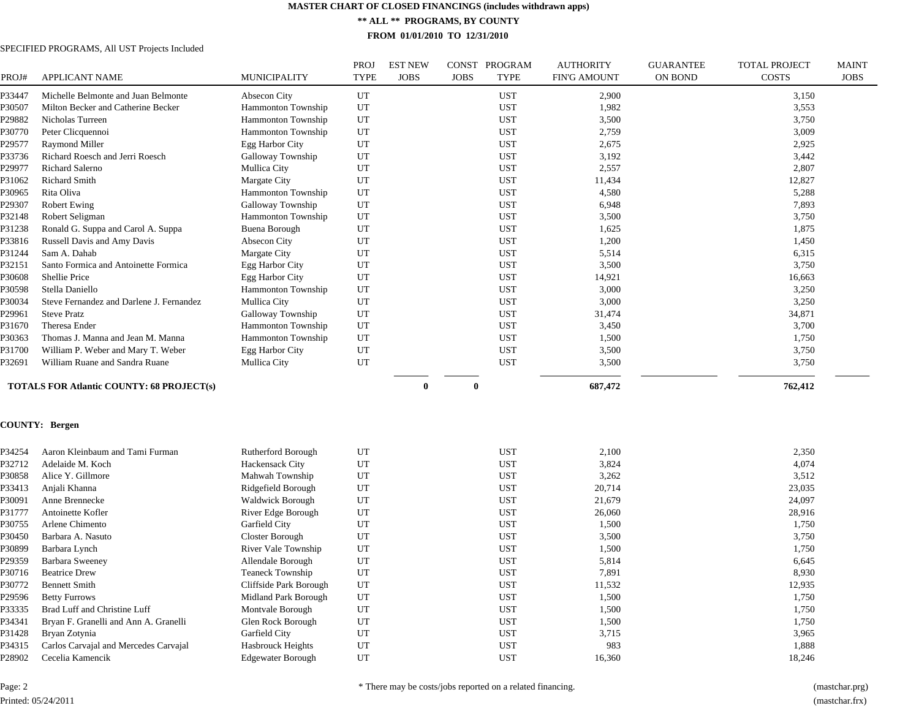**MASTER CHART OF CLOSED FINANCINGS (includes withdrawn apps)**

**\*\* ALL \*\* PROGRAMS, BY COUNTY**

**FROM 01/01/2010 TO 12/31/2010**

SPECIFIED PROGRAMS, All UST Projects Included

| PROJ# | APPLICANT NAME | MUNICIPALITY | PROJ TYPE | EST NEW JOBS | CONST JOBS | PROGRAM TYPE | AUTHORITY FIN'G AMOUNT | GUARANTEE ON BOND | TOTAL PROJECT COSTS | MAINT JOBS |
|---|---|---|---|---|---|---|---|---|---|---|
| P33447 | Michelle Belmonte and Juan Belmonte | Absecon City | UT | | | UST | 2,900 | | 3,150 | |
| P30507 | Milton Becker and Catherine Becker | Hammonton Township | UT | | | UST | 1,982 | | 3,553 | |
| P29882 | Nicholas Turreen | Hammonton Township | UT | | | UST | 3,500 | | 3,750 | |
| P30770 | Peter Clicquennoi | Hammonton Township | UT | | | UST | 2,759 | | 3,009 | |
| P29577 | Raymond Miller | Egg Harbor City | UT | | | UST | 2,675 | | 2,925 | |
| P33736 | Richard Roesch and Jerri Roesch | Galloway Township | UT | | | UST | 3,192 | | 3,442 | |
| P29977 | Richard Salerno | Mullica City | UT | | | UST | 2,557 | | 2,807 | |
| P31062 | Richard Smith | Margate City | UT | | | UST | 11,434 | | 12,827 | |
| P30965 | Rita Oliva | Hammonton Township | UT | | | UST | 4,580 | | 5,288 | |
| P29307 | Robert Ewing | Galloway Township | UT | | | UST | 6,948 | | 7,893 | |
| P32148 | Robert Seligman | Hammonton Township | UT | | | UST | 3,500 | | 3,750 | |
| P31238 | Ronald G. Suppa and Carol A. Suppa | Buena Borough | UT | | | UST | 1,625 | | 1,875 | |
| P33816 | Russell Davis and Amy Davis | Absecon City | UT | | | UST | 1,200 | | 1,450 | |
| P31244 | Sam A. Dahab | Margate City | UT | | | UST | 5,514 | | 6,315 | |
| P32151 | Santo Formica and Antoinette Formica | Egg Harbor City | UT | | | UST | 3,500 | | 3,750 | |
| P30608 | Shellie Price | Egg Harbor City | UT | | | UST | 14,921 | | 16,663 | |
| P30598 | Stella Daniello | Hammonton Township | UT | | | UST | 3,000 | | 3,250 | |
| P30034 | Steve Fernandez and Darlene J. Fernandez | Mullica City | UT | | | UST | 3,000 | | 3,250 | |
| P29961 | Steve Pratz | Galloway Township | UT | | | UST | 31,474 | | 34,871 | |
| P31670 | Theresa Ender | Hammonton Township | UT | | | UST | 3,450 | | 3,700 | |
| P30363 | Thomas J. Manna and Jean M. Manna | Hammonton Township | UT | | | UST | 1,500 | | 1,750 | |
| P31700 | William P. Weber and Mary T. Weber | Egg Harbor City | UT | | | UST | 3,500 | | 3,750 | |
| P32691 | William Ruane and Sandra Ruane | Mullica City | UT | | | UST | 3,500 | | 3,750 | |
| **TOTALS FOR Atlantic COUNTY: 68 PROJECT(s)** | | | | **0** | **0** | | **687,472** | | **762,412** | |

**COUNTY: Bergen**

| PROJ# | APPLICANT NAME | MUNICIPALITY | PROJ TYPE | EST NEW JOBS | CONST JOBS | PROGRAM TYPE | AUTHORITY FIN'G AMOUNT | GUARANTEE ON BOND | TOTAL PROJECT COSTS | MAINT JOBS |
|---|---|---|---|---|---|---|---|---|---|---|
| P34254 | Aaron Kleinbaum and Tami Furman | Rutherford Borough | UT | | | UST | 2,100 | | 2,350 | |
| P32712 | Adelaide M. Koch | Hackensack City | UT | | | UST | 3,824 | | 4,074 | |
| P30858 | Alice Y. Gillmore | Mahwah Township | UT | | | UST | 3,262 | | 3,512 | |
| P33413 | Anjali Khanna | Ridgefield Borough | UT | | | UST | 20,714 | | 23,035 | |
| P30091 | Anne Brennecke | Waldwick Borough | UT | | | UST | 21,679 | | 24,097 | |
| P31777 | Antoinette Kofler | River Edge Borough | UT | | | UST | 26,060 | | 28,916 | |
| P30755 | Arlene Chimento | Garfield City | UT | | | UST | 1,500 | | 1,750 | |
| P30450 | Barbara A. Nasuto | Closter Borough | UT | | | UST | 3,500 | | 3,750 | |
| P30899 | Barbara Lynch | River Vale Township | UT | | | UST | 1,500 | | 1,750 | |
| P29359 | Barbara Sweeney | Allendale Borough | UT | | | UST | 5,814 | | 6,645 | |
| P30716 | Beatrice Drew | Teaneck Township | UT | | | UST | 7,891 | | 8,930 | |
| P30772 | Bennett Smith | Cliffside Park Borough | UT | | | UST | 11,532 | | 12,935 | |
| P29596 | Betty Furrows | Midland Park Borough | UT | | | UST | 1,500 | | 1,750 | |
| P33335 | Brad Luff and Christine Luff | Montvale Borough | UT | | | UST | 1,500 | | 1,750 | |
| P34341 | Bryan F. Granelli and Ann A. Granelli | Glen Rock Borough | UT | | | UST | 1,500 | | 1,750 | |
| P31428 | Bryan Zotynia | Garfield City | UT | | | UST | 3,715 | | 3,965 | |
| P34315 | Carlos Carvajal and Mercedes Carvajal | Hasbrouck Heights | UT | | | UST | 983 | | 1,888 | |
| P28902 | Cecelia Kamencik | Edgewater Borough | UT | | | UST | 16,360 | | 18,246 | |

\* There may be costs/jobs reported on a related financing.

Printed: 05/24/2011 (mastchar.prg) (mastchar.frx)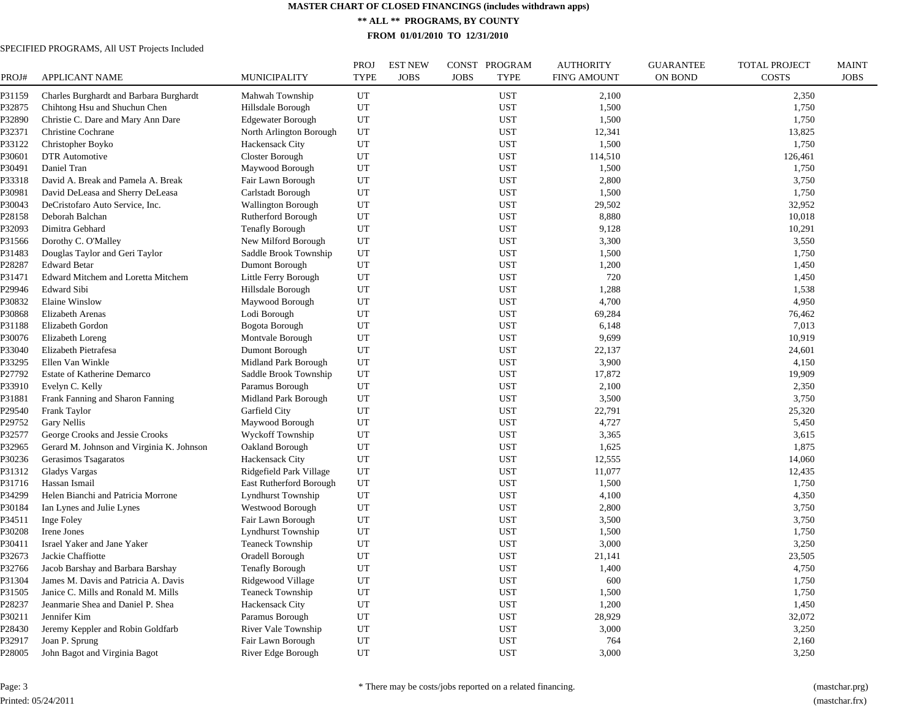**MASTER CHART OF CLOSED FINANCINGS (includes withdrawn apps)**

**\*\* ALL \*\* PROGRAMS, BY COUNTY**

**FROM 01/01/2010 TO 12/31/2010**

SPECIFIED PROGRAMS, All UST Projects Included

| PROJ# | APPLICANT NAME | MUNICIPALITY | PROJ TYPE | EST NEW JOBS | CONST JOBS | PROGRAM TYPE | AUTHORITY FIN'G AMOUNT | GUARANTEE ON BOND | TOTAL PROJECT COSTS | MAINT JOBS |
|---|---|---|---|---|---|---|---|---|---|---|
| P31159 | Charles Burghardt and Barbara Burghardt | Mahwah Township | UT | | | UST | 2,100 | | 2,350 | |
| P32875 | Chihtong Hsu and Shuchun Chen | Hillsdale Borough | UT | | | UST | 1,500 | | 1,750 | |
| P32890 | Christie C. Dare and Mary Ann Dare | Edgewater Borough | UT | | | UST | 1,500 | | 1,750 | |
| P32371 | Christine Cochrane | North Arlington Borough | UT | | | UST | 12,341 | | 13,825 | |
| P33122 | Christopher Boyko | Hackensack City | UT | | | UST | 1,500 | | 1,750 | |
| P30601 | DTR Automotive | Closter Borough | UT | | | UST | 114,510 | | 126,461 | |
| P30491 | Daniel Tran | Maywood Borough | UT | | | UST | 1,500 | | 1,750 | |
| P33318 | David A. Break and Pamela A. Break | Fair Lawn Borough | UT | | | UST | 2,800 | | 3,750 | |
| P30981 | David DeLeasa and Sherry DeLeasa | Carlstadt Borough | UT | | | UST | 1,500 | | 1,750 | |
| P30043 | DeCristofaro Auto Service, Inc. | Wallington Borough | UT | | | UST | 29,502 | | 32,952 | |
| P28158 | Deborah Balchan | Rutherford Borough | UT | | | UST | 8,880 | | 10,018 | |
| P32093 | Dimitra Gebhard | Tenafly Borough | UT | | | UST | 9,128 | | 10,291 | |
| P31566 | Dorothy C. O'Malley | New Milford Borough | UT | | | UST | 3,300 | | 3,550 | |
| P31483 | Douglas Taylor and Geri Taylor | Saddle Brook Township | UT | | | UST | 1,500 | | 1,750 | |
| P28287 | Edward Betar | Dumont Borough | UT | | | UST | 1,200 | | 1,450 | |
| P31471 | Edward Mitchem and Loretta Mitchem | Little Ferry Borough | UT | | | UST | 720 | | 1,450 | |
| P29946 | Edward Sibi | Hillsdale Borough | UT | | | UST | 1,288 | | 1,538 | |
| P30832 | Elaine Winslow | Maywood Borough | UT | | | UST | 4,700 | | 4,950 | |
| P30868 | Elizabeth Arenas | Lodi Borough | UT | | | UST | 69,284 | | 76,462 | |
| P31188 | Elizabeth Gordon | Bogota Borough | UT | | | UST | 6,148 | | 7,013 | |
| P30076 | Elizabeth Loreng | Montvale Borough | UT | | | UST | 9,699 | | 10,919 | |
| P33040 | Elizabeth Pietrafesa | Dumont Borough | UT | | | UST | 22,137 | | 24,601 | |
| P33295 | Ellen Van Winkle | Midland Park Borough | UT | | | UST | 3,900 | | 4,150 | |
| P27792 | Estate of Katherine Demarco | Saddle Brook Township | UT | | | UST | 17,872 | | 19,909 | |
| P33910 | Evelyn C. Kelly | Paramus Borough | UT | | | UST | 2,100 | | 2,350 | |
| P31881 | Frank Fanning and Sharon Fanning | Midland Park Borough | UT | | | UST | 3,500 | | 3,750 | |
| P29540 | Frank Taylor | Garfield City | UT | | | UST | 22,791 | | 25,320 | |
| P29752 | Gary Nellis | Maywood Borough | UT | | | UST | 4,727 | | 5,450 | |
| P32577 | George Crooks and Jessie Crooks | Wyckoff Township | UT | | | UST | 3,365 | | 3,615 | |
| P32965 | Gerard M. Johnson and Virginia K. Johnson | Oakland Borough | UT | | | UST | 1,625 | | 1,875 | |
| P30236 | Gerasimos Tsagaratos | Hackensack City | UT | | | UST | 12,555 | | 14,060 | |
| P31312 | Gladys Vargas | Ridgefield Park Village | UT | | | UST | 11,077 | | 12,435 | |
| P31716 | Hassan Ismail | East Rutherford Borough | UT | | | UST | 1,500 | | 1,750 | |
| P34299 | Helen Bianchi and Patricia Morrone | Lyndhurst Township | UT | | | UST | 4,100 | | 4,350 | |
| P30184 | Ian Lynes and Julie Lynes | Westwood Borough | UT | | | UST | 2,800 | | 3,750 | |
| P34511 | Inge Foley | Fair Lawn Borough | UT | | | UST | 3,500 | | 3,750 | |
| P30208 | Irene Jones | Lyndhurst Township | UT | | | UST | 1,500 | | 1,750 | |
| P30411 | Israel Yaker and Jane Yaker | Teaneck Township | UT | | | UST | 3,000 | | 3,250 | |
| P32673 | Jackie Chaffiotte | Oradell Borough | UT | | | UST | 21,141 | | 23,505 | |
| P32766 | Jacob Barshay and Barbara Barshay | Tenafly Borough | UT | | | UST | 1,400 | | 4,750 | |
| P31304 | James M. Davis and Patricia A. Davis | Ridgewood Village | UT | | | UST | 600 | | 1,750 | |
| P31505 | Janice C. Mills and Ronald M. Mills | Teaneck Township | UT | | | UST | 1,500 | | 1,750 | |
| P28237 | Jeanmarie Shea and Daniel P. Shea | Hackensack City | UT | | | UST | 1,200 | | 1,450 | |
| P30211 | Jennifer Kim | Paramus Borough | UT | | | UST | 28,929 | | 32,072 | |
| P28430 | Jeremy Keppler and Robin Goldfarb | River Vale Township | UT | | | UST | 3,000 | | 3,250 | |
| P32917 | Joan P. Sprung | Fair Lawn Borough | UT | | | UST | 764 | | 2,160 | |
| P28005 | John Bagot and Virginia Bagot | River Edge Borough | UT | | | UST | 3,000 | | 3,250 | |

\* There may be costs/jobs reported on a related financing.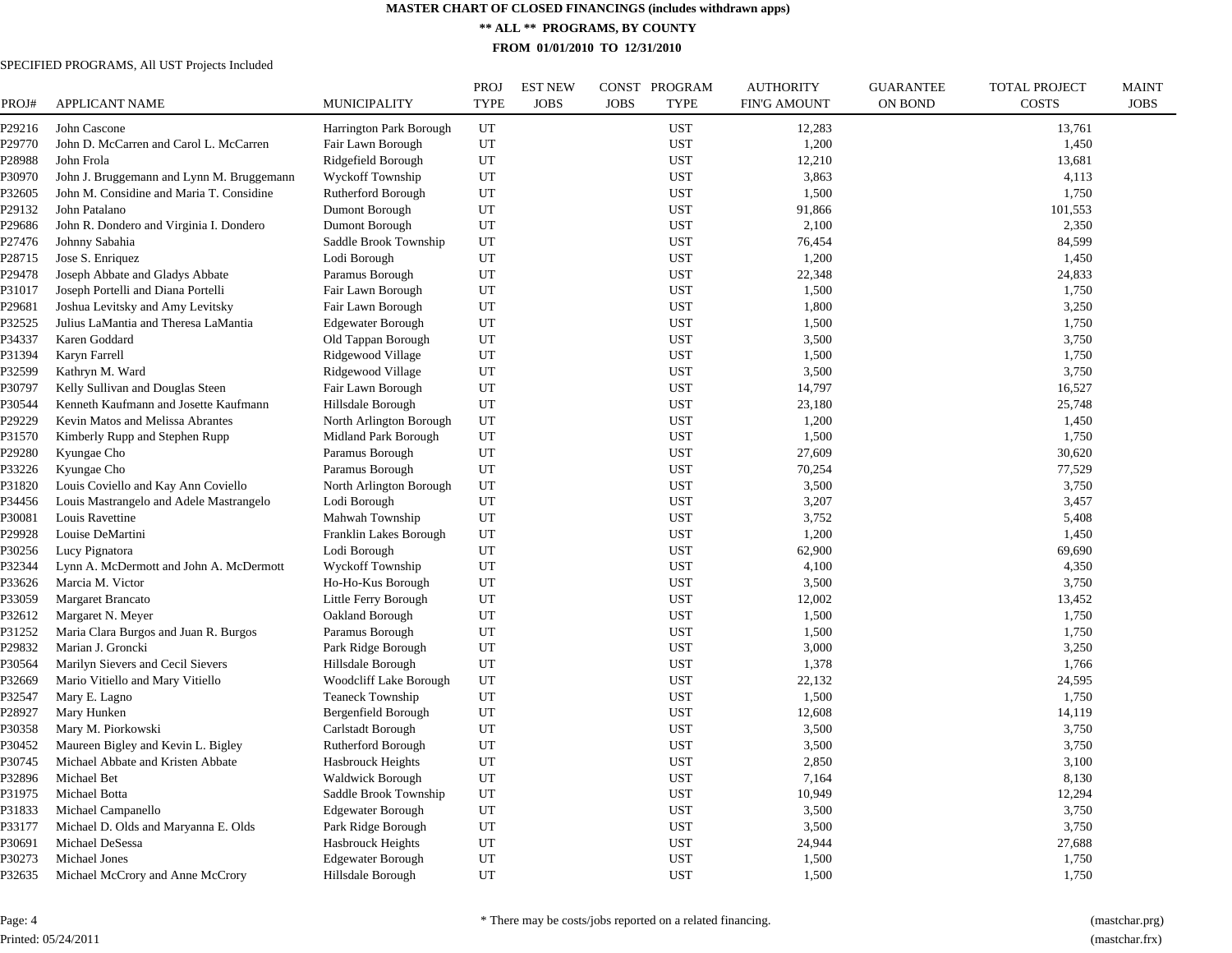# MASTER CHART OF CLOSED FINANCINGS (includes withdrawn apps)

## ** ALL ** PROGRAMS, BY COUNTY

### FROM 01/01/2010 TO 12/31/2010

SPECIFIED PROGRAMS, All UST Projects Included

| PROJ# | APPLICANT NAME | MUNICIPALITY | PROJ TYPE | EST NEW JOBS | CONST JOBS | PROGRAM TYPE | AUTHORITY FIN'G AMOUNT | GUARANTEE ON BOND | TOTAL PROJECT COSTS | MAINT JOBS |
|---|---|---|---|---|---|---|---|---|---|---|
| P29216 | John Cascone | Harrington Park Borough | UT | | | UST | 12,283 | | 13,761 | |
| P29770 | John D. McCarren and Carol L. McCarren | Fair Lawn Borough | UT | | | UST | 1,200 | | 1,450 | |
| P28988 | John Frola | Ridgefield Borough | UT | | | UST | 12,210 | | 13,681 | |
| P30970 | John J. Bruggemann and Lynn M. Bruggemann | Wyckoff Township | UT | | | UST | 3,863 | | 4,113 | |
| P32605 | John M. Considine and Maria T. Considine | Rutherford Borough | UT | | | UST | 1,500 | | 1,750 | |
| P29132 | John Patalano | Dumont Borough | UT | | | UST | 91,866 | | 101,553 | |
| P29686 | John R. Dondero and Virginia I. Dondero | Dumont Borough | UT | | | UST | 2,100 | | 2,350 | |
| P27476 | Johnny Sabahia | Saddle Brook Township | UT | | | UST | 76,454 | | 84,599 | |
| P28715 | Jose S. Enriquez | Lodi Borough | UT | | | UST | 1,200 | | 1,450 | |
| P29478 | Joseph Abbate and Gladys Abbate | Paramus Borough | UT | | | UST | 22,348 | | 24,833 | |
| P31017 | Joseph Portelli and Diana Portelli | Fair Lawn Borough | UT | | | UST | 1,500 | | 1,750 | |
| P29681 | Joshua Levitsky and Amy Levitsky | Fair Lawn Borough | UT | | | UST | 1,800 | | 3,250 | |
| P32525 | Julius LaMantia and Theresa LaMantia | Edgewater Borough | UT | | | UST | 1,500 | | 1,750 | |
| P34337 | Karen Goddard | Old Tappan Borough | UT | | | UST | 3,500 | | 3,750 | |
| P31394 | Karyn Farrell | Ridgewood Village | UT | | | UST | 1,500 | | 1,750 | |
| P32599 | Kathryn M. Ward | Ridgewood Village | UT | | | UST | 3,500 | | 3,750 | |
| P30797 | Kelly Sullivan and Douglas Steen | Fair Lawn Borough | UT | | | UST | 14,797 | | 16,527 | |
| P30544 | Kenneth Kaufmann and Josette Kaufmann | Hillsdale Borough | UT | | | UST | 23,180 | | 25,748 | |
| P29229 | Kevin Matos and Melissa Abrantes | North Arlington Borough | UT | | | UST | 1,200 | | 1,450 | |
| P31570 | Kimberly Rupp and Stephen Rupp | Midland Park Borough | UT | | | UST | 1,500 | | 1,750 | |
| P29280 | Kyungae Cho | Paramus Borough | UT | | | UST | 27,609 | | 30,620 | |
| P33226 | Kyungae Cho | Paramus Borough | UT | | | UST | 70,254 | | 77,529 | |
| P31820 | Louis Coviello and Kay Ann Coviello | North Arlington Borough | UT | | | UST | 3,500 | | 3,750 | |
| P34456 | Louis Mastrangelo and Adele Mastrangelo | Lodi Borough | UT | | | UST | 3,207 | | 3,457 | |
| P30081 | Louis Ravettine | Mahwah Township | UT | | | UST | 3,752 | | 5,408 | |
| P29928 | Louise DeMartini | Franklin Lakes Borough | UT | | | UST | 1,200 | | 1,450 | |
| P30256 | Lucy Pignatora | Lodi Borough | UT | | | UST | 62,900 | | 69,690 | |
| P32344 | Lynn A. McDermott and John A. McDermott | Wyckoff Township | UT | | | UST | 4,100 | | 4,350 | |
| P33626 | Marcia M. Victor | Ho-Ho-Kus Borough | UT | | | UST | 3,500 | | 3,750 | |
| P33059 | Margaret Brancato | Little Ferry Borough | UT | | | UST | 12,002 | | 13,452 | |
| P32612 | Margaret N. Meyer | Oakland Borough | UT | | | UST | 1,500 | | 1,750 | |
| P31252 | Maria Clara Burgos and Juan R. Burgos | Paramus Borough | UT | | | UST | 1,500 | | 1,750 | |
| P29832 | Marian J. Groncki | Park Ridge Borough | UT | | | UST | 3,000 | | 3,250 | |
| P30564 | Marilyn Sievers and Cecil Sievers | Hillsdale Borough | UT | | | UST | 1,378 | | 1,766 | |
| P32669 | Mario Vitiello and Mary Vitiello | Woodcliff Lake Borough | UT | | | UST | 22,132 | | 24,595 | |
| P32547 | Mary E. Lagno | Teaneck Township | UT | | | UST | 1,500 | | 1,750 | |
| P28927 | Mary Hunken | Bergenfield Borough | UT | | | UST | 12,608 | | 14,119 | |
| P30358 | Mary M. Piorkowski | Carlstadt Borough | UT | | | UST | 3,500 | | 3,750 | |
| P30452 | Maureen Bigley and Kevin L. Bigley | Rutherford Borough | UT | | | UST | 3,500 | | 3,750 | |
| P30745 | Michael Abbate and Kristen Abbate | Hasbrouck Heights | UT | | | UST | 2,850 | | 3,100 | |
| P32896 | Michael Bet | Waldwick Borough | UT | | | UST | 7,164 | | 8,130 | |
| P31975 | Michael Botta | Saddle Brook Township | UT | | | UST | 10,949 | | 12,294 | |
| P31833 | Michael Campanello | Edgewater Borough | UT | | | UST | 3,500 | | 3,750 | |
| P33177 | Michael D. Olds and Maryanna E. Olds | Park Ridge Borough | UT | | | UST | 3,500 | | 3,750 | |
| P30691 | Michael DeSessa | Hasbrouck Heights | UT | | | UST | 24,944 | | 27,688 | |
| P30273 | Michael Jones | Edgewater Borough | UT | | | UST | 1,500 | | 1,750 | |
| P32635 | Michael McCrory and Anne McCrory | Hillsdale Borough | UT | | | UST | 1,500 | | 1,750 | |

\* There may be costs/jobs reported on a related financing.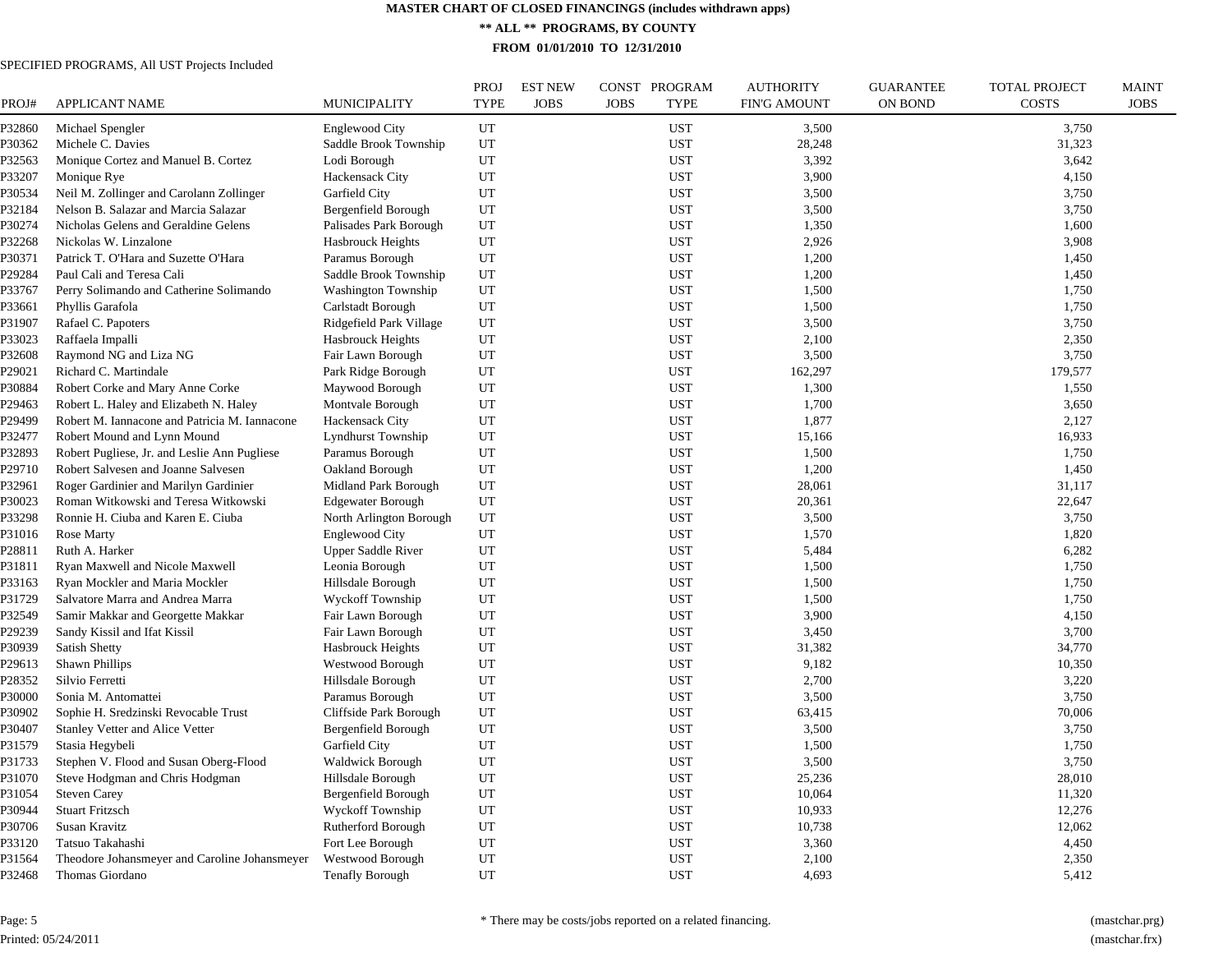# MASTER CHART OF CLOSED FINANCINGS (includes withdrawn apps)

## ** ALL ** PROGRAMS, BY COUNTY

### FROM 01/01/2010 TO 12/31/2010

SPECIFIED PROGRAMS, All UST Projects Included

| PROJ# | APPLICANT NAME | MUNICIPALITY | PROJ TYPE | EST NEW JOBS | CONST JOBS | PROGRAM TYPE | AUTHORITY FIN'G AMOUNT | GUARANTEE ON BOND | TOTAL PROJECT COSTS | MAINT JOBS |
|---|---|---|---|---|---|---|---|---|---|---|
| P32860 | Michael Spengler | Englewood City | UT | | | UST | 3,500 | | 3,750 | |
| P30362 | Michele C. Davies | Saddle Brook Township | UT | | | UST | 28,248 | | 31,323 | |
| P32563 | Monique Cortez and Manuel B. Cortez | Lodi Borough | UT | | | UST | 3,392 | | 3,642 | |
| P33207 | Monique Rye | Hackensack City | UT | | | UST | 3,900 | | 4,150 | |
| P30534 | Neil M. Zollinger and Carolann Zollinger | Garfield City | UT | | | UST | 3,500 | | 3,750 | |
| P32184 | Nelson B. Salazar and Marcia Salazar | Bergenfield Borough | UT | | | UST | 3,500 | | 3,750 | |
| P30274 | Nicholas Gelens and Geraldine Gelens | Palisades Park Borough | UT | | | UST | 1,350 | | 1,600 | |
| P32268 | Nickolas W. Linzalone | Hasbrouck Heights | UT | | | UST | 2,926 | | 3,908 | |
| P30371 | Patrick T. O'Hara and Suzette O'Hara | Paramus Borough | UT | | | UST | 1,200 | | 1,450 | |
| P29284 | Paul Cali and Teresa Cali | Saddle Brook Township | UT | | | UST | 1,200 | | 1,450 | |
| P33767 | Perry Solimando and Catherine Solimando | Washington Township | UT | | | UST | 1,500 | | 1,750 | |
| P33661 | Phyllis Garafola | Carlstadt Borough | UT | | | UST | 1,500 | | 1,750 | |
| P31907 | Rafael C. Papoters | Ridgefield Park Village | UT | | | UST | 3,500 | | 3,750 | |
| P33023 | Raffaela Impalli | Hasbrouck Heights | UT | | | UST | 2,100 | | 2,350 | |
| P32608 | Raymond NG and Liza NG | Fair Lawn Borough | UT | | | UST | 3,500 | | 3,750 | |
| P29021 | Richard C. Martindale | Park Ridge Borough | UT | | | UST | 162,297 | | 179,577 | |
| P30884 | Robert Corke and Mary Anne Corke | Maywood Borough | UT | | | UST | 1,300 | | 1,550 | |
| P29463 | Robert L. Haley and Elizabeth N. Haley | Montvale Borough | UT | | | UST | 1,700 | | 3,650 | |
| P29499 | Robert M. Iannacone and Patricia M. Iannacone | Hackensack City | UT | | | UST | 1,877 | | 2,127 | |
| P32477 | Robert Mound and Lynn Mound | Lyndhurst Township | UT | | | UST | 15,166 | | 16,933 | |
| P32893 | Robert Pugliese, Jr. and Leslie Ann Pugliese | Paramus Borough | UT | | | UST | 1,500 | | 1,750 | |
| P29710 | Robert Salvesen and Joanne Salvesen | Oakland Borough | UT | | | UST | 1,200 | | 1,450 | |
| P32961 | Roger Gardinier and Marilyn Gardinier | Midland Park Borough | UT | | | UST | 28,061 | | 31,117 | |
| P30023 | Roman Witkowski and Teresa Witkowski | Edgewater Borough | UT | | | UST | 20,361 | | 22,647 | |
| P33298 | Ronnie H. Ciuba and Karen E. Ciuba | North Arlington Borough | UT | | | UST | 3,500 | | 3,750 | |
| P31016 | Rose Marty | Englewood City | UT | | | UST | 1,570 | | 1,820 | |
| P28811 | Ruth A. Harker | Upper Saddle River | UT | | | UST | 5,484 | | 6,282 | |
| P31811 | Ryan Maxwell and Nicole Maxwell | Leonia Borough | UT | | | UST | 1,500 | | 1,750 | |
| P33163 | Ryan Mockler and Maria Mockler | Hillsdale Borough | UT | | | UST | 1,500 | | 1,750 | |
| P31729 | Salvatore Marra and Andrea Marra | Wyckoff Township | UT | | | UST | 1,500 | | 1,750 | |
| P32549 | Samir Makkar and Georgette Makkar | Fair Lawn Borough | UT | | | UST | 3,900 | | 4,150 | |
| P29239 | Sandy Kissil and Ifat Kissil | Fair Lawn Borough | UT | | | UST | 3,450 | | 3,700 | |
| P30939 | Satish Shetty | Hasbrouck Heights | UT | | | UST | 31,382 | | 34,770 | |
| P29613 | Shawn Phillips | Westwood Borough | UT | | | UST | 9,182 | | 10,350 | |
| P28352 | Silvio Ferretti | Hillsdale Borough | UT | | | UST | 2,700 | | 3,220 | |
| P30000 | Sonia M. Antomattei | Paramus Borough | UT | | | UST | 3,500 | | 3,750 | |
| P30902 | Sophie H. Sredzinski Revocable Trust | Cliffside Park Borough | UT | | | UST | 63,415 | | 70,006 | |
| P30407 | Stanley Vetter and Alice Vetter | Bergenfield Borough | UT | | | UST | 3,500 | | 3,750 | |
| P31579 | Stasia Hegybeli | Garfield City | UT | | | UST | 1,500 | | 1,750 | |
| P31733 | Stephen V. Flood and Susan Oberg-Flood | Waldwick Borough | UT | | | UST | 3,500 | | 3,750 | |
| P31070 | Steve Hodgman and Chris Hodgman | Hillsdale Borough | UT | | | UST | 25,236 | | 28,010 | |
| P31054 | Steven Carey | Bergenfield Borough | UT | | | UST | 10,064 | | 11,320 | |
| P30944 | Stuart Fritzsch | Wyckoff Township | UT | | | UST | 10,933 | | 12,276 | |
| P30706 | Susan Kravitz | Rutherford Borough | UT | | | UST | 10,738 | | 12,062 | |
| P33120 | Tatsuo Takahashi | Fort Lee Borough | UT | | | UST | 3,360 | | 4,450 | |
| P31564 | Theodore Johansmeyer and Caroline Johansmeyer | Westwood Borough | UT | | | UST | 2,100 | | 2,350 | |
| P32468 | Thomas Giordano | Tenafly Borough | UT | | | UST | 4,693 | | 5,412 | |

* There may be costs/jobs reported on a related financing.

Printed: 05/24/2011

(mastchar.prg)
(mastchar.frx)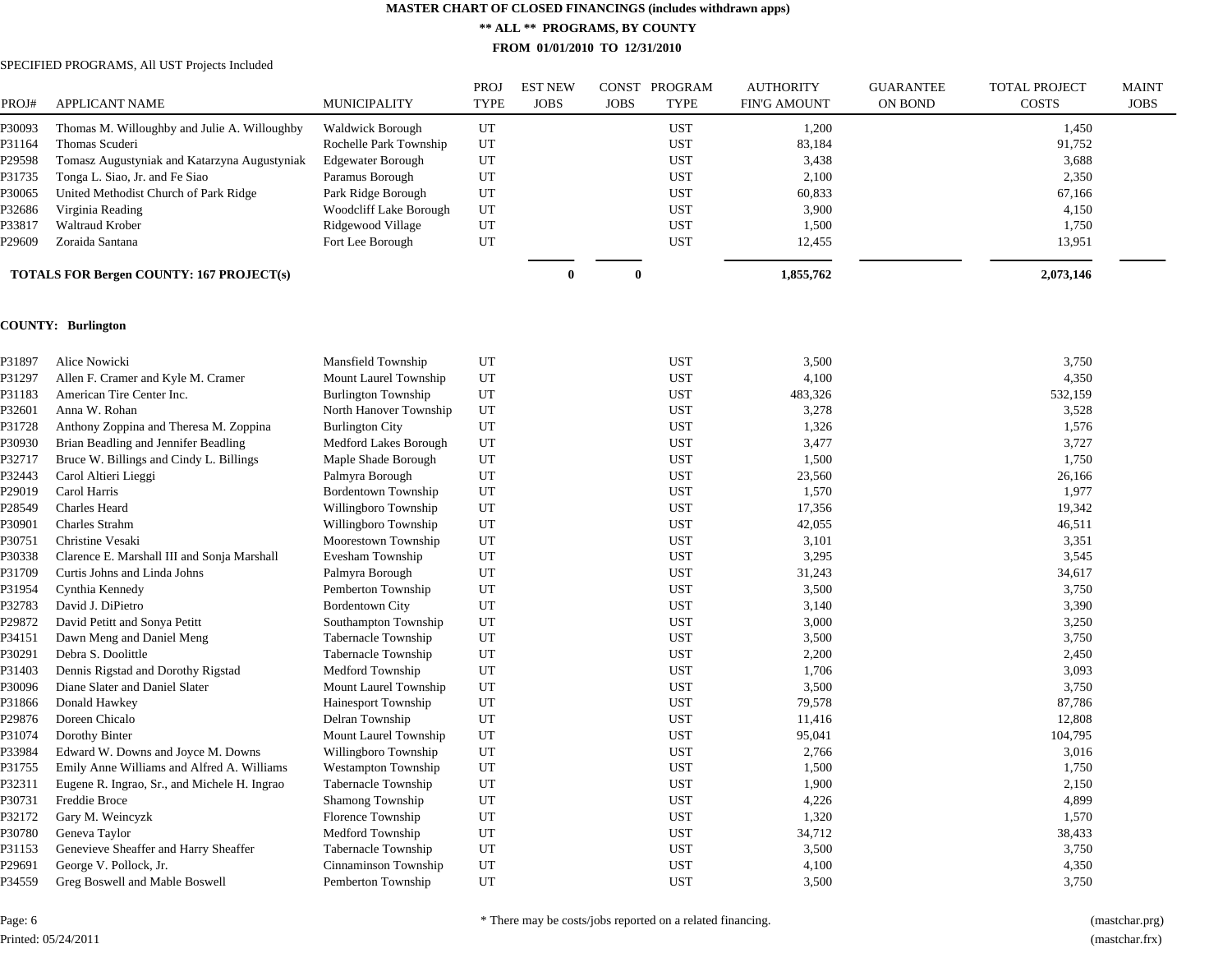**MASTER CHART OF CLOSED FINANCINGS (includes withdrawn apps)**

**\*\* ALL \*\* PROGRAMS, BY COUNTY**

**FROM 01/01/2010 TO 12/31/2010**

SPECIFIED PROGRAMS, All UST Projects Included

| PROJ# | APPLICANT NAME | MUNICIPALITY | PROJ TYPE | EST NEW JOBS | CONST JOBS | PROGRAM TYPE | AUTHORITY FIN'G AMOUNT | GUARANTEE ON BOND | TOTAL PROJECT COSTS | MAINT JOBS |
|---|---|---|---|---|---|---|---|---|---|---|
| P30093 | Thomas M. Willoughby and Julie A. Willoughby | Waldwick Borough | UT | | | UST | 1,200 | | 1,450 | |
| P31164 | Thomas Scuderi | Rochelle Park Township | UT | | | UST | 83,184 | | 91,752 | |
| P29598 | Tomasz Augustyniak and Katarzyna Augustyniak | Edgewater Borough | UT | | | UST | 3,438 | | 3,688 | |
| P31735 | Tonga L. Siao, Jr. and Fe Siao | Paramus Borough | UT | | | UST | 2,100 | | 2,350 | |
| P30065 | United Methodist Church of Park Ridge | Park Ridge Borough | UT | | | UST | 60,833 | | 67,166 | |
| P32686 | Virginia Reading | Woodcliff Lake Borough | UT | | | UST | 3,900 | | 4,150 | |
| P33817 | Waltraud Krober | Ridgewood Village | UT | | | UST | 1,500 | | 1,750 | |
| P29609 | Zoraida Santana | Fort Lee Borough | UT | | | UST | 12,455 | | 13,951 | |
| **TOTALS FOR Bergen COUNTY: 167 PROJECT(s)** | | | | **0** | **0** | | **1,855,762** | | **2,073,146** | |

**COUNTY: Burlington**

| PROJ# | APPLICANT NAME | MUNICIPALITY | PROJ TYPE | EST NEW JOBS | CONST JOBS | PROGRAM TYPE | AUTHORITY FIN'G AMOUNT | GUARANTEE ON BOND | TOTAL PROJECT COSTS | MAINT JOBS |
|---|---|---|---|---|---|---|---|---|---|---|
| P31897 | Alice Nowicki | Mansfield Township | UT | | | UST | 3,500 | | 3,750 | |
| P31297 | Allen F. Cramer and Kyle M. Cramer | Mount Laurel Township | UT | | | UST | 4,100 | | 4,350 | |
| P31183 | American Tire Center Inc. | Burlington Township | UT | | | UST | 483,326 | | 532,159 | |
| P32601 | Anna W. Rohan | North Hanover Township | UT | | | UST | 3,278 | | 3,528 | |
| P31728 | Anthony Zoppina and Theresa M. Zoppina | Burlington City | UT | | | UST | 1,326 | | 1,576 | |
| P30930 | Brian Beadling and Jennifer Beadling | Medford Lakes Borough | UT | | | UST | 3,477 | | 3,727 | |
| P32717 | Bruce W. Billings and Cindy L. Billings | Maple Shade Borough | UT | | | UST | 1,500 | | 1,750 | |
| P32443 | Carol Altieri Lieggi | Palmyra Borough | UT | | | UST | 23,560 | | 26,166 | |
| P29019 | Carol Harris | Bordentown Township | UT | | | UST | 1,570 | | 1,977 | |
| P28549 | Charles Heard | Willingboro Township | UT | | | UST | 17,356 | | 19,342 | |
| P30901 | Charles Strahm | Willingboro Township | UT | | | UST | 42,055 | | 46,511 | |
| P30751 | Christine Vesaki | Moorestown Township | UT | | | UST | 3,101 | | 3,351 | |
| P30338 | Clarence E. Marshall III and Sonja Marshall | Evesham Township | UT | | | UST | 3,295 | | 3,545 | |
| P31709 | Curtis Johns and Linda Johns | Palmyra Borough | UT | | | UST | 31,243 | | 34,617 | |
| P31954 | Cynthia Kennedy | Pemberton Township | UT | | | UST | 3,500 | | 3,750 | |
| P32783 | David J. DiPietro | Bordentown City | UT | | | UST | 3,140 | | 3,390 | |
| P29872 | David Petitt and Sonya Petitt | Southampton Township | UT | | | UST | 3,000 | | 3,250 | |
| P34151 | Dawn Meng and Daniel Meng | Tabernacle Township | UT | | | UST | 3,500 | | 3,750 | |
| P30291 | Debra S. Doolittle | Tabernacle Township | UT | | | UST | 2,200 | | 2,450 | |
| P31403 | Dennis Rigstad and Dorothy Rigstad | Medford Township | UT | | | UST | 1,706 | | 3,093 | |
| P30096 | Diane Slater and Daniel Slater | Mount Laurel Township | UT | | | UST | 3,500 | | 3,750 | |
| P31866 | Donald Hawkey | Hainesport Township | UT | | | UST | 79,578 | | 87,786 | |
| P29876 | Doreen Chicalo | Delran Township | UT | | | UST | 11,416 | | 12,808 | |
| P31074 | Dorothy Binter | Mount Laurel Township | UT | | | UST | 95,041 | | 104,795 | |
| P33984 | Edward W. Downs and Joyce M. Downs | Willingboro Township | UT | | | UST | 2,766 | | 3,016 | |
| P31755 | Emily Anne Williams and Alfred A. Williams | Westampton Township | UT | | | UST | 1,500 | | 1,750 | |
| P32311 | Eugene R. Ingrao, Sr., and Michele H. Ingrao | Tabernacle Township | UT | | | UST | 1,900 | | 2,150 | |
| P30731 | Freddie Broce | Shamong Township | UT | | | UST | 4,226 | | 4,899 | |
| P32172 | Gary M. Weincyzk | Florence Township | UT | | | UST | 1,320 | | 1,570 | |
| P30780 | Geneva Taylor | Medford Township | UT | | | UST | 34,712 | | 38,433 | |
| P31153 | Genevieve Sheaffer and Harry Sheaffer | Tabernacle Township | UT | | | UST | 3,500 | | 3,750 | |
| P29691 | George V. Pollock, Jr. | Cinnaminson Township | UT | | | UST | 4,100 | | 4,350 | |
| P34559 | Greg Boswell and Mable Boswell | Pemberton Township | UT | | | UST | 3,500 | | 3,750 | |

\* There may be costs/jobs reported on a related financing.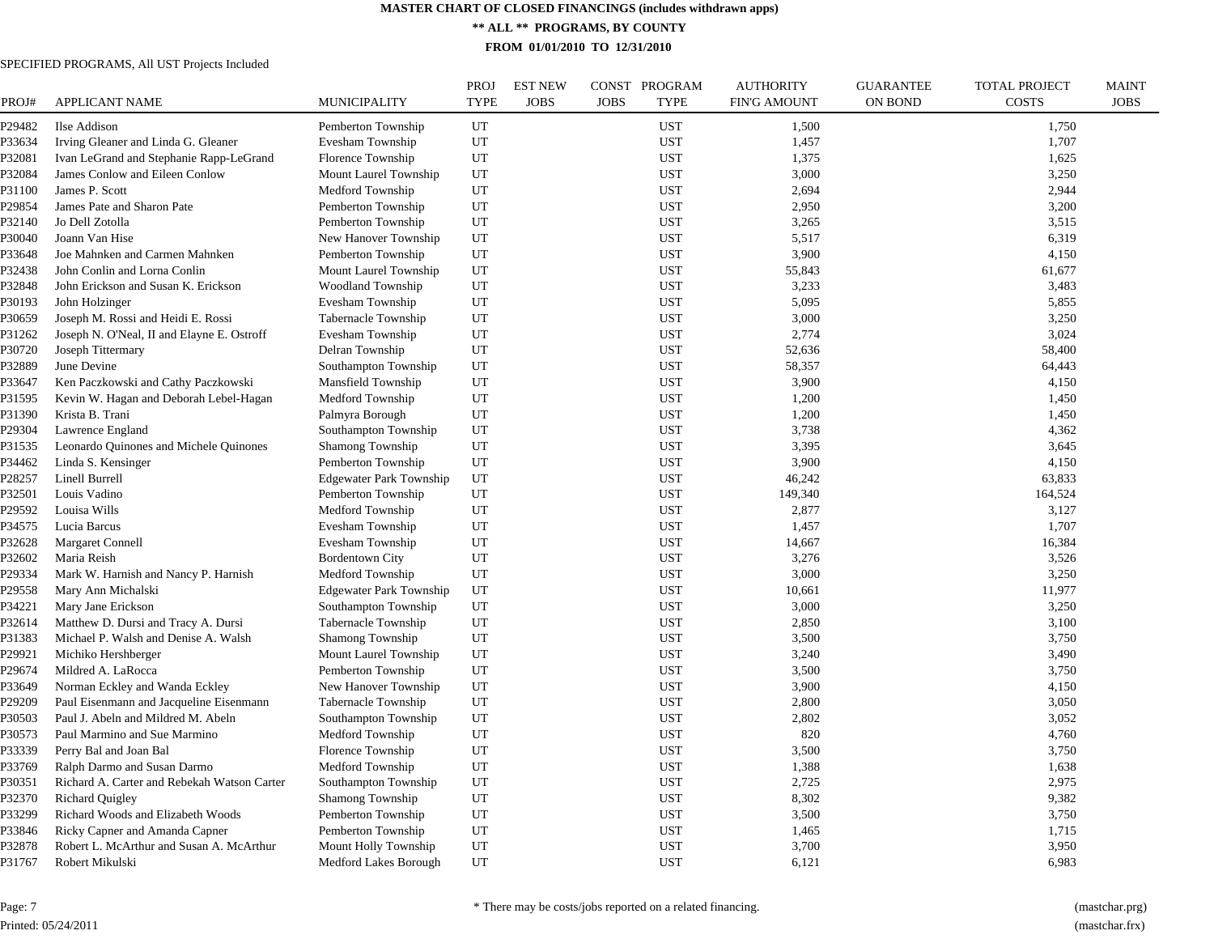# MASTER CHART OF CLOSED FINANCINGS (includes withdrawn apps)

## ** ALL ** PROGRAMS, BY COUNTY

### FROM 01/01/2010 TO 12/31/2010

SPECIFIED PROGRAMS, All UST Projects Included

| PROJ# | APPLICANT NAME | MUNICIPALITY | PROJ TYPE | EST NEW JOBS | CONST JOBS | PROGRAM TYPE | AUTHORITY FIN'G AMOUNT | GUARANTEE ON BOND | TOTAL PROJECT COSTS | MAINT JOBS |
|---|---|---|---|---|---|---|---|---|---|---|
| P29482 | Ilse Addison | Pemberton Township | UT | | | UST | 1,500 | | 1,750 | |
| P33634 | Irving Gleaner and Linda G. Gleaner | Evesham Township | UT | | | UST | 1,457 | | 1,707 | |
| P32081 | Ivan LeGrand and Stephanie Rapp-LeGrand | Florence Township | UT | | | UST | 1,375 | | 1,625 | |
| P32084 | James Conlow and Eileen Conlow | Mount Laurel Township | UT | | | UST | 3,000 | | 3,250 | |
| P31100 | James P. Scott | Medford Township | UT | | | UST | 2,694 | | 2,944 | |
| P29854 | James Pate and Sharon Pate | Pemberton Township | UT | | | UST | 2,950 | | 3,200 | |
| P32140 | Jo Dell Zotolla | Pemberton Township | UT | | | UST | 3,265 | | 3,515 | |
| P30040 | Joann Van Hise | New Hanover Township | UT | | | UST | 5,517 | | 6,319 | |
| P33648 | Joe Mahnken and Carmen Mahnken | Pemberton Township | UT | | | UST | 3,900 | | 4,150 | |
| P32438 | John Conlin and Lorna Conlin | Mount Laurel Township | UT | | | UST | 55,843 | | 61,677 | |
| P32848 | John Erickson and Susan K. Erickson | Woodland Township | UT | | | UST | 3,233 | | 3,483 | |
| P30193 | John Holzinger | Evesham Township | UT | | | UST | 5,095 | | 5,855 | |
| P30659 | Joseph M. Rossi and Heidi E. Rossi | Tabernacle Township | UT | | | UST | 3,000 | | 3,250 | |
| P31262 | Joseph N. O'Neal, II and Elayne E. Ostroff | Evesham Township | UT | | | UST | 2,774 | | 3,024 | |
| P30720 | Joseph Tittermary | Delran Township | UT | | | UST | 52,636 | | 58,400 | |
| P32889 | June Devine | Southampton Township | UT | | | UST | 58,357 | | 64,443 | |
| P33647 | Ken Paczkowski and Cathy Paczkowski | Mansfield Township | UT | | | UST | 3,900 | | 4,150 | |
| P31595 | Kevin W. Hagan and Deborah Lebel-Hagan | Medford Township | UT | | | UST | 1,200 | | 1,450 | |
| P31390 | Krista B. Trani | Palmyra Borough | UT | | | UST | 1,200 | | 1,450 | |
| P29304 | Lawrence England | Southampton Township | UT | | | UST | 3,738 | | 4,362 | |
| P31535 | Leonardo Quinones and Michele Quinones | Shamong Township | UT | | | UST | 3,395 | | 3,645 | |
| P34462 | Linda S. Kensinger | Pemberton Township | UT | | | UST | 3,900 | | 4,150 | |
| P28257 | Linell Burrell | Edgewater Park Township | UT | | | UST | 46,242 | | 63,833 | |
| P32501 | Louis Vadino | Pemberton Township | UT | | | UST | 149,340 | | 164,524 | |
| P29592 | Louisa Wills | Medford Township | UT | | | UST | 2,877 | | 3,127 | |
| P34575 | Lucia Barcus | Evesham Township | UT | | | UST | 1,457 | | 1,707 | |
| P32628 | Margaret Connell | Evesham Township | UT | | | UST | 14,667 | | 16,384 | |
| P32602 | Maria Reish | Bordentown City | UT | | | UST | 3,276 | | 3,526 | |
| P29334 | Mark W. Harnish and Nancy P. Harnish | Medford Township | UT | | | UST | 3,000 | | 3,250 | |
| P29558 | Mary Ann Michalski | Edgewater Park Township | UT | | | UST | 10,661 | | 11,977 | |
| P34221 | Mary Jane Erickson | Southampton Township | UT | | | UST | 3,000 | | 3,250 | |
| P32614 | Matthew D. Dursi and Tracy A. Dursi | Tabernacle Township | UT | | | UST | 2,850 | | 3,100 | |
| P31383 | Michael P. Walsh and Denise A. Walsh | Shamong Township | UT | | | UST | 3,500 | | 3,750 | |
| P29921 | Michiko Hershberger | Mount Laurel Township | UT | | | UST | 3,240 | | 3,490 | |
| P29674 | Mildred A. LaRocca | Pemberton Township | UT | | | UST | 3,500 | | 3,750 | |
| P33649 | Norman Eckley and Wanda Eckley | New Hanover Township | UT | | | UST | 3,900 | | 4,150 | |
| P29209 | Paul Eisenmann and Jacqueline Eisenmann | Tabernacle Township | UT | | | UST | 2,800 | | 3,050 | |
| P30503 | Paul J. Abeln and Mildred M. Abeln | Southampton Township | UT | | | UST | 2,802 | | 3,052 | |
| P30573 | Paul Marmino and Sue Marmino | Medford Township | UT | | | UST | 820 | | 4,760 | |
| P33339 | Perry Bal and Joan Bal | Florence Township | UT | | | UST | 3,500 | | 3,750 | |
| P33769 | Ralph Darmo and Susan Darmo | Medford Township | UT | | | UST | 1,388 | | 1,638 | |
| P30351 | Richard A. Carter and Rebekah Watson Carter | Southampton Township | UT | | | UST | 2,725 | | 2,975 | |
| P32370 | Richard Quigley | Shamong Township | UT | | | UST | 8,302 | | 9,382 | |
| P33299 | Richard Woods and Elizabeth Woods | Pemberton Township | UT | | | UST | 3,500 | | 3,750 | |
| P33846 | Ricky Capner and Amanda Capner | Pemberton Township | UT | | | UST | 1,465 | | 1,715 | |
| P32878 | Robert L. McArthur and Susan A. McArthur | Mount Holly Township | UT | | | UST | 3,700 | | 3,950 | |
| P31767 | Robert Mikulski | Medford Lakes Borough | UT | | | UST | 6,121 | | 6,983 | |

\* There may be costs/jobs reported on a related financing.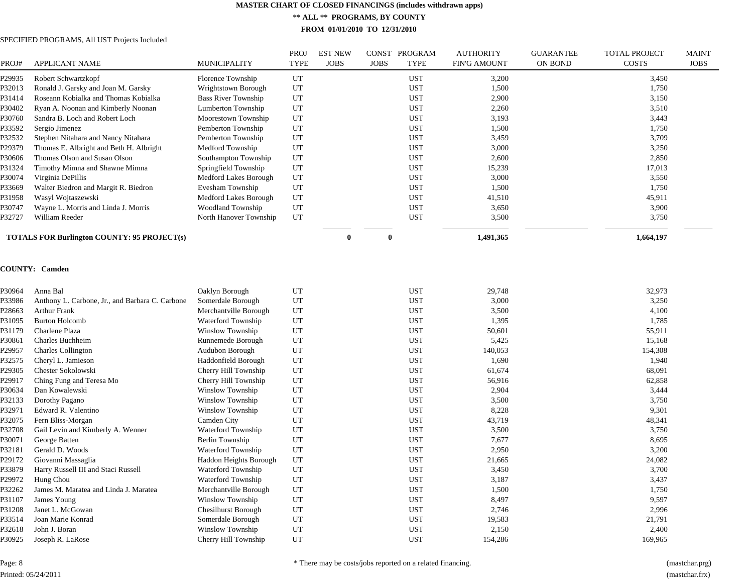# MASTER CHART OF CLOSED FINANCINGS (includes withdrawn apps)

## ** ALL ** PROGRAMS, BY COUNTY

### FROM 01/01/2010 TO 12/31/2010

SPECIFIED PROGRAMS, All UST Projects Included

| PROJ# | APPLICANT NAME | MUNICIPALITY | PROJ TYPE | EST NEW JOBS | CONST JOBS | PROGRAM TYPE | AUTHORITY FIN'G AMOUNT | GUARANTEE ON BOND | TOTAL PROJECT COSTS | MAINT JOBS |
|---|---|---|---|---|---|---|---|---|---|---|
| P29935 | Robert Schwartzkopf | Florence Township | UT | | | UST | 3,200 | | 3,450 | |
| P32013 | Ronald J. Garsky and Joan M. Garsky | Wrightstown Borough | UT | | | UST | 1,500 | | 1,750 | |
| P31414 | Roseann Kobialka and Thomas Kobialka | Bass River Township | UT | | | UST | 2,900 | | 3,150 | |
| P30402 | Ryan A. Noonan and Kimberly Noonan | Lumberton Township | UT | | | UST | 2,260 | | 3,510 | |
| P30760 | Sandra B. Loch and Robert Loch | Moorestown Township | UT | | | UST | 3,193 | | 3,443 | |
| P33592 | Sergio Jimenez | Pemberton Township | UT | | | UST | 1,500 | | 1,750 | |
| P32532 | Stephen Nitahara and Nancy Nitahara | Pemberton Township | UT | | | UST | 3,459 | | 3,709 | |
| P29379 | Thomas E. Albright and Beth H. Albright | Medford Township | UT | | | UST | 3,000 | | 3,250 | |
| P30606 | Thomas Olson and Susan Olson | Southampton Township | UT | | | UST | 2,600 | | 2,850 | |
| P31324 | Timothy Mimna and Shawne Mimna | Springfield Township | UT | | | UST | 15,239 | | 17,013 | |
| P30074 | Virginia DePillis | Medford Lakes Borough | UT | | | UST | 3,000 | | 3,550 | |
| P33669 | Walter Biedron and Margit R. Biedron | Evesham Township | UT | | | UST | 1,500 | | 1,750 | |
| P31958 | Wasyl Wojtaszewski | Medford Lakes Borough | UT | | | UST | 41,510 | | 45,911 | |
| P30747 | Wayne L. Morris and Linda J. Morris | Woodland Township | UT | | | UST | 3,650 | | 3,900 | |
| P32727 | William Reeder | North Hanover Township | UT | | | UST | 3,500 | | 3,750 | |
| | **TOTALS FOR Burlington COUNTY: 95 PROJECT(s)** | | | **0** | **0** | | **1,491,365** | | **1,664,197** | |

**COUNTY: Camden**

| PROJ# | APPLICANT NAME | MUNICIPALITY | PROJ TYPE | EST NEW JOBS | CONST JOBS | PROGRAM TYPE | AUTHORITY FIN'G AMOUNT | GUARANTEE ON BOND | TOTAL PROJECT COSTS | MAINT JOBS |
|---|---|---|---|---|---|---|---|---|---|---|
| P30964 | Anna Bal | Oaklyn Borough | UT | | | UST | 29,748 | | 32,973 | |
| P33986 | Anthony L. Carbone, Jr., and Barbara C. Carbone | Somerdale Borough | UT | | | UST | 3,000 | | 3,250 | |
| P28663 | Arthur Frank | Merchantville Borough | UT | | | UST | 3,500 | | 4,100 | |
| P31095 | Burton Holcomb | Waterford Township | UT | | | UST | 1,395 | | 1,785 | |
| P31179 | Charlene Plaza | Winslow Township | UT | | | UST | 50,601 | | 55,911 | |
| P30861 | Charles Buchheim | Runnemede Borough | UT | | | UST | 5,425 | | 15,168 | |
| P29957 | Charles Collington | Audubon Borough | UT | | | UST | 140,053 | | 154,308 | |
| P32575 | Cheryl L. Jamieson | Haddonfield Borough | UT | | | UST | 1,690 | | 1,940 | |
| P29305 | Chester Sokolowski | Cherry Hill Township | UT | | | UST | 61,674 | | 68,091 | |
| P29917 | Ching Fung and Teresa Mo | Cherry Hill Township | UT | | | UST | 56,916 | | 62,858 | |
| P30634 | Dan Kowalewski | Winslow Township | UT | | | UST | 2,904 | | 3,444 | |
| P32133 | Dorothy Pagano | Winslow Township | UT | | | UST | 3,500 | | 3,750 | |
| P32971 | Edward R. Valentino | Winslow Township | UT | | | UST | 8,228 | | 9,301 | |
| P32075 | Fern Bliss-Morgan | Camden City | UT | | | UST | 43,719 | | 48,341 | |
| P32708 | Gail Levin and Kimberly A. Wenner | Waterford Township | UT | | | UST | 3,500 | | 3,750 | |
| P30071 | George Batten | Berlin Township | UT | | | UST | 7,677 | | 8,695 | |
| P32181 | Gerald D. Woods | Waterford Township | UT | | | UST | 2,950 | | 3,200 | |
| P29172 | Giovanni Massaglia | Haddon Heights Borough | UT | | | UST | 21,665 | | 24,082 | |
| P33879 | Harry Russell III and Staci Russell | Waterford Township | UT | | | UST | 3,450 | | 3,700 | |
| P29972 | Hung Chou | Waterford Township | UT | | | UST | 3,187 | | 3,437 | |
| P32262 | James M. Maratea and Linda J. Maratea | Merchantville Borough | UT | | | UST | 1,500 | | 1,750 | |
| P31107 | James Young | Winslow Township | UT | | | UST | 8,497 | | 9,597 | |
| P31208 | Janet L. McGowan | Chesilhurst Borough | UT | | | UST | 2,746 | | 2,996 | |
| P33514 | Joan Marie Konrad | Somerdale Borough | UT | | | UST | 19,583 | | 21,791 | |
| P32618 | John J. Boran | Winslow Township | UT | | | UST | 2,150 | | 2,400 | |
| P30925 | Joseph R. LaRose | Cherry Hill Township | UT | | | UST | 154,286 | | 169,965 | |

\* There may be costs/jobs reported on a related financing.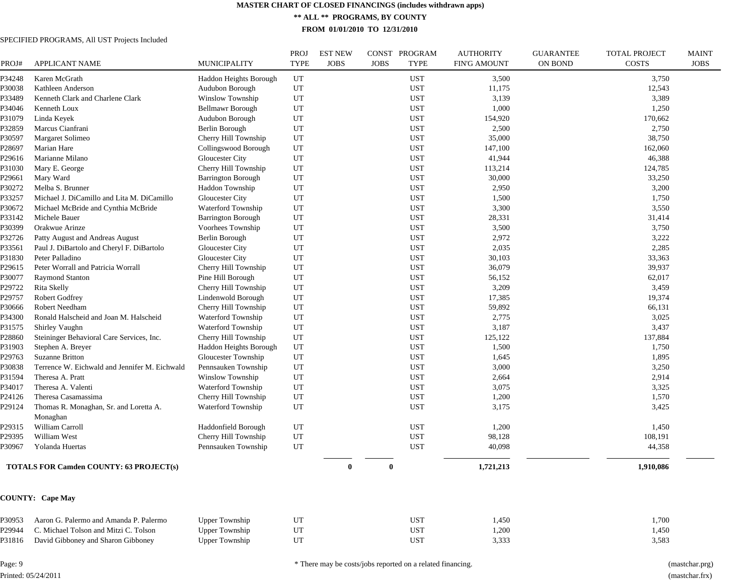# MASTER CHART OF CLOSED FINANCINGS (includes withdrawn apps)

## ** ALL ** PROGRAMS, BY COUNTY

### FROM 01/01/2010 TO 12/31/2010

SPECIFIED PROGRAMS, All UST Projects Included

| PROJ# | APPLICANT NAME | MUNICIPALITY | PROJ TYPE | EST NEW JOBS | CONST JOBS | PROGRAM TYPE | AUTHORITY FIN'G AMOUNT | GUARANTEE ON BOND | TOTAL PROJECT COSTS | MAINT JOBS |
|---|---|---|---|---|---|---|---|---|---|---|
| P34248 | Karen McGrath | Haddon Heights Borough | UT | | | UST | 3,500 | | 3,750 | |
| P30038 | Kathleen Anderson | Audubon Borough | UT | | | UST | 11,175 | | 12,543 | |
| P33489 | Kenneth Clark and Charlene Clark | Winslow Township | UT | | | UST | 3,139 | | 3,389 | |
| P34046 | Kenneth Loux | Bellmawr Borough | UT | | | UST | 1,000 | | 1,250 | |
| P31079 | Linda Keyek | Audubon Borough | UT | | | UST | 154,920 | | 170,662 | |
| P32859 | Marcus Cianfrani | Berlin Borough | UT | | | UST | 2,500 | | 2,750 | |
| P30597 | Margaret Solimeo | Cherry Hill Township | UT | | | UST | 35,000 | | 38,750 | |
| P28697 | Marian Hare | Collingswood Borough | UT | | | UST | 147,100 | | 162,060 | |
| P29616 | Marianne Milano | Gloucester City | UT | | | UST | 41,944 | | 46,388 | |
| P31030 | Mary E. George | Cherry Hill Township | UT | | | UST | 113,214 | | 124,785 | |
| P29661 | Mary Ward | Barrington Borough | UT | | | UST | 30,000 | | 33,250 | |
| P30272 | Melba S. Brunner | Haddon Township | UT | | | UST | 2,950 | | 3,200 | |
| P33257 | Michael J. DiCamillo and Lita M. DiCamillo | Gloucester City | UT | | | UST | 1,500 | | 1,750 | |
| P30672 | Michael McBride and Cynthia McBride | Waterford Township | UT | | | UST | 3,300 | | 3,550 | |
| P33142 | Michele Bauer | Barrington Borough | UT | | | UST | 28,331 | | 31,414 | |
| P30399 | Orakwue Arinze | Voorhees Township | UT | | | UST | 3,500 | | 3,750 | |
| P32726 | Patty August and Andreas August | Berlin Borough | UT | | | UST | 2,972 | | 3,222 | |
| P33561 | Paul J. DiBartolo and Cheryl F. DiBartolo | Gloucester City | UT | | | UST | 2,035 | | 2,285 | |
| P31830 | Peter Palladino | Gloucester City | UT | | | UST | 30,103 | | 33,363 | |
| P29615 | Peter Worrall and Patricia Worrall | Cherry Hill Township | UT | | | UST | 36,079 | | 39,937 | |
| P30077 | Raymond Stanton | Pine Hill Borough | UT | | | UST | 56,152 | | 62,017 | |
| P29722 | Rita Skelly | Cherry Hill Township | UT | | | UST | 3,209 | | 3,459 | |
| P29757 | Robert Godfrey | Lindenwold Borough | UT | | | UST | 17,385 | | 19,374 | |
| P30666 | Robert Needham | Cherry Hill Township | UT | | | UST | 59,892 | | 66,131 | |
| P34300 | Ronald Halscheid and Joan M. Halscheid | Waterford Township | UT | | | UST | 2,775 | | 3,025 | |
| P31575 | Shirley Vaughn | Waterford Township | UT | | | UST | 3,187 | | 3,437 | |
| P28860 | Steininger Behavioral Care Services, Inc. | Cherry Hill Township | UT | | | UST | 125,122 | | 137,884 | |
| P31903 | Stephen A. Breyer | Haddon Heights Borough | UT | | | UST | 1,500 | | 1,750 | |
| P29763 | Suzanne Britton | Gloucester Township | UT | | | UST | 1,645 | | 1,895 | |
| P30838 | Terrence W. Eichwald and Jennifer M. Eichwald | Pennsauken Township | UT | | | UST | 3,000 | | 3,250 | |
| P31594 | Theresa A. Pratt | Winslow Township | UT | | | UST | 2,664 | | 2,914 | |
| P34017 | Theresa A. Valenti | Waterford Township | UT | | | UST | 3,075 | | 3,325 | |
| P24126 | Theresa Casamassima | Cherry Hill Township | UT | | | UST | 1,200 | | 1,570 | |
| P29124 | Thomas R. Monaghan, Sr. and Loretta A. Monaghan | Waterford Township | UT | | | UST | 3,175 | | 3,425 | |
| P29315 | William Carroll | Haddonfield Borough | UT | | | UST | 1,200 | | 1,450 | |
| P29395 | William West | Cherry Hill Township | UT | | | UST | 98,128 | | 108,191 | |
| P30967 | Yolanda Huertas | Pennsauken Township | UT | | | UST | 40,098 | | 44,358 | |
| **TOTALS FOR Camden COUNTY: 63 PROJECT(s)** | | | | **0** | **0** | | **1,721,213** | | **1,910,086** | |

**COUNTY: Cape May**

| PROJ# | APPLICANT NAME | MUNICIPALITY | PROJ TYPE | EST NEW JOBS | CONST JOBS | PROGRAM TYPE | AUTHORITY FIN'G AMOUNT | GUARANTEE ON BOND | TOTAL PROJECT COSTS | MAINT JOBS |
|---|---|---|---|---|---|---|---|---|---|---|
| P30953 | Aaron G. Palermo and Amanda P. Palermo | Upper Township | UT | | | UST | 1,450 | | 1,700 | |
| P29944 | C. Michael Tolson and Mitzi C. Tolson | Upper Township | UT | | | UST | 1,200 | | 1,450 | |
| P31816 | David Gibboney and Sharon Gibboney | Upper Township | UT | | | UST | 3,333 | | 3,583 | |

* There may be costs/jobs reported on a related financing.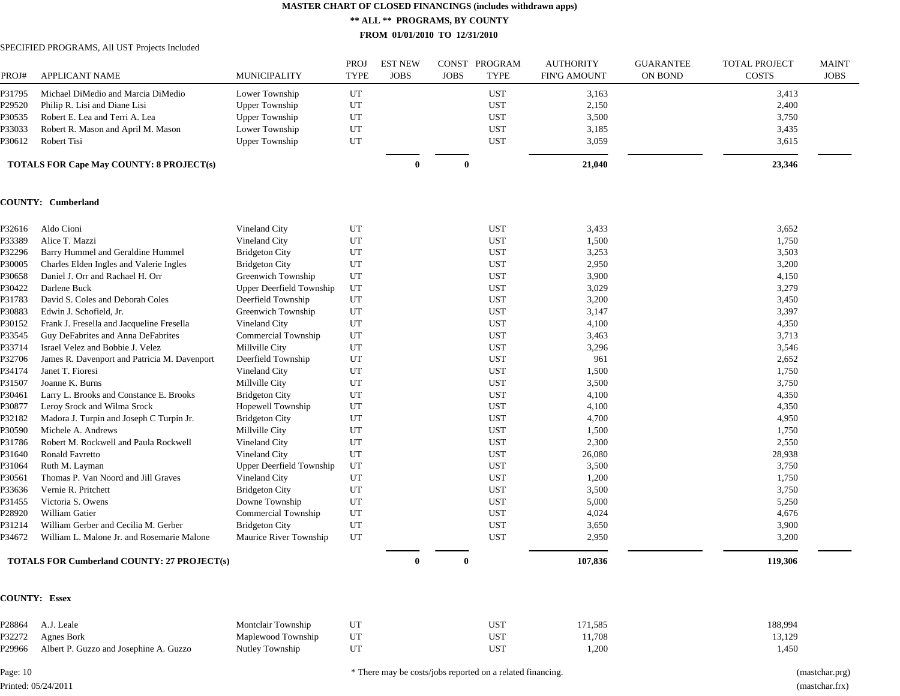# MASTER CHART OF CLOSED FINANCINGS (includes withdrawn apps)

## ** ALL ** PROGRAMS, BY COUNTY

### FROM 01/01/2010 TO 12/31/2010

SPECIFIED PROGRAMS, All UST Projects Included

| PROJ# | APPLICANT NAME | MUNICIPALITY | PROJ TYPE | EST NEW JOBS | CONST JOBS | PROGRAM TYPE | AUTHORITY FIN'G AMOUNT | GUARANTEE ON BOND | TOTAL PROJECT COSTS | MAINT JOBS |
|---|---|---|---|---|---|---|---|---|---|---|
| P31795 | Michael DiMedio and Marcia DiMedio | Lower Township | UT | | | UST | 3,163 | | 3,413 | |
| P29520 | Philip R. Lisi and Diane Lisi | Upper Township | UT | | | UST | 2,150 | | 2,400 | |
| P30535 | Robert E. Lea and Terri A. Lea | Upper Township | UT | | | UST | 3,500 | | 3,750 | |
| P33033 | Robert R. Mason and April M. Mason | Lower Township | UT | | | UST | 3,185 | | 3,435 | |
| P30612 | Robert Tisi | Upper Township | UT | | | UST | 3,059 | | 3,615 | |
| | **TOTALS FOR Cape May COUNTY: 8 PROJECT(s)** | | | **0** | **0** | | **21,040** | | **23,346** | |

**COUNTY: Cumberland**

| PROJ# | APPLICANT NAME | MUNICIPALITY | PROJ TYPE | EST NEW JOBS | CONST JOBS | PROGRAM TYPE | AUTHORITY FIN'G AMOUNT | GUARANTEE ON BOND | TOTAL PROJECT COSTS | MAINT JOBS |
|---|---|---|---|---|---|---|---|---|---|---|
| P32616 | Aldo Cioni | Vineland City | UT | | | UST | 3,433 | | 3,652 | |
| P33389 | Alice T. Mazzi | Vineland City | UT | | | UST | 1,500 | | 1,750 | |
| P32296 | Barry Hummel and Geraldine Hummel | Bridgeton City | UT | | | UST | 3,253 | | 3,503 | |
| P30005 | Charles Elden Ingles and Valerie Ingles | Bridgeton City | UT | | | UST | 2,950 | | 3,200 | |
| P30658 | Daniel J. Orr and Rachael H. Orr | Greenwich Township | UT | | | UST | 3,900 | | 4,150 | |
| P30422 | Darlene Buck | Upper Deerfield Township | UT | | | UST | 3,029 | | 3,279 | |
| P31783 | David S. Coles and Deborah Coles | Deerfield Township | UT | | | UST | 3,200 | | 3,450 | |
| P30883 | Edwin J. Schofield, Jr. | Greenwich Township | UT | | | UST | 3,147 | | 3,397 | |
| P30152 | Frank J. Fresella and Jacqueline Fresella | Vineland City | UT | | | UST | 4,100 | | 4,350 | |
| P33545 | Guy DeFabrites and Anna DeFabrites | Commercial Township | UT | | | UST | 3,463 | | 3,713 | |
| P33714 | Israel Velez and Bobbie J. Velez | Millville City | UT | | | UST | 3,296 | | 3,546 | |
| P32706 | James R. Davenport and Patricia M. Davenport | Deerfield Township | UT | | | UST | 961 | | 2,652 | |
| P34174 | Janet T. Fioresi | Vineland City | UT | | | UST | 1,500 | | 1,750 | |
| P31507 | Joanne K. Burns | Millville City | UT | | | UST | 3,500 | | 3,750 | |
| P30461 | Larry L. Brooks and Constance E. Brooks | Bridgeton City | UT | | | UST | 4,100 | | 4,350 | |
| P30877 | Leroy Srock and Wilma Srock | Hopewell Township | UT | | | UST | 4,100 | | 4,350 | |
| P32182 | Madora J. Turpin and Joseph C Turpin Jr. | Bridgeton City | UT | | | UST | 4,700 | | 4,950 | |
| P30590 | Michele A. Andrews | Millville City | UT | | | UST | 1,500 | | 1,750 | |
| P31786 | Robert M. Rockwell and Paula Rockwell | Vineland City | UT | | | UST | 2,300 | | 2,550 | |
| P31640 | Ronald Favretto | Vineland City | UT | | | UST | 26,080 | | 28,938 | |
| P31064 | Ruth M. Layman | Upper Deerfield Township | UT | | | UST | 3,500 | | 3,750 | |
| P30561 | Thomas P. Van Noord and Jill Graves | Vineland City | UT | | | UST | 1,200 | | 1,750 | |
| P33636 | Vernie R. Pritchett | Bridgeton City | UT | | | UST | 3,500 | | 3,750 | |
| P31455 | Victoria S. Owens | Downe Township | UT | | | UST | 5,000 | | 5,250 | |
| P28920 | William Gatier | Commercial Township | UT | | | UST | 4,024 | | 4,676 | |
| P31214 | William Gerber and Cecilia M. Gerber | Bridgeton City | UT | | | UST | 3,650 | | 3,900 | |
| P34672 | William L. Malone Jr. and Rosemarie Malone | Maurice River Township | UT | | | UST | 2,950 | | 3,200 | |
| | **TOTALS FOR Cumberland COUNTY: 27 PROJECT(s)** | | | **0** | **0** | | **107,836** | | **119,306** | |

**COUNTY: Essex**

| PROJ# | APPLICANT NAME | MUNICIPALITY | PROJ TYPE | EST NEW JOBS | CONST JOBS | PROGRAM TYPE | AUTHORITY FIN'G AMOUNT | GUARANTEE ON BOND | TOTAL PROJECT COSTS | MAINT JOBS |
|---|---|---|---|---|---|---|---|---|---|---|
| P28864 | A.J. Leale | Montclair Township | UT | | | UST | 171,585 | | 188,994 | |
| P32272 | Agnes Bork | Maplewood Township | UT | | | UST | 11,708 | | 13,129 | |
| P29966 | Albert P. Guzzo and Josephine A. Guzzo | Nutley Township | UT | | | UST | 1,200 | | 1,450 | |

* There may be costs/jobs reported on a related financing.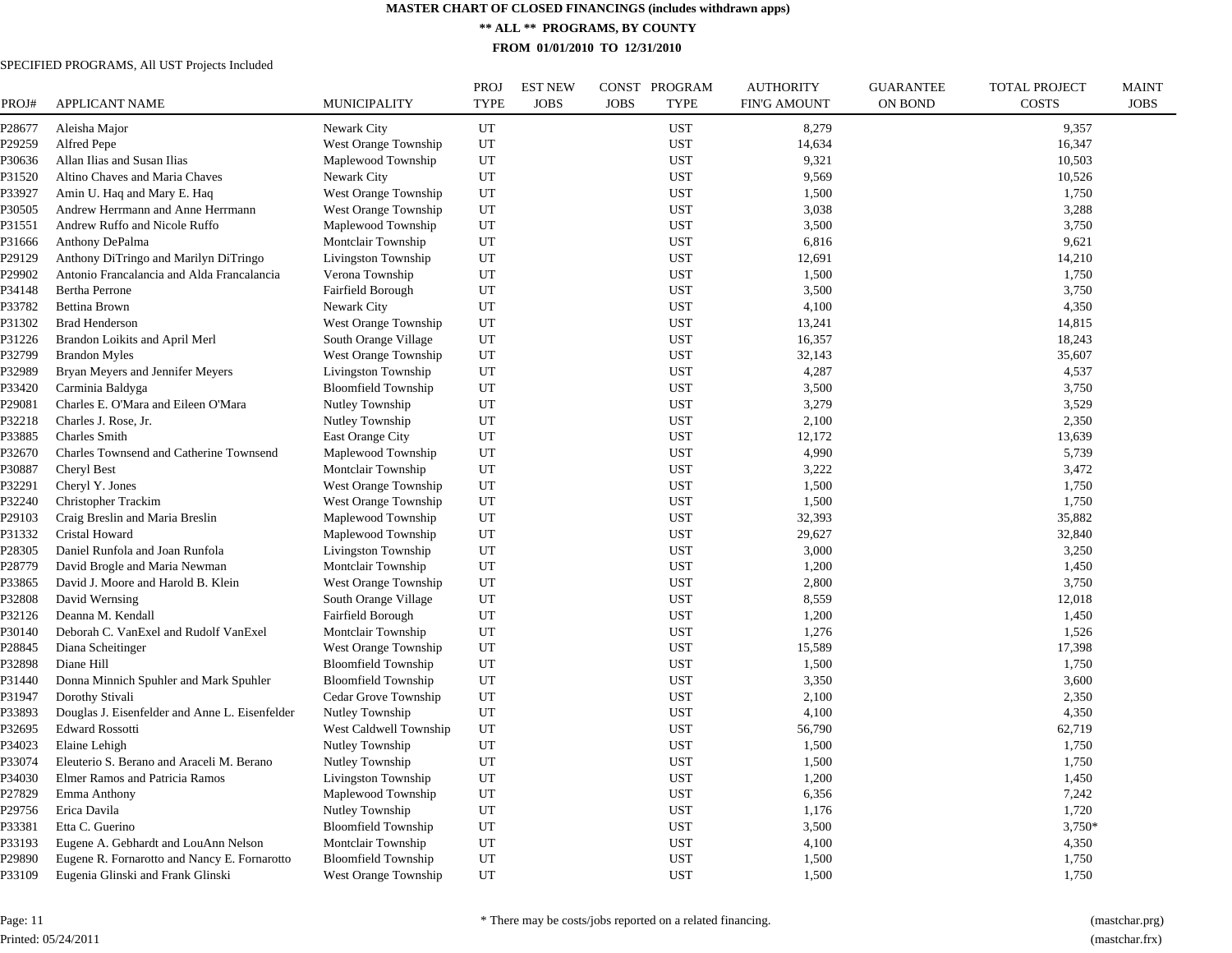# MASTER CHART OF CLOSED FINANCINGS (includes withdrawn apps)

## ** ALL ** PROGRAMS, BY COUNTY

### FROM 01/01/2010 TO 12/31/2010

SPECIFIED PROGRAMS, All UST Projects Included

| PROJ# | APPLICANT NAME | MUNICIPALITY | PROJ TYPE | EST NEW JOBS | CONST JOBS | PROGRAM TYPE | AUTHORITY FIN'G AMOUNT | GUARANTEE ON BOND | TOTAL PROJECT COSTS | MAINT JOBS |
|---|---|---|---|---|---|---|---|---|---|---|
| P28677 | Aleisha Major | Newark City | UT | | | UST | 8,279 | | 9,357 | |
| P29259 | Alfred Pepe | West Orange Township | UT | | | UST | 14,634 | | 16,347 | |
| P30636 | Allan Ilias and Susan Ilias | Maplewood Township | UT | | | UST | 9,321 | | 10,503 | |
| P31520 | Altino Chaves and Maria Chaves | Newark City | UT | | | UST | 9,569 | | 10,526 | |
| P33927 | Amin U. Haq and Mary E. Haq | West Orange Township | UT | | | UST | 1,500 | | 1,750 | |
| P30505 | Andrew Herrmann and Anne Herrmann | West Orange Township | UT | | | UST | 3,038 | | 3,288 | |
| P31551 | Andrew Ruffo and Nicole Ruffo | Maplewood Township | UT | | | UST | 3,500 | | 3,750 | |
| P31666 | Anthony DePalma | Montclair Township | UT | | | UST | 6,816 | | 9,621 | |
| P29129 | Anthony DiTringo and Marilyn DiTringo | Livingston Township | UT | | | UST | 12,691 | | 14,210 | |
| P29902 | Antonio Francalancia and Alda Francalancia | Verona Township | UT | | | UST | 1,500 | | 1,750 | |
| P34148 | Bertha Perrone | Fairfield Borough | UT | | | UST | 3,500 | | 3,750 | |
| P33782 | Bettina Brown | Newark City | UT | | | UST | 4,100 | | 4,350 | |
| P31302 | Brad Henderson | West Orange Township | UT | | | UST | 13,241 | | 14,815 | |
| P31226 | Brandon Loikits and April Merl | South Orange Village | UT | | | UST | 16,357 | | 18,243 | |
| P32799 | Brandon Myles | West Orange Township | UT | | | UST | 32,143 | | 35,607 | |
| P32989 | Bryan Meyers and Jennifer Meyers | Livingston Township | UT | | | UST | 4,287 | | 4,537 | |
| P33420 | Carminia Baldyga | Bloomfield Township | UT | | | UST | 3,500 | | 3,750 | |
| P29081 | Charles E. O'Mara and Eileen O'Mara | Nutley Township | UT | | | UST | 3,279 | | 3,529 | |
| P32218 | Charles J. Rose, Jr. | Nutley Township | UT | | | UST | 2,100 | | 2,350 | |
| P33885 | Charles Smith | East Orange City | UT | | | UST | 12,172 | | 13,639 | |
| P32670 | Charles Townsend and Catherine Townsend | Maplewood Township | UT | | | UST | 4,990 | | 5,739 | |
| P30887 | Cheryl Best | Montclair Township | UT | | | UST | 3,222 | | 3,472 | |
| P32291 | Cheryl Y. Jones | West Orange Township | UT | | | UST | 1,500 | | 1,750 | |
| P32240 | Christopher Trackim | West Orange Township | UT | | | UST | 1,500 | | 1,750 | |
| P29103 | Craig Breslin and Maria Breslin | Maplewood Township | UT | | | UST | 32,393 | | 35,882 | |
| P31332 | Cristal Howard | Maplewood Township | UT | | | UST | 29,627 | | 32,840 | |
| P28305 | Daniel Runfola and Joan Runfola | Livingston Township | UT | | | UST | 3,000 | | 3,250 | |
| P28779 | David Brogle and Maria Newman | Montclair Township | UT | | | UST | 1,200 | | 1,450 | |
| P33865 | David J. Moore and Harold B. Klein | West Orange Township | UT | | | UST | 2,800 | | 3,750 | |
| P32808 | David Wernsing | South Orange Village | UT | | | UST | 8,559 | | 12,018 | |
| P32126 | Deanna M. Kendall | Fairfield Borough | UT | | | UST | 1,200 | | 1,450 | |
| P30140 | Deborah C. VanExel and Rudolf VanExel | Montclair Township | UT | | | UST | 1,276 | | 1,526 | |
| P28845 | Diana Scheitinger | West Orange Township | UT | | | UST | 15,589 | | 17,398 | |
| P32898 | Diane Hill | Bloomfield Township | UT | | | UST | 1,500 | | 1,750 | |
| P31440 | Donna Minnich Spuhler and Mark Spuhler | Bloomfield Township | UT | | | UST | 3,350 | | 3,600 | |
| P31947 | Dorothy Stivali | Cedar Grove Township | UT | | | UST | 2,100 | | 2,350 | |
| P33893 | Douglas J. Eisenfelder and Anne L. Eisenfelder | Nutley Township | UT | | | UST | 4,100 | | 4,350 | |
| P32695 | Edward Rossotti | West Caldwell Township | UT | | | UST | 56,790 | | 62,719 | |
| P34023 | Elaine Lehigh | Nutley Township | UT | | | UST | 1,500 | | 1,750 | |
| P33074 | Eleuterio S. Berano and Araceli M. Berano | Nutley Township | UT | | | UST | 1,500 | | 1,750 | |
| P34030 | Elmer Ramos and Patricia Ramos | Livingston Township | UT | | | UST | 1,200 | | 1,450 | |
| P27829 | Emma Anthony | Maplewood Township | UT | | | UST | 6,356 | | 7,242 | |
| P29756 | Erica Davila | Nutley Township | UT | | | UST | 1,176 | | 1,720 | |
| P33381 | Etta C. Guerino | Bloomfield Township | UT | | | UST | 3,500 | | 3,750* | |
| P33193 | Eugene A. Gebhardt and LouAnn Nelson | Montclair Township | UT | | | UST | 4,100 | | 4,350 | |
| P29890 | Eugene R. Fornarotto and Nancy E. Fornarotto | Bloomfield Township | UT | | | UST | 1,500 | | 1,750 | |
| P33109 | Eugenia Glinski and Frank Glinski | West Orange Township | UT | | | UST | 1,500 | | 1,750 | |

\* There may be costs/jobs reported on a related financing.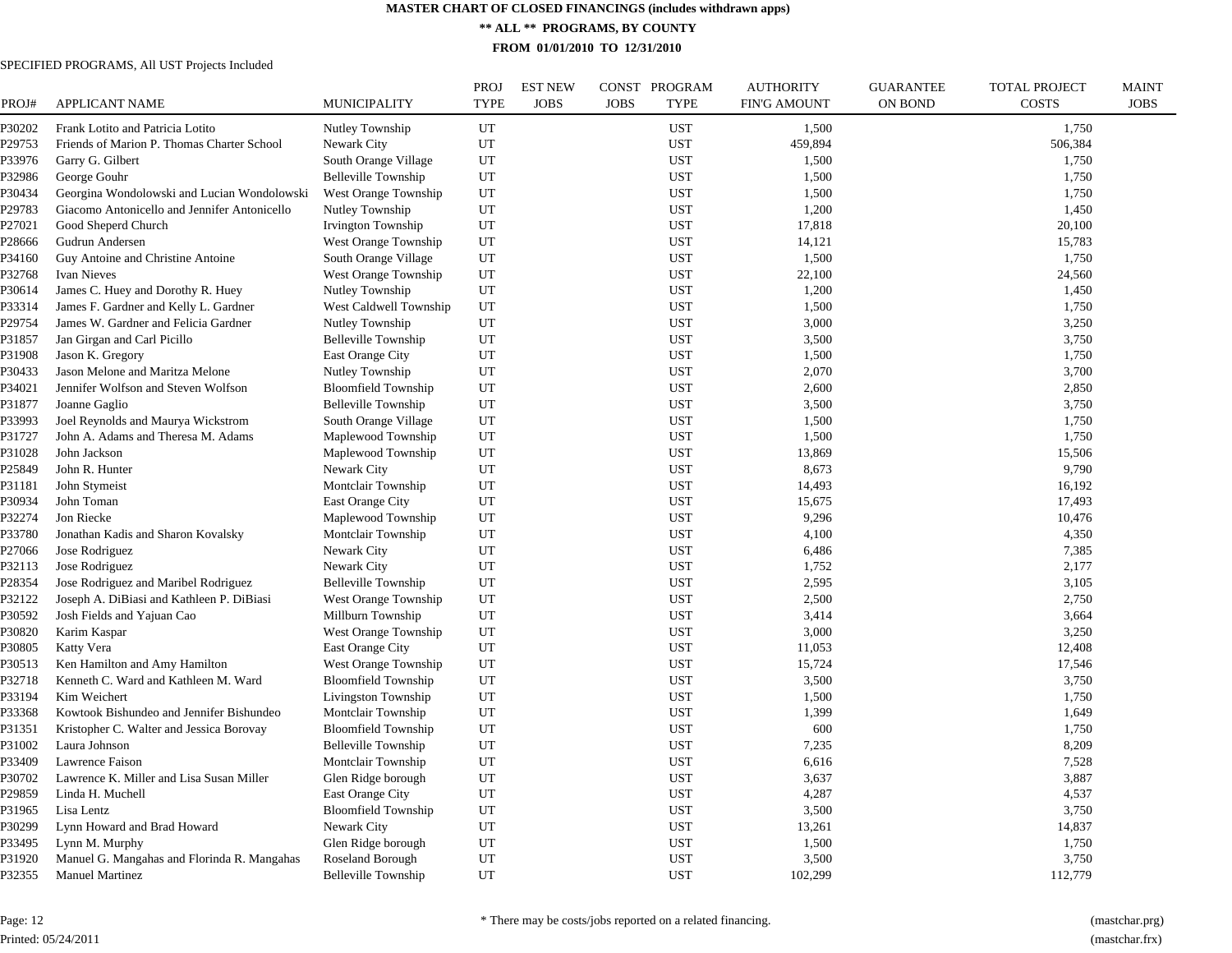# MASTER CHART OF CLOSED FINANCINGS (includes withdrawn apps)

## ** ALL ** PROGRAMS, BY COUNTY

### FROM 01/01/2010 TO 12/31/2010

SPECIFIED PROGRAMS, All UST Projects Included

| PROJ# | APPLICANT NAME | MUNICIPALITY | PROJ TYPE | EST NEW JOBS | CONST JOBS | PROGRAM TYPE | AUTHORITY FIN'G AMOUNT | GUARANTEE ON BOND | TOTAL PROJECT COSTS | MAINT JOBS |
|---|---|---|---|---|---|---|---|---|---|---|
| P30202 | Frank Lotito and Patricia Lotito | Nutley Township | UT | | | UST | 1,500 | | 1,750 | |
| P29753 | Friends of Marion P. Thomas Charter School | Newark City | UT | | | UST | 459,894 | | 506,384 | |
| P33976 | Garry G. Gilbert | South Orange Village | UT | | | UST | 1,500 | | 1,750 | |
| P32986 | George Gouhr | Belleville Township | UT | | | UST | 1,500 | | 1,750 | |
| P30434 | Georgina Wondolowski and Lucian Wondolowski | West Orange Township | UT | | | UST | 1,500 | | 1,750 | |
| P29783 | Giacomo Antonicello and Jennifer Antonicello | Nutley Township | UT | | | UST | 1,200 | | 1,450 | |
| P27021 | Good Sheperd Church | Irvington Township | UT | | | UST | 17,818 | | 20,100 | |
| P28666 | Gudrun Andersen | West Orange Township | UT | | | UST | 14,121 | | 15,783 | |
| P34160 | Guy Antoine and Christine Antoine | South Orange Village | UT | | | UST | 1,500 | | 1,750 | |
| P32768 | Ivan Nieves | West Orange Township | UT | | | UST | 22,100 | | 24,560 | |
| P30614 | James C. Huey and Dorothy R. Huey | Nutley Township | UT | | | UST | 1,200 | | 1,450 | |
| P33314 | James F. Gardner and Kelly L. Gardner | West Caldwell Township | UT | | | UST | 1,500 | | 1,750 | |
| P29754 | James W. Gardner and Felicia Gardner | Nutley Township | UT | | | UST | 3,000 | | 3,250 | |
| P31857 | Jan Girgan and Carl Picillo | Belleville Township | UT | | | UST | 3,500 | | 3,750 | |
| P31908 | Jason K. Gregory | East Orange City | UT | | | UST | 1,500 | | 1,750 | |
| P30433 | Jason Melone and Maritza Melone | Nutley Township | UT | | | UST | 2,070 | | 3,700 | |
| P34021 | Jennifer Wolfson and Steven Wolfson | Bloomfield Township | UT | | | UST | 2,600 | | 2,850 | |
| P31877 | Joanne Gaglio | Belleville Township | UT | | | UST | 3,500 | | 3,750 | |
| P33993 | Joel Reynolds and Maurya Wickstrom | South Orange Village | UT | | | UST | 1,500 | | 1,750 | |
| P31727 | John A. Adams and Theresa M. Adams | Maplewood Township | UT | | | UST | 1,500 | | 1,750 | |
| P31028 | John Jackson | Maplewood Township | UT | | | UST | 13,869 | | 15,506 | |
| P25849 | John R. Hunter | Newark City | UT | | | UST | 8,673 | | 9,790 | |
| P31181 | John Stymeist | Montclair Township | UT | | | UST | 14,493 | | 16,192 | |
| P30934 | John Toman | East Orange City | UT | | | UST | 15,675 | | 17,493 | |
| P32274 | Jon Riecke | Maplewood Township | UT | | | UST | 9,296 | | 10,476 | |
| P33780 | Jonathan Kadis and Sharon Kovalsky | Montclair Township | UT | | | UST | 4,100 | | 4,350 | |
| P27066 | Jose Rodriguez | Newark City | UT | | | UST | 6,486 | | 7,385 | |
| P32113 | Jose Rodriguez | Newark City | UT | | | UST | 1,752 | | 2,177 | |
| P28354 | Jose Rodriguez and Maribel Rodriguez | Belleville Township | UT | | | UST | 2,595 | | 3,105 | |
| P32122 | Joseph A. DiBiasi and Kathleen P. DiBiasi | West Orange Township | UT | | | UST | 2,500 | | 2,750 | |
| P30592 | Josh Fields and Yajuan Cao | Millburn Township | UT | | | UST | 3,414 | | 3,664 | |
| P30820 | Karim Kaspar | West Orange Township | UT | | | UST | 3,000 | | 3,250 | |
| P30805 | Katty Vera | East Orange City | UT | | | UST | 11,053 | | 12,408 | |
| P30513 | Ken Hamilton and Amy Hamilton | West Orange Township | UT | | | UST | 15,724 | | 17,546 | |
| P32718 | Kenneth C. Ward and Kathleen M. Ward | Bloomfield Township | UT | | | UST | 3,500 | | 3,750 | |
| P33194 | Kim Weichert | Livingston Township | UT | | | UST | 1,500 | | 1,750 | |
| P33368 | Kowtook Bishundeo and Jennifer Bishundeo | Montclair Township | UT | | | UST | 1,399 | | 1,649 | |
| P31351 | Kristopher C. Walter and Jessica Borovay | Bloomfield Township | UT | | | UST | 600 | | 1,750 | |
| P31002 | Laura Johnson | Belleville Township | UT | | | UST | 7,235 | | 8,209 | |
| P33409 | Lawrence Faison | Montclair Township | UT | | | UST | 6,616 | | 7,528 | |
| P30702 | Lawrence K. Miller and Lisa Susan Miller | Glen Ridge borough | UT | | | UST | 3,637 | | 3,887 | |
| P29859 | Linda H. Muchell | East Orange City | UT | | | UST | 4,287 | | 4,537 | |
| P31965 | Lisa Lentz | Bloomfield Township | UT | | | UST | 3,500 | | 3,750 | |
| P30299 | Lynn Howard and Brad Howard | Newark City | UT | | | UST | 13,261 | | 14,837 | |
| P33495 | Lynn M. Murphy | Glen Ridge borough | UT | | | UST | 1,500 | | 1,750 | |
| P31920 | Manuel G. Mangahas and Florinda R. Mangahas | Roseland Borough | UT | | | UST | 3,500 | | 3,750 | |
| P32355 | Manuel Martinez | Belleville Township | UT | | | UST | 102,299 | | 112,779 | |

Page: 12

Printed: 05/24/2011

* There may be costs/jobs reported on a related financing.

(mastchar.prg)

(mastchar.frx)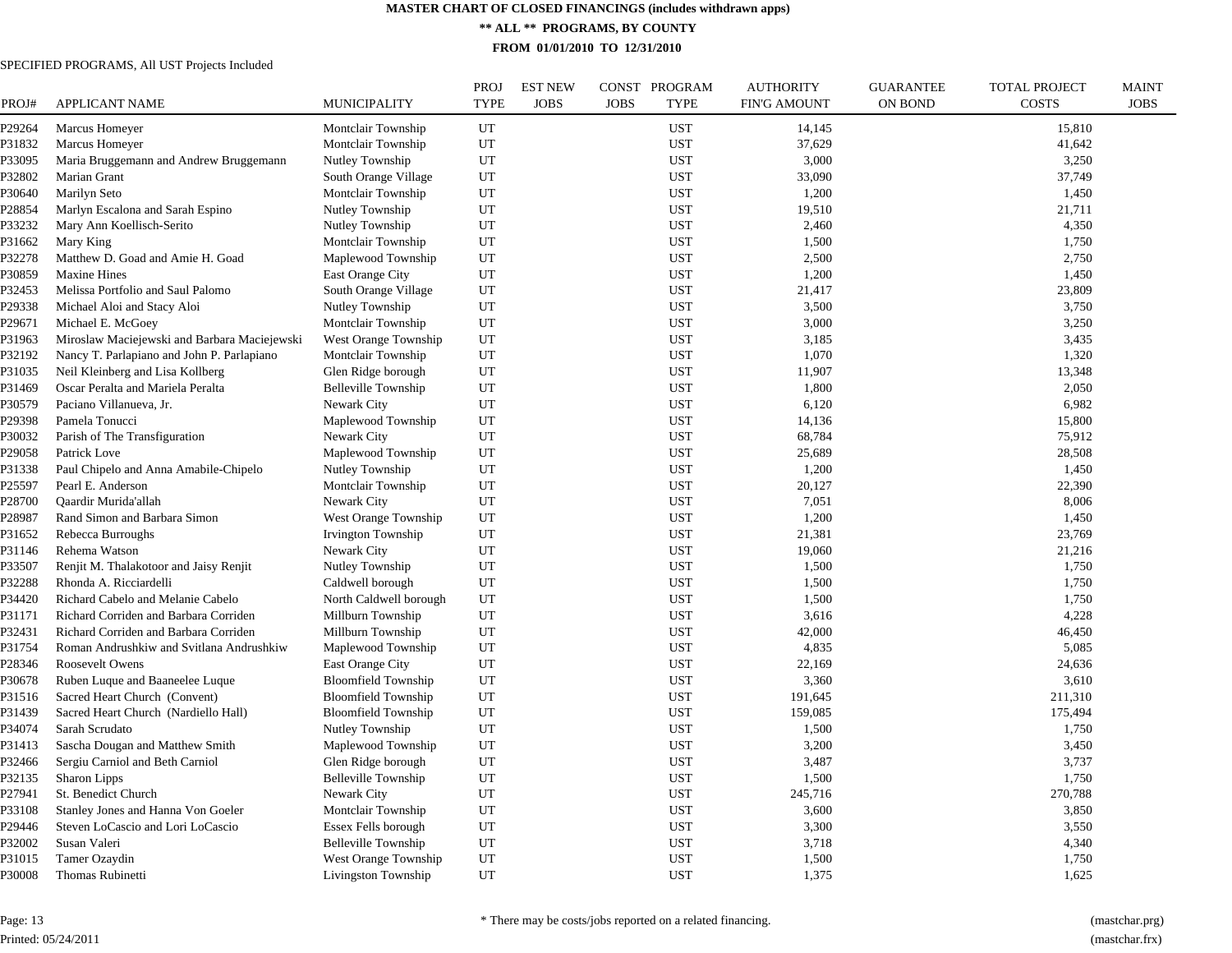# MASTER CHART OF CLOSED FINANCINGS (includes withdrawn apps)

**\*\* ALL \*\* PROGRAMS, BY COUNTY**

**FROM 01/01/2010 TO 12/31/2010**

SPECIFIED PROGRAMS, All UST Projects Included

| PROJ# | APPLICANT NAME | MUNICIPALITY | PROJ TYPE | EST NEW JOBS | CONST JOBS | PROGRAM TYPE | AUTHORITY FIN'G AMOUNT | GUARANTEE ON BOND | TOTAL PROJECT COSTS | MAINT JOBS |
|---|---|---|---|---|---|---|---|---|---|---|
| P29264 | Marcus Homeyer | Montclair Township | UT | | | UST | 14,145 | | 15,810 | |
| P31832 | Marcus Homeyer | Montclair Township | UT | | | UST | 37,629 | | 41,642 | |
| P33095 | Maria Bruggemann and Andrew Bruggemann | Nutley Township | UT | | | UST | 3,000 | | 3,250 | |
| P32802 | Marian Grant | South Orange Village | UT | | | UST | 33,090 | | 37,749 | |
| P30640 | Marilyn Seto | Montclair Township | UT | | | UST | 1,200 | | 1,450 | |
| P28854 | Marlyn Escalona and Sarah Espino | Nutley Township | UT | | | UST | 19,510 | | 21,711 | |
| P33232 | Mary Ann Koellisch-Serito | Nutley Township | UT | | | UST | 2,460 | | 4,350 | |
| P31662 | Mary King | Montclair Township | UT | | | UST | 1,500 | | 1,750 | |
| P32278 | Matthew D. Goad and Amie H. Goad | Maplewood Township | UT | | | UST | 2,500 | | 2,750 | |
| P30859 | Maxine Hines | East Orange City | UT | | | UST | 1,200 | | 1,450 | |
| P32453 | Melissa Portfolio and Saul Palomo | South Orange Village | UT | | | UST | 21,417 | | 23,809 | |
| P29338 | Michael Aloi and Stacy Aloi | Nutley Township | UT | | | UST | 3,500 | | 3,750 | |
| P29671 | Michael E. McGoey | Montclair Township | UT | | | UST | 3,000 | | 3,250 | |
| P31963 | Miroslaw Maciejewski and Barbara Maciejewski | West Orange Township | UT | | | UST | 3,185 | | 3,435 | |
| P32192 | Nancy T. Parlapiano and John P. Parlapiano | Montclair Township | UT | | | UST | 1,070 | | 1,320 | |
| P31035 | Neil Kleinberg and Lisa Kollberg | Glen Ridge borough | UT | | | UST | 11,907 | | 13,348 | |
| P31469 | Oscar Peralta and Mariela Peralta | Belleville Township | UT | | | UST | 1,800 | | 2,050 | |
| P30579 | Paciano Villanueva, Jr. | Newark City | UT | | | UST | 6,120 | | 6,982 | |
| P29398 | Pamela Tonucci | Maplewood Township | UT | | | UST | 14,136 | | 15,800 | |
| P30032 | Parish of The Transfiguration | Newark City | UT | | | UST | 68,784 | | 75,912 | |
| P29058 | Patrick Love | Maplewood Township | UT | | | UST | 25,689 | | 28,508 | |
| P31338 | Paul Chipelo and Anna Amabile-Chipelo | Nutley Township | UT | | | UST | 1,200 | | 1,450 | |
| P25597 | Pearl E. Anderson | Montclair Township | UT | | | UST | 20,127 | | 22,390 | |
| P28700 | Qaardir Murida'allah | Newark City | UT | | | UST | 7,051 | | 8,006 | |
| P28987 | Rand Simon and Barbara Simon | West Orange Township | UT | | | UST | 1,200 | | 1,450 | |
| P31652 | Rebecca Burroughs | Irvington Township | UT | | | UST | 21,381 | | 23,769 | |
| P31146 | Rehema Watson | Newark City | UT | | | UST | 19,060 | | 21,216 | |
| P33507 | Renjit M. Thalakotoor and Jaisy Renjit | Nutley Township | UT | | | UST | 1,500 | | 1,750 | |
| P32288 | Rhonda A. Ricciardelli | Caldwell borough | UT | | | UST | 1,500 | | 1,750 | |
| P34420 | Richard Cabelo and Melanie Cabelo | North Caldwell borough | UT | | | UST | 1,500 | | 1,750 | |
| P31171 | Richard Corriden and Barbara Corriden | Millburn Township | UT | | | UST | 3,616 | | 4,228 | |
| P32431 | Richard Corriden and Barbara Corriden | Millburn Township | UT | | | UST | 42,000 | | 46,450 | |
| P31754 | Roman Andrushkiw and Svitlana Andrushkiw | Maplewood Township | UT | | | UST | 4,835 | | 5,085 | |
| P28346 | Roosevelt Owens | East Orange City | UT | | | UST | 22,169 | | 24,636 | |
| P30678 | Ruben Luque and Baaneelee Luque | Bloomfield Township | UT | | | UST | 3,360 | | 3,610 | |
| P31516 | Sacred Heart Church (Convent) | Bloomfield Township | UT | | | UST | 191,645 | | 211,310 | |
| P31439 | Sacred Heart Church (Nardiello Hall) | Bloomfield Township | UT | | | UST | 159,085 | | 175,494 | |
| P34074 | Sarah Scrudato | Nutley Township | UT | | | UST | 1,500 | | 1,750 | |
| P31413 | Sascha Dougan and Matthew Smith | Maplewood Township | UT | | | UST | 3,200 | | 3,450 | |
| P32466 | Sergiu Carniol and Beth Carniol | Glen Ridge borough | UT | | | UST | 3,487 | | 3,737 | |
| P32135 | Sharon Lipps | Belleville Township | UT | | | UST | 1,500 | | 1,750 | |
| P27941 | St. Benedict Church | Newark City | UT | | | UST | 245,716 | | 270,788 | |
| P33108 | Stanley Jones and Hanna Von Goeler | Montclair Township | UT | | | UST | 3,600 | | 3,850 | |
| P29446 | Steven LoCascio and Lori LoCascio | Essex Fells borough | UT | | | UST | 3,300 | | 3,550 | |
| P32002 | Susan Valeri | Belleville Township | UT | | | UST | 3,718 | | 4,340 | |
| P31015 | Tamer Ozaydin | West Orange Township | UT | | | UST | 1,500 | | 1,750 | |
| P30008 | Thomas Rubinetti | Livingston Township | UT | | | UST | 1,375 | | 1,625 | |

\* There may be costs/jobs reported on a related financing.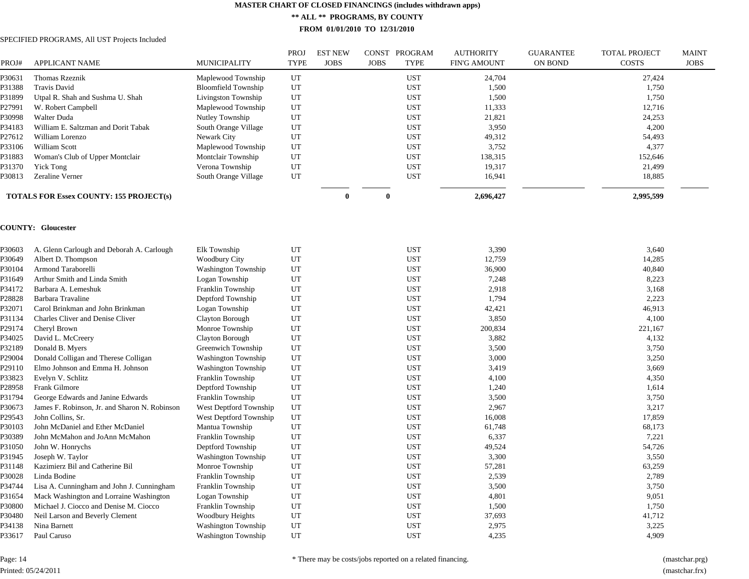# MASTER CHART OF CLOSED FINANCINGS (includes withdrawn apps)

## ** ALL ** PROGRAMS, BY COUNTY

### FROM 01/01/2010 TO 12/31/2010

SPECIFIED PROGRAMS, All UST Projects Included

| PROJ# | APPLICANT NAME | MUNICIPALITY | PROJ TYPE | EST NEW JOBS | CONST JOBS | PROGRAM TYPE | AUTHORITY FIN'G AMOUNT | GUARANTEE ON BOND | TOTAL PROJECT COSTS | MAINT JOBS |
|---|---|---|---|---|---|---|---|---|---|---|
| P30631 | Thomas Rzeznik | Maplewood Township | UT | | | UST | 24,704 | | 27,424 | |
| P31388 | Travis David | Bloomfield Township | UT | | | UST | 1,500 | | 1,750 | |
| P31899 | Utpal R. Shah and Sushma U. Shah | Livingston Township | UT | | | UST | 1,500 | | 1,750 | |
| P27991 | W. Robert Campbell | Maplewood Township | UT | | | UST | 11,333 | | 12,716 | |
| P30998 | Walter Duda | Nutley Township | UT | | | UST | 21,821 | | 24,253 | |
| P34183 | William E. Saltzman and Dorit Tabak | South Orange Village | UT | | | UST | 3,950 | | 4,200 | |
| P27612 | William Lorenzo | Newark City | UT | | | UST | 49,312 | | 54,493 | |
| P33106 | William Scott | Maplewood Township | UT | | | UST | 3,752 | | 4,377 | |
| P31883 | Woman's Club of Upper Montclair | Montclair Township | UT | | | UST | 138,315 | | 152,646 | |
| P31370 | Yick Tong | Verona Township | UT | | | UST | 19,317 | | 21,499 | |
| P30813 | Zeraline Verner | South Orange Village | UT | | | UST | 16,941 | | 18,885 | |
| **TOTALS FOR Essex COUNTY: 155 PROJECT(s)** | | | | **0** | **0** | | **2,696,427** | | **2,995,599** | |

**COUNTY: Gloucester**

| PROJ# | APPLICANT NAME | MUNICIPALITY | PROJ TYPE | EST NEW JOBS | CONST JOBS | PROGRAM TYPE | AUTHORITY FIN'G AMOUNT | GUARANTEE ON BOND | TOTAL PROJECT COSTS | MAINT JOBS |
|---|---|---|---|---|---|---|---|---|---|---|
| P30603 | A. Glenn Carlough and Deborah A. Carlough | Elk Township | UT | | | UST | 3,390 | | 3,640 | |
| P30649 | Albert D. Thompson | Woodbury City | UT | | | UST | 12,759 | | 14,285 | |
| P30104 | Armond Taraborelli | Washington Township | UT | | | UST | 36,900 | | 40,840 | |
| P31649 | Arthur Smith and Linda Smith | Logan Township | UT | | | UST | 7,248 | | 8,223 | |
| P34172 | Barbara A. Lemeshuk | Franklin Township | UT | | | UST | 2,918 | | 3,168 | |
| P28828 | Barbara Travaline | Deptford Township | UT | | | UST | 1,794 | | 2,223 | |
| P32071 | Carol Brinkman and John Brinkman | Logan Township | UT | | | UST | 42,421 | | 46,913 | |
| P31134 | Charles Cliver and Denise Cliver | Clayton Borough | UT | | | UST | 3,850 | | 4,100 | |
| P29174 | Cheryl Brown | Monroe Township | UT | | | UST | 200,834 | | 221,167 | |
| P34025 | David L. McCreery | Clayton Borough | UT | | | UST | 3,882 | | 4,132 | |
| P32189 | Donald B. Myers | Greenwich Township | UT | | | UST | 3,500 | | 3,750 | |
| P29004 | Donald Colligan and Therese Colligan | Washington Township | UT | | | UST | 3,000 | | 3,250 | |
| P29110 | Elmo Johnson and Emma H. Johnson | Washington Township | UT | | | UST | 3,419 | | 3,669 | |
| P33823 | Evelyn V. Schlitz | Franklin Township | UT | | | UST | 4,100 | | 4,350 | |
| P28958 | Frank Gilmore | Deptford Township | UT | | | UST | 1,240 | | 1,614 | |
| P31794 | George Edwards and Janine Edwards | Franklin Township | UT | | | UST | 3,500 | | 3,750 | |
| P30673 | James F. Robinson, Jr. and Sharon N. Robinson | West Deptford Township | UT | | | UST | 2,967 | | 3,217 | |
| P29543 | John Collins, Sr. | West Deptford Township | UT | | | UST | 16,008 | | 17,859 | |
| P30103 | John McDaniel and Ether McDaniel | Mantua Township | UT | | | UST | 61,748 | | 68,173 | |
| P30389 | John McMahon and JoAnn McMahon | Franklin Township | UT | | | UST | 6,337 | | 7,221 | |
| P31050 | John W. Honrychs | Deptford Township | UT | | | UST | 49,524 | | 54,726 | |
| P31945 | Joseph W. Taylor | Washington Township | UT | | | UST | 3,300 | | 3,550 | |
| P31148 | Kazimierz Bil and Catherine Bil | Monroe Township | UT | | | UST | 57,281 | | 63,259 | |
| P30028 | Linda Bodine | Franklin Township | UT | | | UST | 2,539 | | 2,789 | |
| P34744 | Lisa A. Cunningham and John J. Cunningham | Franklin Township | UT | | | UST | 3,500 | | 3,750 | |
| P31654 | Mack Washington and Lorraine Washington | Logan Township | UT | | | UST | 4,801 | | 9,051 | |
| P30800 | Michael J. Ciocco and Denise M. Ciocco | Franklin Township | UT | | | UST | 1,500 | | 1,750 | |
| P30480 | Neil Larson and Beverly Clement | Woodbury Heights | UT | | | UST | 37,693 | | 41,712 | |
| P34138 | Nina Barnett | Washington Township | UT | | | UST | 2,975 | | 3,225 | |
| P33617 | Paul Caruso | Washington Township | UT | | | UST | 4,235 | | 4,909 | |

* There may be costs/jobs reported on a related financing.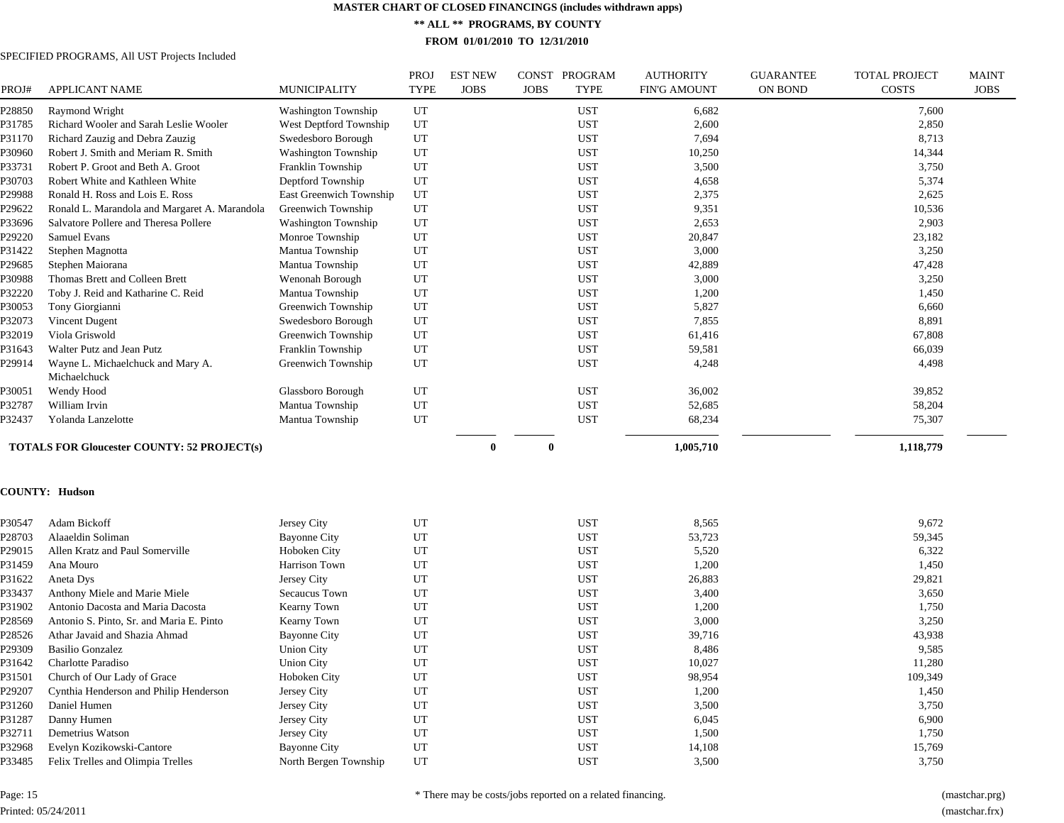# MASTER CHART OF CLOSED FINANCINGS (includes withdrawn apps)

## ** ALL ** PROGRAMS, BY COUNTY

### FROM 01/01/2010 TO 12/31/2010

SPECIFIED PROGRAMS, All UST Projects Included

| PROJ# | APPLICANT NAME | MUNICIPALITY | PROJ TYPE | EST NEW JOBS | CONST JOBS | PROGRAM TYPE | AUTHORITY FIN'G AMOUNT | GUARANTEE ON BOND | TOTAL PROJECT COSTS | MAINT JOBS |
|---|---|---|---|---|---|---|---|---|---|---|
| P28850 | Raymond Wright | Washington Township | UT | | | UST | 6,682 | | 7,600 | |
| P31785 | Richard Wooler and Sarah Leslie Wooler | West Deptford Township | UT | | | UST | 2,600 | | 2,850 | |
| P31170 | Richard Zauzig and Debra Zauzig | Swedesboro Borough | UT | | | UST | 7,694 | | 8,713 | |
| P30960 | Robert J. Smith and Meriam R. Smith | Washington Township | UT | | | UST | 10,250 | | 14,344 | |
| P33731 | Robert P. Groot and Beth A. Groot | Franklin Township | UT | | | UST | 3,500 | | 3,750 | |
| P30703 | Robert White and Kathleen White | Deptford Township | UT | | | UST | 4,658 | | 5,374 | |
| P29988 | Ronald H. Ross and Lois E. Ross | East Greenwich Township | UT | | | UST | 2,375 | | 2,625 | |
| P29622 | Ronald L. Marandola and Margaret A. Marandola | Greenwich Township | UT | | | UST | 9,351 | | 10,536 | |
| P33696 | Salvatore Pollere and Theresa Pollere | Washington Township | UT | | | UST | 2,653 | | 2,903 | |
| P29220 | Samuel Evans | Monroe Township | UT | | | UST | 20,847 | | 23,182 | |
| P31422 | Stephen Magnotta | Mantua Township | UT | | | UST | 3,000 | | 3,250 | |
| P29685 | Stephen Maiorana | Mantua Township | UT | | | UST | 42,889 | | 47,428 | |
| P30988 | Thomas Brett and Colleen Brett | Wenonah Borough | UT | | | UST | 3,000 | | 3,250 | |
| P32220 | Toby J. Reid and Katharine C. Reid | Mantua Township | UT | | | UST | 1,200 | | 1,450 | |
| P30053 | Tony Giorgianni | Greenwich Township | UT | | | UST | 5,827 | | 6,660 | |
| P32073 | Vincent Dugent | Swedesboro Borough | UT | | | UST | 7,855 | | 8,891 | |
| P32019 | Viola Griswold | Greenwich Township | UT | | | UST | 61,416 | | 67,808 | |
| P31643 | Walter Putz and Jean Putz | Franklin Township | UT | | | UST | 59,581 | | 66,039 | |
| P29914 | Wayne L. Michaelchuck and Mary A. Michaelchuck | Greenwich Township | UT | | | UST | 4,248 | | 4,498 | |
| P30051 | Wendy Hood | Glassboro Borough | UT | | | UST | 36,002 | | 39,852 | |
| P32787 | William Irvin | Mantua Township | UT | | | UST | 52,685 | | 58,204 | |
| P32437 | Yolanda Lanzelotte | Mantua Township | UT | | | UST | 68,234 | | 75,307 | |
| **TOTALS FOR Gloucester COUNTY: 52 PROJECT(s)** | | | | **0** | **0** | | **1,005,710** | | **1,118,779** | |

**COUNTY: Hudson**

| PROJ# | APPLICANT NAME | MUNICIPALITY | PROJ TYPE | EST NEW JOBS | CONST JOBS | PROGRAM TYPE | AUTHORITY FIN'G AMOUNT | GUARANTEE ON BOND | TOTAL PROJECT COSTS | MAINT JOBS |
|---|---|---|---|---|---|---|---|---|---|---|
| P30547 | Adam Bickoff | Jersey City | UT | | | UST | 8,565 | | 9,672 | |
| P28703 | Alaaeldin Soliman | Bayonne City | UT | | | UST | 53,723 | | 59,345 | |
| P29015 | Allen Kratz and Paul Somerville | Hoboken City | UT | | | UST | 5,520 | | 6,322 | |
| P31459 | Ana Mouro | Harrison Town | UT | | | UST | 1,200 | | 1,450 | |
| P31622 | Aneta Dys | Jersey City | UT | | | UST | 26,883 | | 29,821 | |
| P33437 | Anthony Miele and Marie Miele | Secaucus Town | UT | | | UST | 3,400 | | 3,650 | |
| P31902 | Antonio Dacosta and Maria Dacosta | Kearny Town | UT | | | UST | 1,200 | | 1,750 | |
| P28569 | Antonio S. Pinto, Sr. and Maria E. Pinto | Kearny Town | UT | | | UST | 3,000 | | 3,250 | |
| P28526 | Athar Javaid and Shazia Ahmad | Bayonne City | UT | | | UST | 39,716 | | 43,938 | |
| P29309 | Basilio Gonzalez | Union City | UT | | | UST | 8,486 | | 9,585 | |
| P31642 | Charlotte Paradiso | Union City | UT | | | UST | 10,027 | | 11,280 | |
| P31501 | Church of Our Lady of Grace | Hoboken City | UT | | | UST | 98,954 | | 109,349 | |
| P29207 | Cynthia Henderson and Philip Henderson | Jersey City | UT | | | UST | 1,200 | | 1,450 | |
| P31260 | Daniel Humen | Jersey City | UT | | | UST | 3,500 | | 3,750 | |
| P31287 | Danny Humen | Jersey City | UT | | | UST | 6,045 | | 6,900 | |
| P32711 | Demetrius Watson | Jersey City | UT | | | UST | 1,500 | | 1,750 | |
| P32968 | Evelyn Kozikowski-Cantore | Bayonne City | UT | | | UST | 14,108 | | 15,769 | |
| P33485 | Felix Trelles and Olimpia Trelles | North Bergen Township | UT | | | UST | 3,500 | | 3,750 | |

* There may be costs/jobs reported on a related financing.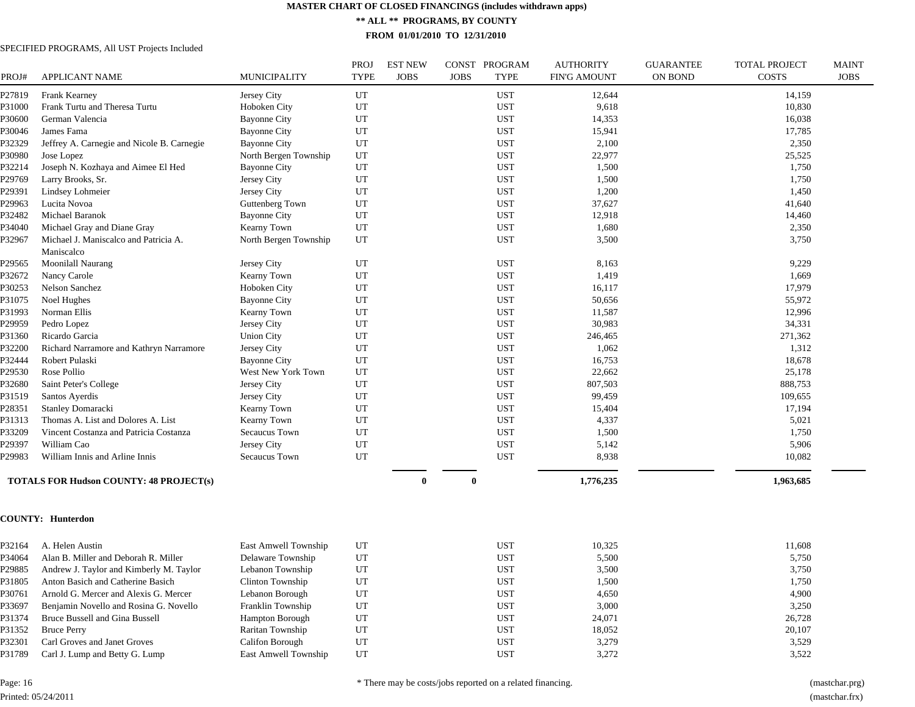# MASTER CHART OF CLOSED FINANCINGS (includes withdrawn apps)

## ** ALL ** PROGRAMS, BY COUNTY

### FROM 01/01/2010 TO 12/31/2010

SPECIFIED PROGRAMS, All UST Projects Included

| PROJ# | APPLICANT NAME | MUNICIPALITY | PROJ TYPE | EST NEW JOBS | CONST JOBS | PROGRAM TYPE | AUTHORITY FIN'G AMOUNT | GUARANTEE ON BOND | TOTAL PROJECT COSTS | MAINT JOBS |
|---|---|---|---|---|---|---|---|---|---|---|
| P27819 | Frank Kearney | Jersey City | UT | | | UST | 12,644 | | 14,159 | |
| P31000 | Frank Turtu and Theresa Turtu | Hoboken City | UT | | | UST | 9,618 | | 10,830 | |
| P30600 | German Valencia | Bayonne City | UT | | | UST | 14,353 | | 16,038 | |
| P30046 | James Fama | Bayonne City | UT | | | UST | 15,941 | | 17,785 | |
| P32329 | Jeffrey A. Carnegie and Nicole B. Carnegie | Bayonne City | UT | | | UST | 2,100 | | 2,350 | |
| P30980 | Jose Lopez | North Bergen Township | UT | | | UST | 22,977 | | 25,525 | |
| P32214 | Joseph N. Kozhaya and Aimee El Hed | Bayonne City | UT | | | UST | 1,500 | | 1,750 | |
| P29769 | Larry Brooks, Sr. | Jersey City | UT | | | UST | 1,500 | | 1,750 | |
| P29391 | Lindsey Lohmeier | Jersey City | UT | | | UST | 1,200 | | 1,450 | |
| P29963 | Lucita Novoa | Guttenberg Town | UT | | | UST | 37,627 | | 41,640 | |
| P32482 | Michael Baranok | Bayonne City | UT | | | UST | 12,918 | | 14,460 | |
| P34040 | Michael Gray and Diane Gray | Kearny Town | UT | | | UST | 1,680 | | 2,350 | |
| P32967 | Michael J. Maniscalco and Patricia A. Maniscalco | North Bergen Township | UT | | | UST | 3,500 | | 3,750 | |
| P29565 | Moonilall Naurang | Jersey City | UT | | | UST | 8,163 | | 9,229 | |
| P32672 | Nancy Carole | Kearny Town | UT | | | UST | 1,419 | | 1,669 | |
| P30253 | Nelson Sanchez | Hoboken City | UT | | | UST | 16,117 | | 17,979 | |
| P31075 | Noel Hughes | Bayonne City | UT | | | UST | 50,656 | | 55,972 | |
| P31993 | Norman Ellis | Kearny Town | UT | | | UST | 11,587 | | 12,996 | |
| P29959 | Pedro Lopez | Jersey City | UT | | | UST | 30,983 | | 34,331 | |
| P31360 | Ricardo Garcia | Union City | UT | | | UST | 246,465 | | 271,362 | |
| P32200 | Richard Narramore and Kathryn Narramore | Jersey City | UT | | | UST | 1,062 | | 1,312 | |
| P32444 | Robert Pulaski | Bayonne City | UT | | | UST | 16,753 | | 18,678 | |
| P29530 | Rose Pollio | West New York Town | UT | | | UST | 22,662 | | 25,178 | |
| P32680 | Saint Peter's College | Jersey City | UT | | | UST | 807,503 | | 888,753 | |
| P31519 | Santos Ayerdis | Jersey City | UT | | | UST | 99,459 | | 109,655 | |
| P28351 | Stanley Domaracki | Kearny Town | UT | | | UST | 15,404 | | 17,194 | |
| P31313 | Thomas A. List and Dolores A. List | Kearny Town | UT | | | UST | 4,337 | | 5,021 | |
| P33209 | Vincent Costanza and Patricia Costanza | Secaucus Town | UT | | | UST | 1,500 | | 1,750 | |
| P29397 | William Cao | Jersey City | UT | | | UST | 5,142 | | 5,906 | |
| P29983 | William Innis and Arline Innis | Secaucus Town | UT | | | UST | 8,938 | | 10,082 | |
| **TOTALS FOR Hudson COUNTY: 48 PROJECT(s)** | | | | **0** | **0** | | **1,776,235** | | **1,963,685** | |

**COUNTY: Hunterdon**

| PROJ# | APPLICANT NAME | MUNICIPALITY | PROJ TYPE | EST NEW JOBS | CONST JOBS | PROGRAM TYPE | AUTHORITY FIN'G AMOUNT | GUARANTEE ON BOND | TOTAL PROJECT COSTS | MAINT JOBS |
|---|---|---|---|---|---|---|---|---|---|---|
| P32164 | A. Helen Austin | East Amwell Township | UT | | | UST | 10,325 | | 11,608 | |
| P34064 | Alan B. Miller and Deborah R. Miller | Delaware Township | UT | | | UST | 5,500 | | 5,750 | |
| P29885 | Andrew J. Taylor and Kimberly M. Taylor | Lebanon Township | UT | | | UST | 3,500 | | 3,750 | |
| P31805 | Anton Basich and Catherine Basich | Clinton Township | UT | | | UST | 1,500 | | 1,750 | |
| P30761 | Arnold G. Mercer and Alexis G. Mercer | Lebanon Borough | UT | | | UST | 4,650 | | 4,900 | |
| P33697 | Benjamin Novello and Rosina G. Novello | Franklin Township | UT | | | UST | 3,000 | | 3,250 | |
| P31374 | Bruce Bussell and Gina Bussell | Hampton Borough | UT | | | UST | 24,071 | | 26,728 | |
| P31352 | Bruce Perry | Raritan Township | UT | | | UST | 18,052 | | 20,107 | |
| P32301 | Carl Groves and Janet Groves | Califon Borough | UT | | | UST | 3,279 | | 3,529 | |
| P31789 | Carl J. Lump and Betty G. Lump | East Amwell Township | UT | | | UST | 3,272 | | 3,522 | |

* There may be costs/jobs reported on a related financing.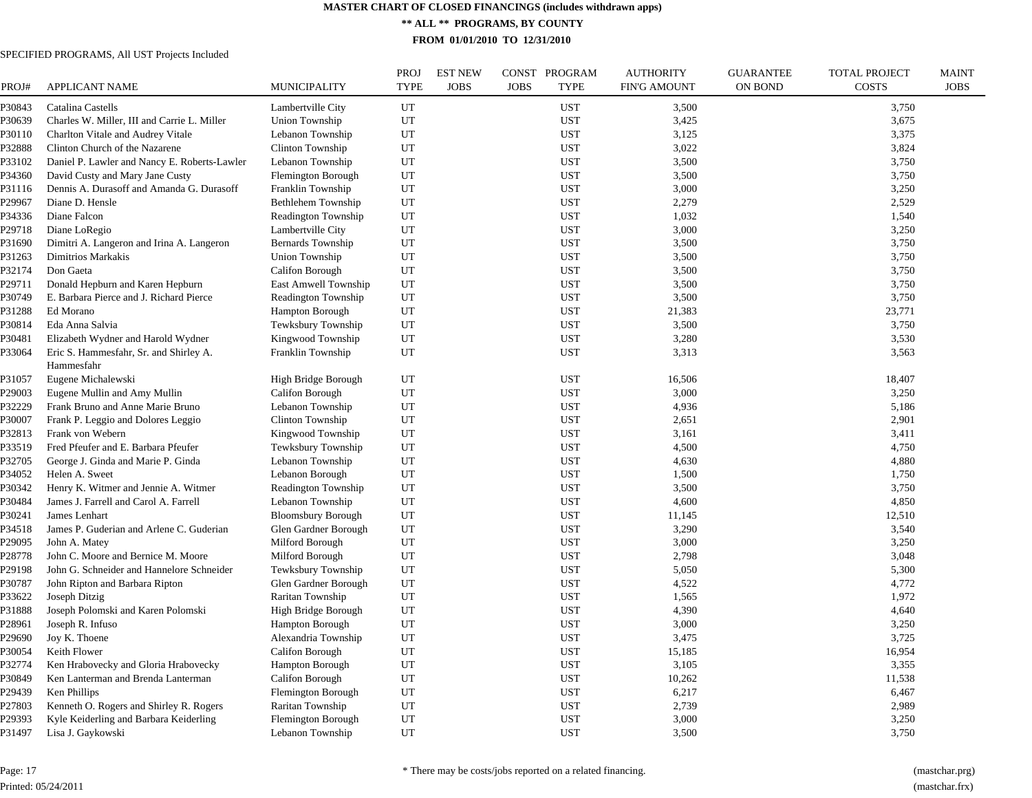# MASTER CHART OF CLOSED FINANCINGS (includes withdrawn apps)

**** ALL ** PROGRAMS, BY COUNTY**

**FROM 01/01/2010 TO 12/31/2010**

SPECIFIED PROGRAMS, All UST Projects Included

| PROJ# | APPLICANT NAME | MUNICIPALITY | PROJ TYPE | EST NEW JOBS | CONST JOBS | PROGRAM TYPE | AUTHORITY FIN'G AMOUNT | GUARANTEE ON BOND | TOTAL PROJECT COSTS | MAINT JOBS |
|---|---|---|---|---|---|---|---|---|---|---|
| P30843 | Catalina Castells | Lambertville City | UT | | | UST | 3,500 | | 3,750 | |
| P30639 | Charles W. Miller, III and Carrie L. Miller | Union Township | UT | | | UST | 3,425 | | 3,675 | |
| P30110 | Charlton Vitale and Audrey Vitale | Lebanon Township | UT | | | UST | 3,125 | | 3,375 | |
| P32888 | Clinton Church of the Nazarene | Clinton Township | UT | | | UST | 3,022 | | 3,824 | |
| P33102 | Daniel P. Lawler and Nancy E. Roberts-Lawler | Lebanon Township | UT | | | UST | 3,500 | | 3,750 | |
| P34360 | David Custy and Mary Jane Custy | Flemington Borough | UT | | | UST | 3,500 | | 3,750 | |
| P31116 | Dennis A. Durasoff and Amanda G. Durasoff | Franklin Township | UT | | | UST | 3,000 | | 3,250 | |
| P29967 | Diane D. Hensle | Bethlehem Township | UT | | | UST | 2,279 | | 2,529 | |
| P34336 | Diane Falcon | Readington Township | UT | | | UST | 1,032 | | 1,540 | |
| P29718 | Diane LoRegio | Lambertville City | UT | | | UST | 3,000 | | 3,250 | |
| P31690 | Dimitri A. Langeron and Irina A. Langeron | Bernards Township | UT | | | UST | 3,500 | | 3,750 | |
| P31263 | Dimitrios Markakis | Union Township | UT | | | UST | 3,500 | | 3,750 | |
| P32174 | Don Gaeta | Califon Borough | UT | | | UST | 3,500 | | 3,750 | |
| P29711 | Donald Hepburn and Karen Hepburn | East Amwell Township | UT | | | UST | 3,500 | | 3,750 | |
| P30749 | E. Barbara Pierce and J. Richard Pierce | Readington Township | UT | | | UST | 3,500 | | 3,750 | |
| P31288 | Ed Morano | Hampton Borough | UT | | | UST | 21,383 | | 23,771 | |
| P30814 | Eda Anna Salvia | Tewksbury Township | UT | | | UST | 3,500 | | 3,750 | |
| P30481 | Elizabeth Wydner and Harold Wydner | Kingwood Township | UT | | | UST | 3,280 | | 3,530 | |
| P33064 | Eric S. Hammesfahr, Sr. and Shirley A. Hammesfahr | Franklin Township | UT | | | UST | 3,313 | | 3,563 | |
| P31057 | Eugene Michalewski | High Bridge Borough | UT | | | UST | 16,506 | | 18,407 | |
| P29003 | Eugene Mullin and Amy Mullin | Califon Borough | UT | | | UST | 3,000 | | 3,250 | |
| P32229 | Frank Bruno and Anne Marie Bruno | Lebanon Township | UT | | | UST | 4,936 | | 5,186 | |
| P30007 | Frank P. Leggio and Dolores Leggio | Clinton Township | UT | | | UST | 2,651 | | 2,901 | |
| P32813 | Frank von Webern | Kingwood Township | UT | | | UST | 3,161 | | 3,411 | |
| P33519 | Fred Pfeufer and E. Barbara Pfeufer | Tewksbury Township | UT | | | UST | 4,500 | | 4,750 | |
| P32705 | George J. Ginda and Marie P. Ginda | Lebanon Township | UT | | | UST | 4,630 | | 4,880 | |
| P34052 | Helen A. Sweet | Lebanon Borough | UT | | | UST | 1,500 | | 1,750 | |
| P30342 | Henry K. Witmer and Jennie A. Witmer | Readington Township | UT | | | UST | 3,500 | | 3,750 | |
| P30484 | James J. Farrell and Carol A. Farrell | Lebanon Township | UT | | | UST | 4,600 | | 4,850 | |
| P30241 | James Lenhart | Bloomsbury Borough | UT | | | UST | 11,145 | | 12,510 | |
| P34518 | James P. Guderian and Arlene C. Guderian | Glen Gardner Borough | UT | | | UST | 3,290 | | 3,540 | |
| P29095 | John A. Matey | Milford Borough | UT | | | UST | 3,000 | | 3,250 | |
| P28778 | John C. Moore and Bernice M. Moore | Milford Borough | UT | | | UST | 2,798 | | 3,048 | |
| P29198 | John G. Schneider and Hannelore Schneider | Tewksbury Township | UT | | | UST | 5,050 | | 5,300 | |
| P30787 | John Ripton and Barbara Ripton | Glen Gardner Borough | UT | | | UST | 4,522 | | 4,772 | |
| P33622 | Joseph Ditzig | Raritan Township | UT | | | UST | 1,565 | | 1,972 | |
| P31888 | Joseph Polomski and Karen Polomski | High Bridge Borough | UT | | | UST | 4,390 | | 4,640 | |
| P28961 | Joseph R. Infuso | Hampton Borough | UT | | | UST | 3,000 | | 3,250 | |
| P29690 | Joy K. Thoene | Alexandria Township | UT | | | UST | 3,475 | | 3,725 | |
| P30054 | Keith Flower | Califon Borough | UT | | | UST | 15,185 | | 16,954 | |
| P32774 | Ken Hrabovecky and Gloria Hrabovecky | Hampton Borough | UT | | | UST | 3,105 | | 3,355 | |
| P30849 | Ken Lanterman and Brenda Lanterman | Califon Borough | UT | | | UST | 10,262 | | 11,538 | |
| P29439 | Ken Phillips | Flemington Borough | UT | | | UST | 6,217 | | 6,467 | |
| P27803 | Kenneth O. Rogers and Shirley R. Rogers | Raritan Township | UT | | | UST | 2,739 | | 2,989 | |
| P29393 | Kyle Keiderling and Barbara Keiderling | Flemington Borough | UT | | | UST | 3,000 | | 3,250 | |
| P31497 | Lisa J. Gaykowski | Lebanon Township | UT | | | UST | 3,500 | | 3,750 | |

\* There may be costs/jobs reported on a related financing.

Printed: 05/24/2011

(mastchar.prg)
(mastchar.frx)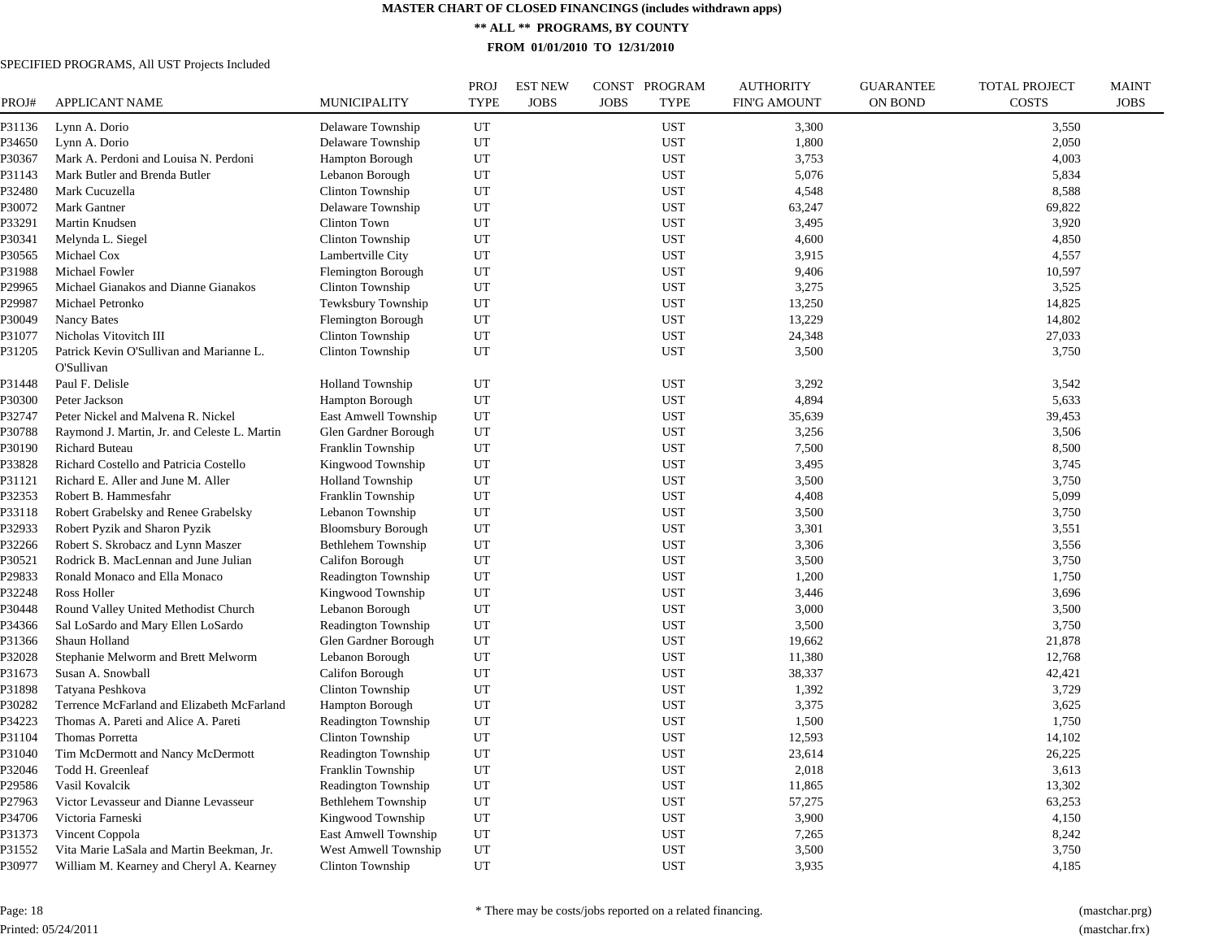**MASTER CHART OF CLOSED FINANCINGS (includes withdrawn apps)**

**\*\* ALL \*\* PROGRAMS, BY COUNTY**

**FROM 01/01/2010 TO 12/31/2010**

SPECIFIED PROGRAMS, All UST Projects Included

| PROJ# | APPLICANT NAME | MUNICIPALITY | PROJ TYPE | EST NEW JOBS | CONST JOBS | PROGRAM TYPE | AUTHORITY FIN'G AMOUNT | GUARANTEE ON BOND | TOTAL PROJECT COSTS | MAINT JOBS |
|---|---|---|---|---|---|---|---|---|---|---|
| P31136 | Lynn A. Dorio | Delaware Township | UT | | | UST | 3,300 | | 3,550 | |
| P34650 | Lynn A. Dorio | Delaware Township | UT | | | UST | 1,800 | | 2,050 | |
| P30367 | Mark A. Perdoni and Louisa N. Perdoni | Hampton Borough | UT | | | UST | 3,753 | | 4,003 | |
| P31143 | Mark Butler and Brenda Butler | Lebanon Borough | UT | | | UST | 5,076 | | 5,834 | |
| P32480 | Mark Cucuzella | Clinton Township | UT | | | UST | 4,548 | | 8,588 | |
| P30072 | Mark Gantner | Delaware Township | UT | | | UST | 63,247 | | 69,822 | |
| P33291 | Martin Knudsen | Clinton Town | UT | | | UST | 3,495 | | 3,920 | |
| P30341 | Melynda L. Siegel | Clinton Township | UT | | | UST | 4,600 | | 4,850 | |
| P30565 | Michael Cox | Lambertville City | UT | | | UST | 3,915 | | 4,557 | |
| P31988 | Michael Fowler | Flemington Borough | UT | | | UST | 9,406 | | 10,597 | |
| P29965 | Michael Gianakos and Dianne Gianakos | Clinton Township | UT | | | UST | 3,275 | | 3,525 | |
| P29987 | Michael Petronko | Tewksbury Township | UT | | | UST | 13,250 | | 14,825 | |
| P30049 | Nancy Bates | Flemington Borough | UT | | | UST | 13,229 | | 14,802 | |
| P31077 | Nicholas Vitovitch III | Clinton Township | UT | | | UST | 24,348 | | 27,033 | |
| P31205 | Patrick Kevin O'Sullivan and Marianne L. O'Sullivan | Clinton Township | UT | | | UST | 3,500 | | 3,750 | |
| P31448 | Paul F. Delisle | Holland Township | UT | | | UST | 3,292 | | 3,542 | |
| P30300 | Peter Jackson | Hampton Borough | UT | | | UST | 4,894 | | 5,633 | |
| P32747 | Peter Nickel and Malvena R. Nickel | East Amwell Township | UT | | | UST | 35,639 | | 39,453 | |
| P30788 | Raymond J. Martin, Jr. and Celeste L. Martin | Glen Gardner Borough | UT | | | UST | 3,256 | | 3,506 | |
| P30190 | Richard Buteau | Franklin Township | UT | | | UST | 7,500 | | 8,500 | |
| P33828 | Richard Costello and Patricia Costello | Kingwood Township | UT | | | UST | 3,495 | | 3,745 | |
| P31121 | Richard E. Aller and June M. Aller | Holland Township | UT | | | UST | 3,500 | | 3,750 | |
| P32353 | Robert B. Hammesfahr | Franklin Township | UT | | | UST | 4,408 | | 5,099 | |
| P33118 | Robert Grabelsky and Renee Grabelsky | Lebanon Township | UT | | | UST | 3,500 | | 3,750 | |
| P32933 | Robert Pyzik and Sharon Pyzik | Bloomsbury Borough | UT | | | UST | 3,301 | | 3,551 | |
| P32266 | Robert S. Skrobacz and Lynn Maszer | Bethlehem Township | UT | | | UST | 3,306 | | 3,556 | |
| P30521 | Rodrick B. MacLennan and June Julian | Califon Borough | UT | | | UST | 3,500 | | 3,750 | |
| P29833 | Ronald Monaco and Ella Monaco | Readington Township | UT | | | UST | 1,200 | | 1,750 | |
| P32248 | Ross Holler | Kingwood Township | UT | | | UST | 3,446 | | 3,696 | |
| P30448 | Round Valley United Methodist Church | Lebanon Borough | UT | | | UST | 3,000 | | 3,500 | |
| P34366 | Sal LoSardo and Mary Ellen LoSardo | Readington Township | UT | | | UST | 3,500 | | 3,750 | |
| P31366 | Shaun Holland | Glen Gardner Borough | UT | | | UST | 19,662 | | 21,878 | |
| P32028 | Stephanie Melworm and Brett Melworm | Lebanon Borough | UT | | | UST | 11,380 | | 12,768 | |
| P31673 | Susan A. Snowball | Califon Borough | UT | | | UST | 38,337 | | 42,421 | |
| P31898 | Tatyana Peshkova | Clinton Township | UT | | | UST | 1,392 | | 3,729 | |
| P30282 | Terrence McFarland and Elizabeth McFarland | Hampton Borough | UT | | | UST | 3,375 | | 3,625 | |
| P34223 | Thomas A. Pareti and Alice A. Pareti | Readington Township | UT | | | UST | 1,500 | | 1,750 | |
| P31104 | Thomas Porretta | Clinton Township | UT | | | UST | 12,593 | | 14,102 | |
| P31040 | Tim McDermott and Nancy McDermott | Readington Township | UT | | | UST | 23,614 | | 26,225 | |
| P32046 | Todd H. Greenleaf | Franklin Township | UT | | | UST | 2,018 | | 3,613 | |
| P29586 | Vasil Kovalcik | Readington Township | UT | | | UST | 11,865 | | 13,302 | |
| P27963 | Victor Levasseur and Dianne Levasseur | Bethlehem Township | UT | | | UST | 57,275 | | 63,253 | |
| P34706 | Victoria Farneski | Kingwood Township | UT | | | UST | 3,900 | | 4,150 | |
| P31373 | Vincent Coppola | East Amwell Township | UT | | | UST | 7,265 | | 8,242 | |
| P31552 | Vita Marie LaSala and Martin Beekman, Jr. | West Amwell Township | UT | | | UST | 3,500 | | 3,750 | |
| P30977 | William M. Kearney and Cheryl A. Kearney | Clinton Township | UT | | | UST | 3,935 | | 4,185 | |

\* There may be costs/jobs reported on a related financing.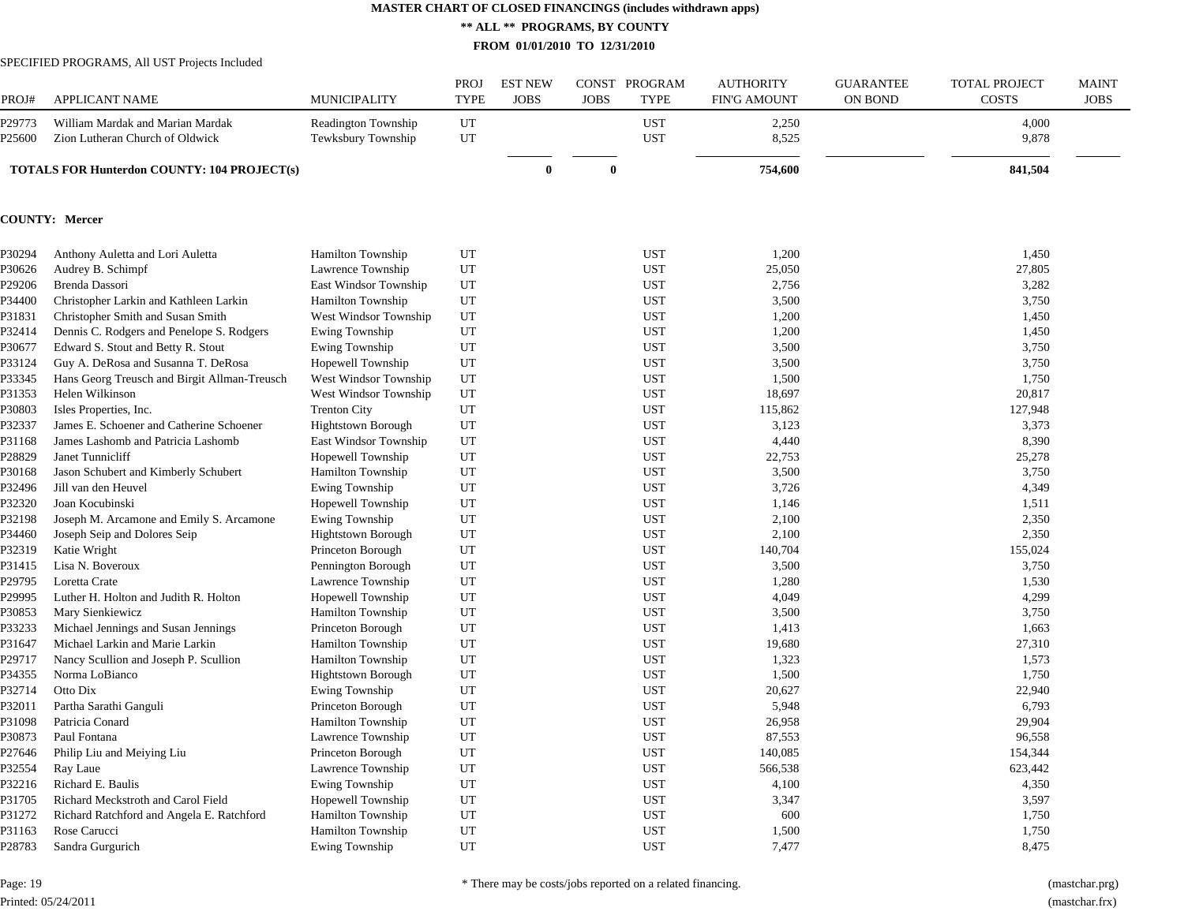# MASTER CHART OF CLOSED FINANCINGS (includes withdrawn apps)

## ** ALL ** PROGRAMS, BY COUNTY

### FROM 01/01/2010 TO 12/31/2010

SPECIFIED PROGRAMS, All UST Projects Included

| PROJ# | APPLICANT NAME | MUNICIPALITY | PROJ TYPE | EST NEW JOBS | CONST JOBS | PROGRAM TYPE | AUTHORITY FIN'G AMOUNT | GUARANTEE ON BOND | TOTAL PROJECT COSTS | MAINT JOBS |
|---|---|---|---|---|---|---|---|---|---|---|
| P29773 | William Mardak and Marian Mardak | Readington Township | UT | | | UST | 2,250 | | 4,000 | |
| P25600 | Zion Lutheran Church of Oldwick | Tewksbury Township | UT | | | UST | 8,525 | | 9,878 | |
| **TOTALS FOR Hunterdon COUNTY: 104 PROJECT(s)** | | | | **0** | **0** | | **754,600** | | **841,504** | |

**COUNTY: Mercer**

| PROJ# | APPLICANT NAME | MUNICIPALITY | PROJ TYPE | EST NEW JOBS | CONST JOBS | PROGRAM TYPE | AUTHORITY FIN'G AMOUNT | GUARANTEE ON BOND | TOTAL PROJECT COSTS | MAINT JOBS |
|---|---|---|---|---|---|---|---|---|---|---|
| P30294 | Anthony Auletta and Lori Auletta | Hamilton Township | UT | | | UST | 1,200 | | 1,450 | |
| P30626 | Audrey B. Schimpf | Lawrence Township | UT | | | UST | 25,050 | | 27,805 | |
| P29206 | Brenda Dassori | East Windsor Township | UT | | | UST | 2,756 | | 3,282 | |
| P34400 | Christopher Larkin and Kathleen Larkin | Hamilton Township | UT | | | UST | 3,500 | | 3,750 | |
| P31831 | Christopher Smith and Susan Smith | West Windsor Township | UT | | | UST | 1,200 | | 1,450 | |
| P32414 | Dennis C. Rodgers and Penelope S. Rodgers | Ewing Township | UT | | | UST | 1,200 | | 1,450 | |
| P30677 | Edward S. Stout and Betty R. Stout | Ewing Township | UT | | | UST | 3,500 | | 3,750 | |
| P33124 | Guy A. DeRosa and Susanna T. DeRosa | Hopewell Township | UT | | | UST | 3,500 | | 3,750 | |
| P33345 | Hans Georg Treusch and Birgit Allman-Treusch | West Windsor Township | UT | | | UST | 1,500 | | 1,750 | |
| P31353 | Helen Wilkinson | West Windsor Township | UT | | | UST | 18,697 | | 20,817 | |
| P30803 | Isles Properties, Inc. | Trenton City | UT | | | UST | 115,862 | | 127,948 | |
| P32337 | James E. Schoener and Catherine Schoener | Hightstown Borough | UT | | | UST | 3,123 | | 3,373 | |
| P31168 | James Lashomb and Patricia Lashomb | East Windsor Township | UT | | | UST | 4,440 | | 8,390 | |
| P28829 | Janet Tunnicliff | Hopewell Township | UT | | | UST | 22,753 | | 25,278 | |
| P30168 | Jason Schubert and Kimberly Schubert | Hamilton Township | UT | | | UST | 3,500 | | 3,750 | |
| P32496 | Jill van den Heuvel | Ewing Township | UT | | | UST | 3,726 | | 4,349 | |
| P32320 | Joan Kocubinski | Hopewell Township | UT | | | UST | 1,146 | | 1,511 | |
| P32198 | Joseph M. Arcamone and Emily S. Arcamone | Ewing Township | UT | | | UST | 2,100 | | 2,350 | |
| P34460 | Joseph Seip and Dolores Seip | Hightstown Borough | UT | | | UST | 2,100 | | 2,350 | |
| P32319 | Katie Wright | Princeton Borough | UT | | | UST | 140,704 | | 155,024 | |
| P31415 | Lisa N. Boveroux | Pennington Borough | UT | | | UST | 3,500 | | 3,750 | |
| P29795 | Loretta Crate | Lawrence Township | UT | | | UST | 1,280 | | 1,530 | |
| P29995 | Luther H. Holton and Judith R. Holton | Hopewell Township | UT | | | UST | 4,049 | | 4,299 | |
| P30853 | Mary Sienkiewicz | Hamilton Township | UT | | | UST | 3,500 | | 3,750 | |
| P33233 | Michael Jennings and Susan Jennings | Princeton Borough | UT | | | UST | 1,413 | | 1,663 | |
| P31647 | Michael Larkin and Marie Larkin | Hamilton Township | UT | | | UST | 19,680 | | 27,310 | |
| P29717 | Nancy Scullion and Joseph P. Scullion | Hamilton Township | UT | | | UST | 1,323 | | 1,573 | |
| P34355 | Norma LoBianco | Hightstown Borough | UT | | | UST | 1,500 | | 1,750 | |
| P32714 | Otto Dix | Ewing Township | UT | | | UST | 20,627 | | 22,940 | |
| P32011 | Partha Sarathi Ganguli | Princeton Borough | UT | | | UST | 5,948 | | 6,793 | |
| P31098 | Patricia Conard | Hamilton Township | UT | | | UST | 26,958 | | 29,904 | |
| P30873 | Paul Fontana | Lawrence Township | UT | | | UST | 87,553 | | 96,558 | |
| P27646 | Philip Liu and Meiying Liu | Princeton Borough | UT | | | UST | 140,085 | | 154,344 | |
| P32554 | Ray Laue | Lawrence Township | UT | | | UST | 566,538 | | 623,442 | |
| P32216 | Richard E. Baulis | Ewing Township | UT | | | UST | 4,100 | | 4,350 | |
| P31705 | Richard Meckstroth and Carol Field | Hopewell Township | UT | | | UST | 3,347 | | 3,597 | |
| P31272 | Richard Ratchford and Angela E. Ratchford | Hamilton Township | UT | | | UST | 600 | | 1,750 | |
| P31163 | Rose Carucci | Hamilton Township | UT | | | UST | 1,500 | | 1,750 | |
| P28783 | Sandra Gurgurich | Ewing Township | UT | | | UST | 7,477 | | 8,475 | |

* There may be costs/jobs reported on a related financing.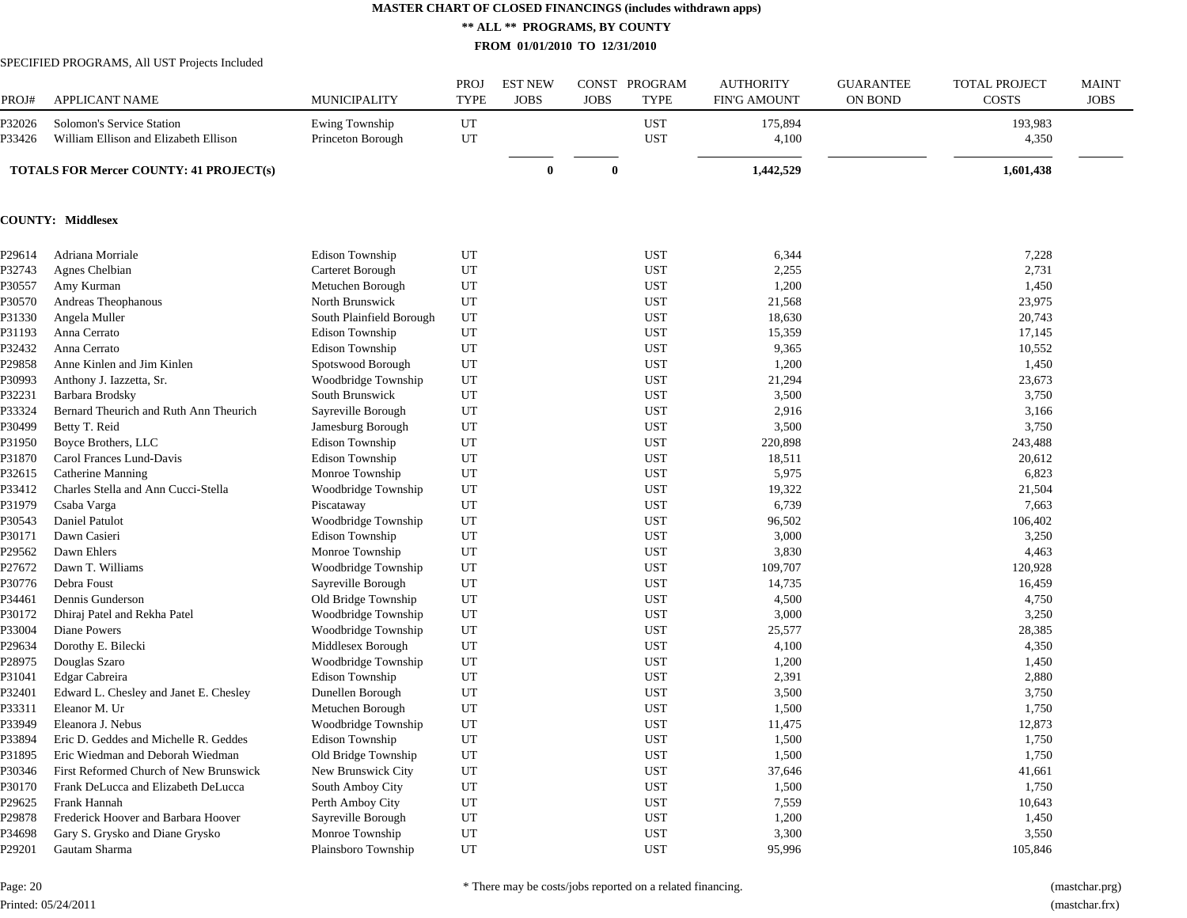# MASTER CHART OF CLOSED FINANCINGS (includes withdrawn apps)

## ** ALL ** PROGRAMS, BY COUNTY

### FROM 01/01/2010 TO 12/31/2010

SPECIFIED PROGRAMS, All UST Projects Included

| PROJ# | APPLICANT NAME | MUNICIPALITY | PROJ TYPE | EST NEW JOBS | CONST JOBS | PROGRAM TYPE | AUTHORITY FIN'G AMOUNT | GUARANTEE ON BOND | TOTAL PROJECT COSTS | MAINT JOBS |
|---|---|---|---|---|---|---|---|---|---|---|
| P32026 | Solomon's Service Station | Ewing Township | UT | | | UST | 175,894 | | 193,983 | |
| P33426 | William Ellison and Elizabeth Ellison | Princeton Borough | UT | | | UST | 4,100 | | 4,350 | |
| **TOTALS FOR Mercer COUNTY: 41 PROJECT(s)** | | | | **0** | **0** | | **1,442,529** | | **1,601,438** | |

**COUNTY: Middlesex**

| PROJ# | APPLICANT NAME | MUNICIPALITY | PROJ TYPE | EST NEW JOBS | CONST JOBS | PROGRAM TYPE | AUTHORITY FIN'G AMOUNT | GUARANTEE ON BOND | TOTAL PROJECT COSTS | MAINT JOBS |
|---|---|---|---|---|---|---|---|---|---|---|
| P29614 | Adriana Morriale | Edison Township | UT | | | UST | 6,344 | | 7,228 | |
| P32743 | Agnes Chelbian | Carteret Borough | UT | | | UST | 2,255 | | 2,731 | |
| P30557 | Amy Kurman | Metuchen Borough | UT | | | UST | 1,200 | | 1,450 | |
| P30570 | Andreas Theophanous | North Brunswick | UT | | | UST | 21,568 | | 23,975 | |
| P31330 | Angela Muller | South Plainfield Borough | UT | | | UST | 18,630 | | 20,743 | |
| P31193 | Anna Cerrato | Edison Township | UT | | | UST | 15,359 | | 17,145 | |
| P32432 | Anna Cerrato | Edison Township | UT | | | UST | 9,365 | | 10,552 | |
| P29858 | Anne Kinlen and Jim Kinlen | Spotswood Borough | UT | | | UST | 1,200 | | 1,450 | |
| P30993 | Anthony J. Iazzetta, Sr. | Woodbridge Township | UT | | | UST | 21,294 | | 23,673 | |
| P32231 | Barbara Brodsky | South Brunswick | UT | | | UST | 3,500 | | 3,750 | |
| P33324 | Bernard Theurich and Ruth Ann Theurich | Sayreville Borough | UT | | | UST | 2,916 | | 3,166 | |
| P30499 | Betty T. Reid | Jamesburg Borough | UT | | | UST | 3,500 | | 3,750 | |
| P31950 | Boyce Brothers, LLC | Edison Township | UT | | | UST | 220,898 | | 243,488 | |
| P31870 | Carol Frances Lund-Davis | Edison Township | UT | | | UST | 18,511 | | 20,612 | |
| P32615 | Catherine Manning | Monroe Township | UT | | | UST | 5,975 | | 6,823 | |
| P33412 | Charles Stella and Ann Cucci-Stella | Woodbridge Township | UT | | | UST | 19,322 | | 21,504 | |
| P31979 | Csaba Varga | Piscataway | UT | | | UST | 6,739 | | 7,663 | |
| P30543 | Daniel Patulot | Woodbridge Township | UT | | | UST | 96,502 | | 106,402 | |
| P30171 | Dawn Casieri | Edison Township | UT | | | UST | 3,000 | | 3,250 | |
| P29562 | Dawn Ehlers | Monroe Township | UT | | | UST | 3,830 | | 4,463 | |
| P27672 | Dawn T. Williams | Woodbridge Township | UT | | | UST | 109,707 | | 120,928 | |
| P30776 | Debra Foust | Sayreville Borough | UT | | | UST | 14,735 | | 16,459 | |
| P34461 | Dennis Gunderson | Old Bridge Township | UT | | | UST | 4,500 | | 4,750 | |
| P30172 | Dhiraj Patel and Rekha Patel | Woodbridge Township | UT | | | UST | 3,000 | | 3,250 | |
| P33004 | Diane Powers | Woodbridge Township | UT | | | UST | 25,577 | | 28,385 | |
| P29634 | Dorothy E. Bilecki | Middlesex Borough | UT | | | UST | 4,100 | | 4,350 | |
| P28975 | Douglas Szaro | Woodbridge Township | UT | | | UST | 1,200 | | 1,450 | |
| P31041 | Edgar Cabreira | Edison Township | UT | | | UST | 2,391 | | 2,880 | |
| P32401 | Edward L. Chesley and Janet E. Chesley | Dunellen Borough | UT | | | UST | 3,500 | | 3,750 | |
| P33311 | Eleanor M. Ur | Metuchen Borough | UT | | | UST | 1,500 | | 1,750 | |
| P33949 | Eleanora J. Nebus | Woodbridge Township | UT | | | UST | 11,475 | | 12,873 | |
| P33894 | Eric D. Geddes and Michelle R. Geddes | Edison Township | UT | | | UST | 1,500 | | 1,750 | |
| P31895 | Eric Wiedman and Deborah Wiedman | Old Bridge Township | UT | | | UST | 1,500 | | 1,750 | |
| P30346 | First Reformed Church of New Brunswick | New Brunswick City | UT | | | UST | 37,646 | | 41,661 | |
| P30170 | Frank DeLucca and Elizabeth DeLucca | South Amboy City | UT | | | UST | 1,500 | | 1,750 | |
| P29625 | Frank Hannah | Perth Amboy City | UT | | | UST | 7,559 | | 10,643 | |
| P29878 | Frederick Hoover and Barbara Hoover | Sayreville Borough | UT | | | UST | 1,200 | | 1,450 | |
| P34698 | Gary S. Grysko and Diane Grysko | Monroe Township | UT | | | UST | 3,300 | | 3,550 | |
| P29201 | Gautam Sharma | Plainsboro Township | UT | | | UST | 95,996 | | 105,846 | |

* There may be costs/jobs reported on a related financing.

Printed: 05/24/2011

(mastchar.prg)
(mastchar.frx)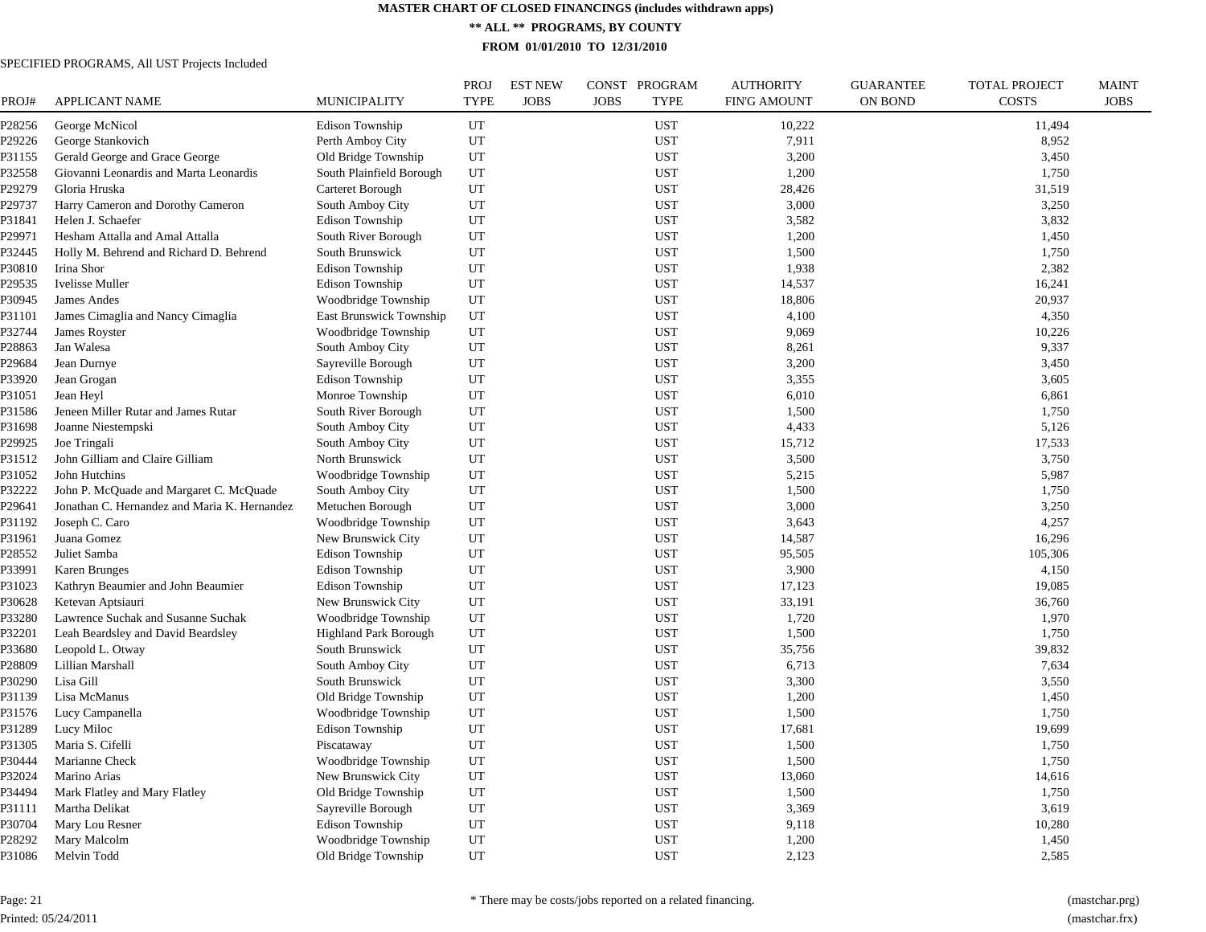# MASTER CHART OF CLOSED FINANCINGS (includes withdrawn apps)

## ** ALL ** PROGRAMS, BY COUNTY

### FROM 01/01/2010 TO 12/31/2010

SPECIFIED PROGRAMS, All UST Projects Included

| PROJ# | APPLICANT NAME | MUNICIPALITY | PROJ TYPE | EST NEW JOBS | CONST JOBS | PROGRAM TYPE | AUTHORITY FIN'G AMOUNT | GUARANTEE ON BOND | TOTAL PROJECT COSTS | MAINT JOBS |
|---|---|---|---|---|---|---|---|---|---|---|
| P28256 | George McNicol | Edison Township | UT | | | UST | 10,222 | | 11,494 | |
| P29226 | George Stankovich | Perth Amboy City | UT | | | UST | 7,911 | | 8,952 | |
| P31155 | Gerald George and Grace George | Old Bridge Township | UT | | | UST | 3,200 | | 3,450 | |
| P32558 | Giovanni Leonardis and Marta Leonardis | South Plainfield Borough | UT | | | UST | 1,200 | | 1,750 | |
| P29279 | Gloria Hruska | Carteret Borough | UT | | | UST | 28,426 | | 31,519 | |
| P29737 | Harry Cameron and Dorothy Cameron | South Amboy City | UT | | | UST | 3,000 | | 3,250 | |
| P31841 | Helen J. Schaefer | Edison Township | UT | | | UST | 3,582 | | 3,832 | |
| P29971 | Hesham Attalla and Amal Attalla | South River Borough | UT | | | UST | 1,200 | | 1,450 | |
| P32445 | Holly M. Behrend and Richard D. Behrend | South Brunswick | UT | | | UST | 1,500 | | 1,750 | |
| P30810 | Irina Shor | Edison Township | UT | | | UST | 1,938 | | 2,382 | |
| P29535 | Ivelisse Muller | Edison Township | UT | | | UST | 14,537 | | 16,241 | |
| P30945 | James Andes | Woodbridge Township | UT | | | UST | 18,806 | | 20,937 | |
| P31101 | James Cimaglia and Nancy Cimaglia | East Brunswick Township | UT | | | UST | 4,100 | | 4,350 | |
| P32744 | James Royster | Woodbridge Township | UT | | | UST | 9,069 | | 10,226 | |
| P28863 | Jan Walesa | South Amboy City | UT | | | UST | 8,261 | | 9,337 | |
| P29684 | Jean Durnye | Sayreville Borough | UT | | | UST | 3,200 | | 3,450 | |
| P33920 | Jean Grogan | Edison Township | UT | | | UST | 3,355 | | 3,605 | |
| P31051 | Jean Heyl | Monroe Township | UT | | | UST | 6,010 | | 6,861 | |
| P31586 | Jeneen Miller Rutar and James Rutar | South River Borough | UT | | | UST | 1,500 | | 1,750 | |
| P31698 | Joanne Niestempski | South Amboy City | UT | | | UST | 4,433 | | 5,126 | |
| P29925 | Joe Tringali | South Amboy City | UT | | | UST | 15,712 | | 17,533 | |
| P31512 | John Gilliam and Claire Gilliam | North Brunswick | UT | | | UST | 3,500 | | 3,750 | |
| P31052 | John Hutchins | Woodbridge Township | UT | | | UST | 5,215 | | 5,987 | |
| P32222 | John P. McQuade and Margaret C. McQuade | South Amboy City | UT | | | UST | 1,500 | | 1,750 | |
| P29641 | Jonathan C. Hernandez and Maria K. Hernandez | Metuchen Borough | UT | | | UST | 3,000 | | 3,250 | |
| P31192 | Joseph C. Caro | Woodbridge Township | UT | | | UST | 3,643 | | 4,257 | |
| P31961 | Juana Gomez | New Brunswick City | UT | | | UST | 14,587 | | 16,296 | |
| P28552 | Juliet Samba | Edison Township | UT | | | UST | 95,505 | | 105,306 | |
| P33991 | Karen Brunges | Edison Township | UT | | | UST | 3,900 | | 4,150 | |
| P31023 | Kathryn Beaumier and John Beaumier | Edison Township | UT | | | UST | 17,123 | | 19,085 | |
| P30628 | Ketevan Aptsiauri | New Brunswick City | UT | | | UST | 33,191 | | 36,760 | |
| P33280 | Lawrence Suchak and Susanne Suchak | Woodbridge Township | UT | | | UST | 1,720 | | 1,970 | |
| P32201 | Leah Beardsley and David Beardsley | Highland Park Borough | UT | | | UST | 1,500 | | 1,750 | |
| P33680 | Leopold L. Otway | South Brunswick | UT | | | UST | 35,756 | | 39,832 | |
| P28809 | Lillian Marshall | South Amboy City | UT | | | UST | 6,713 | | 7,634 | |
| P30290 | Lisa Gill | South Brunswick | UT | | | UST | 3,300 | | 3,550 | |
| P31139 | Lisa McManus | Old Bridge Township | UT | | | UST | 1,200 | | 1,450 | |
| P31576 | Lucy Campanella | Woodbridge Township | UT | | | UST | 1,500 | | 1,750 | |
| P31289 | Lucy Miloc | Edison Township | UT | | | UST | 17,681 | | 19,699 | |
| P31305 | Maria S. Cifelli | Piscataway | UT | | | UST | 1,500 | | 1,750 | |
| P30444 | Marianne Check | Woodbridge Township | UT | | | UST | 1,500 | | 1,750 | |
| P32024 | Marino Arias | New Brunswick City | UT | | | UST | 13,060 | | 14,616 | |
| P34494 | Mark Flatley and Mary Flatley | Old Bridge Township | UT | | | UST | 1,500 | | 1,750 | |
| P31111 | Martha Delikat | Sayreville Borough | UT | | | UST | 3,369 | | 3,619 | |
| P30704 | Mary Lou Resner | Edison Township | UT | | | UST | 9,118 | | 10,280 | |
| P28292 | Mary Malcolm | Woodbridge Township | UT | | | UST | 1,200 | | 1,450 | |
| P31086 | Melvin Todd | Old Bridge Township | UT | | | UST | 2,123 | | 2,585 | |

* There may be costs/jobs reported on a related financing.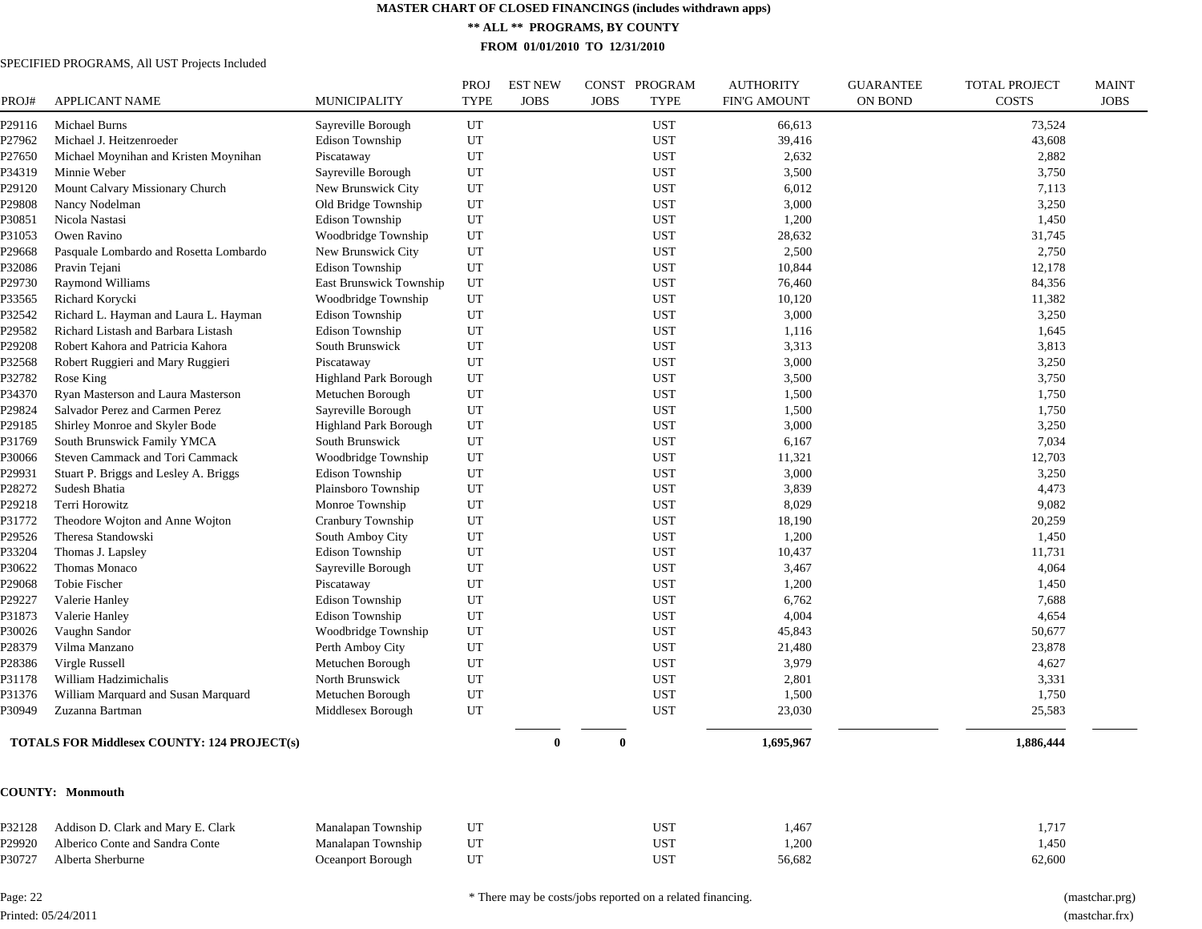# MASTER CHART OF CLOSED FINANCINGS (includes withdrawn apps)

## ** ALL ** PROGRAMS, BY COUNTY

### FROM 01/01/2010 TO 12/31/2010

SPECIFIED PROGRAMS, All UST Projects Included

| PROJ# | APPLICANT NAME | MUNICIPALITY | PROJ TYPE | EST NEW JOBS | CONST JOBS | PROGRAM TYPE | AUTHORITY FIN'G AMOUNT | GUARANTEE ON BOND | TOTAL PROJECT COSTS | MAINT JOBS |
|---|---|---|---|---|---|---|---|---|---|---|
| P29116 | Michael Burns | Sayreville Borough | UT | | | UST | 66,613 | | 73,524 | |
| P27962 | Michael J. Heitzenroeder | Edison Township | UT | | | UST | 39,416 | | 43,608 | |
| P27650 | Michael Moynihan and Kristen Moynihan | Piscataway | UT | | | UST | 2,632 | | 2,882 | |
| P34319 | Minnie Weber | Sayreville Borough | UT | | | UST | 3,500 | | 3,750 | |
| P29120 | Mount Calvary Missionary Church | New Brunswick City | UT | | | UST | 6,012 | | 7,113 | |
| P29808 | Nancy Nodelman | Old Bridge Township | UT | | | UST | 3,000 | | 3,250 | |
| P30851 | Nicola Nastasi | Edison Township | UT | | | UST | 1,200 | | 1,450 | |
| P31053 | Owen Ravino | Woodbridge Township | UT | | | UST | 28,632 | | 31,745 | |
| P29668 | Pasquale Lombardo and Rosetta Lombardo | New Brunswick City | UT | | | UST | 2,500 | | 2,750 | |
| P32086 | Pravin Tejani | Edison Township | UT | | | UST | 10,844 | | 12,178 | |
| P29730 | Raymond Williams | East Brunswick Township | UT | | | UST | 76,460 | | 84,356 | |
| P33565 | Richard Korycki | Woodbridge Township | UT | | | UST | 10,120 | | 11,382 | |
| P32542 | Richard L. Hayman and Laura L. Hayman | Edison Township | UT | | | UST | 3,000 | | 3,250 | |
| P29582 | Richard Listash and Barbara Listash | Edison Township | UT | | | UST | 1,116 | | 1,645 | |
| P29208 | Robert Kahora and Patricia Kahora | South Brunswick | UT | | | UST | 3,313 | | 3,813 | |
| P32568 | Robert Ruggieri and Mary Ruggieri | Piscataway | UT | | | UST | 3,000 | | 3,250 | |
| P32782 | Rose King | Highland Park Borough | UT | | | UST | 3,500 | | 3,750 | |
| P34370 | Ryan Masterson and Laura Masterson | Metuchen Borough | UT | | | UST | 1,500 | | 1,750 | |
| P29824 | Salvador Perez and Carmen Perez | Sayreville Borough | UT | | | UST | 1,500 | | 1,750 | |
| P29185 | Shirley Monroe and Skyler Bode | Highland Park Borough | UT | | | UST | 3,000 | | 3,250 | |
| P31769 | South Brunswick Family YMCA | South Brunswick | UT | | | UST | 6,167 | | 7,034 | |
| P30066 | Steven Cammack and Tori Cammack | Woodbridge Township | UT | | | UST | 11,321 | | 12,703 | |
| P29931 | Stuart P. Briggs and Lesley A. Briggs | Edison Township | UT | | | UST | 3,000 | | 3,250 | |
| P28272 | Sudesh Bhatia | Plainsboro Township | UT | | | UST | 3,839 | | 4,473 | |
| P29218 | Terri Horowitz | Monroe Township | UT | | | UST | 8,029 | | 9,082 | |
| P31772 | Theodore Wojton and Anne Wojton | Cranbury Township | UT | | | UST | 18,190 | | 20,259 | |
| P29526 | Theresa Standowski | South Amboy City | UT | | | UST | 1,200 | | 1,450 | |
| P33204 | Thomas J. Lapsley | Edison Township | UT | | | UST | 10,437 | | 11,731 | |
| P30622 | Thomas Monaco | Sayreville Borough | UT | | | UST | 3,467 | | 4,064 | |
| P29068 | Tobie Fischer | Piscataway | UT | | | UST | 1,200 | | 1,450 | |
| P29227 | Valerie Hanley | Edison Township | UT | | | UST | 6,762 | | 7,688 | |
| P31873 | Valerie Hanley | Edison Township | UT | | | UST | 4,004 | | 4,654 | |
| P30026 | Vaughn Sandor | Woodbridge Township | UT | | | UST | 45,843 | | 50,677 | |
| P28379 | Vilma Manzano | Perth Amboy City | UT | | | UST | 21,480 | | 23,878 | |
| P28386 | Virgle Russell | Metuchen Borough | UT | | | UST | 3,979 | | 4,627 | |
| P31178 | William Hadzimichalis | North Brunswick | UT | | | UST | 2,801 | | 3,331 | |
| P31376 | William Marquard and Susan Marquard | Metuchen Borough | UT | | | UST | 1,500 | | 1,750 | |
| P30949 | Zuzanna Bartman | Middlesex Borough | UT | | | UST | 23,030 | | 25,583 | |
| **TOTALS FOR Middlesex COUNTY: 124 PROJECT(s)** | | | | **0** | **0** | | **1,695,967** | | **1,886,444** | |

**COUNTY: Monmouth**

| PROJ# | APPLICANT NAME | MUNICIPALITY | PROJ TYPE | EST NEW JOBS | CONST JOBS | PROGRAM TYPE | AUTHORITY FIN'G AMOUNT | GUARANTEE ON BOND | TOTAL PROJECT COSTS | MAINT JOBS |
|---|---|---|---|---|---|---|---|---|---|---|
| P32128 | Addison D. Clark and Mary E. Clark | Manalapan Township | UT | | | UST | 1,467 | | 1,717 | |
| P29920 | Alberico Conte and Sandra Conte | Manalapan Township | UT | | | UST | 1,200 | | 1,450 | |
| P30727 | Alberta Sherburne | Oceanport Borough | UT | | | UST | 56,682 | | 62,600 | |

* There may be costs/jobs reported on a related financing.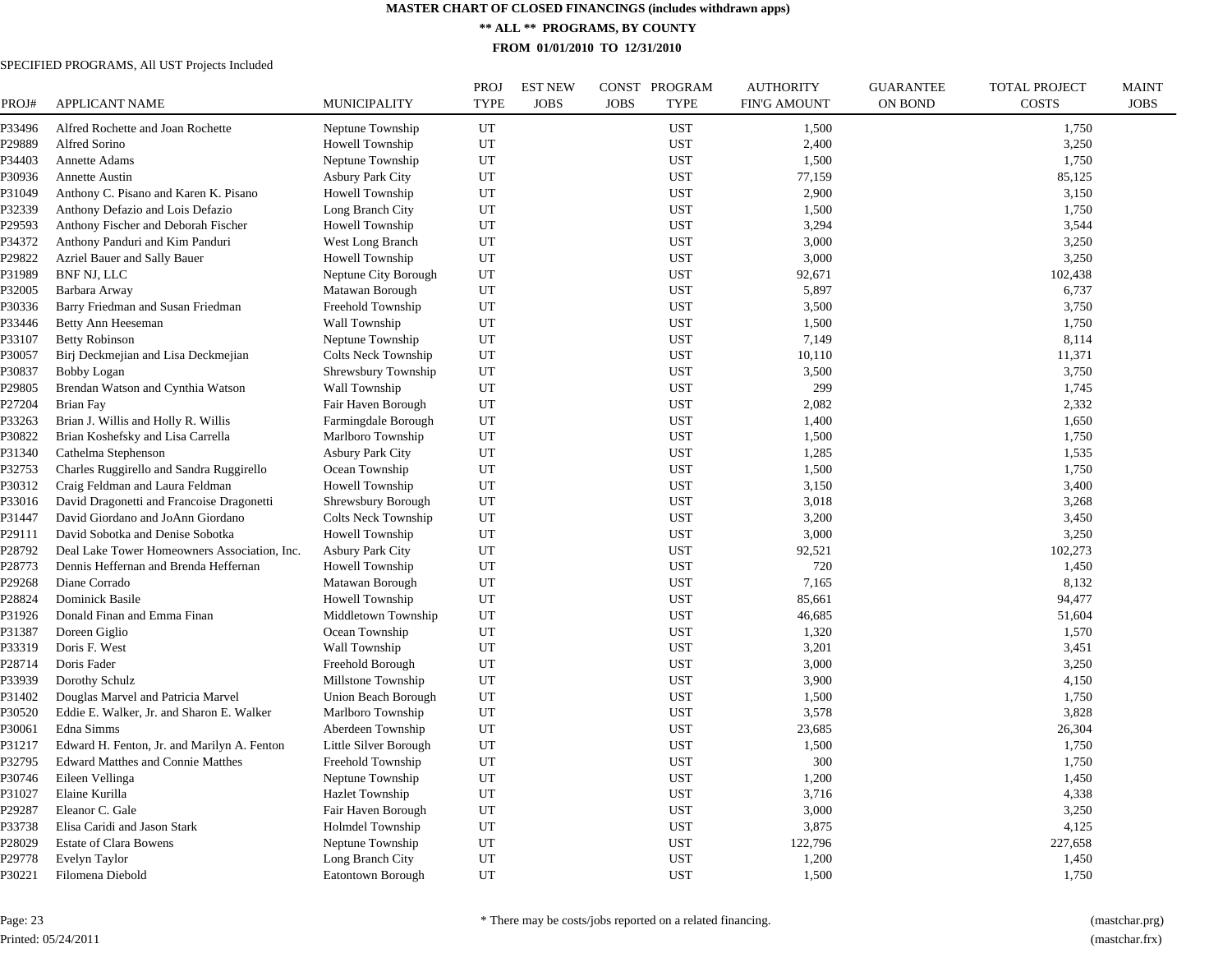**MASTER CHART OF CLOSED FINANCINGS (includes withdrawn apps)**

**\*\* ALL \*\* PROGRAMS, BY COUNTY**

**FROM 01/01/2010 TO 12/31/2010**

SPECIFIED PROGRAMS, All UST Projects Included

| PROJ# | APPLICANT NAME | MUNICIPALITY | PROJ TYPE | EST NEW JOBS | CONST JOBS | PROGRAM TYPE | AUTHORITY FIN'G AMOUNT | GUARANTEE ON BOND | TOTAL PROJECT COSTS | MAINT JOBS |
|---|---|---|---|---|---|---|---|---|---|---|
| P33496 | Alfred Rochette and Joan Rochette | Neptune Township | UT | | | UST | 1,500 | | 1,750 | |
| P29889 | Alfred Sorino | Howell Township | UT | | | UST | 2,400 | | 3,250 | |
| P34403 | Annette Adams | Neptune Township | UT | | | UST | 1,500 | | 1,750 | |
| P30936 | Annette Austin | Asbury Park City | UT | | | UST | 77,159 | | 85,125 | |
| P31049 | Anthony C. Pisano and Karen K. Pisano | Howell Township | UT | | | UST | 2,900 | | 3,150 | |
| P32339 | Anthony Defazio and Lois Defazio | Long Branch City | UT | | | UST | 1,500 | | 1,750 | |
| P29593 | Anthony Fischer and Deborah Fischer | Howell Township | UT | | | UST | 3,294 | | 3,544 | |
| P34372 | Anthony Panduri and Kim Panduri | West Long Branch | UT | | | UST | 3,000 | | 3,250 | |
| P29822 | Azriel Bauer and Sally Bauer | Howell Township | UT | | | UST | 3,000 | | 3,250 | |
| P31989 | BNF NJ, LLC | Neptune City Borough | UT | | | UST | 92,671 | | 102,438 | |
| P32005 | Barbara Arway | Matawan Borough | UT | | | UST | 5,897 | | 6,737 | |
| P30336 | Barry Friedman and Susan Friedman | Freehold Township | UT | | | UST | 3,500 | | 3,750 | |
| P33446 | Betty Ann Heeseman | Wall Township | UT | | | UST | 1,500 | | 1,750 | |
| P33107 | Betty Robinson | Neptune Township | UT | | | UST | 7,149 | | 8,114 | |
| P30057 | Birj Deckmejian and Lisa Deckmejian | Colts Neck Township | UT | | | UST | 10,110 | | 11,371 | |
| P30837 | Bobby Logan | Shrewsbury Township | UT | | | UST | 3,500 | | 3,750 | |
| P29805 | Brendan Watson and Cynthia Watson | Wall Township | UT | | | UST | 299 | | 1,745 | |
| P27204 | Brian Fay | Fair Haven Borough | UT | | | UST | 2,082 | | 2,332 | |
| P33263 | Brian J. Willis and Holly R. Willis | Farmingdale Borough | UT | | | UST | 1,400 | | 1,650 | |
| P30822 | Brian Koshefsky and Lisa Carrella | Marlboro Township | UT | | | UST | 1,500 | | 1,750 | |
| P31340 | Cathelma Stephenson | Asbury Park City | UT | | | UST | 1,285 | | 1,535 | |
| P32753 | Charles Ruggirello and Sandra Ruggirello | Ocean Township | UT | | | UST | 1,500 | | 1,750 | |
| P30312 | Craig Feldman and Laura Feldman | Howell Township | UT | | | UST | 3,150 | | 3,400 | |
| P33016 | David Dragonetti and Francoise Dragonetti | Shrewsbury Borough | UT | | | UST | 3,018 | | 3,268 | |
| P31447 | David Giordano and JoAnn Giordano | Colts Neck Township | UT | | | UST | 3,200 | | 3,450 | |
| P29111 | David Sobotka and Denise Sobotka | Howell Township | UT | | | UST | 3,000 | | 3,250 | |
| P28792 | Deal Lake Tower Homeowners Association, Inc. | Asbury Park City | UT | | | UST | 92,521 | | 102,273 | |
| P28773 | Dennis Heffernan and Brenda Heffernan | Howell Township | UT | | | UST | 720 | | 1,450 | |
| P29268 | Diane Corrado | Matawan Borough | UT | | | UST | 7,165 | | 8,132 | |
| P28824 | Dominick Basile | Howell Township | UT | | | UST | 85,661 | | 94,477 | |
| P31926 | Donald Finan and Emma Finan | Middletown Township | UT | | | UST | 46,685 | | 51,604 | |
| P31387 | Doreen Giglio | Ocean Township | UT | | | UST | 1,320 | | 1,570 | |
| P33319 | Doris F. West | Wall Township | UT | | | UST | 3,201 | | 3,451 | |
| P28714 | Doris Fader | Freehold Borough | UT | | | UST | 3,000 | | 3,250 | |
| P33939 | Dorothy Schulz | Millstone Township | UT | | | UST | 3,900 | | 4,150 | |
| P31402 | Douglas Marvel and Patricia Marvel | Union Beach Borough | UT | | | UST | 1,500 | | 1,750 | |
| P30520 | Eddie E. Walker, Jr. and Sharon E. Walker | Marlboro Township | UT | | | UST | 3,578 | | 3,828 | |
| P30061 | Edna Simms | Aberdeen Township | UT | | | UST | 23,685 | | 26,304 | |
| P31217 | Edward H. Fenton, Jr. and Marilyn A. Fenton | Little Silver Borough | UT | | | UST | 1,500 | | 1,750 | |
| P32795 | Edward Matthes and Connie Matthes | Freehold Township | UT | | | UST | 300 | | 1,750 | |
| P30746 | Eileen Vellinga | Neptune Township | UT | | | UST | 1,200 | | 1,450 | |
| P31027 | Elaine Kurilla | Hazlet Township | UT | | | UST | 3,716 | | 4,338 | |
| P29287 | Eleanor C. Gale | Fair Haven Borough | UT | | | UST | 3,000 | | 3,250 | |
| P33738 | Elisa Caridi and Jason Stark | Holmdel Township | UT | | | UST | 3,875 | | 4,125 | |
| P28029 | Estate of Clara Bowens | Neptune Township | UT | | | UST | 122,796 | | 227,658 | |
| P29778 | Evelyn Taylor | Long Branch City | UT | | | UST | 1,200 | | 1,450 | |
| P30221 | Filomena Diebold | Eatontown Borough | UT | | | UST | 1,500 | | 1,750 | |

Page: 23

Printed: 05/24/2011

\* There may be costs/jobs reported on a related financing.

(mastchar.prg)

(mastchar.frx)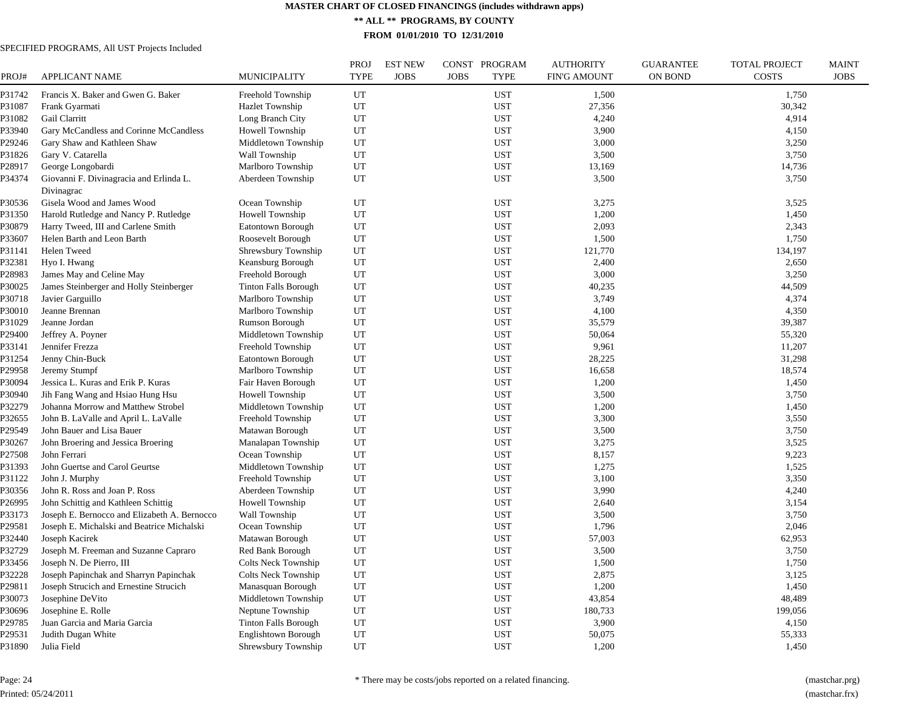# MASTER CHART OF CLOSED FINANCINGS (includes withdrawn apps)

## ** ALL ** PROGRAMS, BY COUNTY

### FROM 01/01/2010 TO 12/31/2010

SPECIFIED PROGRAMS, All UST Projects Included

| PROJ# | APPLICANT NAME | MUNICIPALITY | PROJ TYPE | EST NEW JOBS | CONST JOBS | PROGRAM TYPE | AUTHORITY FIN'G AMOUNT | GUARANTEE ON BOND | TOTAL PROJECT COSTS | MAINT JOBS |
|---|---|---|---|---|---|---|---|---|---|---|
| P31742 | Francis X. Baker and Gwen G. Baker | Freehold Township | UT | | | UST | 1,500 | | 1,750 | |
| P31087 | Frank Gyarmati | Hazlet Township | UT | | | UST | 27,356 | | 30,342 | |
| P31082 | Gail Clarritt | Long Branch City | UT | | | UST | 4,240 | | 4,914 | |
| P33940 | Gary McCandless and Corinne McCandless | Howell Township | UT | | | UST | 3,900 | | 4,150 | |
| P29246 | Gary Shaw and Kathleen Shaw | Middletown Township | UT | | | UST | 3,000 | | 3,250 | |
| P31826 | Gary V. Catarella | Wall Township | UT | | | UST | 3,500 | | 3,750 | |
| P28917 | George Longobardi | Marlboro Township | UT | | | UST | 13,169 | | 14,736 | |
| P34374 | Giovanni F. Divinagracia and Erlinda L. Divinagrac | Aberdeen Township | UT | | | UST | 3,500 | | 3,750 | |
| P30536 | Gisela Wood and James Wood | Ocean Township | UT | | | UST | 3,275 | | 3,525 | |
| P31350 | Harold Rutledge and Nancy P. Rutledge | Howell Township | UT | | | UST | 1,200 | | 1,450 | |
| P30879 | Harry Tweed, III and Carlene Smith | Eatontown Borough | UT | | | UST | 2,093 | | 2,343 | |
| P33607 | Helen Barth and Leon Barth | Roosevelt Borough | UT | | | UST | 1,500 | | 1,750 | |
| P31141 | Helen Tweed | Shrewsbury Township | UT | | | UST | 121,770 | | 134,197 | |
| P32381 | Hyo I. Hwang | Keansburg Borough | UT | | | UST | 2,400 | | 2,650 | |
| P28983 | James May and Celine May | Freehold Borough | UT | | | UST | 3,000 | | 3,250 | |
| P30025 | James Steinberger and Holly Steinberger | Tinton Falls Borough | UT | | | UST | 40,235 | | 44,509 | |
| P30718 | Javier Garguillo | Marlboro Township | UT | | | UST | 3,749 | | 4,374 | |
| P30010 | Jeanne Brennan | Marlboro Township | UT | | | UST | 4,100 | | 4,350 | |
| P31029 | Jeanne Jordan | Rumson Borough | UT | | | UST | 35,579 | | 39,387 | |
| P29400 | Jeffrey A. Poyner | Middletown Township | UT | | | UST | 50,064 | | 55,320 | |
| P33141 | Jennifer Frezza | Freehold Township | UT | | | UST | 9,961 | | 11,207 | |
| P31254 | Jenny Chin-Buck | Eatontown Borough | UT | | | UST | 28,225 | | 31,298 | |
| P29958 | Jeremy Stumpf | Marlboro Township | UT | | | UST | 16,658 | | 18,574 | |
| P30094 | Jessica L. Kuras and Erik P. Kuras | Fair Haven Borough | UT | | | UST | 1,200 | | 1,450 | |
| P30940 | Jih Fang Wang and Hsiao Hung Hsu | Howell Township | UT | | | UST | 3,500 | | 3,750 | |
| P32279 | Johanna Morrow and Matthew Strobel | Middletown Township | UT | | | UST | 1,200 | | 1,450 | |
| P32655 | John B. LaValle and April L. LaValle | Freehold Township | UT | | | UST | 3,300 | | 3,550 | |
| P29549 | John Bauer and Lisa Bauer | Matawan Borough | UT | | | UST | 3,500 | | 3,750 | |
| P30267 | John Broering and Jessica Broering | Manalapan Township | UT | | | UST | 3,275 | | 3,525 | |
| P27508 | John Ferrari | Ocean Township | UT | | | UST | 8,157 | | 9,223 | |
| P31393 | John Guertse and Carol Geurtse | Middletown Township | UT | | | UST | 1,275 | | 1,525 | |
| P31122 | John J. Murphy | Freehold Township | UT | | | UST | 3,100 | | 3,350 | |
| P30356 | John R. Ross and Joan P. Ross | Aberdeen Township | UT | | | UST | 3,990 | | 4,240 | |
| P26995 | John Schittig and Kathleen Schittig | Howell Township | UT | | | UST | 2,640 | | 3,154 | |
| P33173 | Joseph E. Bernocco and Elizabeth A. Bernocco | Wall Township | UT | | | UST | 3,500 | | 3,750 | |
| P29581 | Joseph E. Michalski and Beatrice Michalski | Ocean Township | UT | | | UST | 1,796 | | 2,046 | |
| P32440 | Joseph Kacirek | Matawan Borough | UT | | | UST | 57,003 | | 62,953 | |
| P32729 | Joseph M. Freeman and Suzanne Capraro | Red Bank Borough | UT | | | UST | 3,500 | | 3,750 | |
| P33456 | Joseph N. De Pierro, III | Colts Neck Township | UT | | | UST | 1,500 | | 1,750 | |
| P32228 | Joseph Papinchak and Sharryn Papinchak | Colts Neck Township | UT | | | UST | 2,875 | | 3,125 | |
| P29811 | Joseph Strucich and Ernestine Strucich | Manasquan Borough | UT | | | UST | 1,200 | | 1,450 | |
| P30073 | Josephine DeVito | Middletown Township | UT | | | UST | 43,854 | | 48,489 | |
| P30696 | Josephine E. Rolle | Neptune Township | UT | | | UST | 180,733 | | 199,056 | |
| P29785 | Juan Garcia and Maria Garcia | Tinton Falls Borough | UT | | | UST | 3,900 | | 4,150 | |
| P29531 | Judith Dugan White | Englishtown Borough | UT | | | UST | 50,075 | | 55,333 | |
| P31890 | Julia Field | Shrewsbury Township | UT | | | UST | 1,200 | | 1,450 | |

Page: 24

Printed: 05/24/2011

* There may be costs/jobs reported on a related financing.

(mastchar.prg)
(mastchar.frx)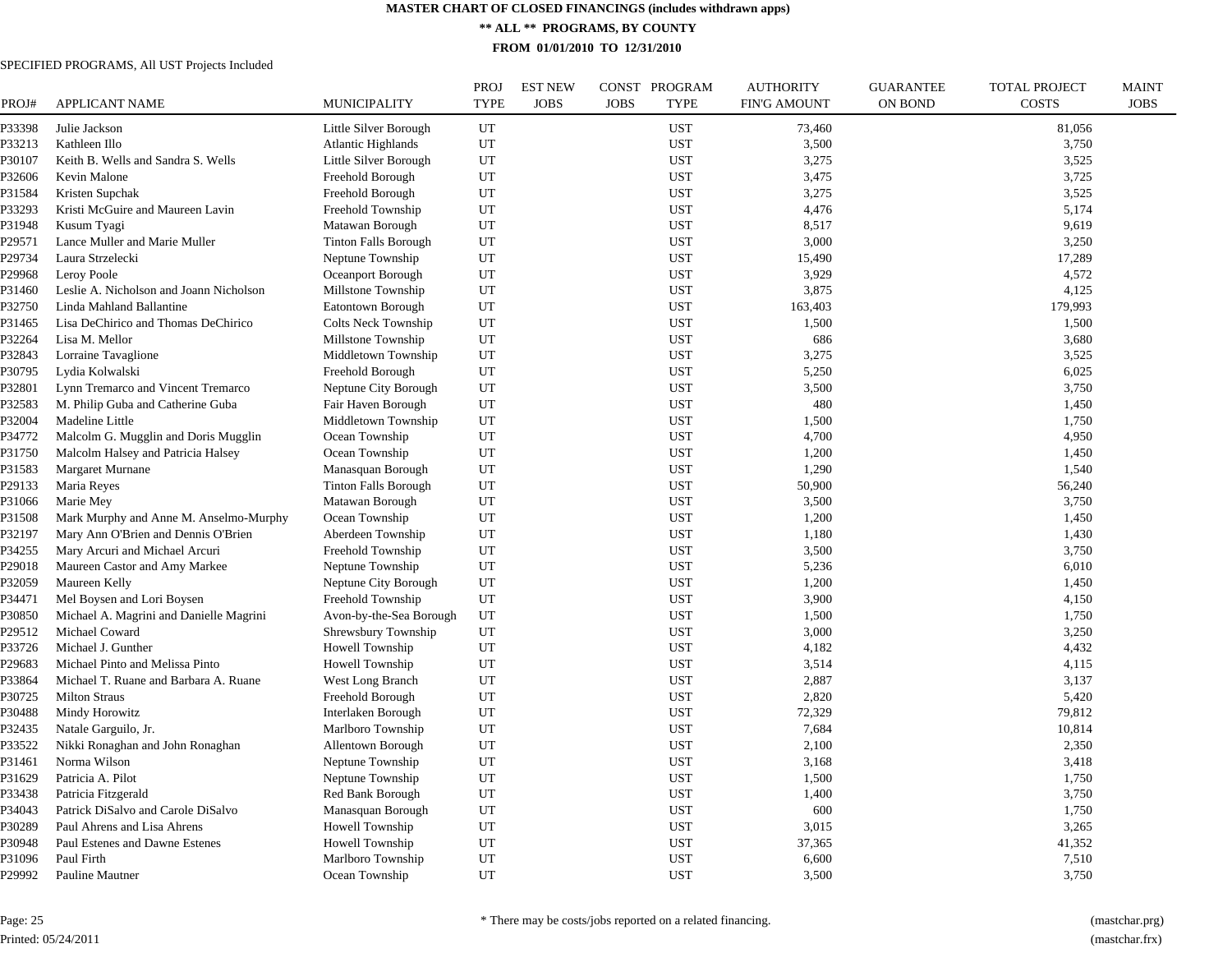# MASTER CHART OF CLOSED FINANCINGS (includes withdrawn apps)

## ** ALL ** PROGRAMS, BY COUNTY

### FROM 01/01/2010 TO 12/31/2010

SPECIFIED PROGRAMS, All UST Projects Included

| PROJ# | APPLICANT NAME | MUNICIPALITY | PROJ TYPE | EST NEW JOBS | CONST JOBS | PROGRAM TYPE | AUTHORITY FIN'G AMOUNT | GUARANTEE ON BOND | TOTAL PROJECT COSTS | MAINT JOBS |
|---|---|---|---|---|---|---|---|---|---|---|
| P33398 | Julie Jackson | Little Silver Borough | UT | | | UST | 73,460 | | 81,056 | |
| P33213 | Kathleen Illo | Atlantic Highlands | UT | | | UST | 3,500 | | 3,750 | |
| P30107 | Keith B. Wells and Sandra S. Wells | Little Silver Borough | UT | | | UST | 3,275 | | 3,525 | |
| P32606 | Kevin Malone | Freehold Borough | UT | | | UST | 3,475 | | 3,725 | |
| P31584 | Kristen Supchak | Freehold Borough | UT | | | UST | 3,275 | | 3,525 | |
| P33293 | Kristi McGuire and Maureen Lavin | Freehold Township | UT | | | UST | 4,476 | | 5,174 | |
| P31948 | Kusum Tyagi | Matawan Borough | UT | | | UST | 8,517 | | 9,619 | |
| P29571 | Lance Muller and Marie Muller | Tinton Falls Borough | UT | | | UST | 3,000 | | 3,250 | |
| P29734 | Laura Strzelecki | Neptune Township | UT | | | UST | 15,490 | | 17,289 | |
| P29968 | Leroy Poole | Oceanport Borough | UT | | | UST | 3,929 | | 4,572 | |
| P31460 | Leslie A. Nicholson and Joann Nicholson | Millstone Township | UT | | | UST | 3,875 | | 4,125 | |
| P32750 | Linda Mahland Ballantine | Eatontown Borough | UT | | | UST | 163,403 | | 179,993 | |
| P31465 | Lisa DeChirico and Thomas DeChirico | Colts Neck Township | UT | | | UST | 1,500 | | 1,500 | |
| P32264 | Lisa M. Mellor | Millstone Township | UT | | | UST | 686 | | 3,680 | |
| P32843 | Lorraine Tavaglione | Middletown Township | UT | | | UST | 3,275 | | 3,525 | |
| P30795 | Lydia Kolwalski | Freehold Borough | UT | | | UST | 5,250 | | 6,025 | |
| P32801 | Lynn Tremarco and Vincent Tremarco | Neptune City Borough | UT | | | UST | 3,500 | | 3,750 | |
| P32583 | M. Philip Guba and Catherine Guba | Fair Haven Borough | UT | | | UST | 480 | | 1,450 | |
| P32004 | Madeline Little | Middletown Township | UT | | | UST | 1,500 | | 1,750 | |
| P34772 | Malcolm G. Mugglin and Doris Mugglin | Ocean Township | UT | | | UST | 4,700 | | 4,950 | |
| P31750 | Malcolm Halsey and Patricia Halsey | Ocean Township | UT | | | UST | 1,200 | | 1,450 | |
| P31583 | Margaret Murnane | Manasquan Borough | UT | | | UST | 1,290 | | 1,540 | |
| P29133 | Maria Reyes | Tinton Falls Borough | UT | | | UST | 50,900 | | 56,240 | |
| P31066 | Marie Mey | Matawan Borough | UT | | | UST | 3,500 | | 3,750 | |
| P31508 | Mark Murphy and Anne M. Anselmo-Murphy | Ocean Township | UT | | | UST | 1,200 | | 1,450 | |
| P32197 | Mary Ann O'Brien and Dennis O'Brien | Aberdeen Township | UT | | | UST | 1,180 | | 1,430 | |
| P34255 | Mary Arcuri and Michael Arcuri | Freehold Township | UT | | | UST | 3,500 | | 3,750 | |
| P29018 | Maureen Castor and Amy Markee | Neptune Township | UT | | | UST | 5,236 | | 6,010 | |
| P32059 | Maureen Kelly | Neptune City Borough | UT | | | UST | 1,200 | | 1,450 | |
| P34471 | Mel Boysen and Lori Boysen | Freehold Township | UT | | | UST | 3,900 | | 4,150 | |
| P30850 | Michael A. Magrini and Danielle Magrini | Avon-by-the-Sea Borough | UT | | | UST | 1,500 | | 1,750 | |
| P29512 | Michael Coward | Shrewsbury Township | UT | | | UST | 3,000 | | 3,250 | |
| P33726 | Michael J. Gunther | Howell Township | UT | | | UST | 4,182 | | 4,432 | |
| P29683 | Michael Pinto and Melissa Pinto | Howell Township | UT | | | UST | 3,514 | | 4,115 | |
| P33864 | Michael T. Ruane and Barbara A. Ruane | West Long Branch | UT | | | UST | 2,887 | | 3,137 | |
| P30725 | Milton Straus | Freehold Borough | UT | | | UST | 2,820 | | 5,420 | |
| P30488 | Mindy Horowitz | Interlaken Borough | UT | | | UST | 72,329 | | 79,812 | |
| P32435 | Natale Garguilo, Jr. | Marlboro Township | UT | | | UST | 7,684 | | 10,814 | |
| P33522 | Nikki Ronaghan and John Ronaghan | Allentown Borough | UT | | | UST | 2,100 | | 2,350 | |
| P31461 | Norma Wilson | Neptune Township | UT | | | UST | 3,168 | | 3,418 | |
| P31629 | Patricia A. Pilot | Neptune Township | UT | | | UST | 1,500 | | 1,750 | |
| P33438 | Patricia Fitzgerald | Red Bank Borough | UT | | | UST | 1,400 | | 3,750 | |
| P34043 | Patrick DiSalvo and Carole DiSalvo | Manasquan Borough | UT | | | UST | 600 | | 1,750 | |
| P30289 | Paul Ahrens and Lisa Ahrens | Howell Township | UT | | | UST | 3,015 | | 3,265 | |
| P30948 | Paul Estenes and Dawne Estenes | Howell Township | UT | | | UST | 37,365 | | 41,352 | |
| P31096 | Paul Firth | Marlboro Township | UT | | | UST | 6,600 | | 7,510 | |
| P29992 | Pauline Mautner | Ocean Township | UT | | | UST | 3,500 | | 3,750 | |

Printed: 05/24/2011

* There may be costs/jobs reported on a related financing.

(mastchar.prg)
(mastchar.frx)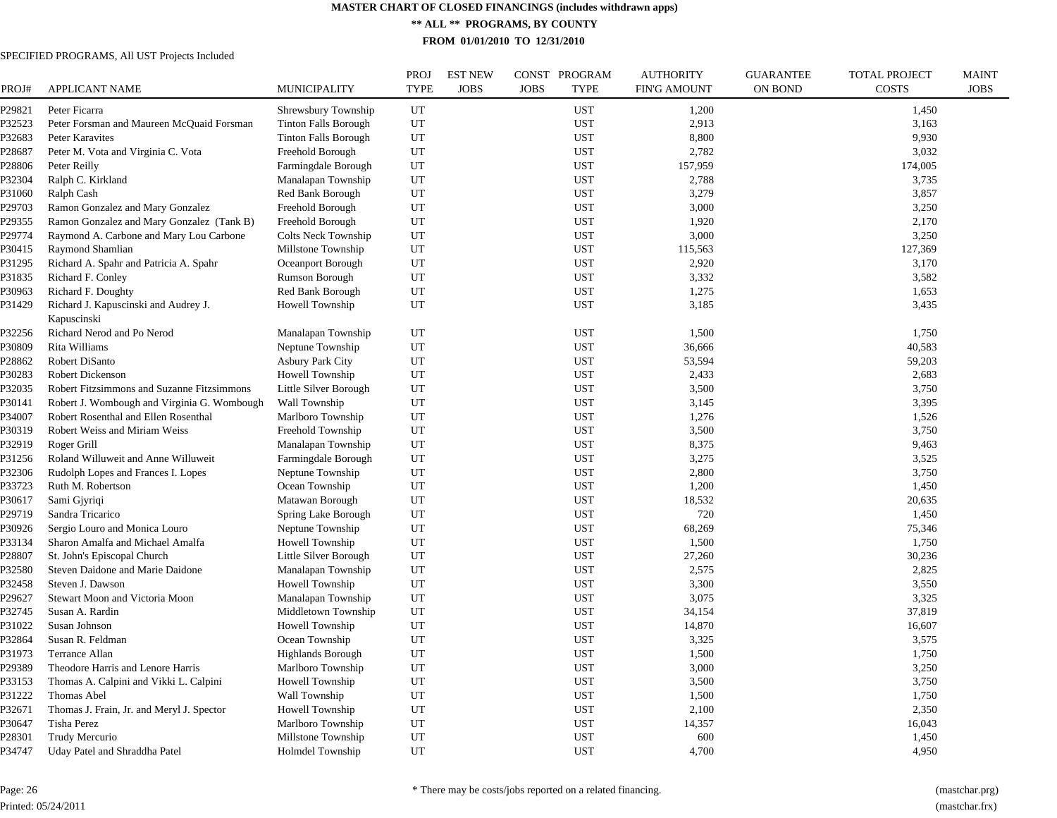# MASTER CHART OF CLOSED FINANCINGS (includes withdrawn apps)

## ** ALL ** PROGRAMS, BY COUNTY

### FROM 01/01/2010 TO 12/31/2010

SPECIFIED PROGRAMS, All UST Projects Included

| PROJ# | APPLICANT NAME | MUNICIPALITY | PROJ TYPE | EST NEW JOBS | CONST JOBS | PROGRAM TYPE | AUTHORITY FIN'G AMOUNT | GUARANTEE ON BOND | TOTAL PROJECT COSTS | MAINT JOBS |
|---|---|---|---|---|---|---|---|---|---|---|
| P29821 | Peter Ficarra | Shrewsbury Township | UT | | | UST | 1,200 | | 1,450 | |
| P32523 | Peter Forsman and Maureen McQuaid Forsman | Tinton Falls Borough | UT | | | UST | 2,913 | | 3,163 | |
| P32683 | Peter Karavites | Tinton Falls Borough | UT | | | UST | 8,800 | | 9,930 | |
| P28687 | Peter M. Vota and Virginia C. Vota | Freehold Borough | UT | | | UST | 2,782 | | 3,032 | |
| P28806 | Peter Reilly | Farmingdale Borough | UT | | | UST | 157,959 | | 174,005 | |
| P32304 | Ralph C. Kirkland | Manalapan Township | UT | | | UST | 2,788 | | 3,735 | |
| P31060 | Ralph Cash | Red Bank Borough | UT | | | UST | 3,279 | | 3,857 | |
| P29703 | Ramon Gonzalez and Mary Gonzalez | Freehold Borough | UT | | | UST | 3,000 | | 3,250 | |
| P29355 | Ramon Gonzalez and Mary Gonzalez (Tank B) | Freehold Borough | UT | | | UST | 1,920 | | 2,170 | |
| P29774 | Raymond A. Carbone and Mary Lou Carbone | Colts Neck Township | UT | | | UST | 3,000 | | 3,250 | |
| P30415 | Raymond Shamlian | Millstone Township | UT | | | UST | 115,563 | | 127,369 | |
| P31295 | Richard A. Spahr and Patricia A. Spahr | Oceanport Borough | UT | | | UST | 2,920 | | 3,170 | |
| P31835 | Richard F. Conley | Rumson Borough | UT | | | UST | 3,332 | | 3,582 | |
| P30963 | Richard F. Doughty | Red Bank Borough | UT | | | UST | 1,275 | | 1,653 | |
| P31429 | Richard J. Kapuscinski and Audrey J. Kapuscinski | Howell Township | UT | | | UST | 3,185 | | 3,435 | |
| P32256 | Richard Nerod and Po Nerod | Manalapan Township | UT | | | UST | 1,500 | | 1,750 | |
| P30809 | Rita Williams | Neptune Township | UT | | | UST | 36,666 | | 40,583 | |
| P28862 | Robert DiSanto | Asbury Park City | UT | | | UST | 53,594 | | 59,203 | |
| P30283 | Robert Dickenson | Howell Township | UT | | | UST | 2,433 | | 2,683 | |
| P32035 | Robert Fitzsimmons and Suzanne Fitzsimmons | Little Silver Borough | UT | | | UST | 3,500 | | 3,750 | |
| P30141 | Robert J. Wombough and Virginia G. Wombough | Wall Township | UT | | | UST | 3,145 | | 3,395 | |
| P34007 | Robert Rosenthal and Ellen Rosenthal | Marlboro Township | UT | | | UST | 1,276 | | 1,526 | |
| P30319 | Robert Weiss and Miriam Weiss | Freehold Township | UT | | | UST | 3,500 | | 3,750 | |
| P32919 | Roger Grill | Manalapan Township | UT | | | UST | 8,375 | | 9,463 | |
| P31256 | Roland Willuweit and Anne Willuweit | Farmingdale Borough | UT | | | UST | 3,275 | | 3,525 | |
| P32306 | Rudolph Lopes and Frances I. Lopes | Neptune Township | UT | | | UST | 2,800 | | 3,750 | |
| P33723 | Ruth M. Robertson | Ocean Township | UT | | | UST | 1,200 | | 1,450 | |
| P30617 | Sami Gjyriqi | Matawan Borough | UT | | | UST | 18,532 | | 20,635 | |
| P29719 | Sandra Tricarico | Spring Lake Borough | UT | | | UST | 720 | | 1,450 | |
| P30926 | Sergio Louro and Monica Louro | Neptune Township | UT | | | UST | 68,269 | | 75,346 | |
| P33134 | Sharon Amalfa and Michael Amalfa | Howell Township | UT | | | UST | 1,500 | | 1,750 | |
| P28807 | St. John's Episcopal Church | Little Silver Borough | UT | | | UST | 27,260 | | 30,236 | |
| P32580 | Steven Daidone and Marie Daidone | Manalapan Township | UT | | | UST | 2,575 | | 2,825 | |
| P32458 | Steven J. Dawson | Howell Township | UT | | | UST | 3,300 | | 3,550 | |
| P29627 | Stewart Moon and Victoria Moon | Manalapan Township | UT | | | UST | 3,075 | | 3,325 | |
| P32745 | Susan A. Rardin | Middletown Township | UT | | | UST | 34,154 | | 37,819 | |
| P31022 | Susan Johnson | Howell Township | UT | | | UST | 14,870 | | 16,607 | |
| P32864 | Susan R. Feldman | Ocean Township | UT | | | UST | 3,325 | | 3,575 | |
| P31973 | Terrance Allan | Highlands Borough | UT | | | UST | 1,500 | | 1,750 | |
| P29389 | Theodore Harris and Lenore Harris | Marlboro Township | UT | | | UST | 3,000 | | 3,250 | |
| P33153 | Thomas A. Calpini and Vikki L. Calpini | Howell Township | UT | | | UST | 3,500 | | 3,750 | |
| P31222 | Thomas Abel | Wall Township | UT | | | UST | 1,500 | | 1,750 | |
| P32671 | Thomas J. Frain, Jr. and Meryl J. Spector | Howell Township | UT | | | UST | 2,100 | | 2,350 | |
| P30647 | Tisha Perez | Marlboro Township | UT | | | UST | 14,357 | | 16,043 | |
| P28301 | Trudy Mercurio | Millstone Township | UT | | | UST | 600 | | 1,450 | |
| P34747 | Uday Patel and Shraddha Patel | Holmdel Township | UT | | | UST | 4,700 | | 4,950 | |

\* There may be costs/jobs reported on a related financing.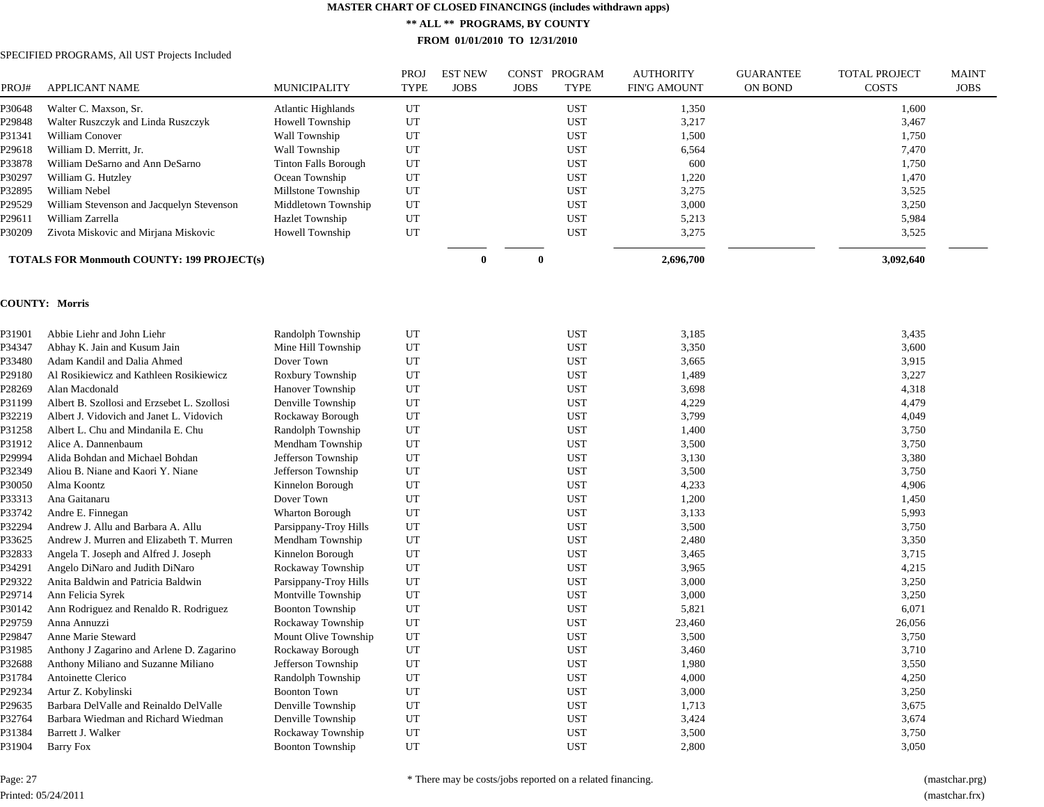# MASTER CHART OF CLOSED FINANCINGS (includes withdrawn apps)

## ** ALL ** PROGRAMS, BY COUNTY

### FROM 01/01/2010 TO 12/31/2010

SPECIFIED PROGRAMS, All UST Projects Included

| PROJ# | APPLICANT NAME | MUNICIPALITY | PROJ TYPE | EST NEW JOBS | CONST JOBS | PROGRAM TYPE | AUTHORITY FIN'G AMOUNT | GUARANTEE ON BOND | TOTAL PROJECT COSTS | MAINT JOBS |
|---|---|---|---|---|---|---|---|---|---|---|
| P30648 | Walter C. Maxson, Sr. | Atlantic Highlands | UT | | | UST | 1,350 | | 1,600 | |
| P29848 | Walter Ruszczyk and Linda Ruszczyk | Howell Township | UT | | | UST | 3,217 | | 3,467 | |
| P31341 | William Conover | Wall Township | UT | | | UST | 1,500 | | 1,750 | |
| P29618 | William D. Merritt, Jr. | Wall Township | UT | | | UST | 6,564 | | 7,470 | |
| P33878 | William DeSarno and Ann DeSarno | Tinton Falls Borough | UT | | | UST | 600 | | 1,750 | |
| P30297 | William G. Hutzley | Ocean Township | UT | | | UST | 1,220 | | 1,470 | |
| P32895 | William Nebel | Millstone Township | UT | | | UST | 3,275 | | 3,525 | |
| P29529 | William Stevenson and Jacquelyn Stevenson | Middletown Township | UT | | | UST | 3,000 | | 3,250 | |
| P29611 | William Zarrella | Hazlet Township | UT | | | UST | 5,213 | | 5,984 | |
| P30209 | Zivota Miskovic and Mirjana Miskovic | Howell Township | UT | | | UST | 3,275 | | 3,525 | |
| | **TOTALS FOR Monmouth COUNTY: 199 PROJECT(s)** | | | **0** | **0** | | **2,696,700** | | **3,092,640** | |

**COUNTY: Morris**

| PROJ# | APPLICANT NAME | MUNICIPALITY | PROJ TYPE | EST NEW JOBS | CONST JOBS | PROGRAM TYPE | AUTHORITY FIN'G AMOUNT | GUARANTEE ON BOND | TOTAL PROJECT COSTS | MAINT JOBS |
|---|---|---|---|---|---|---|---|---|---|---|
| P31901 | Abbie Liehr and John Liehr | Randolph Township | UT | | | UST | 3,185 | | 3,435 | |
| P34347 | Abhay K. Jain and Kusum Jain | Mine Hill Township | UT | | | UST | 3,350 | | 3,600 | |
| P33480 | Adam Kandil and Dalia Ahmed | Dover Town | UT | | | UST | 3,665 | | 3,915 | |
| P29180 | Al Rosikiewicz and Kathleen Rosikiewicz | Roxbury Township | UT | | | UST | 1,489 | | 3,227 | |
| P28269 | Alan Macdonald | Hanover Township | UT | | | UST | 3,698 | | 4,318 | |
| P31199 | Albert B. Szollosi and Erzsebet L. Szollosi | Denville Township | UT | | | UST | 4,229 | | 4,479 | |
| P32219 | Albert J. Vidovich and Janet L. Vidovich | Rockaway Borough | UT | | | UST | 3,799 | | 4,049 | |
| P31258 | Albert L. Chu and Mindanila E. Chu | Randolph Township | UT | | | UST | 1,400 | | 3,750 | |
| P31912 | Alice A. Dannenbaum | Mendham Township | UT | | | UST | 3,500 | | 3,750 | |
| P29994 | Alida Bohdan and Michael Bohdan | Jefferson Township | UT | | | UST | 3,130 | | 3,380 | |
| P32349 | Aliou B. Niane and Kaori Y. Niane | Jefferson Township | UT | | | UST | 3,500 | | 3,750 | |
| P30050 | Alma Koontz | Kinnelon Borough | UT | | | UST | 4,233 | | 4,906 | |
| P33313 | Ana Gaitanaru | Dover Town | UT | | | UST | 1,200 | | 1,450 | |
| P33742 | Andre E. Finnegan | Wharton Borough | UT | | | UST | 3,133 | | 5,993 | |
| P32294 | Andrew J. Allu and Barbara A. Allu | Parsippany-Troy Hills | UT | | | UST | 3,500 | | 3,750 | |
| P33625 | Andrew J. Murren and Elizabeth T. Murren | Mendham Township | UT | | | UST | 2,480 | | 3,350 | |
| P32833 | Angela T. Joseph and Alfred J. Joseph | Kinnelon Borough | UT | | | UST | 3,465 | | 3,715 | |
| P34291 | Angelo DiNaro and Judith DiNaro | Rockaway Township | UT | | | UST | 3,965 | | 4,215 | |
| P29322 | Anita Baldwin and Patricia Baldwin | Parsippany-Troy Hills | UT | | | UST | 3,000 | | 3,250 | |
| P29714 | Ann Felicia Syrek | Montville Township | UT | | | UST | 3,000 | | 3,250 | |
| P30142 | Ann Rodriguez and Renaldo R. Rodriguez | Boonton Township | UT | | | UST | 5,821 | | 6,071 | |
| P29759 | Anna Annuzzi | Rockaway Township | UT | | | UST | 23,460 | | 26,056 | |
| P29847 | Anne Marie Steward | Mount Olive Township | UT | | | UST | 3,500 | | 3,750 | |
| P31985 | Anthony J Zagarino and Arlene D. Zagarino | Rockaway Borough | UT | | | UST | 3,460 | | 3,710 | |
| P32688 | Anthony Miliano and Suzanne Miliano | Jefferson Township | UT | | | UST | 1,980 | | 3,550 | |
| P31784 | Antoinette Clerico | Randolph Township | UT | | | UST | 4,000 | | 4,250 | |
| P29234 | Artur Z. Kobylinski | Boonton Town | UT | | | UST | 3,000 | | 3,250 | |
| P29635 | Barbara DelValle and Reinaldo DelValle | Denville Township | UT | | | UST | 1,713 | | 3,675 | |
| P32764 | Barbara Wiedman and Richard Wiedman | Denville Township | UT | | | UST | 3,424 | | 3,674 | |
| P31384 | Barrett J. Walker | Rockaway Township | UT | | | UST | 3,500 | | 3,750 | |
| P31904 | Barry Fox | Boonton Township | UT | | | UST | 2,800 | | 3,050 | |

Page: 27 &nbsp;&nbsp;&nbsp;&nbsp; * There may be costs/jobs reported on a related financing. &nbsp;&nbsp;&nbsp;&nbsp; (mastchar.prg)

Printed: 05/24/2011 &nbsp;&nbsp;&nbsp;&nbsp; (mastchar.frx)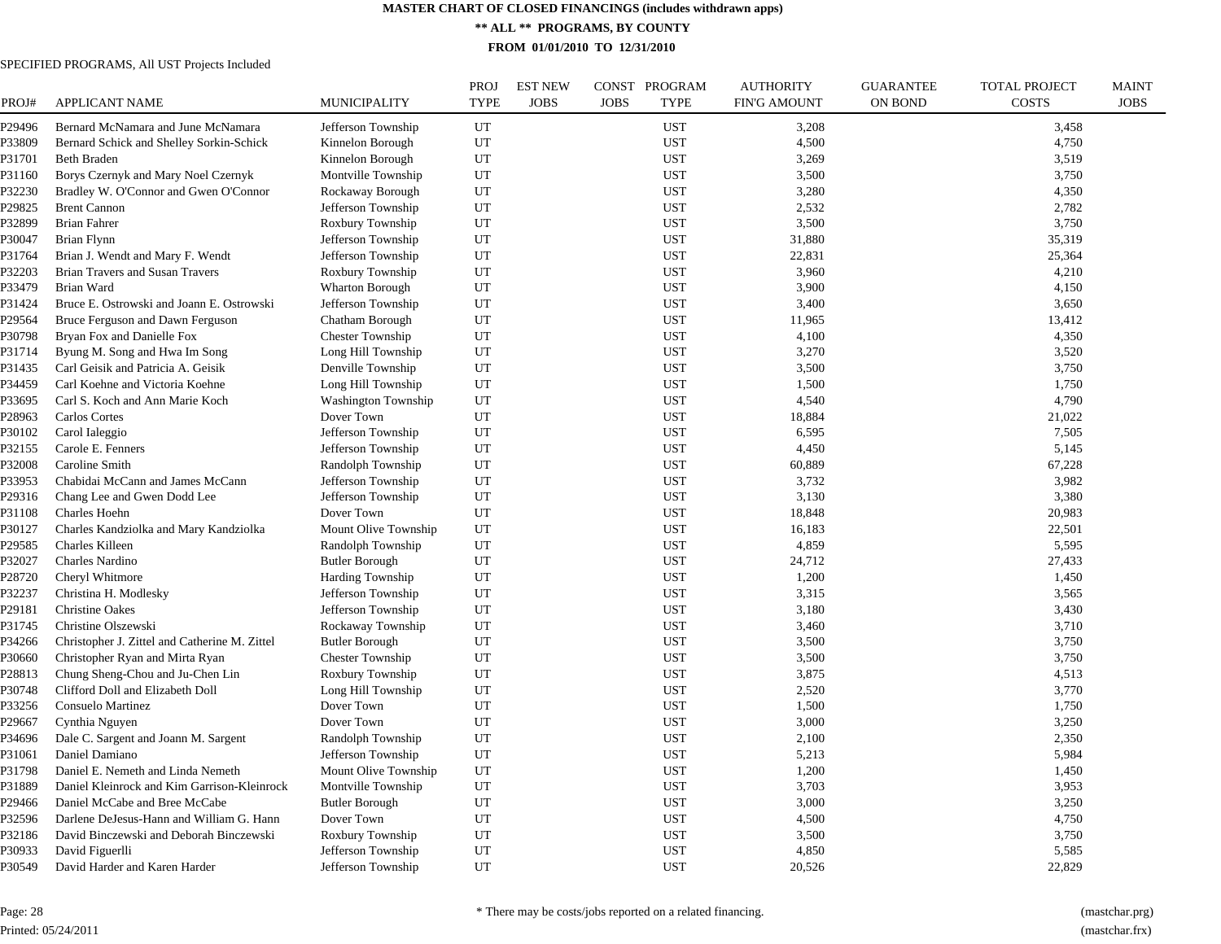# MASTER CHART OF CLOSED FINANCINGS (includes withdrawn apps)

## ** ALL ** PROGRAMS, BY COUNTY

### FROM 01/01/2010 TO 12/31/2010

SPECIFIED PROGRAMS, All UST Projects Included

| PROJ# | APPLICANT NAME | MUNICIPALITY | PROJ TYPE | EST NEW JOBS | CONST JOBS | PROGRAM TYPE | AUTHORITY FIN'G AMOUNT | GUARANTEE ON BOND | TOTAL PROJECT COSTS | MAINT JOBS |
|---|---|---|---|---|---|---|---|---|---|---|
| P29496 | Bernard McNamara and June McNamara | Jefferson Township | UT | | | UST | 3,208 | | 3,458 | |
| P33809 | Bernard Schick and Shelley Sorkin-Schick | Kinnelon Borough | UT | | | UST | 4,500 | | 4,750 | |
| P31701 | Beth Braden | Kinnelon Borough | UT | | | UST | 3,269 | | 3,519 | |
| P31160 | Borys Czernyk and Mary Noel Czernyk | Montville Township | UT | | | UST | 3,500 | | 3,750 | |
| P32230 | Bradley W. O'Connor and Gwen O'Connor | Rockaway Borough | UT | | | UST | 3,280 | | 4,350 | |
| P29825 | Brent Cannon | Jefferson Township | UT | | | UST | 2,532 | | 2,782 | |
| P32899 | Brian Fahrer | Roxbury Township | UT | | | UST | 3,500 | | 3,750 | |
| P30047 | Brian Flynn | Jefferson Township | UT | | | UST | 31,880 | | 35,319 | |
| P31764 | Brian J. Wendt and Mary F. Wendt | Jefferson Township | UT | | | UST | 22,831 | | 25,364 | |
| P32203 | Brian Travers and Susan Travers | Roxbury Township | UT | | | UST | 3,960 | | 4,210 | |
| P33479 | Brian Ward | Wharton Borough | UT | | | UST | 3,900 | | 4,150 | |
| P31424 | Bruce E. Ostrowski and Joann E. Ostrowski | Jefferson Township | UT | | | UST | 3,400 | | 3,650 | |
| P29564 | Bruce Ferguson and Dawn Ferguson | Chatham Borough | UT | | | UST | 11,965 | | 13,412 | |
| P30798 | Bryan Fox and Danielle Fox | Chester Township | UT | | | UST | 4,100 | | 4,350 | |
| P31714 | Byung M. Song and Hwa Im Song | Long Hill Township | UT | | | UST | 3,270 | | 3,520 | |
| P31435 | Carl Geisik and Patricia A. Geisik | Denville Township | UT | | | UST | 3,500 | | 3,750 | |
| P34459 | Carl Koehne and Victoria Koehne | Long Hill Township | UT | | | UST | 1,500 | | 1,750 | |
| P33695 | Carl S. Koch and Ann Marie Koch | Washington Township | UT | | | UST | 4,540 | | 4,790 | |
| P28963 | Carlos Cortes | Dover Town | UT | | | UST | 18,884 | | 21,022 | |
| P30102 | Carol Ialeggio | Jefferson Township | UT | | | UST | 6,595 | | 7,505 | |
| P32155 | Carole E. Fenners | Jefferson Township | UT | | | UST | 4,450 | | 5,145 | |
| P32008 | Caroline Smith | Randolph Township | UT | | | UST | 60,889 | | 67,228 | |
| P33953 | Chabidai McCann and James McCann | Jefferson Township | UT | | | UST | 3,732 | | 3,982 | |
| P29316 | Chang Lee and Gwen Dodd Lee | Jefferson Township | UT | | | UST | 3,130 | | 3,380 | |
| P31108 | Charles Hoehn | Dover Town | UT | | | UST | 18,848 | | 20,983 | |
| P30127 | Charles Kandziolka and Mary Kandziolka | Mount Olive Township | UT | | | UST | 16,183 | | 22,501 | |
| P29585 | Charles Killeen | Randolph Township | UT | | | UST | 4,859 | | 5,595 | |
| P32027 | Charles Nardino | Butler Borough | UT | | | UST | 24,712 | | 27,433 | |
| P28720 | Cheryl Whitmore | Harding Township | UT | | | UST | 1,200 | | 1,450 | |
| P32237 | Christina H. Modlesky | Jefferson Township | UT | | | UST | 3,315 | | 3,565 | |
| P29181 | Christine Oakes | Jefferson Township | UT | | | UST | 3,180 | | 3,430 | |
| P31745 | Christine Olszewski | Rockaway Township | UT | | | UST | 3,460 | | 3,710 | |
| P34266 | Christopher J. Zittel and Catherine M. Zittel | Butler Borough | UT | | | UST | 3,500 | | 3,750 | |
| P30660 | Christopher Ryan and Mirta Ryan | Chester Township | UT | | | UST | 3,500 | | 3,750 | |
| P28813 | Chung Sheng-Chou and Ju-Chen Lin | Roxbury Township | UT | | | UST | 3,875 | | 4,513 | |
| P30748 | Clifford Doll and Elizabeth Doll | Long Hill Township | UT | | | UST | 2,520 | | 3,770 | |
| P33256 | Consuelo Martinez | Dover Town | UT | | | UST | 1,500 | | 1,750 | |
| P29667 | Cynthia Nguyen | Dover Town | UT | | | UST | 3,000 | | 3,250 | |
| P34696 | Dale C. Sargent and Joann M. Sargent | Randolph Township | UT | | | UST | 2,100 | | 2,350 | |
| P31061 | Daniel Damiano | Jefferson Township | UT | | | UST | 5,213 | | 5,984 | |
| P31798 | Daniel E. Nemeth and Linda Nemeth | Mount Olive Township | UT | | | UST | 1,200 | | 1,450 | |
| P31889 | Daniel Kleinrock and Kim Garrison-Kleinrock | Montville Township | UT | | | UST | 3,703 | | 3,953 | |
| P29466 | Daniel McCabe and Bree McCabe | Butler Borough | UT | | | UST | 3,000 | | 3,250 | |
| P32596 | Darlene DeJesus-Hann and William G. Hann | Dover Town | UT | | | UST | 4,500 | | 4,750 | |
| P32186 | David Binczewski and Deborah Binczewski | Roxbury Township | UT | | | UST | 3,500 | | 3,750 | |
| P30933 | David Figuerlli | Jefferson Township | UT | | | UST | 4,850 | | 5,585 | |
| P30549 | David Harder and Karen Harder | Jefferson Township | UT | | | UST | 20,526 | | 22,829 | |

Printed: 05/24/2011

* There may be costs/jobs reported on a related financing.

(mastchar.prg)
(mastchar.frx)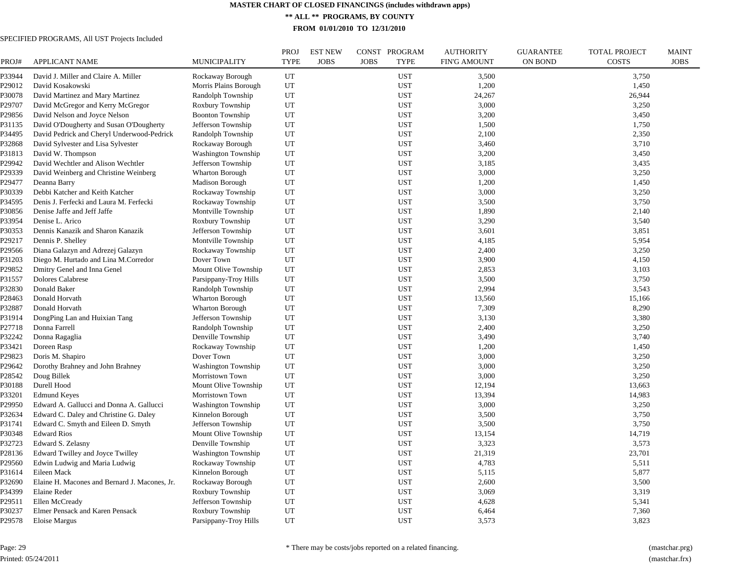# MASTER CHART OF CLOSED FINANCINGS (includes withdrawn apps)

## ** ALL ** PROGRAMS, BY COUNTY

### FROM 01/01/2010 TO 12/31/2010

SPECIFIED PROGRAMS, All UST Projects Included

| PROJ# | APPLICANT NAME | MUNICIPALITY | PROJ TYPE | EST NEW JOBS | CONST JOBS | PROGRAM TYPE | AUTHORITY FIN'G AMOUNT | GUARANTEE ON BOND | TOTAL PROJECT COSTS | MAINT JOBS |
|---|---|---|---|---|---|---|---|---|---|---|
| P33944 | David J. Miller and Claire A. Miller | Rockaway Borough | UT | | | UST | 3,500 | | 3,750 | |
| P29012 | David Kosakowski | Morris Plains Borough | UT | | | UST | 1,200 | | 1,450 | |
| P30078 | David Martinez and Mary Martinez | Randolph Township | UT | | | UST | 24,267 | | 26,944 | |
| P29707 | David McGregor and Kerry McGregor | Roxbury Township | UT | | | UST | 3,000 | | 3,250 | |
| P29856 | David Nelson and Joyce Nelson | Boonton Township | UT | | | UST | 3,200 | | 3,450 | |
| P31135 | David O'Dougherty and Susan O'Dougherty | Jefferson Township | UT | | | UST | 1,500 | | 1,750 | |
| P34495 | David Pedrick and Cheryl Underwood-Pedrick | Randolph Township | UT | | | UST | 2,100 | | 2,350 | |
| P32868 | David Sylvester and Lisa Sylvester | Rockaway Borough | UT | | | UST | 3,460 | | 3,710 | |
| P31813 | David W. Thompson | Washington Township | UT | | | UST | 3,200 | | 3,450 | |
| P29942 | David Wechtler and Alison Wechtler | Jefferson Township | UT | | | UST | 3,185 | | 3,435 | |
| P29339 | David Weinberg and Christine Weinberg | Wharton Borough | UT | | | UST | 3,000 | | 3,250 | |
| P29477 | Deanna Barry | Madison Borough | UT | | | UST | 1,200 | | 1,450 | |
| P30339 | Debbi Katcher and Keith Katcher | Rockaway Township | UT | | | UST | 3,000 | | 3,250 | |
| P34595 | Denis J. Ferfecki and Laura M. Ferfecki | Rockaway Township | UT | | | UST | 3,500 | | 3,750 | |
| P30856 | Denise Jaffe and Jeff Jaffe | Montville Township | UT | | | UST | 1,890 | | 2,140 | |
| P33954 | Denise L. Arico | Roxbury Township | UT | | | UST | 3,290 | | 3,540 | |
| P30353 | Dennis Kanazik and Sharon Kanazik | Jefferson Township | UT | | | UST | 3,601 | | 3,851 | |
| P29217 | Dennis P. Shelley | Montville Township | UT | | | UST | 4,185 | | 5,954 | |
| P29566 | Diana Galazyn and Adrezej Galazyn | Rockaway Township | UT | | | UST | 2,400 | | 3,250 | |
| P31203 | Diego M. Hurtado and Lina M.Corredor | Dover Town | UT | | | UST | 3,900 | | 4,150 | |
| P29852 | Dmitry Genel and Inna Genel | Mount Olive Township | UT | | | UST | 2,853 | | 3,103 | |
| P31557 | Dolores Calabrese | Parsippany-Troy Hills | UT | | | UST | 3,500 | | 3,750 | |
| P32830 | Donald Baker | Randolph Township | UT | | | UST | 2,994 | | 3,543 | |
| P28463 | Donald Horvath | Wharton Borough | UT | | | UST | 13,560 | | 15,166 | |
| P32887 | Donald Horvath | Wharton Borough | UT | | | UST | 7,309 | | 8,290 | |
| P31914 | DongPing Lan and Huixian Tang | Jefferson Township | UT | | | UST | 3,130 | | 3,380 | |
| P27718 | Donna Farrell | Randolph Township | UT | | | UST | 2,400 | | 3,250 | |
| P32242 | Donna Ragaglia | Denville Township | UT | | | UST | 3,490 | | 3,740 | |
| P33421 | Doreen Rasp | Rockaway Township | UT | | | UST | 1,200 | | 1,450 | |
| P29823 | Doris M. Shapiro | Dover Town | UT | | | UST | 3,000 | | 3,250 | |
| P29642 | Dorothy Brahney and John Brahney | Washington Township | UT | | | UST | 3,000 | | 3,250 | |
| P28542 | Doug Billek | Morristown Town | UT | | | UST | 3,000 | | 3,250 | |
| P30188 | Durell Hood | Mount Olive Township | UT | | | UST | 12,194 | | 13,663 | |
| P33201 | Edmund Keyes | Morristown Town | UT | | | UST | 13,394 | | 14,983 | |
| P29950 | Edward A. Gallucci and Donna A. Gallucci | Washington Township | UT | | | UST | 3,000 | | 3,250 | |
| P32634 | Edward C. Daley and Christine G. Daley | Kinnelon Borough | UT | | | UST | 3,500 | | 3,750 | |
| P31741 | Edward C. Smyth and Eileen D. Smyth | Jefferson Township | UT | | | UST | 3,500 | | 3,750 | |
| P30348 | Edward Rios | Mount Olive Township | UT | | | UST | 13,154 | | 14,719 | |
| P32723 | Edward S. Zelasny | Denville Township | UT | | | UST | 3,323 | | 3,573 | |
| P28136 | Edward Twilley and Joyce Twilley | Washington Township | UT | | | UST | 21,319 | | 23,701 | |
| P29560 | Edwin Ludwig and Maria Ludwig | Rockaway Township | UT | | | UST | 4,783 | | 5,511 | |
| P31614 | Eileen Mack | Kinnelon Borough | UT | | | UST | 5,115 | | 5,877 | |
| P32690 | Elaine H. Macones and Bernard J. Macones, Jr. | Rockaway Borough | UT | | | UST | 2,600 | | 3,500 | |
| P34399 | Elaine Reder | Roxbury Township | UT | | | UST | 3,069 | | 3,319 | |
| P29511 | Ellen McCready | Jefferson Township | UT | | | UST | 4,628 | | 5,341 | |
| P30237 | Elmer Pensack and Karen Pensack | Roxbury Township | UT | | | UST | 6,464 | | 7,360 | |
| P29578 | Eloise Margus | Parsippany-Troy Hills | UT | | | UST | 3,573 | | 3,823 | |

* There may be costs/jobs reported on a related financing.

Printed: 05/24/2011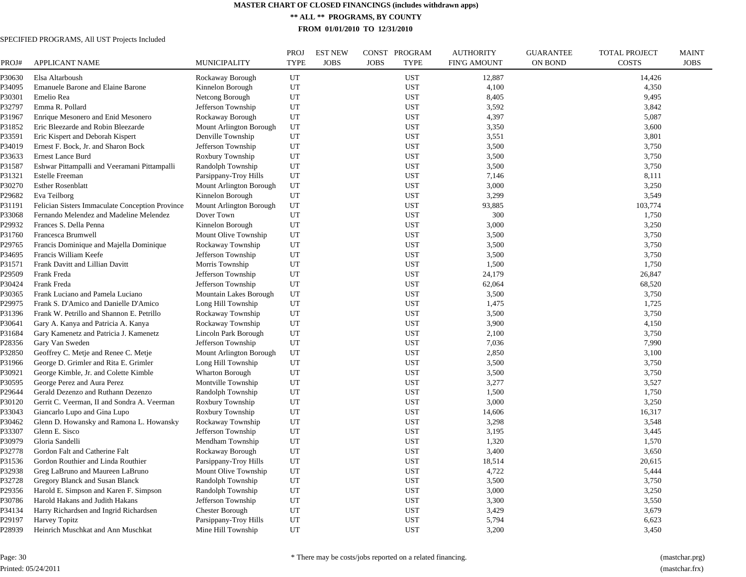# MASTER CHART OF CLOSED FINANCINGS (includes withdrawn apps)

## ** ALL ** PROGRAMS, BY COUNTY

### FROM 01/01/2010 TO 12/31/2010

SPECIFIED PROGRAMS, All UST Projects Included

| PROJ# | APPLICANT NAME | MUNICIPALITY | PROJ TYPE | EST NEW JOBS | CONST JOBS | PROGRAM TYPE | AUTHORITY FIN'G AMOUNT | GUARANTEE ON BOND | TOTAL PROJECT COSTS | MAINT JOBS |
|---|---|---|---|---|---|---|---|---|---|---|
| P30630 | Elsa Altarboush | Rockaway Borough | UT | | | UST | 12,887 | | 14,426 | |
| P34095 | Emanuele Barone and Elaine Barone | Kinnelon Borough | UT | | | UST | 4,100 | | 4,350 | |
| P30301 | Emelio Rea | Netcong Borough | UT | | | UST | 8,405 | | 9,495 | |
| P32797 | Emma R. Pollard | Jefferson Township | UT | | | UST | 3,592 | | 3,842 | |
| P31967 | Enrique Mesonero and Enid Mesonero | Rockaway Borough | UT | | | UST | 4,397 | | 5,087 | |
| P31852 | Eric Bleezarde and Robin Bleezarde | Mount Arlington Borough | UT | | | UST | 3,350 | | 3,600 | |
| P33591 | Eric Kispert and Deborah Kispert | Denville Township | UT | | | UST | 3,551 | | 3,801 | |
| P34019 | Ernest F. Bock, Jr. and Sharon Bock | Jefferson Township | UT | | | UST | 3,500 | | 3,750 | |
| P33633 | Ernest Lance Burd | Roxbury Township | UT | | | UST | 3,500 | | 3,750 | |
| P31587 | Eshwar Pittampalli and Veeramani Pittampalli | Randolph Township | UT | | | UST | 3,500 | | 3,750 | |
| P31321 | Estelle Freeman | Parsippany-Troy Hills | UT | | | UST | 7,146 | | 8,111 | |
| P30270 | Esther Rosenblatt | Mount Arlington Borough | UT | | | UST | 3,000 | | 3,250 | |
| P29682 | Eva Teilborg | Kinnelon Borough | UT | | | UST | 3,299 | | 3,549 | |
| P31191 | Felician Sisters Immaculate Conception Province | Mount Arlington Borough | UT | | | UST | 93,885 | | 103,774 | |
| P33068 | Fernando Melendez and Madeline Melendez | Dover Town | UT | | | UST | 300 | | 1,750 | |
| P29932 | Frances S. Della Penna | Kinnelon Borough | UT | | | UST | 3,000 | | 3,250 | |
| P31760 | Francesca Brumwell | Mount Olive Township | UT | | | UST | 3,500 | | 3,750 | |
| P29765 | Francis Dominique and Majella Dominique | Rockaway Township | UT | | | UST | 3,500 | | 3,750 | |
| P34695 | Francis William Keefe | Jefferson Township | UT | | | UST | 3,500 | | 3,750 | |
| P31571 | Frank Davitt and Lillian Davitt | Morris Township | UT | | | UST | 1,500 | | 1,750 | |
| P29509 | Frank Freda | Jefferson Township | UT | | | UST | 24,179 | | 26,847 | |
| P30424 | Frank Freda | Jefferson Township | UT | | | UST | 62,064 | | 68,520 | |
| P30365 | Frank Luciano and Pamela Luciano | Mountain Lakes Borough | UT | | | UST | 3,500 | | 3,750 | |
| P29975 | Frank S. D'Amico and Danielle D'Amico | Long Hill Township | UT | | | UST | 1,475 | | 1,725 | |
| P31396 | Frank W. Petrillo and Shannon E. Petrillo | Rockaway Township | UT | | | UST | 3,500 | | 3,750 | |
| P30641 | Gary A. Kanya and Patricia A. Kanya | Rockaway Township | UT | | | UST | 3,900 | | 4,150 | |
| P31684 | Gary Kamenetz and Patricia J. Kamenetz | Lincoln Park Borough | UT | | | UST | 2,100 | | 3,750 | |
| P28356 | Gary Van Sweden | Jefferson Township | UT | | | UST | 7,036 | | 7,990 | |
| P32850 | Geoffrey C. Metje and Renee C. Metje | Mount Arlington Borough | UT | | | UST | 2,850 | | 3,100 | |
| P31966 | George D. Grimler and Rita E. Grimler | Long Hill Township | UT | | | UST | 3,500 | | 3,750 | |
| P30921 | George Kimble, Jr. and Colette Kimble | Wharton Borough | UT | | | UST | 3,500 | | 3,750 | |
| P30595 | George Perez and Aura Perez | Montville Township | UT | | | UST | 3,277 | | 3,527 | |
| P29644 | Gerald Dezenzo and Ruthann Dezenzo | Randolph Township | UT | | | UST | 1,500 | | 1,750 | |
| P30120 | Gerrit C. Veerman, II and Sondra A. Veerman | Roxbury Township | UT | | | UST | 3,000 | | 3,250 | |
| P33043 | Giancarlo Lupo and Gina Lupo | Roxbury Township | UT | | | UST | 14,606 | | 16,317 | |
| P30462 | Glenn D. Howansky and Ramona L. Howansky | Rockaway Township | UT | | | UST | 3,298 | | 3,548 | |
| P33307 | Glenn E. Sisco | Jefferson Township | UT | | | UST | 3,195 | | 3,445 | |
| P30979 | Gloria Sandelli | Mendham Township | UT | | | UST | 1,320 | | 1,570 | |
| P32778 | Gordon Falt and Catherine Falt | Rockaway Borough | UT | | | UST | 3,400 | | 3,650 | |
| P31536 | Gordon Routhier and Linda Routhier | Parsippany-Troy Hills | UT | | | UST | 18,514 | | 20,615 | |
| P32938 | Greg LaBruno and Maureen LaBruno | Mount Olive Township | UT | | | UST | 4,722 | | 5,444 | |
| P32728 | Gregory Blanck and Susan Blanck | Randolph Township | UT | | | UST | 3,500 | | 3,750 | |
| P29356 | Harold E. Simpson and Karen F. Simpson | Randolph Township | UT | | | UST | 3,000 | | 3,250 | |
| P30786 | Harold Hakans and Judith Hakans | Jefferson Township | UT | | | UST | 3,300 | | 3,550 | |
| P34134 | Harry Richardsen and Ingrid Richardsen | Chester Borough | UT | | | UST | 3,429 | | 3,679 | |
| P29197 | Harvey Topitz | Parsippany-Troy Hills | UT | | | UST | 5,794 | | 6,623 | |
| P28939 | Heinrich Muschkat and Ann Muschkat | Mine Hill Township | UT | | | UST | 3,200 | | 3,450 | |

* There may be costs/jobs reported on a related financing.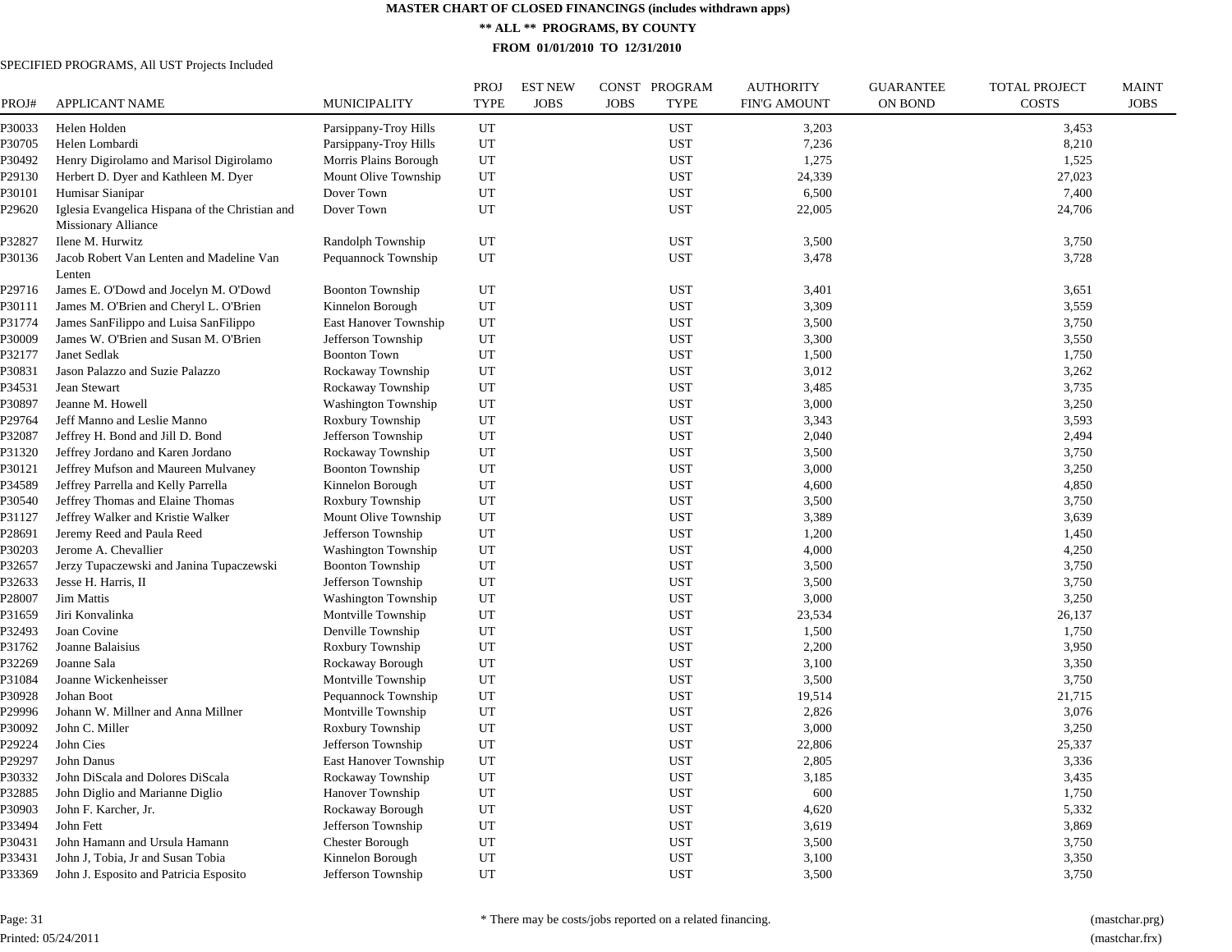# MASTER CHART OF CLOSED FINANCINGS (includes withdrawn apps)

## ** ALL ** PROGRAMS, BY COUNTY

### FROM 01/01/2010 TO 12/31/2010

SPECIFIED PROGRAMS, All UST Projects Included

| PROJ# | APPLICANT NAME | MUNICIPALITY | PROJ TYPE | EST NEW JOBS | CONST JOBS | PROGRAM TYPE | AUTHORITY FIN'G AMOUNT | GUARANTEE ON BOND | TOTAL PROJECT COSTS | MAINT JOBS |
|---|---|---|---|---|---|---|---|---|---|---|
| P30033 | Helen Holden | Parsippany-Troy Hills | UT | | | UST | 3,203 | | 3,453 | |
| P30705 | Helen Lombardi | Parsippany-Troy Hills | UT | | | UST | 7,236 | | 8,210 | |
| P30492 | Henry Digirolamo and Marisol Digirolamo | Morris Plains Borough | UT | | | UST | 1,275 | | 1,525 | |
| P29130 | Herbert D. Dyer and Kathleen M. Dyer | Mount Olive Township | UT | | | UST | 24,339 | | 27,023 | |
| P30101 | Humisar Sianipar | Dover Town | UT | | | UST | 6,500 | | 7,400 | |
| P29620 | Iglesia Evangelica Hispana of the Christian and Missionary Alliance | Dover Town | UT | | | UST | 22,005 | | 24,706 | |
| P32827 | Ilene M. Hurwitz | Randolph Township | UT | | | UST | 3,500 | | 3,750 | |
| P30136 | Jacob Robert Van Lenten and Madeline Van Lenten | Pequannock Township | UT | | | UST | 3,478 | | 3,728 | |
| P29716 | James E. O'Dowd and Jocelyn M. O'Dowd | Boonton Township | UT | | | UST | 3,401 | | 3,651 | |
| P30111 | James M. O'Brien and Cheryl L. O'Brien | Kinnelon Borough | UT | | | UST | 3,309 | | 3,559 | |
| P31774 | James SanFilippo and Luisa SanFilippo | East Hanover Township | UT | | | UST | 3,500 | | 3,750 | |
| P30009 | James W. O'Brien and Susan M. O'Brien | Jefferson Township | UT | | | UST | 3,300 | | 3,550 | |
| P32177 | Janet Sedlak | Boonton Town | UT | | | UST | 1,500 | | 1,750 | |
| P30831 | Jason Palazzo and Suzie Palazzo | Rockaway Township | UT | | | UST | 3,012 | | 3,262 | |
| P34531 | Jean Stewart | Rockaway Township | UT | | | UST | 3,485 | | 3,735 | |
| P30897 | Jeanne M. Howell | Washington Township | UT | | | UST | 3,000 | | 3,250 | |
| P29764 | Jeff Manno and Leslie Manno | Roxbury Township | UT | | | UST | 3,343 | | 3,593 | |
| P32087 | Jeffrey H. Bond and Jill D. Bond | Jefferson Township | UT | | | UST | 2,040 | | 2,494 | |
| P31320 | Jeffrey Jordano and Karen Jordano | Rockaway Township | UT | | | UST | 3,500 | | 3,750 | |
| P30121 | Jeffrey Mufson and Maureen Mulvaney | Boonton Township | UT | | | UST | 3,000 | | 3,250 | |
| P34589 | Jeffrey Parrella and Kelly Parrella | Kinnelon Borough | UT | | | UST | 4,600 | | 4,850 | |
| P30540 | Jeffrey Thomas and Elaine Thomas | Roxbury Township | UT | | | UST | 3,500 | | 3,750 | |
| P31127 | Jeffrey Walker and Kristie Walker | Mount Olive Township | UT | | | UST | 3,389 | | 3,639 | |
| P28691 | Jeremy Reed and Paula Reed | Jefferson Township | UT | | | UST | 1,200 | | 1,450 | |
| P30203 | Jerome A. Chevallier | Washington Township | UT | | | UST | 4,000 | | 4,250 | |
| P32657 | Jerzy Tupaczewski and Janina Tupaczewski | Boonton Township | UT | | | UST | 3,500 | | 3,750 | |
| P32633 | Jesse H. Harris, II | Jefferson Township | UT | | | UST | 3,500 | | 3,750 | |
| P28007 | Jim Mattis | Washington Township | UT | | | UST | 3,000 | | 3,250 | |
| P31659 | Jiri Konvalinka | Montville Township | UT | | | UST | 23,534 | | 26,137 | |
| P32493 | Joan Covine | Denville Township | UT | | | UST | 1,500 | | 1,750 | |
| P31762 | Joanne Balaisius | Roxbury Township | UT | | | UST | 2,200 | | 3,950 | |
| P32269 | Joanne Sala | Rockaway Borough | UT | | | UST | 3,100 | | 3,350 | |
| P31084 | Joanne Wickenheisser | Montville Township | UT | | | UST | 3,500 | | 3,750 | |
| P30928 | Johan Boot | Pequannock Township | UT | | | UST | 19,514 | | 21,715 | |
| P29996 | Johann W. Millner and Anna Millner | Montville Township | UT | | | UST | 2,826 | | 3,076 | |
| P30092 | John C. Miller | Roxbury Township | UT | | | UST | 3,000 | | 3,250 | |
| P29224 | John Cies | Jefferson Township | UT | | | UST | 22,806 | | 25,337 | |
| P29297 | John Danus | East Hanover Township | UT | | | UST | 2,805 | | 3,336 | |
| P30332 | John DiScala and Dolores DiScala | Rockaway Township | UT | | | UST | 3,185 | | 3,435 | |
| P32885 | John Diglio and Marianne Diglio | Hanover Township | UT | | | UST | 600 | | 1,750 | |
| P30903 | John F. Karcher, Jr. | Rockaway Borough | UT | | | UST | 4,620 | | 5,332 | |
| P33494 | John Fett | Jefferson Township | UT | | | UST | 3,619 | | 3,869 | |
| P30431 | John Hamann and Ursula Hamann | Chester Borough | UT | | | UST | 3,500 | | 3,750 | |
| P33431 | John J, Tobia, Jr and Susan Tobia | Kinnelon Borough | UT | | | UST | 3,100 | | 3,350 | |
| P33369 | John J. Esposito and Patricia Esposito | Jefferson Township | UT | | | UST | 3,500 | | 3,750 | |

* There may be costs/jobs reported on a related financing.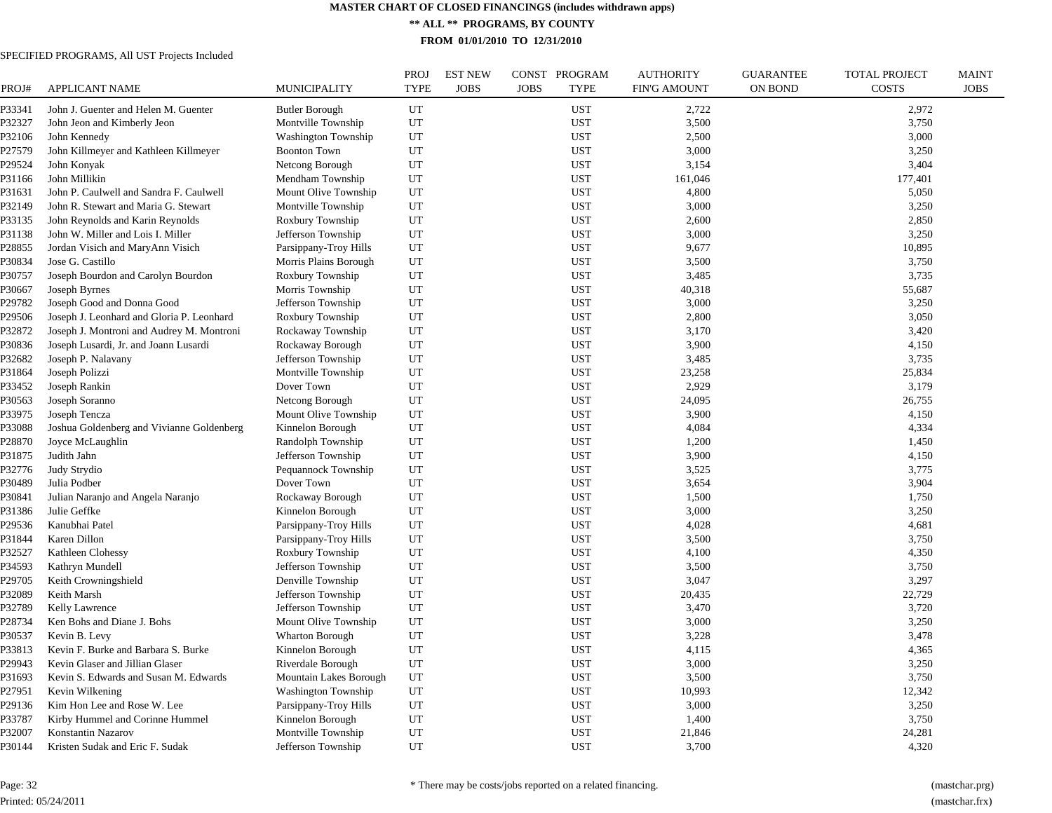**MASTER CHART OF CLOSED FINANCINGS (includes withdrawn apps)**

**\*\* ALL \*\* PROGRAMS, BY COUNTY**

**FROM 01/01/2010 TO 12/31/2010**

SPECIFIED PROGRAMS, All UST Projects Included

| PROJ# | APPLICANT NAME | MUNICIPALITY | PROJ TYPE | EST NEW JOBS | CONST JOBS | PROGRAM TYPE | AUTHORITY FIN'G AMOUNT | GUARANTEE ON BOND | TOTAL PROJECT COSTS | MAINT JOBS |
|---|---|---|---|---|---|---|---|---|---|---|
| P33341 | John J. Guenter and Helen M. Guenter | Butler Borough | UT | | | UST | 2,722 | | 2,972 | |
| P32327 | John Jeon and Kimberly Jeon | Montville Township | UT | | | UST | 3,500 | | 3,750 | |
| P32106 | John Kennedy | Washington Township | UT | | | UST | 2,500 | | 3,000 | |
| P27579 | John Killmeyer and Kathleen Killmeyer | Boonton Town | UT | | | UST | 3,000 | | 3,250 | |
| P29524 | John Konyak | Netcong Borough | UT | | | UST | 3,154 | | 3,404 | |
| P31166 | John Millikin | Mendham Township | UT | | | UST | 161,046 | | 177,401 | |
| P31631 | John P. Caulwell and Sandra F. Caulwell | Mount Olive Township | UT | | | UST | 4,800 | | 5,050 | |
| P32149 | John R. Stewart and Maria G. Stewart | Montville Township | UT | | | UST | 3,000 | | 3,250 | |
| P33135 | John Reynolds and Karin Reynolds | Roxbury Township | UT | | | UST | 2,600 | | 2,850 | |
| P31138 | John W. Miller and Lois I. Miller | Jefferson Township | UT | | | UST | 3,000 | | 3,250 | |
| P28855 | Jordan Visich and MaryAnn Visich | Parsippany-Troy Hills | UT | | | UST | 9,677 | | 10,895 | |
| P30834 | Jose G. Castillo | Morris Plains Borough | UT | | | UST | 3,500 | | 3,750 | |
| P30757 | Joseph Bourdon and Carolyn Bourdon | Roxbury Township | UT | | | UST | 3,485 | | 3,735 | |
| P30667 | Joseph Byrnes | Morris Township | UT | | | UST | 40,318 | | 55,687 | |
| P29782 | Joseph Good and Donna Good | Jefferson Township | UT | | | UST | 3,000 | | 3,250 | |
| P29506 | Joseph J. Leonhard and Gloria P. Leonhard | Roxbury Township | UT | | | UST | 2,800 | | 3,050 | |
| P32872 | Joseph J. Montroni and Audrey M. Montroni | Rockaway Township | UT | | | UST | 3,170 | | 3,420 | |
| P30836 | Joseph Lusardi, Jr. and Joann Lusardi | Rockaway Borough | UT | | | UST | 3,900 | | 4,150 | |
| P32682 | Joseph P. Nalavany | Jefferson Township | UT | | | UST | 3,485 | | 3,735 | |
| P31864 | Joseph Polizzi | Montville Township | UT | | | UST | 23,258 | | 25,834 | |
| P33452 | Joseph Rankin | Dover Town | UT | | | UST | 2,929 | | 3,179 | |
| P30563 | Joseph Soranno | Netcong Borough | UT | | | UST | 24,095 | | 26,755 | |
| P33975 | Joseph Tencza | Mount Olive Township | UT | | | UST | 3,900 | | 4,150 | |
| P33088 | Joshua Goldenberg and Vivianne Goldenberg | Kinnelon Borough | UT | | | UST | 4,084 | | 4,334 | |
| P28870 | Joyce McLaughlin | Randolph Township | UT | | | UST | 1,200 | | 1,450 | |
| P31875 | Judith Jahn | Jefferson Township | UT | | | UST | 3,900 | | 4,150 | |
| P32776 | Judy Strydio | Pequannock Township | UT | | | UST | 3,525 | | 3,775 | |
| P30489 | Julia Podber | Dover Town | UT | | | UST | 3,654 | | 3,904 | |
| P30841 | Julian Naranjo and Angela Naranjo | Rockaway Borough | UT | | | UST | 1,500 | | 1,750 | |
| P31386 | Julie Geffke | Kinnelon Borough | UT | | | UST | 3,000 | | 3,250 | |
| P29536 | Kanubhai Patel | Parsippany-Troy Hills | UT | | | UST | 4,028 | | 4,681 | |
| P31844 | Karen Dillon | Parsippany-Troy Hills | UT | | | UST | 3,500 | | 3,750 | |
| P32527 | Kathleen Clohessy | Roxbury Township | UT | | | UST | 4,100 | | 4,350 | |
| P34593 | Kathryn Mundell | Jefferson Township | UT | | | UST | 3,500 | | 3,750 | |
| P29705 | Keith Crowningshield | Denville Township | UT | | | UST | 3,047 | | 3,297 | |
| P32089 | Keith Marsh | Jefferson Township | UT | | | UST | 20,435 | | 22,729 | |
| P32789 | Kelly Lawrence | Jefferson Township | UT | | | UST | 3,470 | | 3,720 | |
| P28734 | Ken Bohs and Diane J. Bohs | Mount Olive Township | UT | | | UST | 3,000 | | 3,250 | |
| P30537 | Kevin B. Levy | Wharton Borough | UT | | | UST | 3,228 | | 3,478 | |
| P33813 | Kevin F. Burke and Barbara S. Burke | Kinnelon Borough | UT | | | UST | 4,115 | | 4,365 | |
| P29943 | Kevin Glaser and Jillian Glaser | Riverdale Borough | UT | | | UST | 3,000 | | 3,250 | |
| P31693 | Kevin S. Edwards and Susan M. Edwards | Mountain Lakes Borough | UT | | | UST | 3,500 | | 3,750 | |
| P27951 | Kevin Wilkening | Washington Township | UT | | | UST | 10,993 | | 12,342 | |
| P29136 | Kim Hon Lee and Rose W. Lee | Parsippany-Troy Hills | UT | | | UST | 3,000 | | 3,250 | |
| P33787 | Kirby Hummel and Corinne Hummel | Kinnelon Borough | UT | | | UST | 1,400 | | 3,750 | |
| P32007 | Konstantin Nazarov | Montville Township | UT | | | UST | 21,846 | | 24,281 | |
| P30144 | Kristen Sudak and Eric F. Sudak | Jefferson Township | UT | | | UST | 3,700 | | 4,320 | |

\* There may be costs/jobs reported on a related financing.

Printed: 05/24/2011

(mastchar.prg)
(mastchar.frx)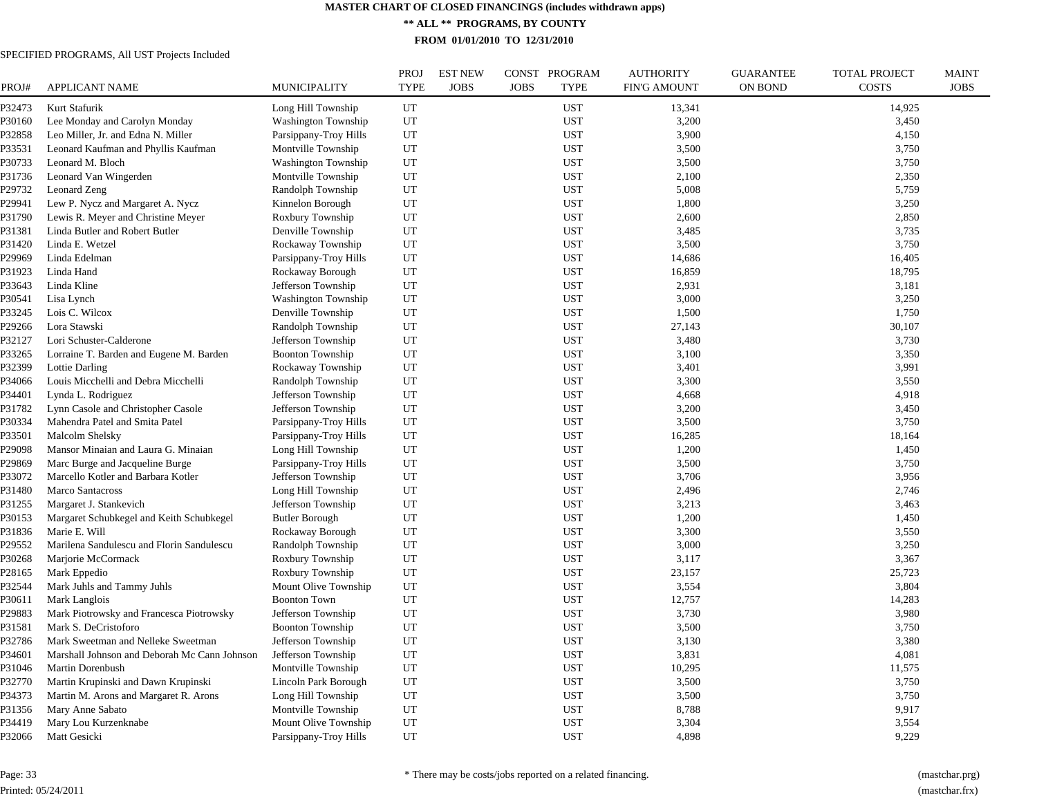# MASTER CHART OF CLOSED FINANCINGS (includes withdrawn apps)

## ** ALL ** PROGRAMS, BY COUNTY

### FROM 01/01/2010 TO 12/31/2010

SPECIFIED PROGRAMS, All UST Projects Included

| PROJ# | APPLICANT NAME | MUNICIPALITY | PROJ TYPE | EST NEW JOBS | CONST JOBS | PROGRAM TYPE | AUTHORITY FIN'G AMOUNT | GUARANTEE ON BOND | TOTAL PROJECT COSTS | MAINT JOBS |
|---|---|---|---|---|---|---|---|---|---|---|
| P32473 | Kurt Stafurik | Long Hill Township | UT | | | UST | 13,341 | | 14,925 | |
| P30160 | Lee Monday and Carolyn Monday | Washington Township | UT | | | UST | 3,200 | | 3,450 | |
| P32858 | Leo Miller, Jr. and Edna N. Miller | Parsippany-Troy Hills | UT | | | UST | 3,900 | | 4,150 | |
| P33531 | Leonard Kaufman and Phyllis Kaufman | Montville Township | UT | | | UST | 3,500 | | 3,750 | |
| P30733 | Leonard M. Bloch | Washington Township | UT | | | UST | 3,500 | | 3,750 | |
| P31736 | Leonard Van Wingerden | Montville Township | UT | | | UST | 2,100 | | 2,350 | |
| P29732 | Leonard Zeng | Randolph Township | UT | | | UST | 5,008 | | 5,759 | |
| P29941 | Lew P. Nycz and Margaret A. Nycz | Kinnelon Borough | UT | | | UST | 1,800 | | 3,250 | |
| P31790 | Lewis R. Meyer and Christine Meyer | Roxbury Township | UT | | | UST | 2,600 | | 2,850 | |
| P31381 | Linda Butler and Robert Butler | Denville Township | UT | | | UST | 3,485 | | 3,735 | |
| P31420 | Linda E. Wetzel | Rockaway Township | UT | | | UST | 3,500 | | 3,750 | |
| P29969 | Linda Edelman | Parsippany-Troy Hills | UT | | | UST | 14,686 | | 16,405 | |
| P31923 | Linda Hand | Rockaway Borough | UT | | | UST | 16,859 | | 18,795 | |
| P33643 | Linda Kline | Jefferson Township | UT | | | UST | 2,931 | | 3,181 | |
| P30541 | Lisa Lynch | Washington Township | UT | | | UST | 3,000 | | 3,250 | |
| P33245 | Lois C. Wilcox | Denville Township | UT | | | UST | 1,500 | | 1,750 | |
| P29266 | Lora Stawski | Randolph Township | UT | | | UST | 27,143 | | 30,107 | |
| P32127 | Lori Schuster-Calderone | Jefferson Township | UT | | | UST | 3,480 | | 3,730 | |
| P33265 | Lorraine T. Barden and Eugene M. Barden | Boonton Township | UT | | | UST | 3,100 | | 3,350 | |
| P32399 | Lottie Darling | Rockaway Township | UT | | | UST | 3,401 | | 3,991 | |
| P34066 | Louis Micchelli and Debra Micchelli | Randolph Township | UT | | | UST | 3,300 | | 3,550 | |
| P34401 | Lynda L. Rodriguez | Jefferson Township | UT | | | UST | 4,668 | | 4,918 | |
| P31782 | Lynn Casole and Christopher Casole | Jefferson Township | UT | | | UST | 3,200 | | 3,450 | |
| P30334 | Mahendra Patel and Smita Patel | Parsippany-Troy Hills | UT | | | UST | 3,500 | | 3,750 | |
| P33501 | Malcolm Shelsky | Parsippany-Troy Hills | UT | | | UST | 16,285 | | 18,164 | |
| P29098 | Mansor Minaian and Laura G. Minaian | Long Hill Township | UT | | | UST | 1,200 | | 1,450 | |
| P29869 | Marc Burge and Jacqueline Burge | Parsippany-Troy Hills | UT | | | UST | 3,500 | | 3,750 | |
| P33072 | Marcello Kotler and Barbara Kotler | Jefferson Township | UT | | | UST | 3,706 | | 3,956 | |
| P31480 | Marco Santacross | Long Hill Township | UT | | | UST | 2,496 | | 2,746 | |
| P31255 | Margaret J. Stankevich | Jefferson Township | UT | | | UST | 3,213 | | 3,463 | |
| P30153 | Margaret Schubkegel and Keith Schubkegel | Butler Borough | UT | | | UST | 1,200 | | 1,450 | |
| P31836 | Marie E. Will | Rockaway Borough | UT | | | UST | 3,300 | | 3,550 | |
| P29552 | Marilena Sandulescu and Florin Sandulescu | Randolph Township | UT | | | UST | 3,000 | | 3,250 | |
| P30268 | Marjorie McCormack | Roxbury Township | UT | | | UST | 3,117 | | 3,367 | |
| P28165 | Mark Eppedio | Roxbury Township | UT | | | UST | 23,157 | | 25,723 | |
| P32544 | Mark Juhls and Tammy Juhls | Mount Olive Township | UT | | | UST | 3,554 | | 3,804 | |
| P30611 | Mark Langlois | Boonton Town | UT | | | UST | 12,757 | | 14,283 | |
| P29883 | Mark Piotrowsky and Francesca Piotrowsky | Jefferson Township | UT | | | UST | 3,730 | | 3,980 | |
| P31581 | Mark S. DeCristoforo | Boonton Township | UT | | | UST | 3,500 | | 3,750 | |
| P32786 | Mark Sweetman and Nelleke Sweetman | Jefferson Township | UT | | | UST | 3,130 | | 3,380 | |
| P34601 | Marshall Johnson and Deborah Mc Cann Johnson | Jefferson Township | UT | | | UST | 3,831 | | 4,081 | |
| P31046 | Martin Dorenbush | Montville Township | UT | | | UST | 10,295 | | 11,575 | |
| P32770 | Martin Krupinski and Dawn Krupinski | Lincoln Park Borough | UT | | | UST | 3,500 | | 3,750 | |
| P34373 | Martin M. Arons and Margaret R. Arons | Long Hill Township | UT | | | UST | 3,500 | | 3,750 | |
| P31356 | Mary Anne Sabato | Montville Township | UT | | | UST | 8,788 | | 9,917 | |
| P34419 | Mary Lou Kurzenknabe | Mount Olive Township | UT | | | UST | 3,304 | | 3,554 | |
| P32066 | Matt Gesicki | Parsippany-Troy Hills | UT | | | UST | 4,898 | | 9,229 | |

* There may be costs/jobs reported on a related financing.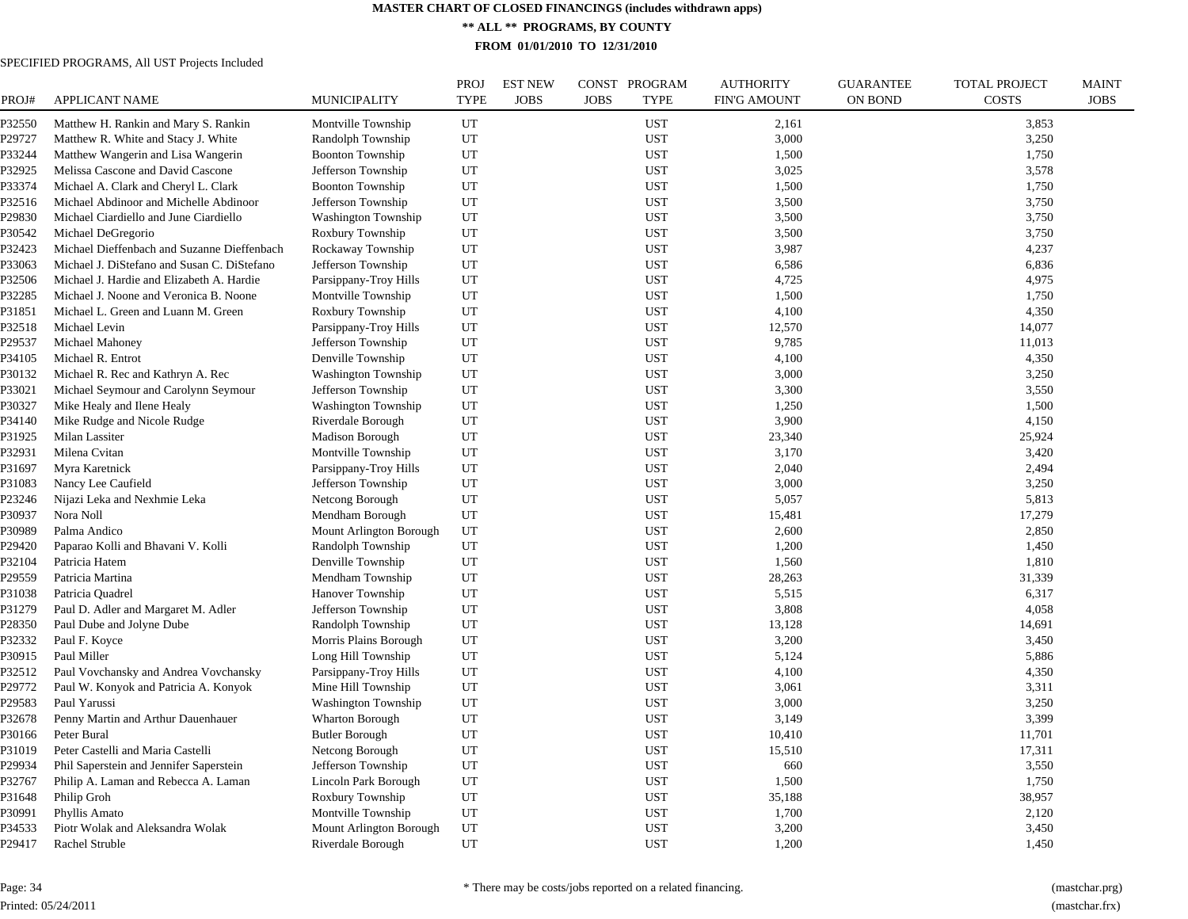# MASTER CHART OF CLOSED FINANCINGS (includes withdrawn apps)

## ** ALL ** PROGRAMS, BY COUNTY

### FROM 01/01/2010 TO 12/31/2010

SPECIFIED PROGRAMS, All UST Projects Included

| PROJ# | APPLICANT NAME | MUNICIPALITY | PROJ TYPE | EST NEW JOBS | CONST JOBS | PROGRAM TYPE | AUTHORITY FIN'G AMOUNT | GUARANTEE ON BOND | TOTAL PROJECT COSTS | MAINT JOBS |
|---|---|---|---|---|---|---|---|---|---|---|
| P32550 | Matthew H. Rankin and Mary S. Rankin | Montville Township | UT | | | UST | 2,161 | | 3,853 | |
| P29727 | Matthew R. White and Stacy J. White | Randolph Township | UT | | | UST | 3,000 | | 3,250 | |
| P33244 | Matthew Wangerin and Lisa Wangerin | Boonton Township | UT | | | UST | 1,500 | | 1,750 | |
| P32925 | Melissa Cascone and David Cascone | Jefferson Township | UT | | | UST | 3,025 | | 3,578 | |
| P33374 | Michael A. Clark and Cheryl L. Clark | Boonton Township | UT | | | UST | 1,500 | | 1,750 | |
| P32516 | Michael Abdinoor and Michelle Abdinoor | Jefferson Township | UT | | | UST | 3,500 | | 3,750 | |
| P29830 | Michael Ciardiello and June Ciardiello | Washington Township | UT | | | UST | 3,500 | | 3,750 | |
| P30542 | Michael DeGregorio | Roxbury Township | UT | | | UST | 3,500 | | 3,750 | |
| P32423 | Michael Dieffenbach and Suzanne Dieffenbach | Rockaway Township | UT | | | UST | 3,987 | | 4,237 | |
| P33063 | Michael J. DiStefano and Susan C. DiStefano | Jefferson Township | UT | | | UST | 6,586 | | 6,836 | |
| P32506 | Michael J. Hardie and Elizabeth A. Hardie | Parsippany-Troy Hills | UT | | | UST | 4,725 | | 4,975 | |
| P32285 | Michael J. Noone and Veronica B. Noone | Montville Township | UT | | | UST | 1,500 | | 1,750 | |
| P31851 | Michael L. Green and Luann M. Green | Roxbury Township | UT | | | UST | 4,100 | | 4,350 | |
| P32518 | Michael Levin | Parsippany-Troy Hills | UT | | | UST | 12,570 | | 14,077 | |
| P29537 | Michael Mahoney | Jefferson Township | UT | | | UST | 9,785 | | 11,013 | |
| P34105 | Michael R. Entrot | Denville Township | UT | | | UST | 4,100 | | 4,350 | |
| P30132 | Michael R. Rec and Kathryn A. Rec | Washington Township | UT | | | UST | 3,000 | | 3,250 | |
| P33021 | Michael Seymour and Carolynn Seymour | Jefferson Township | UT | | | UST | 3,300 | | 3,550 | |
| P30327 | Mike Healy and Ilene Healy | Washington Township | UT | | | UST | 1,250 | | 1,500 | |
| P34140 | Mike Rudge and Nicole Rudge | Riverdale Borough | UT | | | UST | 3,900 | | 4,150 | |
| P31925 | Milan Lassiter | Madison Borough | UT | | | UST | 23,340 | | 25,924 | |
| P32931 | Milena Cvitan | Montville Township | UT | | | UST | 3,170 | | 3,420 | |
| P31697 | Myra Karetnick | Parsippany-Troy Hills | UT | | | UST | 2,040 | | 2,494 | |
| P31083 | Nancy Lee Caufield | Jefferson Township | UT | | | UST | 3,000 | | 3,250 | |
| P23246 | Nijazi Leka and Nexhmie Leka | Netcong Borough | UT | | | UST | 5,057 | | 5,813 | |
| P30937 | Nora Noll | Mendham Borough | UT | | | UST | 15,481 | | 17,279 | |
| P30989 | Palma Andico | Mount Arlington Borough | UT | | | UST | 2,600 | | 2,850 | |
| P29420 | Paparao Kolli and Bhavani V. Kolli | Randolph Township | UT | | | UST | 1,200 | | 1,450 | |
| P32104 | Patricia Hatem | Denville Township | UT | | | UST | 1,560 | | 1,810 | |
| P29559 | Patricia Martina | Mendham Township | UT | | | UST | 28,263 | | 31,339 | |
| P31038 | Patricia Quadrel | Hanover Township | UT | | | UST | 5,515 | | 6,317 | |
| P31279 | Paul D. Adler and Margaret M. Adler | Jefferson Township | UT | | | UST | 3,808 | | 4,058 | |
| P28350 | Paul Dube and Jolyne Dube | Randolph Township | UT | | | UST | 13,128 | | 14,691 | |
| P32332 | Paul F. Koyce | Morris Plains Borough | UT | | | UST | 3,200 | | 3,450 | |
| P30915 | Paul Miller | Long Hill Township | UT | | | UST | 5,124 | | 5,886 | |
| P32512 | Paul Vovchansky and Andrea Vovchansky | Parsippany-Troy Hills | UT | | | UST | 4,100 | | 4,350 | |
| P29772 | Paul W. Konyok and Patricia A. Konyok | Mine Hill Township | UT | | | UST | 3,061 | | 3,311 | |
| P29583 | Paul Yarussi | Washington Township | UT | | | UST | 3,000 | | 3,250 | |
| P32678 | Penny Martin and Arthur Dauenhauer | Wharton Borough | UT | | | UST | 3,149 | | 3,399 | |
| P30166 | Peter Bural | Butler Borough | UT | | | UST | 10,410 | | 11,701 | |
| P31019 | Peter Castelli and Maria Castelli | Netcong Borough | UT | | | UST | 15,510 | | 17,311 | |
| P29934 | Phil Saperstein and Jennifer Saperstein | Jefferson Township | UT | | | UST | 660 | | 3,550 | |
| P32767 | Philip A. Laman and Rebecca A. Laman | Lincoln Park Borough | UT | | | UST | 1,500 | | 1,750 | |
| P31648 | Philip Groh | Roxbury Township | UT | | | UST | 35,188 | | 38,957 | |
| P30991 | Phyllis Amato | Montville Township | UT | | | UST | 1,700 | | 2,120 | |
| P34533 | Piotr Wolak and Aleksandra Wolak | Mount Arlington Borough | UT | | | UST | 3,200 | | 3,450 | |
| P29417 | Rachel Struble | Riverdale Borough | UT | | | UST | 1,200 | | 1,450 | |

* There may be costs/jobs reported on a related financing.

Printed: 05/24/2011

(mastchar.prg)
(mastchar.frx)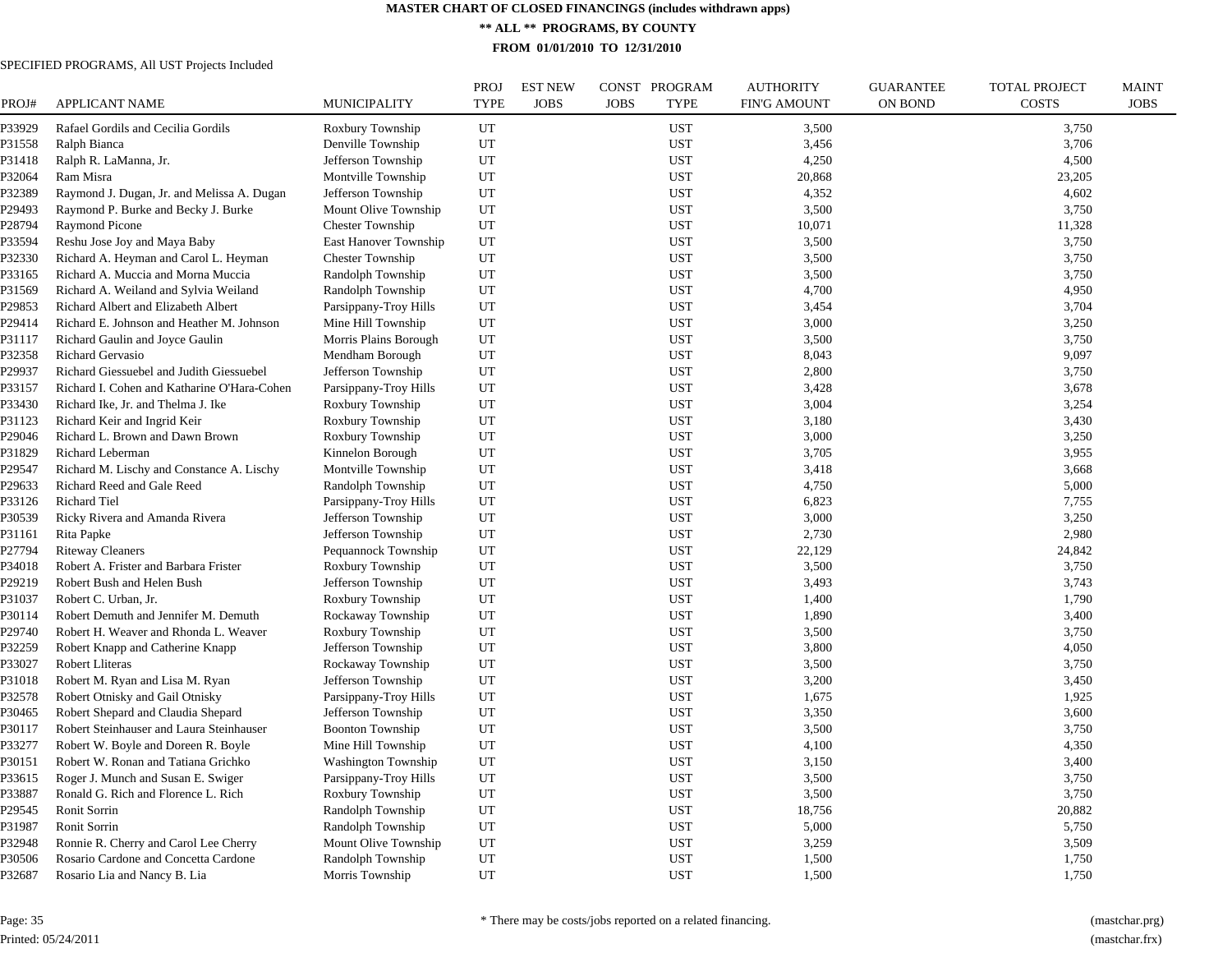**MASTER CHART OF CLOSED FINANCINGS (includes withdrawn apps)**

**\*\* ALL \*\* PROGRAMS, BY COUNTY**

**FROM 01/01/2010 TO 12/31/2010**

SPECIFIED PROGRAMS, All UST Projects Included

| PROJ# | APPLICANT NAME | MUNICIPALITY | PROJ TYPE | EST NEW JOBS | CONST JOBS | PROGRAM TYPE | AUTHORITY FIN'G AMOUNT | GUARANTEE ON BOND | TOTAL PROJECT COSTS | MAINT JOBS |
|---|---|---|---|---|---|---|---|---|---|---|
| P33929 | Rafael Gordils and Cecilia Gordils | Roxbury Township | UT | | | UST | 3,500 | | 3,750 | |
| P31558 | Ralph Bianca | Denville Township | UT | | | UST | 3,456 | | 3,706 | |
| P31418 | Ralph R. LaManna, Jr. | Jefferson Township | UT | | | UST | 4,250 | | 4,500 | |
| P32064 | Ram Misra | Montville Township | UT | | | UST | 20,868 | | 23,205 | |
| P32389 | Raymond J. Dugan, Jr. and Melissa A. Dugan | Jefferson Township | UT | | | UST | 4,352 | | 4,602 | |
| P29493 | Raymond P. Burke and Becky J. Burke | Mount Olive Township | UT | | | UST | 3,500 | | 3,750 | |
| P28794 | Raymond Picone | Chester Township | UT | | | UST | 10,071 | | 11,328 | |
| P33594 | Reshu Jose Joy and Maya Baby | East Hanover Township | UT | | | UST | 3,500 | | 3,750 | |
| P32330 | Richard A. Heyman and Carol L. Heyman | Chester Township | UT | | | UST | 3,500 | | 3,750 | |
| P33165 | Richard A. Muccia and Morna Muccia | Randolph Township | UT | | | UST | 3,500 | | 3,750 | |
| P31569 | Richard A. Weiland and Sylvia Weiland | Randolph Township | UT | | | UST | 4,700 | | 4,950 | |
| P29853 | Richard Albert and Elizabeth Albert | Parsippany-Troy Hills | UT | | | UST | 3,454 | | 3,704 | |
| P29414 | Richard E. Johnson and Heather M. Johnson | Mine Hill Township | UT | | | UST | 3,000 | | 3,250 | |
| P31117 | Richard Gaulin and Joyce Gaulin | Morris Plains Borough | UT | | | UST | 3,500 | | 3,750 | |
| P32358 | Richard Gervasio | Mendham Borough | UT | | | UST | 8,043 | | 9,097 | |
| P29937 | Richard Giessuebel and Judith Giessuebel | Jefferson Township | UT | | | UST | 2,800 | | 3,750 | |
| P33157 | Richard I. Cohen and Katharine O'Hara-Cohen | Parsippany-Troy Hills | UT | | | UST | 3,428 | | 3,678 | |
| P33430 | Richard Ike, Jr. and Thelma J. Ike | Roxbury Township | UT | | | UST | 3,004 | | 3,254 | |
| P31123 | Richard Keir and Ingrid Keir | Roxbury Township | UT | | | UST | 3,180 | | 3,430 | |
| P29046 | Richard L. Brown and Dawn Brown | Roxbury Township | UT | | | UST | 3,000 | | 3,250 | |
| P31829 | Richard Leberman | Kinnelon Borough | UT | | | UST | 3,705 | | 3,955 | |
| P29547 | Richard M. Lischy and Constance A. Lischy | Montville Township | UT | | | UST | 3,418 | | 3,668 | |
| P29633 | Richard Reed and Gale Reed | Randolph Township | UT | | | UST | 4,750 | | 5,000 | |
| P33126 | Richard Tiel | Parsippany-Troy Hills | UT | | | UST | 6,823 | | 7,755 | |
| P30539 | Ricky Rivera and Amanda Rivera | Jefferson Township | UT | | | UST | 3,000 | | 3,250 | |
| P31161 | Rita Papke | Jefferson Township | UT | | | UST | 2,730 | | 2,980 | |
| P27794 | Riteway Cleaners | Pequannock Township | UT | | | UST | 22,129 | | 24,842 | |
| P34018 | Robert A. Frister and Barbara Frister | Roxbury Township | UT | | | UST | 3,500 | | 3,750 | |
| P29219 | Robert Bush and Helen Bush | Jefferson Township | UT | | | UST | 3,493 | | 3,743 | |
| P31037 | Robert C. Urban, Jr. | Roxbury Township | UT | | | UST | 1,400 | | 1,790 | |
| P30114 | Robert Demuth and Jennifer M. Demuth | Rockaway Township | UT | | | UST | 1,890 | | 3,400 | |
| P29740 | Robert H. Weaver and Rhonda L. Weaver | Roxbury Township | UT | | | UST | 3,500 | | 3,750 | |
| P32259 | Robert Knapp and Catherine Knapp | Jefferson Township | UT | | | UST | 3,800 | | 4,050 | |
| P33027 | Robert Lliteras | Rockaway Township | UT | | | UST | 3,500 | | 3,750 | |
| P31018 | Robert M. Ryan and Lisa M. Ryan | Jefferson Township | UT | | | UST | 3,200 | | 3,450 | |
| P32578 | Robert Otnisky and Gail Otnisky | Parsippany-Troy Hills | UT | | | UST | 1,675 | | 1,925 | |
| P30465 | Robert Shepard and Claudia Shepard | Jefferson Township | UT | | | UST | 3,350 | | 3,600 | |
| P30117 | Robert Steinhauser and Laura Steinhauser | Boonton Township | UT | | | UST | 3,500 | | 3,750 | |
| P33277 | Robert W. Boyle and Doreen R. Boyle | Mine Hill Township | UT | | | UST | 4,100 | | 4,350 | |
| P30151 | Robert W. Ronan and Tatiana Grichko | Washington Township | UT | | | UST | 3,150 | | 3,400 | |
| P33615 | Roger J. Munch and Susan E. Swiger | Parsippany-Troy Hills | UT | | | UST | 3,500 | | 3,750 | |
| P33887 | Ronald G. Rich and Florence L. Rich | Roxbury Township | UT | | | UST | 3,500 | | 3,750 | |
| P29545 | Ronit Sorrin | Randolph Township | UT | | | UST | 18,756 | | 20,882 | |
| P31987 | Ronit Sorrin | Randolph Township | UT | | | UST | 5,000 | | 5,750 | |
| P32948 | Ronnie R. Cherry and Carol Lee Cherry | Mount Olive Township | UT | | | UST | 3,259 | | 3,509 | |
| P30506 | Rosario Cardone and Concetta Cardone | Randolph Township | UT | | | UST | 1,500 | | 1,750 | |
| P32687 | Rosario Lia and Nancy B. Lia | Morris Township | UT | | | UST | 1,500 | | 1,750 | |

Printed: 05/24/2011

\* There may be costs/jobs reported on a related financing.

(mastchar.prg)
(mastchar.frx)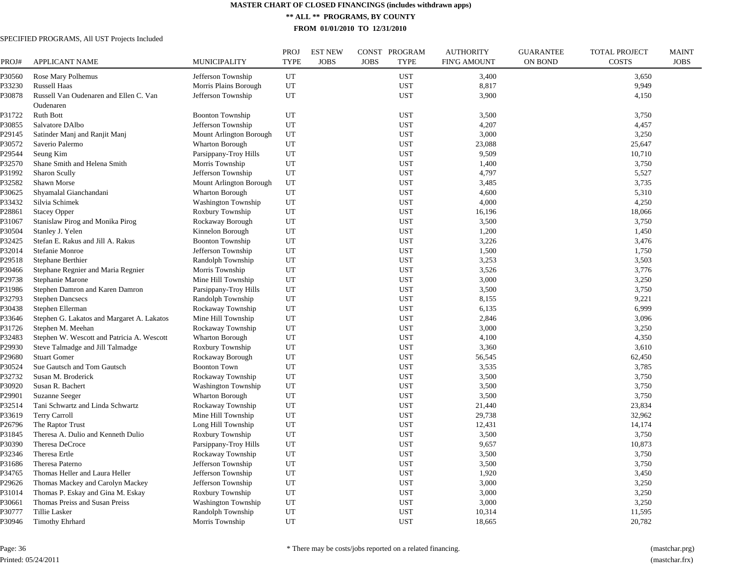# MASTER CHART OF CLOSED FINANCINGS (includes withdrawn apps)

## ** ALL ** PROGRAMS, BY COUNTY

### FROM 01/01/2010 TO 12/31/2010

SPECIFIED PROGRAMS, All UST Projects Included

| PROJ# | APPLICANT NAME | MUNICIPALITY | PROJ TYPE | EST NEW JOBS | CONST JOBS | PROGRAM TYPE | AUTHORITY FIN'G AMOUNT | GUARANTEE ON BOND | TOTAL PROJECT COSTS | MAINT JOBS |
|---|---|---|---|---|---|---|---|---|---|---|
| P30560 | Rose Mary Polhemus | Jefferson Township | UT | | | UST | 3,400 | | 3,650 | |
| P33230 | Russell Haas | Morris Plains Borough | UT | | | UST | 8,817 | | 9,949 | |
| P30878 | Russell Van Oudenaren and Ellen C. Van Oudenaren | Jefferson Township | UT | | | UST | 3,900 | | 4,150 | |
| P31722 | Ruth Bott | Boonton Township | UT | | | UST | 3,500 | | 3,750 | |
| P30855 | Salvatore DAlbo | Jefferson Township | UT | | | UST | 4,207 | | 4,457 | |
| P29145 | Satinder Manj and Ranjit Manj | Mount Arlington Borough | UT | | | UST | 3,000 | | 3,250 | |
| P30572 | Saverio Palermo | Wharton Borough | UT | | | UST | 23,088 | | 25,647 | |
| P29544 | Seung Kim | Parsippany-Troy Hills | UT | | | UST | 9,509 | | 10,710 | |
| P32570 | Shane Smith and Helena Smith | Morris Township | UT | | | UST | 1,400 | | 3,750 | |
| P31992 | Sharon Scully | Jefferson Township | UT | | | UST | 4,797 | | 5,527 | |
| P32582 | Shawn Morse | Mount Arlington Borough | UT | | | UST | 3,485 | | 3,735 | |
| P30625 | Shyamalal Gianchandani | Wharton Borough | UT | | | UST | 4,600 | | 5,310 | |
| P33432 | Silvia Schimek | Washington Township | UT | | | UST | 4,000 | | 4,250 | |
| P28861 | Stacey Opper | Roxbury Township | UT | | | UST | 16,196 | | 18,066 | |
| P31067 | Stanislaw Pirog and Monika Pirog | Rockaway Borough | UT | | | UST | 3,500 | | 3,750 | |
| P30504 | Stanley J. Yelen | Kinnelon Borough | UT | | | UST | 1,200 | | 1,450 | |
| P32425 | Stefan E. Rakus and Jill A. Rakus | Boonton Township | UT | | | UST | 3,226 | | 3,476 | |
| P32014 | Stefanie Monroe | Jefferson Township | UT | | | UST | 1,500 | | 1,750 | |
| P29518 | Stephane Berthier | Randolph Township | UT | | | UST | 3,253 | | 3,503 | |
| P30466 | Stephane Regnier and Maria Regnier | Morris Township | UT | | | UST | 3,526 | | 3,776 | |
| P29738 | Stephanie Marone | Mine Hill Township | UT | | | UST | 3,000 | | 3,250 | |
| P31986 | Stephen Damron and Karen Damron | Parsippany-Troy Hills | UT | | | UST | 3,500 | | 3,750 | |
| P32793 | Stephen Dancsecs | Randolph Township | UT | | | UST | 8,155 | | 9,221 | |
| P30438 | Stephen Ellerman | Rockaway Township | UT | | | UST | 6,135 | | 6,999 | |
| P33646 | Stephen G. Lakatos and Margaret A. Lakatos | Mine Hill Township | UT | | | UST | 2,846 | | 3,096 | |
| P31726 | Stephen M. Meehan | Rockaway Township | UT | | | UST | 3,000 | | 3,250 | |
| P32483 | Stephen W. Wescott and Patricia A. Wescott | Wharton Borough | UT | | | UST | 4,100 | | 4,350 | |
| P29930 | Steve Talmadge and Jill Talmadge | Roxbury Township | UT | | | UST | 3,360 | | 3,610 | |
| P29680 | Stuart Gomer | Rockaway Borough | UT | | | UST | 56,545 | | 62,450 | |
| P30524 | Sue Gautsch and Tom Gautsch | Boonton Town | UT | | | UST | 3,535 | | 3,785 | |
| P32732 | Susan M. Broderick | Rockaway Township | UT | | | UST | 3,500 | | 3,750 | |
| P30920 | Susan R. Bachert | Washington Township | UT | | | UST | 3,500 | | 3,750 | |
| P29901 | Suzanne Seeger | Wharton Borough | UT | | | UST | 3,500 | | 3,750 | |
| P32514 | Tani Schwartz and Linda Schwartz | Rockaway Township | UT | | | UST | 21,440 | | 23,834 | |
| P33619 | Terry Carroll | Mine Hill Township | UT | | | UST | 29,738 | | 32,962 | |
| P26796 | The Raptor Trust | Long Hill Township | UT | | | UST | 12,431 | | 14,174 | |
| P31845 | Theresa A. Dulio and Kenneth Dulio | Roxbury Township | UT | | | UST | 3,500 | | 3,750 | |
| P30390 | Theresa DeCroce | Parsippany-Troy Hills | UT | | | UST | 9,657 | | 10,873 | |
| P32346 | Theresa Ertle | Rockaway Township | UT | | | UST | 3,500 | | 3,750 | |
| P31686 | Theresa Paterno | Jefferson Township | UT | | | UST | 3,500 | | 3,750 | |
| P34765 | Thomas Heller and Laura Heller | Jefferson Township | UT | | | UST | 1,920 | | 3,450 | |
| P29626 | Thomas Mackey and Carolyn Mackey | Jefferson Township | UT | | | UST | 3,000 | | 3,250 | |
| P31014 | Thomas P. Eskay and Gina M. Eskay | Roxbury Township | UT | | | UST | 3,000 | | 3,250 | |
| P30661 | Thomas Preiss and Susan Preiss | Washington Township | UT | | | UST | 3,000 | | 3,250 | |
| P30777 | Tillie Lasker | Randolph Township | UT | | | UST | 10,314 | | 11,595 | |
| P30946 | Timothy Ehrhard | Morris Township | UT | | | UST | 18,665 | | 20,782 | |

Page: 36

Printed: 05/24/2011

* There may be costs/jobs reported on a related financing.

(mastchar.prg)
(mastchar.frx)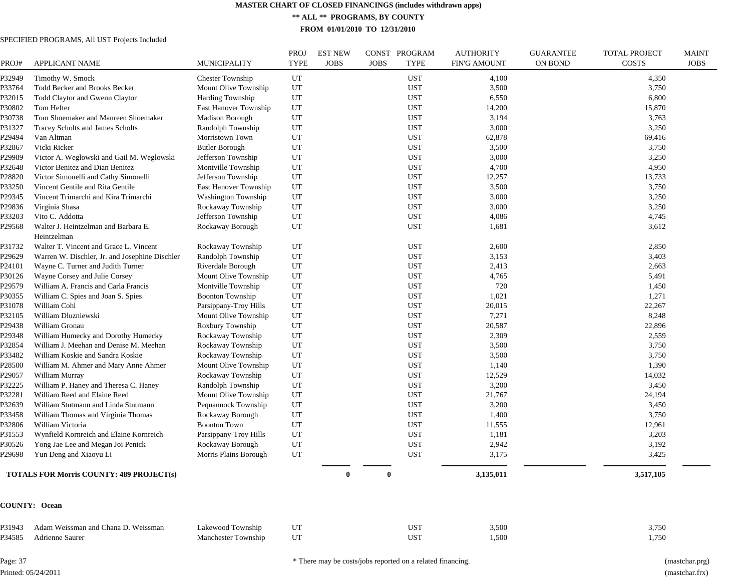# MASTER CHART OF CLOSED FINANCINGS (includes withdrawn apps)

## ** ALL ** PROGRAMS, BY COUNTY

### FROM 01/01/2010 TO 12/31/2010

SPECIFIED PROGRAMS, All UST Projects Included

| PROJ# | APPLICANT NAME | MUNICIPALITY | PROJ TYPE | EST NEW JOBS | CONST JOBS | PROGRAM TYPE | AUTHORITY FIN'G AMOUNT | GUARANTEE ON BOND | TOTAL PROJECT COSTS | MAINT JOBS |
|---|---|---|---|---|---|---|---|---|---|---|
| P32949 | Timothy W. Smock | Chester Township | UT | | | UST | 4,100 | | 4,350 | |
| P33764 | Todd Becker and Brooks Becker | Mount Olive Township | UT | | | UST | 3,500 | | 3,750 | |
| P32015 | Todd Claytor and Gwenn Claytor | Harding Township | UT | | | UST | 6,550 | | 6,800 | |
| P30802 | Tom Hefter | East Hanover Township | UT | | | UST | 14,200 | | 15,870 | |
| P30738 | Tom Shoemaker and Maureen Shoemaker | Madison Borough | UT | | | UST | 3,194 | | 3,763 | |
| P31327 | Tracey Scholts and James Scholts | Randolph Township | UT | | | UST | 3,000 | | 3,250 | |
| P29494 | Van Altman | Morristown Town | UT | | | UST | 62,878 | | 69,416 | |
| P32867 | Vicki Ricker | Butler Borough | UT | | | UST | 3,500 | | 3,750 | |
| P29989 | Victor A. Weglowski and Gail M. Weglowski | Jefferson Township | UT | | | UST | 3,000 | | 3,250 | |
| P32648 | Victor Benitez and Dian Benitez | Montville Township | UT | | | UST | 4,700 | | 4,950 | |
| P28820 | Victor Simonelli and Cathy Simonelli | Jefferson Township | UT | | | UST | 12,257 | | 13,733 | |
| P33250 | Vincent Gentile and Rita Gentile | East Hanover Township | UT | | | UST | 3,500 | | 3,750 | |
| P29345 | Vincent Trimarchi and Kira Trimarchi | Washington Township | UT | | | UST | 3,000 | | 3,250 | |
| P29836 | Virginia Shasa | Rockaway Township | UT | | | UST | 3,000 | | 3,250 | |
| P33203 | Vito C. Addotta | Jefferson Township | UT | | | UST | 4,086 | | 4,745 | |
| P29568 | Walter J. Heintzelman and Barbara E. Heintzelman | Rockaway Borough | UT | | | UST | 1,681 | | 3,612 | |
| P31732 | Walter T. Vincent and Grace L. Vincent | Rockaway Township | UT | | | UST | 2,600 | | 2,850 | |
| P29629 | Warren W. Dischler, Jr. and Josephine Dischler | Randolph Township | UT | | | UST | 3,153 | | 3,403 | |
| P24101 | Wayne C. Turner and Judith Turner | Riverdale Borough | UT | | | UST | 2,413 | | 2,663 | |
| P30126 | Wayne Corsey and Julie Corsey | Mount Olive Township | UT | | | UST | 4,765 | | 5,491 | |
| P29579 | William A. Francis and Carla Francis | Montville Township | UT | | | UST | 720 | | 1,450 | |
| P30355 | William C. Spies and Joan S. Spies | Boonton Township | UT | | | UST | 1,021 | | 1,271 | |
| P31078 | William Cohl | Parsippany-Troy Hills | UT | | | UST | 20,015 | | 22,267 | |
| P32105 | William Dluzniewski | Mount Olive Township | UT | | | UST | 7,271 | | 8,248 | |
| P29438 | William Gronau | Roxbury Township | UT | | | UST | 20,587 | | 22,896 | |
| P29348 | William Humecky and Dorothy Humecky | Rockaway Township | UT | | | UST | 2,309 | | 2,559 | |
| P32854 | William J. Meehan and Denise M. Meehan | Rockaway Township | UT | | | UST | 3,500 | | 3,750 | |
| P33482 | William Koskie and Sandra Koskie | Rockaway Township | UT | | | UST | 3,500 | | 3,750 | |
| P28500 | William M. Ahmer and Mary Anne Ahmer | Mount Olive Township | UT | | | UST | 1,140 | | 1,390 | |
| P29057 | William Murray | Rockaway Township | UT | | | UST | 12,529 | | 14,032 | |
| P32225 | William P. Haney and Theresa C. Haney | Randolph Township | UT | | | UST | 3,200 | | 3,450 | |
| P32281 | William Reed and Elaine Reed | Mount Olive Township | UT | | | UST | 21,767 | | 24,194 | |
| P32639 | William Stutmann and Linda Stutmann | Pequannock Township | UT | | | UST | 3,200 | | 3,450 | |
| P33458 | William Thomas and Virginia Thomas | Rockaway Borough | UT | | | UST | 1,400 | | 3,750 | |
| P32806 | William Victoria | Boonton Town | UT | | | UST | 11,555 | | 12,961 | |
| P31553 | Wynfield Kornreich and Elaine Kornreich | Parsippany-Troy Hills | UT | | | UST | 1,181 | | 3,203 | |
| P30526 | Yong Jae Lee and Megan Joi Penick | Rockaway Borough | UT | | | UST | 2,942 | | 3,192 | |
| P29698 | Yun Deng and Xiaoyu Li | Morris Plains Borough | UT | | | UST | 3,175 | | 3,425 | |
| **TOTALS FOR Morris COUNTY: 489 PROJECT(s)** | | | | **0** | **0** | | **3,135,011** | | **3,517,105** | |

**COUNTY: Ocean**

| PROJ# | APPLICANT NAME | MUNICIPALITY | PROJ TYPE | EST NEW JOBS | CONST JOBS | PROGRAM TYPE | AUTHORITY FIN'G AMOUNT | GUARANTEE ON BOND | TOTAL PROJECT COSTS | MAINT JOBS |
|---|---|---|---|---|---|---|---|---|---|---|
| P31943 | Adam Weissman and Chana D. Weissman | Lakewood Township | UT | | | UST | 3,500 | | 3,750 | |
| P34585 | Adrienne Saurer | Manchester Township | UT | | | UST | 1,500 | | 1,750 | |

* There may be costs/jobs reported on a related financing.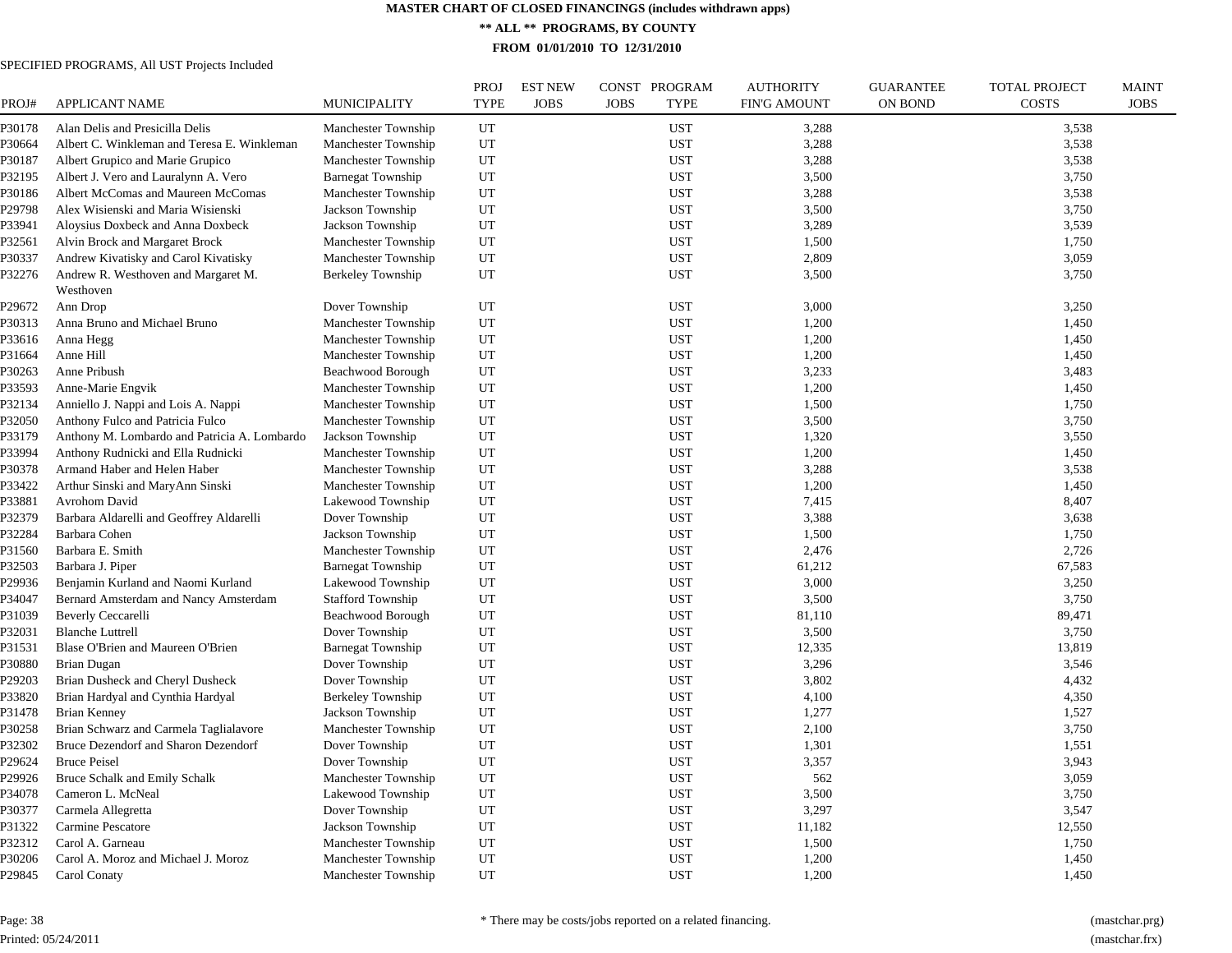# MASTER CHART OF CLOSED FINANCINGS (includes withdrawn apps)

## ** ALL ** PROGRAMS, BY COUNTY

### FROM 01/01/2010 TO 12/31/2010

SPECIFIED PROGRAMS, All UST Projects Included

| PROJ# | APPLICANT NAME | MUNICIPALITY | PROJ TYPE | EST NEW JOBS | CONST JOBS | PROGRAM TYPE | AUTHORITY FIN'G AMOUNT | GUARANTEE ON BOND | TOTAL PROJECT COSTS | MAINT JOBS |
|---|---|---|---|---|---|---|---|---|---|---|
| P30178 | Alan Delis and Presicilla Delis | Manchester Township | UT | | | UST | 3,288 | | 3,538 | |
| P30664 | Albert C. Winkleman and Teresa E. Winkleman | Manchester Township | UT | | | UST | 3,288 | | 3,538 | |
| P30187 | Albert Grupico and Marie Grupico | Manchester Township | UT | | | UST | 3,288 | | 3,538 | |
| P32195 | Albert J. Vero and Lauralynn A. Vero | Barnegat Township | UT | | | UST | 3,500 | | 3,750 | |
| P30186 | Albert McComas and Maureen McComas | Manchester Township | UT | | | UST | 3,288 | | 3,538 | |
| P29798 | Alex Wisienski and Maria Wisienski | Jackson Township | UT | | | UST | 3,500 | | 3,750 | |
| P33941 | Aloysius Doxbeck and Anna Doxbeck | Jackson Township | UT | | | UST | 3,289 | | 3,539 | |
| P32561 | Alvin Brock and Margaret Brock | Manchester Township | UT | | | UST | 1,500 | | 1,750 | |
| P30337 | Andrew Kivatisky and Carol Kivatisky | Manchester Township | UT | | | UST | 2,809 | | 3,059 | |
| P32276 | Andrew R. Westhoven and Margaret M. Westhoven | Berkeley Township | UT | | | UST | 3,500 | | 3,750 | |
| P29672 | Ann Drop | Dover Township | UT | | | UST | 3,000 | | 3,250 | |
| P30313 | Anna Bruno and Michael Bruno | Manchester Township | UT | | | UST | 1,200 | | 1,450 | |
| P33616 | Anna Hegg | Manchester Township | UT | | | UST | 1,200 | | 1,450 | |
| P31664 | Anne Hill | Manchester Township | UT | | | UST | 1,200 | | 1,450 | |
| P30263 | Anne Pribush | Beachwood Borough | UT | | | UST | 3,233 | | 3,483 | |
| P33593 | Anne-Marie Engvik | Manchester Township | UT | | | UST | 1,200 | | 1,450 | |
| P32134 | Anniello J. Nappi and Lois A. Nappi | Manchester Township | UT | | | UST | 1,500 | | 1,750 | |
| P32050 | Anthony Fulco and Patricia Fulco | Manchester Township | UT | | | UST | 3,500 | | 3,750 | |
| P33179 | Anthony M. Lombardo and Patricia A. Lombardo | Jackson Township | UT | | | UST | 1,320 | | 3,550 | |
| P33994 | Anthony Rudnicki and Ella Rudnicki | Manchester Township | UT | | | UST | 1,200 | | 1,450 | |
| P30378 | Armand Haber and Helen Haber | Manchester Township | UT | | | UST | 3,288 | | 3,538 | |
| P33422 | Arthur Sinski and MaryAnn Sinski | Manchester Township | UT | | | UST | 1,200 | | 1,450 | |
| P33881 | Avrohom David | Lakewood Township | UT | | | UST | 7,415 | | 8,407 | |
| P32379 | Barbara Aldarelli and Geoffrey Aldarelli | Dover Township | UT | | | UST | 3,388 | | 3,638 | |
| P32284 | Barbara Cohen | Jackson Township | UT | | | UST | 1,500 | | 1,750 | |
| P31560 | Barbara E. Smith | Manchester Township | UT | | | UST | 2,476 | | 2,726 | |
| P32503 | Barbara J. Piper | Barnegat Township | UT | | | UST | 61,212 | | 67,583 | |
| P29936 | Benjamin Kurland and Naomi Kurland | Lakewood Township | UT | | | UST | 3,000 | | 3,250 | |
| P34047 | Bernard Amsterdam and Nancy Amsterdam | Stafford Township | UT | | | UST | 3,500 | | 3,750 | |
| P31039 | Beverly Ceccarelli | Beachwood Borough | UT | | | UST | 81,110 | | 89,471 | |
| P32031 | Blanche Luttrell | Dover Township | UT | | | UST | 3,500 | | 3,750 | |
| P31531 | Blase O'Brien and Maureen O'Brien | Barnegat Township | UT | | | UST | 12,335 | | 13,819 | |
| P30880 | Brian Dugan | Dover Township | UT | | | UST | 3,296 | | 3,546 | |
| P29203 | Brian Dusheck and Cheryl Dusheck | Dover Township | UT | | | UST | 3,802 | | 4,432 | |
| P33820 | Brian Hardyal and Cynthia Hardyal | Berkeley Township | UT | | | UST | 4,100 | | 4,350 | |
| P31478 | Brian Kenney | Jackson Township | UT | | | UST | 1,277 | | 1,527 | |
| P30258 | Brian Schwarz and Carmela Taglialavore | Manchester Township | UT | | | UST | 2,100 | | 3,750 | |
| P32302 | Bruce Dezendorf and Sharon Dezendorf | Dover Township | UT | | | UST | 1,301 | | 1,551 | |
| P29624 | Bruce Peisel | Dover Township | UT | | | UST | 3,357 | | 3,943 | |
| P29926 | Bruce Schalk and Emily Schalk | Manchester Township | UT | | | UST | 562 | | 3,059 | |
| P34078 | Cameron L. McNeal | Lakewood Township | UT | | | UST | 3,500 | | 3,750 | |
| P30377 | Carmela Allegretta | Dover Township | UT | | | UST | 3,297 | | 3,547 | |
| P31322 | Carmine Pescatore | Jackson Township | UT | | | UST | 11,182 | | 12,550 | |
| P32312 | Carol A. Garneau | Manchester Township | UT | | | UST | 1,500 | | 1,750 | |
| P30206 | Carol A. Moroz and Michael J. Moroz | Manchester Township | UT | | | UST | 1,200 | | 1,450 | |
| P29845 | Carol Conaty | Manchester Township | UT | | | UST | 1,200 | | 1,450 | |

Page: 38

Printed: 05/24/2011

* There may be costs/jobs reported on a related financing.

(mastchar.prg)

(mastchar.frx)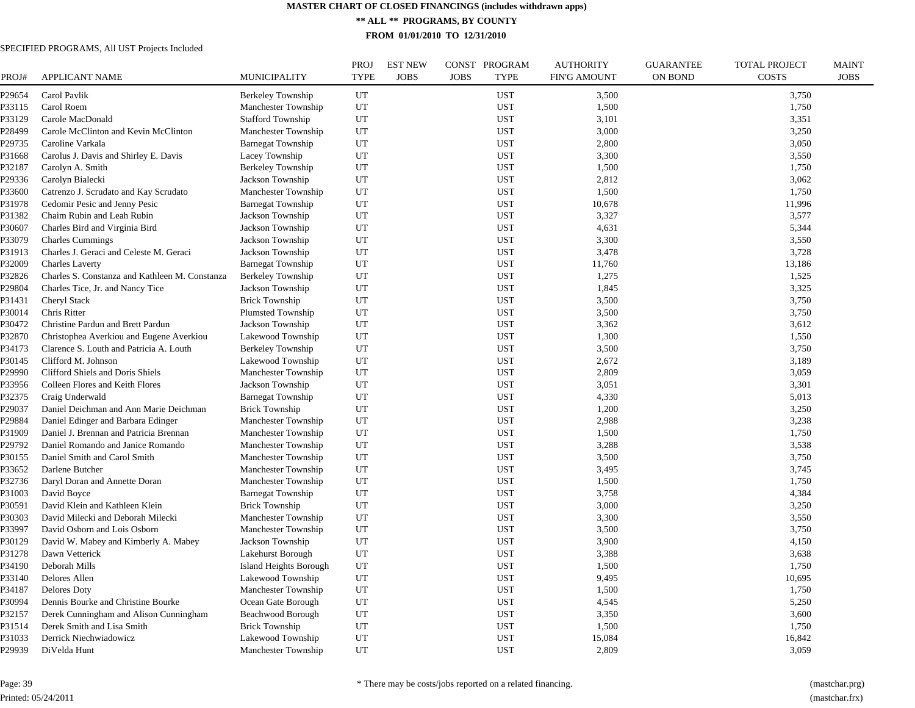# MASTER CHART OF CLOSED FINANCINGS (includes withdrawn apps)

## ** ALL ** PROGRAMS, BY COUNTY

### FROM 01/01/2010 TO 12/31/2010

SPECIFIED PROGRAMS, All UST Projects Included

| PROJ# | APPLICANT NAME | MUNICIPALITY | PROJ TYPE | EST NEW JOBS | CONST JOBS | PROGRAM TYPE | AUTHORITY FIN'G AMOUNT | GUARANTEE ON BOND | TOTAL PROJECT COSTS | MAINT JOBS |
|---|---|---|---|---|---|---|---|---|---|---|
| P29654 | Carol Pavlik | Berkeley Township | UT | | | UST | 3,500 | | 3,750 | |
| P33115 | Carol Roem | Manchester Township | UT | | | UST | 1,500 | | 1,750 | |
| P33129 | Carole MacDonald | Stafford Township | UT | | | UST | 3,101 | | 3,351 | |
| P28499 | Carole McClinton and Kevin McClinton | Manchester Township | UT | | | UST | 3,000 | | 3,250 | |
| P29735 | Caroline Varkala | Barnegat Township | UT | | | UST | 2,800 | | 3,050 | |
| P31668 | Carolus J. Davis and Shirley E. Davis | Lacey Township | UT | | | UST | 3,300 | | 3,550 | |
| P32187 | Carolyn A. Smith | Berkeley Township | UT | | | UST | 1,500 | | 1,750 | |
| P29336 | Carolyn Bialecki | Jackson Township | UT | | | UST | 2,812 | | 3,062 | |
| P33600 | Catrenzo J. Scrudato and Kay Scrudato | Manchester Township | UT | | | UST | 1,500 | | 1,750 | |
| P31978 | Cedomir Pesic and Jenny Pesic | Barnegat Township | UT | | | UST | 10,678 | | 11,996 | |
| P31382 | Chaim Rubin and Leah Rubin | Jackson Township | UT | | | UST | 3,327 | | 3,577 | |
| P30607 | Charles Bird and Virginia Bird | Jackson Township | UT | | | UST | 4,631 | | 5,344 | |
| P33079 | Charles Cummings | Jackson Township | UT | | | UST | 3,300 | | 3,550 | |
| P31913 | Charles J. Geraci and Celeste M. Geraci | Jackson Township | UT | | | UST | 3,478 | | 3,728 | |
| P32009 | Charles Laverty | Barnegat Township | UT | | | UST | 11,760 | | 13,186 | |
| P32826 | Charles S. Constanza and Kathleen M. Constanza | Berkeley Township | UT | | | UST | 1,275 | | 1,525 | |
| P29804 | Charles Tice, Jr. and Nancy Tice | Jackson Township | UT | | | UST | 1,845 | | 3,325 | |
| P31431 | Cheryl Stack | Brick Township | UT | | | UST | 3,500 | | 3,750 | |
| P30014 | Chris Ritter | Plumsted Township | UT | | | UST | 3,500 | | 3,750 | |
| P30472 | Christine Pardun and Brett Pardun | Jackson Township | UT | | | UST | 3,362 | | 3,612 | |
| P32870 | Christophea Averkiou and Eugene Averkiou | Lakewood Township | UT | | | UST | 1,300 | | 1,550 | |
| P34173 | Clarence S. Louth and Patricia A. Louth | Berkeley Township | UT | | | UST | 3,500 | | 3,750 | |
| P30145 | Clifford M. Johnson | Lakewood Township | UT | | | UST | 2,672 | | 3,189 | |
| P29990 | Clifford Shiels and Doris Shiels | Manchester Township | UT | | | UST | 2,809 | | 3,059 | |
| P33956 | Colleen Flores and Keith Flores | Jackson Township | UT | | | UST | 3,051 | | 3,301 | |
| P32375 | Craig Underwald | Barnegat Township | UT | | | UST | 4,330 | | 5,013 | |
| P29037 | Daniel Deichman and Ann Marie Deichman | Brick Township | UT | | | UST | 1,200 | | 3,250 | |
| P29884 | Daniel Edinger and Barbara Edinger | Manchester Township | UT | | | UST | 2,988 | | 3,238 | |
| P31909 | Daniel J. Brennan and Patricia Brennan | Manchester Township | UT | | | UST | 1,500 | | 1,750 | |
| P29792 | Daniel Romando and Janice Romando | Manchester Township | UT | | | UST | 3,288 | | 3,538 | |
| P30155 | Daniel Smith and Carol Smith | Manchester Township | UT | | | UST | 3,500 | | 3,750 | |
| P33652 | Darlene Butcher | Manchester Township | UT | | | UST | 3,495 | | 3,745 | |
| P32736 | Daryl Doran and Annette Doran | Manchester Township | UT | | | UST | 1,500 | | 1,750 | |
| P31003 | David Boyce | Barnegat Township | UT | | | UST | 3,758 | | 4,384 | |
| P30591 | David Klein and Kathleen Klein | Brick Township | UT | | | UST | 3,000 | | 3,250 | |
| P30303 | David Milecki and Deborah Milecki | Manchester Township | UT | | | UST | 3,300 | | 3,550 | |
| P33997 | David Osborn and Lois Osborn | Manchester Township | UT | | | UST | 3,500 | | 3,750 | |
| P30129 | David W. Mabey and Kimberly A. Mabey | Jackson Township | UT | | | UST | 3,900 | | 4,150 | |
| P31278 | Dawn Vetterick | Lakehurst Borough | UT | | | UST | 3,388 | | 3,638 | |
| P34190 | Deborah Mills | Island Heights Borough | UT | | | UST | 1,500 | | 1,750 | |
| P33140 | Delores Allen | Lakewood Township | UT | | | UST | 9,495 | | 10,695 | |
| P34187 | Delores Doty | Manchester Township | UT | | | UST | 1,500 | | 1,750 | |
| P30994 | Dennis Bourke and Christine Bourke | Ocean Gate Borough | UT | | | UST | 4,545 | | 5,250 | |
| P32157 | Derek Cunningham and Alison Cunningham | Beachwood Borough | UT | | | UST | 3,350 | | 3,600 | |
| P31514 | Derek Smith and Lisa Smith | Brick Township | UT | | | UST | 1,500 | | 1,750 | |
| P31033 | Derrick Niechwiadowicz | Lakewood Township | UT | | | UST | 15,084 | | 16,842 | |
| P29939 | DiVelda Hunt | Manchester Township | UT | | | UST | 2,809 | | 3,059 | |

* There may be costs/jobs reported on a related financing.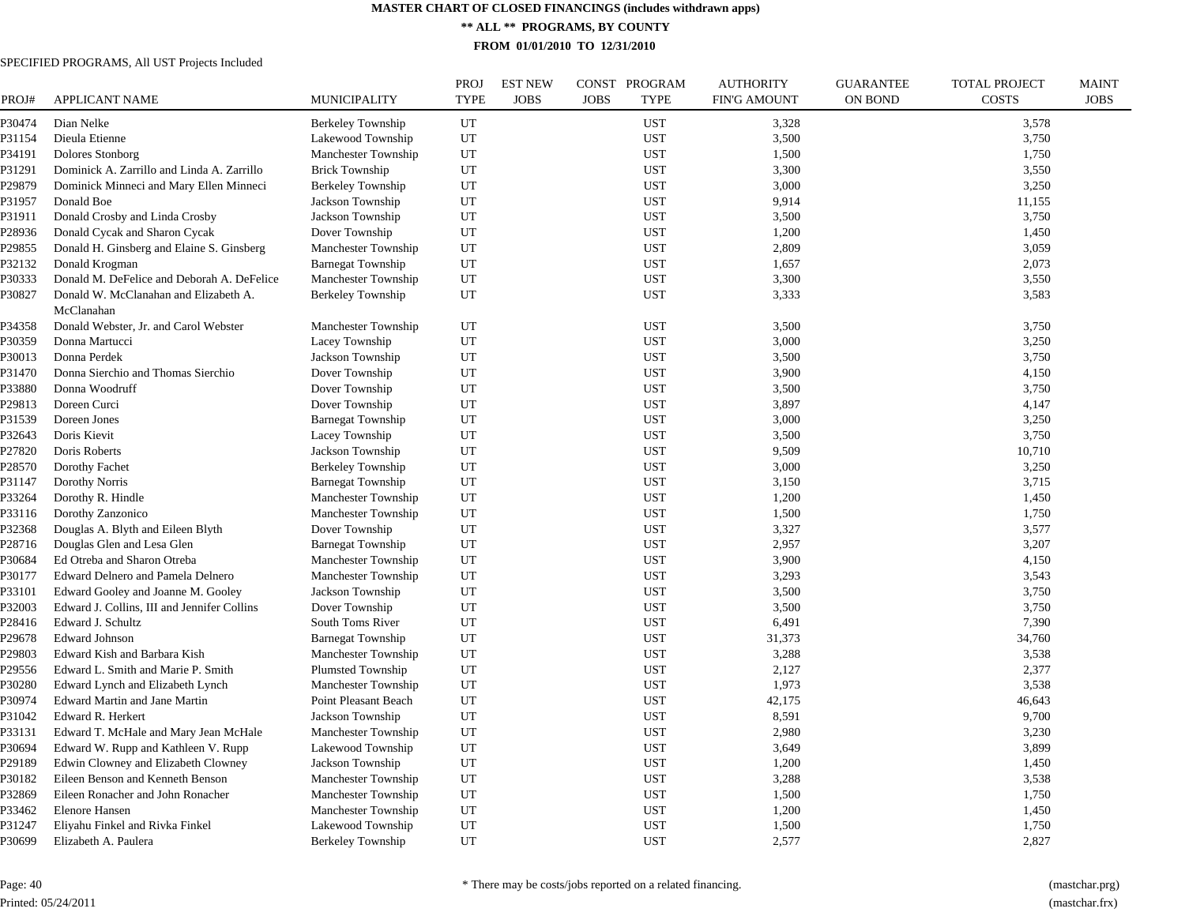# MASTER CHART OF CLOSED FINANCINGS (includes withdrawn apps)

## ** ALL ** PROGRAMS, BY COUNTY

### FROM 01/01/2010 TO 12/31/2010

SPECIFIED PROGRAMS, All UST Projects Included

| PROJ# | APPLICANT NAME | MUNICIPALITY | PROJ TYPE | EST NEW JOBS | CONST JOBS | PROGRAM TYPE | AUTHORITY FIN'G AMOUNT | GUARANTEE ON BOND | TOTAL PROJECT COSTS | MAINT JOBS |
|---|---|---|---|---|---|---|---|---|---|---|
| P30474 | Dian Nelke | Berkeley Township | UT | | | UST | 3,328 | | 3,578 | |
| P31154 | Dieula Etienne | Lakewood Township | UT | | | UST | 3,500 | | 3,750 | |
| P34191 | Dolores Stonborg | Manchester Township | UT | | | UST | 1,500 | | 1,750 | |
| P31291 | Dominick A. Zarrillo and Linda A. Zarrillo | Brick Township | UT | | | UST | 3,300 | | 3,550 | |
| P29879 | Dominick Minneci and Mary Ellen Minneci | Berkeley Township | UT | | | UST | 3,000 | | 3,250 | |
| P31957 | Donald Boe | Jackson Township | UT | | | UST | 9,914 | | 11,155 | |
| P31911 | Donald Crosby and Linda Crosby | Jackson Township | UT | | | UST | 3,500 | | 3,750 | |
| P28936 | Donald Cycak and Sharon Cycak | Dover Township | UT | | | UST | 1,200 | | 1,450 | |
| P29855 | Donald H. Ginsberg and Elaine S. Ginsberg | Manchester Township | UT | | | UST | 2,809 | | 3,059 | |
| P32132 | Donald Krogman | Barnegat Township | UT | | | UST | 1,657 | | 2,073 | |
| P30333 | Donald M. DeFelice and Deborah A. DeFelice | Manchester Township | UT | | | UST | 3,300 | | 3,550 | |
| P30827 | Donald W. McClanahan and Elizabeth A. McClanahan | Berkeley Township | UT | | | UST | 3,333 | | 3,583 | |
| P34358 | Donald Webster, Jr. and Carol Webster | Manchester Township | UT | | | UST | 3,500 | | 3,750 | |
| P30359 | Donna Martucci | Lacey Township | UT | | | UST | 3,000 | | 3,250 | |
| P30013 | Donna Perdek | Jackson Township | UT | | | UST | 3,500 | | 3,750 | |
| P31470 | Donna Sierchio and Thomas Sierchio | Dover Township | UT | | | UST | 3,900 | | 4,150 | |
| P33880 | Donna Woodruff | Dover Township | UT | | | UST | 3,500 | | 3,750 | |
| P29813 | Doreen Curci | Dover Township | UT | | | UST | 3,897 | | 4,147 | |
| P31539 | Doreen Jones | Barnegat Township | UT | | | UST | 3,000 | | 3,250 | |
| P32643 | Doris Kievit | Lacey Township | UT | | | UST | 3,500 | | 3,750 | |
| P27820 | Doris Roberts | Jackson Township | UT | | | UST | 9,509 | | 10,710 | |
| P28570 | Dorothy Fachet | Berkeley Township | UT | | | UST | 3,000 | | 3,250 | |
| P31147 | Dorothy Norris | Barnegat Township | UT | | | UST | 3,150 | | 3,715 | |
| P33264 | Dorothy R. Hindle | Manchester Township | UT | | | UST | 1,200 | | 1,450 | |
| P33116 | Dorothy Zanzonico | Manchester Township | UT | | | UST | 1,500 | | 1,750 | |
| P32368 | Douglas A. Blyth and Eileen Blyth | Dover Township | UT | | | UST | 3,327 | | 3,577 | |
| P28716 | Douglas Glen and Lesa Glen | Barnegat Township | UT | | | UST | 2,957 | | 3,207 | |
| P30684 | Ed Otreba and Sharon Otreba | Manchester Township | UT | | | UST | 3,900 | | 4,150 | |
| P30177 | Edward Delnero and Pamela Delnero | Manchester Township | UT | | | UST | 3,293 | | 3,543 | |
| P33101 | Edward Gooley and Joanne M. Gooley | Jackson Township | UT | | | UST | 3,500 | | 3,750 | |
| P32003 | Edward J. Collins, III and Jennifer Collins | Dover Township | UT | | | UST | 3,500 | | 3,750 | |
| P28416 | Edward J. Schultz | South Toms River | UT | | | UST | 6,491 | | 7,390 | |
| P29678 | Edward Johnson | Barnegat Township | UT | | | UST | 31,373 | | 34,760 | |
| P29803 | Edward Kish and Barbara Kish | Manchester Township | UT | | | UST | 3,288 | | 3,538 | |
| P29556 | Edward L. Smith and Marie P. Smith | Plumsted Township | UT | | | UST | 2,127 | | 2,377 | |
| P30280 | Edward Lynch and Elizabeth Lynch | Manchester Township | UT | | | UST | 1,973 | | 3,538 | |
| P30974 | Edward Martin and Jane Martin | Point Pleasant Beach | UT | | | UST | 42,175 | | 46,643 | |
| P31042 | Edward R. Herkert | Jackson Township | UT | | | UST | 8,591 | | 9,700 | |
| P33131 | Edward T. McHale and Mary Jean McHale | Manchester Township | UT | | | UST | 2,980 | | 3,230 | |
| P30694 | Edward W. Rupp and Kathleen V. Rupp | Lakewood Township | UT | | | UST | 3,649 | | 3,899 | |
| P29189 | Edwin Clowney and Elizabeth Clowney | Jackson Township | UT | | | UST | 1,200 | | 1,450 | |
| P30182 | Eileen Benson and Kenneth Benson | Manchester Township | UT | | | UST | 3,288 | | 3,538 | |
| P32869 | Eileen Ronacher and John Ronacher | Manchester Township | UT | | | UST | 1,500 | | 1,750 | |
| P33462 | Elenore Hansen | Manchester Township | UT | | | UST | 1,200 | | 1,450 | |
| P31247 | Eliyahu Finkel and Rivka Finkel | Lakewood Township | UT | | | UST | 1,500 | | 1,750 | |
| P30699 | Elizabeth A. Paulera | Berkeley Township | UT | | | UST | 2,577 | | 2,827 | |

* There may be costs/jobs reported on a related financing.

Printed: 05/24/2011

(mastchar.prg)
(mastchar.frx)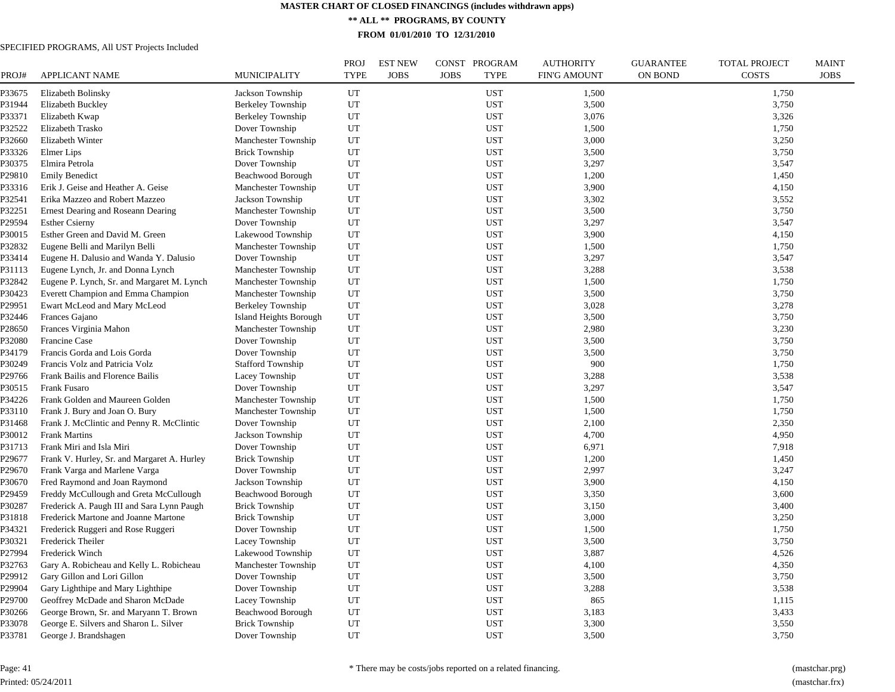# MASTER CHART OF CLOSED FINANCINGS (includes withdrawn apps)

## ** ALL ** PROGRAMS, BY COUNTY

### FROM 01/01/2010 TO 12/31/2010

SPECIFIED PROGRAMS, All UST Projects Included

| PROJ# | APPLICANT NAME | MUNICIPALITY | PROJ TYPE | EST NEW JOBS | CONST JOBS | PROGRAM TYPE | AUTHORITY FIN'G AMOUNT | GUARANTEE ON BOND | TOTAL PROJECT COSTS | MAINT JOBS |
|---|---|---|---|---|---|---|---|---|---|---|
| P33675 | Elizabeth Bolinsky | Jackson Township | UT | | | UST | 1,500 | | 1,750 | |
| P31944 | Elizabeth Buckley | Berkeley Township | UT | | | UST | 3,500 | | 3,750 | |
| P33371 | Elizabeth Kwap | Berkeley Township | UT | | | UST | 3,076 | | 3,326 | |
| P32522 | Elizabeth Trasko | Dover Township | UT | | | UST | 1,500 | | 1,750 | |
| P32660 | Elizabeth Winter | Manchester Township | UT | | | UST | 3,000 | | 3,250 | |
| P33326 | Elmer Lips | Brick Township | UT | | | UST | 3,500 | | 3,750 | |
| P30375 | Elmira Petrola | Dover Township | UT | | | UST | 3,297 | | 3,547 | |
| P29810 | Emily Benedict | Beachwood Borough | UT | | | UST | 1,200 | | 1,450 | |
| P33316 | Erik J. Geise and Heather A. Geise | Manchester Township | UT | | | UST | 3,900 | | 4,150 | |
| P32541 | Erika Mazzeo and Robert Mazzeo | Jackson Township | UT | | | UST | 3,302 | | 3,552 | |
| P32251 | Ernest Dearing and Roseann Dearing | Manchester Township | UT | | | UST | 3,500 | | 3,750 | |
| P29594 | Esther Csierny | Dover Township | UT | | | UST | 3,297 | | 3,547 | |
| P30015 | Esther Green and David M. Green | Lakewood Township | UT | | | UST | 3,900 | | 4,150 | |
| P32832 | Eugene Belli and Marilyn Belli | Manchester Township | UT | | | UST | 1,500 | | 1,750 | |
| P33414 | Eugene H. Dalusio and Wanda Y. Dalusio | Dover Township | UT | | | UST | 3,297 | | 3,547 | |
| P31113 | Eugene Lynch, Jr. and Donna Lynch | Manchester Township | UT | | | UST | 3,288 | | 3,538 | |
| P32842 | Eugene P. Lynch, Sr. and Margaret M. Lynch | Manchester Township | UT | | | UST | 1,500 | | 1,750 | |
| P30423 | Everett Champion and Emma Champion | Manchester Township | UT | | | UST | 3,500 | | 3,750 | |
| P29951 | Ewart McLeod and Mary McLeod | Berkeley Township | UT | | | UST | 3,028 | | 3,278 | |
| P32446 | Frances Gajano | Island Heights Borough | UT | | | UST | 3,500 | | 3,750 | |
| P28650 | Frances Virginia Mahon | Manchester Township | UT | | | UST | 2,980 | | 3,230 | |
| P32080 | Francine Case | Dover Township | UT | | | UST | 3,500 | | 3,750 | |
| P34179 | Francis Gorda and Lois Gorda | Dover Township | UT | | | UST | 3,500 | | 3,750 | |
| P30249 | Francis Volz and Patricia Volz | Stafford Township | UT | | | UST | 900 | | 1,750 | |
| P29766 | Frank Bailis and Florence Bailis | Lacey Township | UT | | | UST | 3,288 | | 3,538 | |
| P30515 | Frank Fusaro | Dover Township | UT | | | UST | 3,297 | | 3,547 | |
| P34226 | Frank Golden and Maureen Golden | Manchester Township | UT | | | UST | 1,500 | | 1,750 | |
| P33110 | Frank J. Bury and Joan O. Bury | Manchester Township | UT | | | UST | 1,500 | | 1,750 | |
| P31468 | Frank J. McClintic and Penny R. McClintic | Dover Township | UT | | | UST | 2,100 | | 2,350 | |
| P30012 | Frank Martins | Jackson Township | UT | | | UST | 4,700 | | 4,950 | |
| P31713 | Frank Miri and Isla Miri | Dover Township | UT | | | UST | 6,971 | | 7,918 | |
| P29677 | Frank V. Hurley, Sr. and Margaret A. Hurley | Brick Township | UT | | | UST | 1,200 | | 1,450 | |
| P29670 | Frank Varga and Marlene Varga | Dover Township | UT | | | UST | 2,997 | | 3,247 | |
| P30670 | Fred Raymond and Joan Raymond | Jackson Township | UT | | | UST | 3,900 | | 4,150 | |
| P29459 | Freddy McCullough and Greta McCullough | Beachwood Borough | UT | | | UST | 3,350 | | 3,600 | |
| P30287 | Frederick A. Paugh III and Sara Lynn Paugh | Brick Township | UT | | | UST | 3,150 | | 3,400 | |
| P31818 | Frederick Martone and Joanne Martone | Brick Township | UT | | | UST | 3,000 | | 3,250 | |
| P34321 | Frederick Ruggeri and Rose Ruggeri | Dover Township | UT | | | UST | 1,500 | | 1,750 | |
| P30321 | Frederick Theiler | Lacey Township | UT | | | UST | 3,500 | | 3,750 | |
| P27994 | Frederick Winch | Lakewood Township | UT | | | UST | 3,887 | | 4,526 | |
| P32763 | Gary A. Robicheau and Kelly L. Robicheau | Manchester Township | UT | | | UST | 4,100 | | 4,350 | |
| P29912 | Gary Gillon and Lori Gillon | Dover Township | UT | | | UST | 3,500 | | 3,750 | |
| P29904 | Gary Lighthipe and Mary Lighthipe | Dover Township | UT | | | UST | 3,288 | | 3,538 | |
| P29700 | Geoffrey McDade and Sharon McDade | Lacey Township | UT | | | UST | 865 | | 1,115 | |
| P30266 | George Brown, Sr. and Maryann T. Brown | Beachwood Borough | UT | | | UST | 3,183 | | 3,433 | |
| P33078 | George E. Silvers and Sharon L. Silver | Brick Township | UT | | | UST | 3,300 | | 3,550 | |
| P33781 | George J. Brandshagen | Dover Township | UT | | | UST | 3,500 | | 3,750 | |

* There may be costs/jobs reported on a related financing.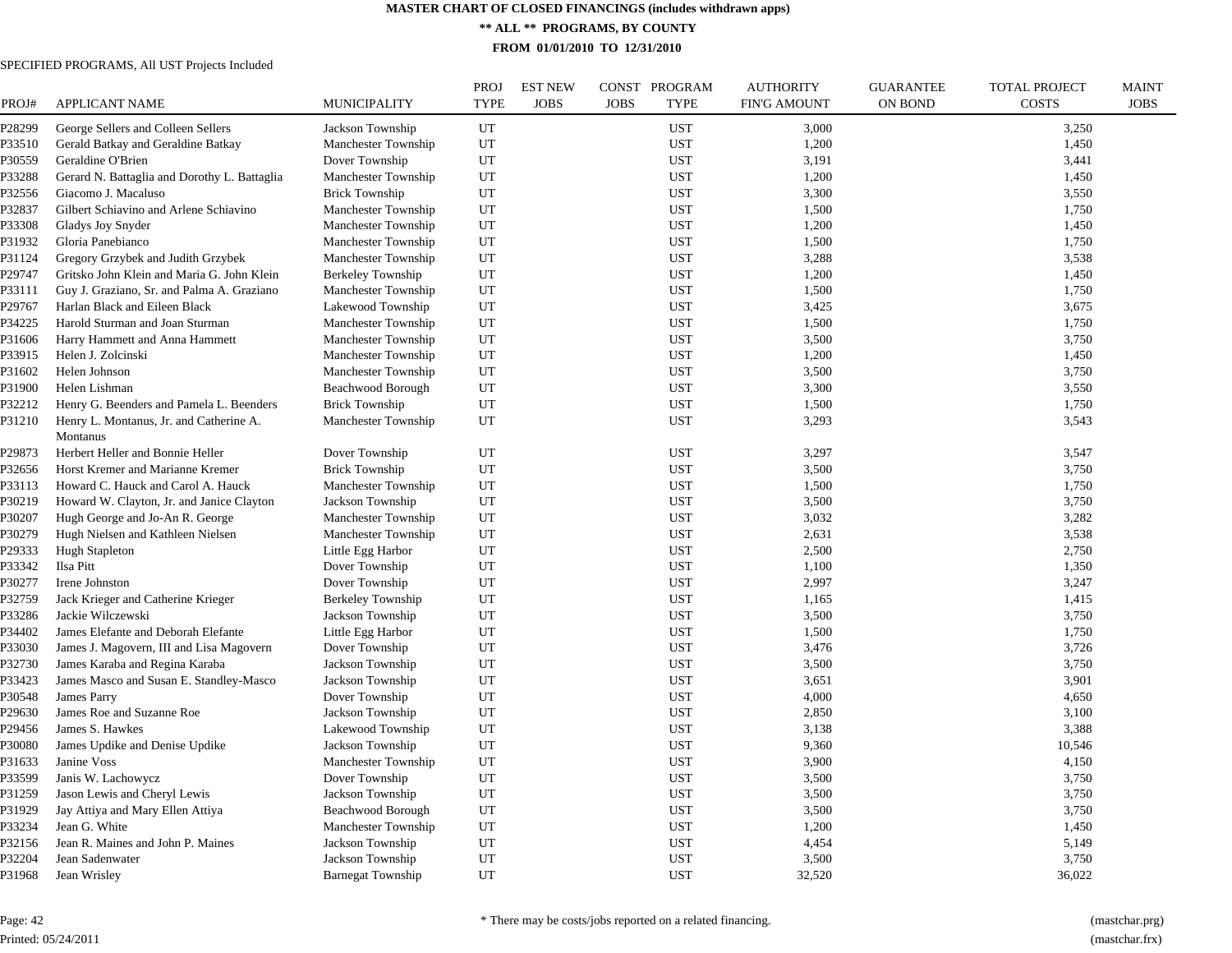**MASTER CHART OF CLOSED FINANCINGS (includes withdrawn apps)**

**\*\* ALL \*\* PROGRAMS, BY COUNTY**

**FROM 01/01/2010 TO 12/31/2010**

SPECIFIED PROGRAMS, All UST Projects Included

| PROJ# | APPLICANT NAME | MUNICIPALITY | PROJ TYPE | EST NEW JOBS | CONST JOBS | PROGRAM TYPE | AUTHORITY FIN'G AMOUNT | GUARANTEE ON BOND | TOTAL PROJECT COSTS | MAINT JOBS |
|---|---|---|---|---|---|---|---|---|---|---|
| P28299 | George Sellers and Colleen Sellers | Jackson Township | UT | | | UST | 3,000 | | 3,250 | |
| P33510 | Gerald Batkay and Geraldine Batkay | Manchester Township | UT | | | UST | 1,200 | | 1,450 | |
| P30559 | Geraldine O'Brien | Dover Township | UT | | | UST | 3,191 | | 3,441 | |
| P33288 | Gerard N. Battaglia and Dorothy L. Battaglia | Manchester Township | UT | | | UST | 1,200 | | 1,450 | |
| P32556 | Giacomo J. Macaluso | Brick Township | UT | | | UST | 3,300 | | 3,550 | |
| P32837 | Gilbert Schiavino and Arlene Schiavino | Manchester Township | UT | | | UST | 1,500 | | 1,750 | |
| P33308 | Gladys Joy Snyder | Manchester Township | UT | | | UST | 1,200 | | 1,450 | |
| P31932 | Gloria Panebianco | Manchester Township | UT | | | UST | 1,500 | | 1,750 | |
| P31124 | Gregory Grzybek and Judith Grzybek | Manchester Township | UT | | | UST | 3,288 | | 3,538 | |
| P29747 | Gritsko John Klein and Maria G. John Klein | Berkeley Township | UT | | | UST | 1,200 | | 1,450 | |
| P33111 | Guy J. Graziano, Sr. and Palma A. Graziano | Manchester Township | UT | | | UST | 1,500 | | 1,750 | |
| P29767 | Harlan Black and Eileen Black | Lakewood Township | UT | | | UST | 3,425 | | 3,675 | |
| P34225 | Harold Sturman and Joan Sturman | Manchester Township | UT | | | UST | 1,500 | | 1,750 | |
| P31606 | Harry Hammett and Anna Hammett | Manchester Township | UT | | | UST | 3,500 | | 3,750 | |
| P33915 | Helen J. Zolcinski | Manchester Township | UT | | | UST | 1,200 | | 1,450 | |
| P31602 | Helen Johnson | Manchester Township | UT | | | UST | 3,500 | | 3,750 | |
| P31900 | Helen Lishman | Beachwood Borough | UT | | | UST | 3,300 | | 3,550 | |
| P32212 | Henry G. Beenders and Pamela L. Beenders | Brick Township | UT | | | UST | 1,500 | | 1,750 | |
| P31210 | Henry L. Montanus, Jr. and Catherine A. Montanus | Manchester Township | UT | | | UST | 3,293 | | 3,543 | |
| P29873 | Herbert Heller and Bonnie Heller | Dover Township | UT | | | UST | 3,297 | | 3,547 | |
| P32656 | Horst Kremer and Marianne Kremer | Brick Township | UT | | | UST | 3,500 | | 3,750 | |
| P33113 | Howard C. Hauck and Carol A. Hauck | Manchester Township | UT | | | UST | 1,500 | | 1,750 | |
| P30219 | Howard W. Clayton, Jr. and Janice Clayton | Jackson Township | UT | | | UST | 3,500 | | 3,750 | |
| P30207 | Hugh George and Jo-An R. George | Manchester Township | UT | | | UST | 3,032 | | 3,282 | |
| P30279 | Hugh Nielsen and Kathleen Nielsen | Manchester Township | UT | | | UST | 2,631 | | 3,538 | |
| P29333 | Hugh Stapleton | Little Egg Harbor | UT | | | UST | 2,500 | | 2,750 | |
| P33342 | Ilsa Pitt | Dover Township | UT | | | UST | 1,100 | | 1,350 | |
| P30277 | Irene Johnston | Dover Township | UT | | | UST | 2,997 | | 3,247 | |
| P32759 | Jack Krieger and Catherine Krieger | Berkeley Township | UT | | | UST | 1,165 | | 1,415 | |
| P33286 | Jackie Wilczewski | Jackson Township | UT | | | UST | 3,500 | | 3,750 | |
| P34402 | James Elefante and Deborah Elefante | Little Egg Harbor | UT | | | UST | 1,500 | | 1,750 | |
| P33030 | James J. Magovern, III and Lisa Magovern | Dover Township | UT | | | UST | 3,476 | | 3,726 | |
| P32730 | James Karaba and Regina Karaba | Jackson Township | UT | | | UST | 3,500 | | 3,750 | |
| P33423 | James Masco and Susan E. Standley-Masco | Jackson Township | UT | | | UST | 3,651 | | 3,901 | |
| P30548 | James Parry | Dover Township | UT | | | UST | 4,000 | | 4,650 | |
| P29630 | James Roe and Suzanne Roe | Jackson Township | UT | | | UST | 2,850 | | 3,100 | |
| P29456 | James S. Hawkes | Lakewood Township | UT | | | UST | 3,138 | | 3,388 | |
| P30080 | James Updike and Denise Updike | Jackson Township | UT | | | UST | 9,360 | | 10,546 | |
| P31633 | Janine Voss | Manchester Township | UT | | | UST | 3,900 | | 4,150 | |
| P33599 | Janis W. Lachowycz | Dover Township | UT | | | UST | 3,500 | | 3,750 | |
| P31259 | Jason Lewis and Cheryl Lewis | Jackson Township | UT | | | UST | 3,500 | | 3,750 | |
| P31929 | Jay Attiya and Mary Ellen Attiya | Beachwood Borough | UT | | | UST | 3,500 | | 3,750 | |
| P33234 | Jean G. White | Manchester Township | UT | | | UST | 1,200 | | 1,450 | |
| P32156 | Jean R. Maines and John P. Maines | Jackson Township | UT | | | UST | 4,454 | | 5,149 | |
| P32204 | Jean Sadenwater | Jackson Township | UT | | | UST | 3,500 | | 3,750 | |
| P31968 | Jean Wrisley | Barnegat Township | UT | | | UST | 32,520 | | 36,022 | |

\* There may be costs/jobs reported on a related financing.

Printed: 05/24/2011 (mastchar.prg) (mastchar.frx)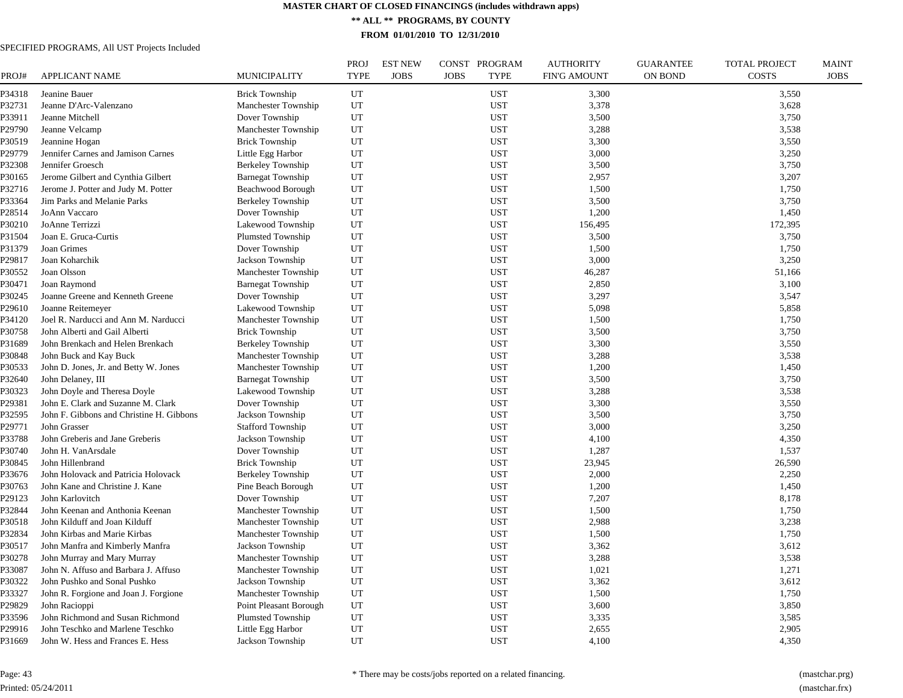# MASTER CHART OF CLOSED FINANCINGS (includes withdrawn apps)

## ** ALL ** PROGRAMS, BY COUNTY

### FROM 01/01/2010 TO 12/31/2010

SPECIFIED PROGRAMS, All UST Projects Included

| PROJ# | APPLICANT NAME | MUNICIPALITY | PROJ TYPE | EST NEW JOBS | CONST JOBS | PROGRAM TYPE | AUTHORITY FIN'G AMOUNT | GUARANTEE ON BOND | TOTAL PROJECT COSTS | MAINT JOBS |
|---|---|---|---|---|---|---|---|---|---|---|
| P34318 | Jeanine Bauer | Brick Township | UT | | | UST | 3,300 | | 3,550 | |
| P32731 | Jeanne D'Arc-Valenzano | Manchester Township | UT | | | UST | 3,378 | | 3,628 | |
| P33911 | Jeanne Mitchell | Dover Township | UT | | | UST | 3,500 | | 3,750 | |
| P29790 | Jeanne Velcamp | Manchester Township | UT | | | UST | 3,288 | | 3,538 | |
| P30519 | Jeannine Hogan | Brick Township | UT | | | UST | 3,300 | | 3,550 | |
| P29779 | Jennifer Carnes and Jamison Carnes | Little Egg Harbor | UT | | | UST | 3,000 | | 3,250 | |
| P32308 | Jennifer Groesch | Berkeley Township | UT | | | UST | 3,500 | | 3,750 | |
| P30165 | Jerome Gilbert and Cynthia Gilbert | Barnegat Township | UT | | | UST | 2,957 | | 3,207 | |
| P32716 | Jerome J. Potter and Judy M. Potter | Beachwood Borough | UT | | | UST | 1,500 | | 1,750 | |
| P33364 | Jim Parks and Melanie Parks | Berkeley Township | UT | | | UST | 3,500 | | 3,750 | |
| P28514 | JoAnn Vaccaro | Dover Township | UT | | | UST | 1,200 | | 1,450 | |
| P30210 | JoAnne Terrizzi | Lakewood Township | UT | | | UST | 156,495 | | 172,395 | |
| P31504 | Joan E. Gruca-Curtis | Plumsted Township | UT | | | UST | 3,500 | | 3,750 | |
| P31379 | Joan Grimes | Dover Township | UT | | | UST | 1,500 | | 1,750 | |
| P29817 | Joan Koharchik | Jackson Township | UT | | | UST | 3,000 | | 3,250 | |
| P30552 | Joan Olsson | Manchester Township | UT | | | UST | 46,287 | | 51,166 | |
| P30471 | Joan Raymond | Barnegat Township | UT | | | UST | 2,850 | | 3,100 | |
| P30245 | Joanne Greene and Kenneth Greene | Dover Township | UT | | | UST | 3,297 | | 3,547 | |
| P29610 | Joanne Reitemeyer | Lakewood Township | UT | | | UST | 5,098 | | 5,858 | |
| P34120 | Joel R. Narducci and Ann M. Narducci | Manchester Township | UT | | | UST | 1,500 | | 1,750 | |
| P30758 | John Alberti and Gail Alberti | Brick Township | UT | | | UST | 3,500 | | 3,750 | |
| P31689 | John Brenkach and Helen Brenkach | Berkeley Township | UT | | | UST | 3,300 | | 3,550 | |
| P30848 | John Buck and Kay Buck | Manchester Township | UT | | | UST | 3,288 | | 3,538 | |
| P30533 | John D. Jones, Jr. and Betty W. Jones | Manchester Township | UT | | | UST | 1,200 | | 1,450 | |
| P32640 | John Delaney, III | Barnegat Township | UT | | | UST | 3,500 | | 3,750 | |
| P30323 | John Doyle and Theresa Doyle | Lakewood Township | UT | | | UST | 3,288 | | 3,538 | |
| P29381 | John E. Clark and Suzanne M. Clark | Dover Township | UT | | | UST | 3,300 | | 3,550 | |
| P32595 | John F. Gibbons and Christine H. Gibbons | Jackson Township | UT | | | UST | 3,500 | | 3,750 | |
| P29771 | John Grasser | Stafford Township | UT | | | UST | 3,000 | | 3,250 | |
| P33788 | John Greberis and Jane Greberis | Jackson Township | UT | | | UST | 4,100 | | 4,350 | |
| P30740 | John H. VanArsdale | Dover Township | UT | | | UST | 1,287 | | 1,537 | |
| P30845 | John Hillenbrand | Brick Township | UT | | | UST | 23,945 | | 26,590 | |
| P33676 | John Holovack and Patricia Holovack | Berkeley Township | UT | | | UST | 2,000 | | 2,250 | |
| P30763 | John Kane and Christine J. Kane | Pine Beach Borough | UT | | | UST | 1,200 | | 1,450 | |
| P29123 | John Karlovitch | Dover Township | UT | | | UST | 7,207 | | 8,178 | |
| P32844 | John Keenan and Anthonia Keenan | Manchester Township | UT | | | UST | 1,500 | | 1,750 | |
| P30518 | John Kilduff and Joan Kilduff | Manchester Township | UT | | | UST | 2,988 | | 3,238 | |
| P32834 | John Kirbas and Marie Kirbas | Manchester Township | UT | | | UST | 1,500 | | 1,750 | |
| P30517 | John Manfra and Kimberly Manfra | Jackson Township | UT | | | UST | 3,362 | | 3,612 | |
| P30278 | John Murray and Mary Murray | Manchester Township | UT | | | UST | 3,288 | | 3,538 | |
| P33087 | John N. Affuso and Barbara J. Affuso | Manchester Township | UT | | | UST | 1,021 | | 1,271 | |
| P30322 | John Pushko and Sonal Pushko | Jackson Township | UT | | | UST | 3,362 | | 3,612 | |
| P33327 | John R. Forgione and Joan J. Forgione | Manchester Township | UT | | | UST | 1,500 | | 1,750 | |
| P29829 | John Racioppi | Point Pleasant Borough | UT | | | UST | 3,600 | | 3,850 | |
| P33596 | John Richmond and Susan Richmond | Plumsted Township | UT | | | UST | 3,335 | | 3,585 | |
| P29916 | John Teschko and Marlene Teschko | Little Egg Harbor | UT | | | UST | 2,655 | | 2,905 | |
| P31669 | John W. Hess and Frances E. Hess | Jackson Township | UT | | | UST | 4,100 | | 4,350 | |

\* There may be costs/jobs reported on a related financing.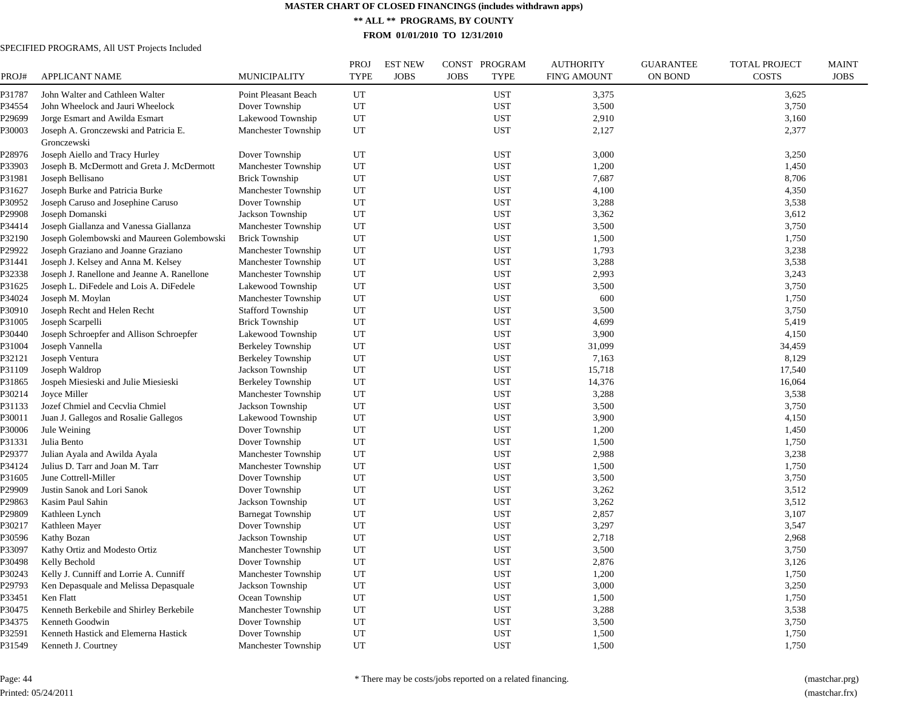# MASTER CHART OF CLOSED FINANCINGS (includes withdrawn apps)

## ** ALL ** PROGRAMS, BY COUNTY

### FROM 01/01/2010 TO 12/31/2010

SPECIFIED PROGRAMS, All UST Projects Included

| PROJ# | APPLICANT NAME | MUNICIPALITY | PROJ TYPE | EST NEW JOBS | CONST JOBS | PROGRAM TYPE | AUTHORITY FIN'G AMOUNT | GUARANTEE ON BOND | TOTAL PROJECT COSTS | MAINT JOBS |
|---|---|---|---|---|---|---|---|---|---|---|
| P31787 | John Walter and Cathleen Walter | Point Pleasant Beach | UT | | | UST | 3,375 | | 3,625 | |
| P34554 | John Wheelock and Jauri Wheelock | Dover Township | UT | | | UST | 3,500 | | 3,750 | |
| P29699 | Jorge Esmart and Awilda Esmart | Lakewood Township | UT | | | UST | 2,910 | | 3,160 | |
| P30003 | Joseph A. Gronczewski and Patricia E. Gronczewski | Manchester Township | UT | | | UST | 2,127 | | 2,377 | |
| P28976 | Joseph Aiello and Tracy Hurley | Dover Township | UT | | | UST | 3,000 | | 3,250 | |
| P33903 | Joseph B. McDermott and Greta J. McDermott | Manchester Township | UT | | | UST | 1,200 | | 1,450 | |
| P31981 | Joseph Bellisano | Brick Township | UT | | | UST | 7,687 | | 8,706 | |
| P31627 | Joseph Burke and Patricia Burke | Manchester Township | UT | | | UST | 4,100 | | 4,350 | |
| P30952 | Joseph Caruso and Josephine Caruso | Dover Township | UT | | | UST | 3,288 | | 3,538 | |
| P29908 | Joseph Domanski | Jackson Township | UT | | | UST | 3,362 | | 3,612 | |
| P34414 | Joseph Giallanza and Vanessa Giallanza | Manchester Township | UT | | | UST | 3,500 | | 3,750 | |
| P32190 | Joseph Golembowski and Maureen Golembowski | Brick Township | UT | | | UST | 1,500 | | 1,750 | |
| P29922 | Joseph Graziano and Joanne Graziano | Manchester Township | UT | | | UST | 1,793 | | 3,238 | |
| P31441 | Joseph J. Kelsey and Anna M. Kelsey | Manchester Township | UT | | | UST | 3,288 | | 3,538 | |
| P32338 | Joseph J. Ranellone and Jeanne A. Ranellone | Manchester Township | UT | | | UST | 2,993 | | 3,243 | |
| P31625 | Joseph L. DiFedele and Lois A. DiFedele | Lakewood Township | UT | | | UST | 3,500 | | 3,750 | |
| P34024 | Joseph M. Moylan | Manchester Township | UT | | | UST | 600 | | 1,750 | |
| P30910 | Joseph Recht and Helen Recht | Stafford Township | UT | | | UST | 3,500 | | 3,750 | |
| P31005 | Joseph Scarpelli | Brick Township | UT | | | UST | 4,699 | | 5,419 | |
| P30440 | Joseph Schroepfer and Allison Schroepfer | Lakewood Township | UT | | | UST | 3,900 | | 4,150 | |
| P31004 | Joseph Vannella | Berkeley Township | UT | | | UST | 31,099 | | 34,459 | |
| P32121 | Joseph Ventura | Berkeley Township | UT | | | UST | 7,163 | | 8,129 | |
| P31109 | Joseph Waldrop | Jackson Township | UT | | | UST | 15,718 | | 17,540 | |
| P31865 | Jospeh Miesieski and Julie Miesieski | Berkeley Township | UT | | | UST | 14,376 | | 16,064 | |
| P30214 | Joyce Miller | Manchester Township | UT | | | UST | 3,288 | | 3,538 | |
| P31133 | Jozef Chmiel and Cecvlia Chmiel | Jackson Township | UT | | | UST | 3,500 | | 3,750 | |
| P30011 | Juan J. Gallegos and Rosalie Gallegos | Lakewood Township | UT | | | UST | 3,900 | | 4,150 | |
| P30006 | Jule Weining | Dover Township | UT | | | UST | 1,200 | | 1,450 | |
| P31331 | Julia Bento | Dover Township | UT | | | UST | 1,500 | | 1,750 | |
| P29377 | Julian Ayala and Awilda Ayala | Manchester Township | UT | | | UST | 2,988 | | 3,238 | |
| P34124 | Julius D. Tarr and Joan M. Tarr | Manchester Township | UT | | | UST | 1,500 | | 1,750 | |
| P31605 | June Cottrell-Miller | Dover Township | UT | | | UST | 3,500 | | 3,750 | |
| P29909 | Justin Sanok and Lori Sanok | Dover Township | UT | | | UST | 3,262 | | 3,512 | |
| P29863 | Kasim Paul Sahin | Jackson Township | UT | | | UST | 3,262 | | 3,512 | |
| P29809 | Kathleen Lynch | Barnegat Township | UT | | | UST | 2,857 | | 3,107 | |
| P30217 | Kathleen Mayer | Dover Township | UT | | | UST | 3,297 | | 3,547 | |
| P30596 | Kathy Bozan | Jackson Township | UT | | | UST | 2,718 | | 2,968 | |
| P33097 | Kathy Ortiz and Modesto Ortiz | Manchester Township | UT | | | UST | 3,500 | | 3,750 | |
| P30498 | Kelly Bechold | Dover Township | UT | | | UST | 2,876 | | 3,126 | |
| P30243 | Kelly J. Cunniff and Lorrie A. Cunniff | Manchester Township | UT | | | UST | 1,200 | | 1,750 | |
| P29793 | Ken Depasquale and Melissa Depasquale | Jackson Township | UT | | | UST | 3,000 | | 3,250 | |
| P33451 | Ken Flatt | Ocean Township | UT | | | UST | 1,500 | | 1,750 | |
| P30475 | Kenneth Berkebile and Shirley Berkebile | Manchester Township | UT | | | UST | 3,288 | | 3,538 | |
| P34375 | Kenneth Goodwin | Dover Township | UT | | | UST | 3,500 | | 3,750 | |
| P32591 | Kenneth Hastick and Elemerna Hastick | Dover Township | UT | | | UST | 1,500 | | 1,750 | |
| P31549 | Kenneth J. Courtney | Manchester Township | UT | | | UST | 1,500 | | 1,750 | |

* There may be costs/jobs reported on a related financing.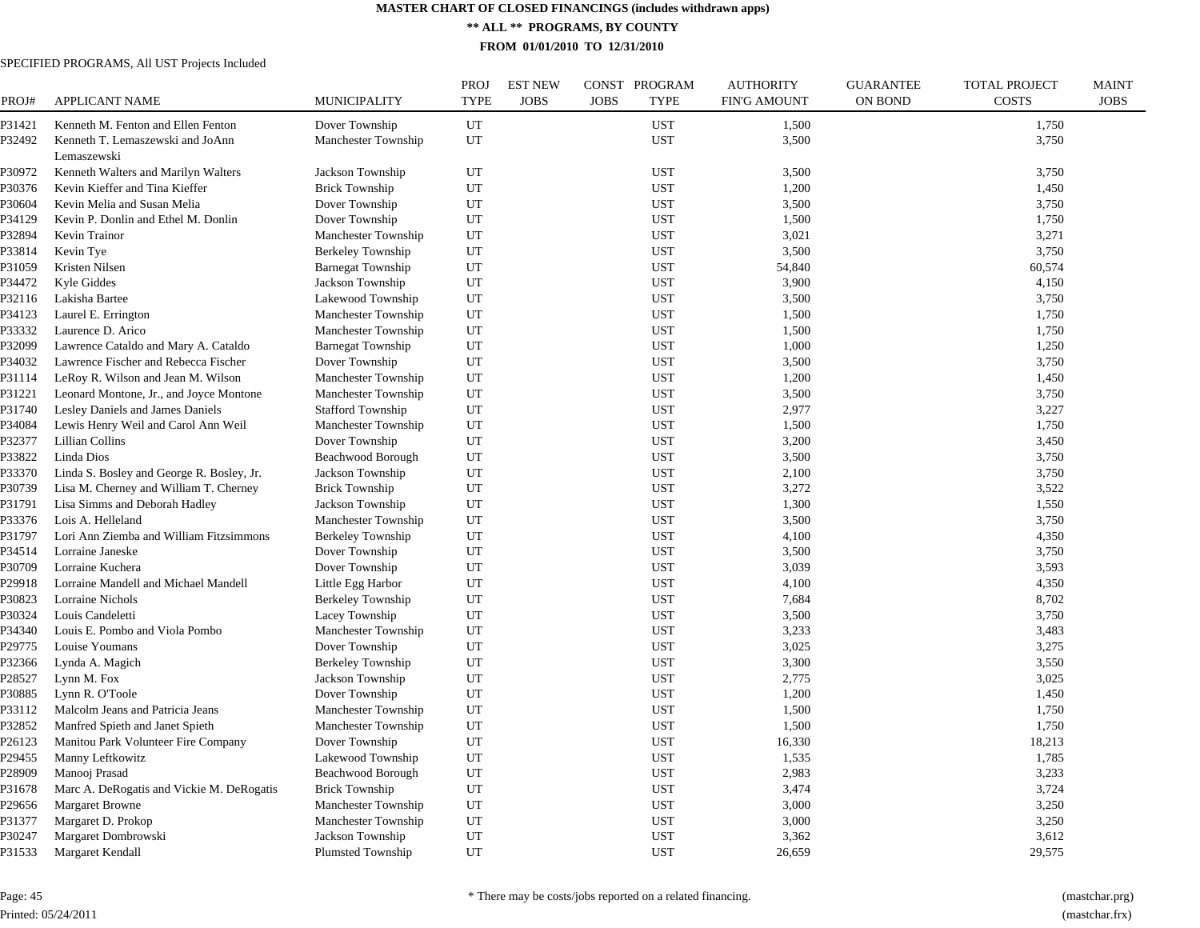# MASTER CHART OF CLOSED FINANCINGS (includes withdrawn apps)

## ** ALL ** PROGRAMS, BY COUNTY

### FROM 01/01/2010 TO 12/31/2010

SPECIFIED PROGRAMS, All UST Projects Included

| PROJ# | APPLICANT NAME | MUNICIPALITY | PROJ TYPE | EST NEW JOBS | CONST JOBS | PROGRAM TYPE | AUTHORITY FIN'G AMOUNT | GUARANTEE ON BOND | TOTAL PROJECT COSTS | MAINT JOBS |
|---|---|---|---|---|---|---|---|---|---|---|
| P31421 | Kenneth M. Fenton and Ellen Fenton | Dover Township | UT | | | UST | 1,500 | | 1,750 | |
| P32492 | Kenneth T. Lemaszewski and JoAnn Lemaszewski | Manchester Township | UT | | | UST | 3,500 | | 3,750 | |
| P30972 | Kenneth Walters and Marilyn Walters | Jackson Township | UT | | | UST | 3,500 | | 3,750 | |
| P30376 | Kevin Kieffer and Tina Kieffer | Brick Township | UT | | | UST | 1,200 | | 1,450 | |
| P30604 | Kevin Melia and Susan Melia | Dover Township | UT | | | UST | 3,500 | | 3,750 | |
| P34129 | Kevin P. Donlin and Ethel M. Donlin | Dover Township | UT | | | UST | 1,500 | | 1,750 | |
| P32894 | Kevin Trainor | Manchester Township | UT | | | UST | 3,021 | | 3,271 | |
| P33814 | Kevin Tye | Berkeley Township | UT | | | UST | 3,500 | | 3,750 | |
| P31059 | Kristen Nilsen | Barnegat Township | UT | | | UST | 54,840 | | 60,574 | |
| P34472 | Kyle Giddes | Jackson Township | UT | | | UST | 3,900 | | 4,150 | |
| P32116 | Lakisha Bartee | Lakewood Township | UT | | | UST | 3,500 | | 3,750 | |
| P34123 | Laurel E. Errington | Manchester Township | UT | | | UST | 1,500 | | 1,750 | |
| P33332 | Laurence D. Arico | Manchester Township | UT | | | UST | 1,500 | | 1,750 | |
| P32099 | Lawrence Cataldo and Mary A. Cataldo | Barnegat Township | UT | | | UST | 1,000 | | 1,250 | |
| P34032 | Lawrence Fischer and Rebecca Fischer | Dover Township | UT | | | UST | 3,500 | | 3,750 | |
| P31114 | LeRoy R. Wilson and Jean M. Wilson | Manchester Township | UT | | | UST | 1,200 | | 1,450 | |
| P31221 | Leonard Montone, Jr., and Joyce Montone | Manchester Township | UT | | | UST | 3,500 | | 3,750 | |
| P31740 | Lesley Daniels and James Daniels | Stafford Township | UT | | | UST | 2,977 | | 3,227 | |
| P34084 | Lewis Henry Weil and Carol Ann Weil | Manchester Township | UT | | | UST | 1,500 | | 1,750 | |
| P32377 | Lillian Collins | Dover Township | UT | | | UST | 3,200 | | 3,450 | |
| P33822 | Linda Dios | Beachwood Borough | UT | | | UST | 3,500 | | 3,750 | |
| P33370 | Linda S. Bosley and George R. Bosley, Jr. | Jackson Township | UT | | | UST | 2,100 | | 3,750 | |
| P30739 | Lisa M. Cherney and William T. Cherney | Brick Township | UT | | | UST | 3,272 | | 3,522 | |
| P31791 | Lisa Simms and Deborah Hadley | Jackson Township | UT | | | UST | 1,300 | | 1,550 | |
| P33376 | Lois A. Helleland | Manchester Township | UT | | | UST | 3,500 | | 3,750 | |
| P31797 | Lori Ann Ziemba and William Fitzsimmons | Berkeley Township | UT | | | UST | 4,100 | | 4,350 | |
| P34514 | Lorraine Janeske | Dover Township | UT | | | UST | 3,500 | | 3,750 | |
| P30709 | Lorraine Kuchera | Dover Township | UT | | | UST | 3,039 | | 3,593 | |
| P29918 | Lorraine Mandell and Michael Mandell | Little Egg Harbor | UT | | | UST | 4,100 | | 4,350 | |
| P30823 | Lorraine Nichols | Berkeley Township | UT | | | UST | 7,684 | | 8,702 | |
| P30324 | Louis Candeletti | Lacey Township | UT | | | UST | 3,500 | | 3,750 | |
| P34340 | Louis E. Pombo and Viola Pombo | Manchester Township | UT | | | UST | 3,233 | | 3,483 | |
| P29775 | Louise Youmans | Dover Township | UT | | | UST | 3,025 | | 3,275 | |
| P32366 | Lynda A. Magich | Berkeley Township | UT | | | UST | 3,300 | | 3,550 | |
| P28527 | Lynn M. Fox | Jackson Township | UT | | | UST | 2,775 | | 3,025 | |
| P30885 | Lynn R. O'Toole | Dover Township | UT | | | UST | 1,200 | | 1,450 | |
| P33112 | Malcolm Jeans and Patricia Jeans | Manchester Township | UT | | | UST | 1,500 | | 1,750 | |
| P32852 | Manfred Spieth and Janet Spieth | Manchester Township | UT | | | UST | 1,500 | | 1,750 | |
| P26123 | Manitou Park Volunteer Fire Company | Dover Township | UT | | | UST | 16,330 | | 18,213 | |
| P29455 | Manny Leftkowitz | Lakewood Township | UT | | | UST | 1,535 | | 1,785 | |
| P28909 | Manooj Prasad | Beachwood Borough | UT | | | UST | 2,983 | | 3,233 | |
| P31678 | Marc A. DeRogatis and Vickie M. DeRogatis | Brick Township | UT | | | UST | 3,474 | | 3,724 | |
| P29656 | Margaret Browne | Manchester Township | UT | | | UST | 3,000 | | 3,250 | |
| P31377 | Margaret D. Prokop | Manchester Township | UT | | | UST | 3,000 | | 3,250 | |
| P30247 | Margaret Dombrowski | Jackson Township | UT | | | UST | 3,362 | | 3,612 | |
| P31533 | Margaret Kendall | Plumsted Township | UT | | | UST | 26,659 | | 29,575 | |

* There may be costs/jobs reported on a related financing.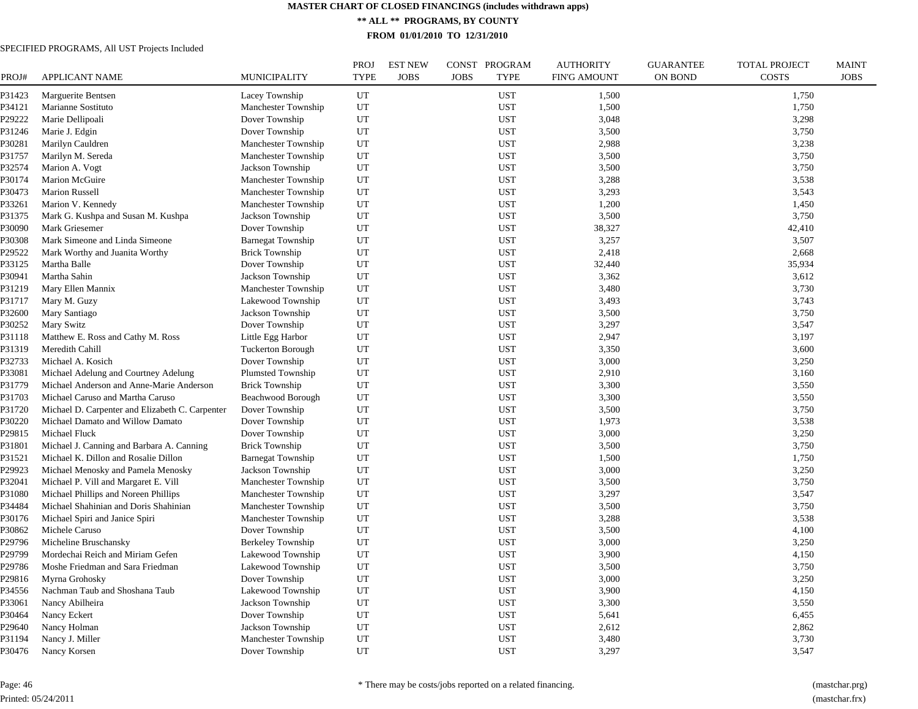# MASTER CHART OF CLOSED FINANCINGS (includes withdrawn apps)

## ** ALL ** PROGRAMS, BY COUNTY

### FROM 01/01/2010 TO 12/31/2010

SPECIFIED PROGRAMS, All UST Projects Included

| PROJ# | APPLICANT NAME | MUNICIPALITY | PROJ TYPE | EST NEW JOBS | CONST JOBS | PROGRAM TYPE | AUTHORITY FIN'G AMOUNT | GUARANTEE ON BOND | TOTAL PROJECT COSTS | MAINT JOBS |
|---|---|---|---|---|---|---|---|---|---|---|
| P31423 | Marguerite Bentsen | Lacey Township | UT | | | UST | 1,500 | | 1,750 | |
| P34121 | Marianne Sostituto | Manchester Township | UT | | | UST | 1,500 | | 1,750 | |
| P29222 | Marie Dellipoali | Dover Township | UT | | | UST | 3,048 | | 3,298 | |
| P31246 | Marie J. Edgin | Dover Township | UT | | | UST | 3,500 | | 3,750 | |
| P30281 | Marilyn Cauldren | Manchester Township | UT | | | UST | 2,988 | | 3,238 | |
| P31757 | Marilyn M. Sereda | Manchester Township | UT | | | UST | 3,500 | | 3,750 | |
| P32574 | Marion A. Vogt | Jackson Township | UT | | | UST | 3,500 | | 3,750 | |
| P30174 | Marion McGuire | Manchester Township | UT | | | UST | 3,288 | | 3,538 | |
| P30473 | Marion Russell | Manchester Township | UT | | | UST | 3,293 | | 3,543 | |
| P33261 | Marion V. Kennedy | Manchester Township | UT | | | UST | 1,200 | | 1,450 | |
| P31375 | Mark G. Kushpa and Susan M. Kushpa | Jackson Township | UT | | | UST | 3,500 | | 3,750 | |
| P30090 | Mark Griesemer | Dover Township | UT | | | UST | 38,327 | | 42,410 | |
| P30308 | Mark Simeone and Linda Simeone | Barnegat Township | UT | | | UST | 3,257 | | 3,507 | |
| P29522 | Mark Worthy and Juanita Worthy | Brick Township | UT | | | UST | 2,418 | | 2,668 | |
| P33125 | Martha Balle | Dover Township | UT | | | UST | 32,440 | | 35,934 | |
| P30941 | Martha Sahin | Jackson Township | UT | | | UST | 3,362 | | 3,612 | |
| P31219 | Mary Ellen Mannix | Manchester Township | UT | | | UST | 3,480 | | 3,730 | |
| P31717 | Mary M. Guzy | Lakewood Township | UT | | | UST | 3,493 | | 3,743 | |
| P32600 | Mary Santiago | Jackson Township | UT | | | UST | 3,500 | | 3,750 | |
| P30252 | Mary Switz | Dover Township | UT | | | UST | 3,297 | | 3,547 | |
| P31118 | Matthew E. Ross and Cathy M. Ross | Little Egg Harbor | UT | | | UST | 2,947 | | 3,197 | |
| P31319 | Meredith Cahill | Tuckerton Borough | UT | | | UST | 3,350 | | 3,600 | |
| P32733 | Michael A. Kosich | Dover Township | UT | | | UST | 3,000 | | 3,250 | |
| P33081 | Michael Adelung and Courtney Adelung | Plumsted Township | UT | | | UST | 2,910 | | 3,160 | |
| P31779 | Michael Anderson and Anne-Marie Anderson | Brick Township | UT | | | UST | 3,300 | | 3,550 | |
| P31703 | Michael Caruso and Martha Caruso | Beachwood Borough | UT | | | UST | 3,300 | | 3,550 | |
| P31720 | Michael D. Carpenter and Elizabeth C. Carpenter | Dover Township | UT | | | UST | 3,500 | | 3,750 | |
| P30220 | Michael Damato and Willow Damato | Dover Township | UT | | | UST | 1,973 | | 3,538 | |
| P29815 | Michael Fluck | Dover Township | UT | | | UST | 3,000 | | 3,250 | |
| P31801 | Michael J. Canning and Barbara A. Canning | Brick Township | UT | | | UST | 3,500 | | 3,750 | |
| P31521 | Michael K. Dillon and Rosalie Dillon | Barnegat Township | UT | | | UST | 1,500 | | 1,750 | |
| P29923 | Michael Menosky and Pamela Menosky | Jackson Township | UT | | | UST | 3,000 | | 3,250 | |
| P32041 | Michael P. Vill and Margaret E. Vill | Manchester Township | UT | | | UST | 3,500 | | 3,750 | |
| P31080 | Michael Phillips and Noreen Phillips | Manchester Township | UT | | | UST | 3,297 | | 3,547 | |
| P34484 | Michael Shahinian and Doris Shahinian | Manchester Township | UT | | | UST | 3,500 | | 3,750 | |
| P30176 | Michael Spiri and Janice Spiri | Manchester Township | UT | | | UST | 3,288 | | 3,538 | |
| P30862 | Michele Caruso | Dover Township | UT | | | UST | 3,500 | | 4,100 | |
| P29796 | Micheline Bruschansky | Berkeley Township | UT | | | UST | 3,000 | | 3,250 | |
| P29799 | Mordechai Reich and Miriam Gefen | Lakewood Township | UT | | | UST | 3,900 | | 4,150 | |
| P29786 | Moshe Friedman and Sara Friedman | Lakewood Township | UT | | | UST | 3,500 | | 3,750 | |
| P29816 | Myrna Grohosky | Dover Township | UT | | | UST | 3,000 | | 3,250 | |
| P34556 | Nachman Taub and Shoshana Taub | Lakewood Township | UT | | | UST | 3,900 | | 4,150 | |
| P33061 | Nancy Abilheira | Jackson Township | UT | | | UST | 3,300 | | 3,550 | |
| P30464 | Nancy Eckert | Dover Township | UT | | | UST | 5,641 | | 6,455 | |
| P29640 | Nancy Holman | Jackson Township | UT | | | UST | 2,612 | | 2,862 | |
| P31194 | Nancy J. Miller | Manchester Township | UT | | | UST | 3,480 | | 3,730 | |
| P30476 | Nancy Korsen | Dover Township | UT | | | UST | 3,297 | | 3,547 | |

Page: 46

Printed: 05/24/2011

* There may be costs/jobs reported on a related financing.

(mastchar.prg)

(mastchar.frx)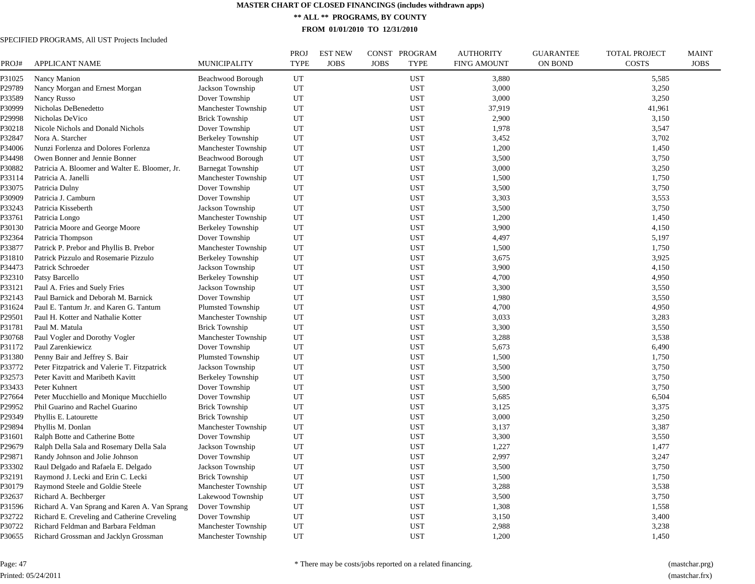# MASTER CHART OF CLOSED FINANCINGS (includes withdrawn apps)

## ** ALL ** PROGRAMS, BY COUNTY

### FROM 01/01/2010 TO 12/31/2010

SPECIFIED PROGRAMS, All UST Projects Included

| PROJ# | APPLICANT NAME | MUNICIPALITY | PROJ TYPE | EST NEW JOBS | CONST JOBS | PROGRAM TYPE | AUTHORITY FIN'G AMOUNT | GUARANTEE ON BOND | TOTAL PROJECT COSTS | MAINT JOBS |
|---|---|---|---|---|---|---|---|---|---|---|
| P31025 | Nancy Manion | Beachwood Borough | UT | | | UST | 3,880 | | 5,585 | |
| P29789 | Nancy Morgan and Ernest Morgan | Jackson Township | UT | | | UST | 3,000 | | 3,250 | |
| P33589 | Nancy Russo | Dover Township | UT | | | UST | 3,000 | | 3,250 | |
| P30999 | Nicholas DeBenedetto | Manchester Township | UT | | | UST | 37,919 | | 41,961 | |
| P29998 | Nicholas DeVico | Brick Township | UT | | | UST | 2,900 | | 3,150 | |
| P30218 | Nicole Nichols and Donald Nichols | Dover Township | UT | | | UST | 1,978 | | 3,547 | |
| P32847 | Nora A. Starcher | Berkeley Township | UT | | | UST | 3,452 | | 3,702 | |
| P34006 | Nunzi Forlenza and Dolores Forlenza | Manchester Township | UT | | | UST | 1,200 | | 1,450 | |
| P34498 | Owen Bonner and Jennie Bonner | Beachwood Borough | UT | | | UST | 3,500 | | 3,750 | |
| P30882 | Patricia A. Bloomer and Walter E. Bloomer, Jr. | Barnegat Township | UT | | | UST | 3,000 | | 3,250 | |
| P33114 | Patricia A. Janelli | Manchester Township | UT | | | UST | 1,500 | | 1,750 | |
| P33075 | Patricia Dulny | Dover Township | UT | | | UST | 3,500 | | 3,750 | |
| P30909 | Patricia J. Camburn | Dover Township | UT | | | UST | 3,303 | | 3,553 | |
| P33243 | Patricia Kisseberth | Jackson Township | UT | | | UST | 3,500 | | 3,750 | |
| P33761 | Patricia Longo | Manchester Township | UT | | | UST | 1,200 | | 1,450 | |
| P30130 | Patricia Moore and George Moore | Berkeley Township | UT | | | UST | 3,900 | | 4,150 | |
| P32364 | Patricia Thompson | Dover Township | UT | | | UST | 4,497 | | 5,197 | |
| P33877 | Patrick P. Prebor and Phyllis B. Prebor | Manchester Township | UT | | | UST | 1,500 | | 1,750 | |
| P31810 | Patrick Pizzulo and Rosemarie Pizzulo | Berkeley Township | UT | | | UST | 3,675 | | 3,925 | |
| P34473 | Patrick Schroeder | Jackson Township | UT | | | UST | 3,900 | | 4,150 | |
| P32310 | Patsy Barcello | Berkeley Township | UT | | | UST | 4,700 | | 4,950 | |
| P33121 | Paul A. Fries and Suely Fries | Jackson Township | UT | | | UST | 3,300 | | 3,550 | |
| P32143 | Paul Barnick and Deborah M. Barnick | Dover Township | UT | | | UST | 1,980 | | 3,550 | |
| P31624 | Paul E. Tantum Jr. and Karen G. Tantum | Plumsted Township | UT | | | UST | 4,700 | | 4,950 | |
| P29501 | Paul H. Kotter and Nathalie Kotter | Manchester Township | UT | | | UST | 3,033 | | 3,283 | |
| P31781 | Paul M. Matula | Brick Township | UT | | | UST | 3,300 | | 3,550 | |
| P30768 | Paul Vogler and Dorothy Vogler | Manchester Township | UT | | | UST | 3,288 | | 3,538 | |
| P31172 | Paul Zarenkiewicz | Dover Township | UT | | | UST | 5,673 | | 6,490 | |
| P31380 | Penny Bair and Jeffrey S. Bair | Plumsted Township | UT | | | UST | 1,500 | | 1,750 | |
| P33772 | Peter Fitzpatrick and Valerie T. Fitzpatrick | Jackson Township | UT | | | UST | 3,500 | | 3,750 | |
| P32573 | Peter Kavitt and Maribeth Kavitt | Berkeley Township | UT | | | UST | 3,500 | | 3,750 | |
| P33433 | Peter Kuhnert | Dover Township | UT | | | UST | 3,500 | | 3,750 | |
| P27664 | Peter Mucchiello and Monique Mucchiello | Dover Township | UT | | | UST | 5,685 | | 6,504 | |
| P29952 | Phil Guarino and Rachel Guarino | Brick Township | UT | | | UST | 3,125 | | 3,375 | |
| P29349 | Phyllis E. Latourette | Brick Township | UT | | | UST | 3,000 | | 3,250 | |
| P29894 | Phyllis M. Donlan | Manchester Township | UT | | | UST | 3,137 | | 3,387 | |
| P31601 | Ralph Botte and Catherine Botte | Dover Township | UT | | | UST | 3,300 | | 3,550 | |
| P29679 | Ralph Della Sala and Rosemary Della Sala | Jackson Township | UT | | | UST | 1,227 | | 1,477 | |
| P29871 | Randy Johnson and Jolie Johnson | Dover Township | UT | | | UST | 2,997 | | 3,247 | |
| P33302 | Raul Delgado and Rafaela E. Delgado | Jackson Township | UT | | | UST | 3,500 | | 3,750 | |
| P32191 | Raymond J. Lecki and Erin C. Lecki | Brick Township | UT | | | UST | 1,500 | | 1,750 | |
| P30179 | Raymond Steele and Goldie Steele | Manchester Township | UT | | | UST | 3,288 | | 3,538 | |
| P32637 | Richard A. Bechberger | Lakewood Township | UT | | | UST | 3,500 | | 3,750 | |
| P31596 | Richard A. Van Sprang and Karen A. Van Sprang | Dover Township | UT | | | UST | 1,308 | | 1,558 | |
| P32722 | Richard E. Creveling and Catherine Creveling | Dover Township | UT | | | UST | 3,150 | | 3,400 | |
| P30722 | Richard Feldman and Barbara Feldman | Manchester Township | UT | | | UST | 2,988 | | 3,238 | |
| P30655 | Richard Grossman and Jacklyn Grossman | Manchester Township | UT | | | UST | 1,200 | | 1,450 | |

Page: 47

Printed: 05/24/2011

* There may be costs/jobs reported on a related financing.

(mastchar.prg)
(mastchar.frx)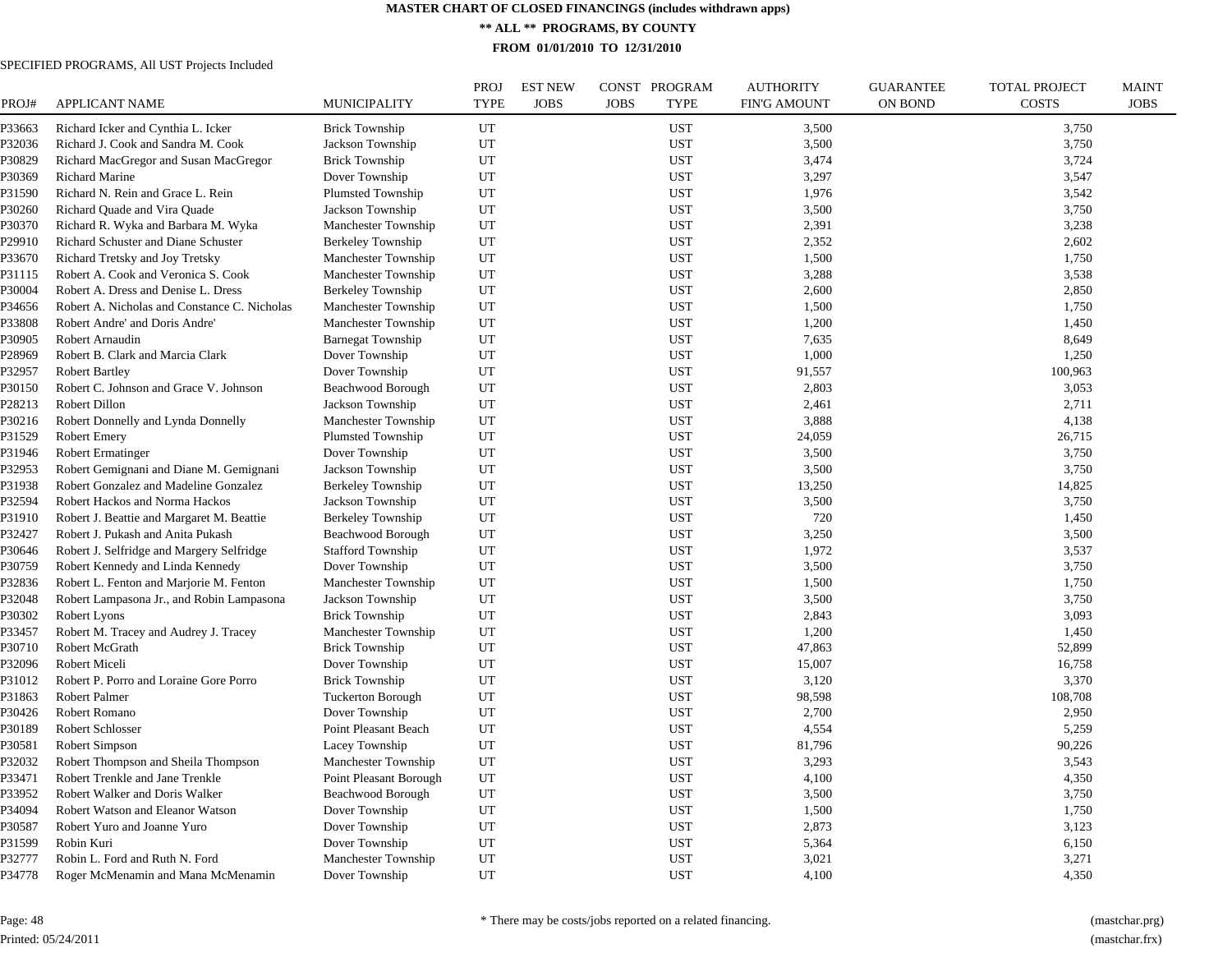# MASTER CHART OF CLOSED FINANCINGS (includes withdrawn apps)

## ** ALL ** PROGRAMS, BY COUNTY

### FROM 01/01/2010 TO 12/31/2010

SPECIFIED PROGRAMS, All UST Projects Included

| PROJ# | APPLICANT NAME | MUNICIPALITY | PROJ TYPE | EST NEW JOBS | CONST JOBS | PROGRAM TYPE | AUTHORITY FIN'G AMOUNT | GUARANTEE ON BOND | TOTAL PROJECT COSTS | MAINT JOBS |
|---|---|---|---|---|---|---|---|---|---|---|
| P33663 | Richard Icker and Cynthia L. Icker | Brick Township | UT | | | UST | 3,500 | | 3,750 | |
| P32036 | Richard J. Cook and Sandra M. Cook | Jackson Township | UT | | | UST | 3,500 | | 3,750 | |
| P30829 | Richard MacGregor and Susan MacGregor | Brick Township | UT | | | UST | 3,474 | | 3,724 | |
| P30369 | Richard Marine | Dover Township | UT | | | UST | 3,297 | | 3,547 | |
| P31590 | Richard N. Rein and Grace L. Rein | Plumsted Township | UT | | | UST | 1,976 | | 3,542 | |
| P30260 | Richard Quade and Vira Quade | Jackson Township | UT | | | UST | 3,500 | | 3,750 | |
| P30370 | Richard R. Wyka and Barbara M. Wyka | Manchester Township | UT | | | UST | 2,391 | | 3,238 | |
| P29910 | Richard Schuster and Diane Schuster | Berkeley Township | UT | | | UST | 2,352 | | 2,602 | |
| P33670 | Richard Tretsky and Joy Tretsky | Manchester Township | UT | | | UST | 1,500 | | 1,750 | |
| P31115 | Robert A. Cook and Veronica S. Cook | Manchester Township | UT | | | UST | 3,288 | | 3,538 | |
| P30004 | Robert A. Dress and Denise L. Dress | Berkeley Township | UT | | | UST | 2,600 | | 2,850 | |
| P34656 | Robert A. Nicholas and Constance C. Nicholas | Manchester Township | UT | | | UST | 1,500 | | 1,750 | |
| P33808 | Robert Andre' and Doris Andre' | Manchester Township | UT | | | UST | 1,200 | | 1,450 | |
| P30905 | Robert Arnaudin | Barnegat Township | UT | | | UST | 7,635 | | 8,649 | |
| P28969 | Robert B. Clark and Marcia Clark | Dover Township | UT | | | UST | 1,000 | | 1,250 | |
| P32957 | Robert Bartley | Dover Township | UT | | | UST | 91,557 | | 100,963 | |
| P30150 | Robert C. Johnson and Grace V. Johnson | Beachwood Borough | UT | | | UST | 2,803 | | 3,053 | |
| P28213 | Robert Dillon | Jackson Township | UT | | | UST | 2,461 | | 2,711 | |
| P30216 | Robert Donnelly and Lynda Donnelly | Manchester Township | UT | | | UST | 3,888 | | 4,138 | |
| P31529 | Robert Emery | Plumsted Township | UT | | | UST | 24,059 | | 26,715 | |
| P31946 | Robert Ermatinger | Dover Township | UT | | | UST | 3,500 | | 3,750 | |
| P32953 | Robert Gemignani and Diane M. Gemignani | Jackson Township | UT | | | UST | 3,500 | | 3,750 | |
| P31938 | Robert Gonzalez and Madeline Gonzalez | Berkeley Township | UT | | | UST | 13,250 | | 14,825 | |
| P32594 | Robert Hackos and Norma Hackos | Jackson Township | UT | | | UST | 3,500 | | 3,750 | |
| P31910 | Robert J. Beattie and Margaret M. Beattie | Berkeley Township | UT | | | UST | 720 | | 1,450 | |
| P32427 | Robert J. Pukash and Anita Pukash | Beachwood Borough | UT | | | UST | 3,250 | | 3,500 | |
| P30646 | Robert J. Selfridge and Margery Selfridge | Stafford Township | UT | | | UST | 1,972 | | 3,537 | |
| P30759 | Robert Kennedy and Linda Kennedy | Dover Township | UT | | | UST | 3,500 | | 3,750 | |
| P32836 | Robert L. Fenton and Marjorie M. Fenton | Manchester Township | UT | | | UST | 1,500 | | 1,750 | |
| P32048 | Robert Lampasona Jr., and Robin Lampasona | Jackson Township | UT | | | UST | 3,500 | | 3,750 | |
| P30302 | Robert Lyons | Brick Township | UT | | | UST | 2,843 | | 3,093 | |
| P33457 | Robert M. Tracey and Audrey J. Tracey | Manchester Township | UT | | | UST | 1,200 | | 1,450 | |
| P30710 | Robert McGrath | Brick Township | UT | | | UST | 47,863 | | 52,899 | |
| P32096 | Robert Miceli | Dover Township | UT | | | UST | 15,007 | | 16,758 | |
| P31012 | Robert P. Porro and Loraine Gore Porro | Brick Township | UT | | | UST | 3,120 | | 3,370 | |
| P31863 | Robert Palmer | Tuckerton Borough | UT | | | UST | 98,598 | | 108,708 | |
| P30426 | Robert Romano | Dover Township | UT | | | UST | 2,700 | | 2,950 | |
| P30189 | Robert Schlosser | Point Pleasant Beach | UT | | | UST | 4,554 | | 5,259 | |
| P30581 | Robert Simpson | Lacey Township | UT | | | UST | 81,796 | | 90,226 | |
| P32032 | Robert Thompson and Sheila Thompson | Manchester Township | UT | | | UST | 3,293 | | 3,543 | |
| P33471 | Robert Trenkle and Jane Trenkle | Point Pleasant Borough | UT | | | UST | 4,100 | | 4,350 | |
| P33952 | Robert Walker and Doris Walker | Beachwood Borough | UT | | | UST | 3,500 | | 3,750 | |
| P34094 | Robert Watson and Eleanor Watson | Dover Township | UT | | | UST | 1,500 | | 1,750 | |
| P30587 | Robert Yuro and Joanne Yuro | Dover Township | UT | | | UST | 2,873 | | 3,123 | |
| P31599 | Robin Kuri | Dover Township | UT | | | UST | 5,364 | | 6,150 | |
| P32777 | Robin L. Ford and Ruth N. Ford | Manchester Township | UT | | | UST | 3,021 | | 3,271 | |
| P34778 | Roger McMenamin and Mana McMenamin | Dover Township | UT | | | UST | 4,100 | | 4,350 | |

\* There may be costs/jobs reported on a related financing.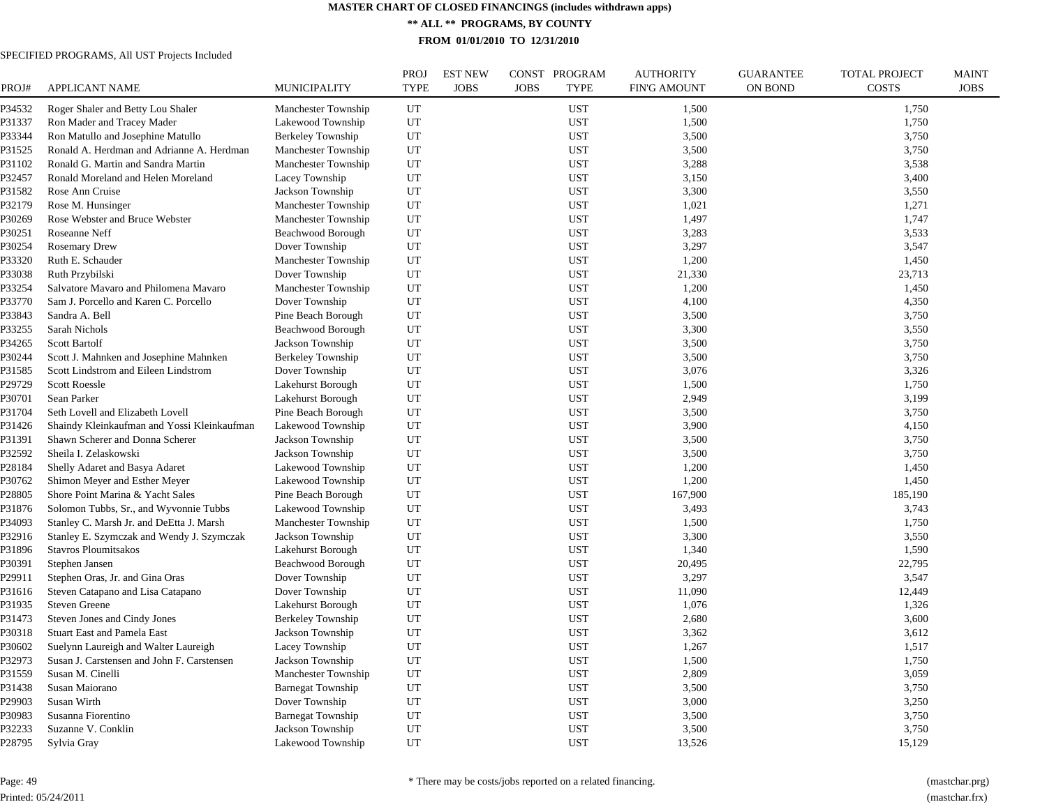**MASTER CHART OF CLOSED FINANCINGS (includes withdrawn apps)**

**\*\* ALL \*\* PROGRAMS, BY COUNTY**

**FROM 01/01/2010 TO 12/31/2010**

SPECIFIED PROGRAMS, All UST Projects Included

| PROJ# | APPLICANT NAME | MUNICIPALITY | PROJ TYPE | EST NEW JOBS | CONST JOBS | PROGRAM TYPE | AUTHORITY FIN'G AMOUNT | GUARANTEE ON BOND | TOTAL PROJECT COSTS | MAINT JOBS |
|---|---|---|---|---|---|---|---|---|---|---|
| P34532 | Roger Shaler and Betty Lou Shaler | Manchester Township | UT | | | UST | 1,500 | | 1,750 | |
| P31337 | Ron Mader and Tracey Mader | Lakewood Township | UT | | | UST | 1,500 | | 1,750 | |
| P33344 | Ron Matullo and Josephine Matullo | Berkeley Township | UT | | | UST | 3,500 | | 3,750 | |
| P31525 | Ronald A. Herdman and Adrianne A. Herdman | Manchester Township | UT | | | UST | 3,500 | | 3,750 | |
| P31102 | Ronald G. Martin and Sandra Martin | Manchester Township | UT | | | UST | 3,288 | | 3,538 | |
| P32457 | Ronald Moreland and Helen Moreland | Lacey Township | UT | | | UST | 3,150 | | 3,400 | |
| P31582 | Rose Ann Cruise | Jackson Township | UT | | | UST | 3,300 | | 3,550 | |
| P32179 | Rose M. Hunsinger | Manchester Township | UT | | | UST | 1,021 | | 1,271 | |
| P30269 | Rose Webster and Bruce Webster | Manchester Township | UT | | | UST | 1,497 | | 1,747 | |
| P30251 | Roseanne Neff | Beachwood Borough | UT | | | UST | 3,283 | | 3,533 | |
| P30254 | Rosemary Drew | Dover Township | UT | | | UST | 3,297 | | 3,547 | |
| P33320 | Ruth E. Schauder | Manchester Township | UT | | | UST | 1,200 | | 1,450 | |
| P33038 | Ruth Przybilski | Dover Township | UT | | | UST | 21,330 | | 23,713 | |
| P33254 | Salvatore Mavaro and Philomena Mavaro | Manchester Township | UT | | | UST | 1,200 | | 1,450 | |
| P33770 | Sam J. Porcello and Karen C. Porcello | Dover Township | UT | | | UST | 4,100 | | 4,350 | |
| P33843 | Sandra A. Bell | Pine Beach Borough | UT | | | UST | 3,500 | | 3,750 | |
| P33255 | Sarah Nichols | Beachwood Borough | UT | | | UST | 3,300 | | 3,550 | |
| P34265 | Scott Bartolf | Jackson Township | UT | | | UST | 3,500 | | 3,750 | |
| P30244 | Scott J. Mahnken and Josephine Mahnken | Berkeley Township | UT | | | UST | 3,500 | | 3,750 | |
| P31585 | Scott Lindstrom and Eileen Lindstrom | Dover Township | UT | | | UST | 3,076 | | 3,326 | |
| P29729 | Scott Roessle | Lakehurst Borough | UT | | | UST | 1,500 | | 1,750 | |
| P30701 | Sean Parker | Lakehurst Borough | UT | | | UST | 2,949 | | 3,199 | |
| P31704 | Seth Lovell and Elizabeth Lovell | Pine Beach Borough | UT | | | UST | 3,500 | | 3,750 | |
| P31426 | Shaindy Kleinkaufman and Yossi Kleinkaufman | Lakewood Township | UT | | | UST | 3,900 | | 4,150 | |
| P31391 | Shawn Scherer and Donna Scherer | Jackson Township | UT | | | UST | 3,500 | | 3,750 | |
| P32592 | Sheila I. Zelaskowski | Jackson Township | UT | | | UST | 3,500 | | 3,750 | |
| P28184 | Shelly Adaret and Basya Adaret | Lakewood Township | UT | | | UST | 1,200 | | 1,450 | |
| P30762 | Shimon Meyer and Esther Meyer | Lakewood Township | UT | | | UST | 1,200 | | 1,450 | |
| P28805 | Shore Point Marina & Yacht Sales | Pine Beach Borough | UT | | | UST | 167,900 | | 185,190 | |
| P31876 | Solomon Tubbs, Sr., and Wyvonnie Tubbs | Lakewood Township | UT | | | UST | 3,493 | | 3,743 | |
| P34093 | Stanley C. Marsh Jr. and DeEtta J. Marsh | Manchester Township | UT | | | UST | 1,500 | | 1,750 | |
| P32916 | Stanley E. Szymczak and Wendy J. Szymczak | Jackson Township | UT | | | UST | 3,300 | | 3,550 | |
| P31896 | Stavros Ploumitsakos | Lakehurst Borough | UT | | | UST | 1,340 | | 1,590 | |
| P30391 | Stephen Jansen | Beachwood Borough | UT | | | UST | 20,495 | | 22,795 | |
| P29911 | Stephen Oras, Jr. and Gina Oras | Dover Township | UT | | | UST | 3,297 | | 3,547 | |
| P31616 | Steven Catapano and Lisa Catapano | Dover Township | UT | | | UST | 11,090 | | 12,449 | |
| P31935 | Steven Greene | Lakehurst Borough | UT | | | UST | 1,076 | | 1,326 | |
| P31473 | Steven Jones and Cindy Jones | Berkeley Township | UT | | | UST | 2,680 | | 3,600 | |
| P30318 | Stuart East and Pamela East | Jackson Township | UT | | | UST | 3,362 | | 3,612 | |
| P30602 | Suelynn Laureigh and Walter Laureigh | Lacey Township | UT | | | UST | 1,267 | | 1,517 | |
| P32973 | Susan J. Carstensen and John F. Carstensen | Jackson Township | UT | | | UST | 1,500 | | 1,750 | |
| P31559 | Susan M. Cinelli | Manchester Township | UT | | | UST | 2,809 | | 3,059 | |
| P31438 | Susan Maiorano | Barnegat Township | UT | | | UST | 3,500 | | 3,750 | |
| P29903 | Susan Wirth | Dover Township | UT | | | UST | 3,000 | | 3,250 | |
| P30983 | Susanna Fiorentino | Barnegat Township | UT | | | UST | 3,500 | | 3,750 | |
| P32233 | Suzanne V. Conklin | Jackson Township | UT | | | UST | 3,500 | | 3,750 | |
| P28795 | Sylvia Gray | Lakewood Township | UT | | | UST | 13,526 | | 15,129 | |

\* There may be costs/jobs reported on a related financing.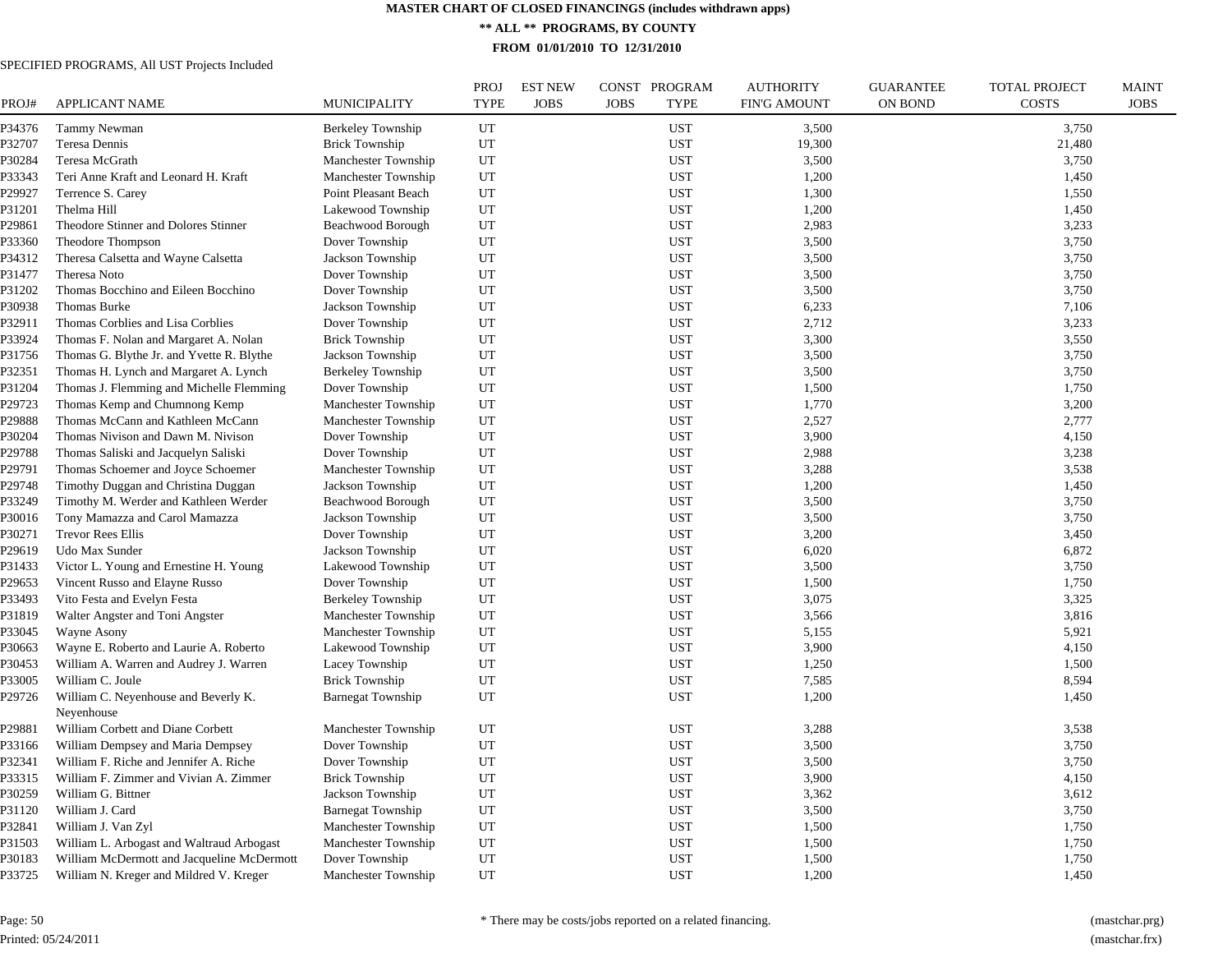# MASTER CHART OF CLOSED FINANCINGS (includes withdrawn apps)

## ** ALL ** PROGRAMS, BY COUNTY

### FROM 01/01/2010 TO 12/31/2010

SPECIFIED PROGRAMS, All UST Projects Included

| PROJ# | APPLICANT NAME | MUNICIPALITY | PROJ TYPE | EST NEW JOBS | CONST JOBS | PROGRAM TYPE | AUTHORITY FIN'G AMOUNT | GUARANTEE ON BOND | TOTAL PROJECT COSTS | MAINT JOBS |
|---|---|---|---|---|---|---|---|---|---|---|
| P34376 | Tammy Newman | Berkeley Township | UT | | | UST | 3,500 | | 3,750 | |
| P32707 | Teresa Dennis | Brick Township | UT | | | UST | 19,300 | | 21,480 | |
| P30284 | Teresa McGrath | Manchester Township | UT | | | UST | 3,500 | | 3,750 | |
| P33343 | Teri Anne Kraft and Leonard H. Kraft | Manchester Township | UT | | | UST | 1,200 | | 1,450 | |
| P29927 | Terrence S. Carey | Point Pleasant Beach | UT | | | UST | 1,300 | | 1,550 | |
| P31201 | Thelma Hill | Lakewood Township | UT | | | UST | 1,200 | | 1,450 | |
| P29861 | Theodore Stinner and Dolores Stinner | Beachwood Borough | UT | | | UST | 2,983 | | 3,233 | |
| P33360 | Theodore Thompson | Dover Township | UT | | | UST | 3,500 | | 3,750 | |
| P34312 | Theresa Calsetta and Wayne Calsetta | Jackson Township | UT | | | UST | 3,500 | | 3,750 | |
| P31477 | Theresa Noto | Dover Township | UT | | | UST | 3,500 | | 3,750 | |
| P31202 | Thomas Bocchino and Eileen Bocchino | Dover Township | UT | | | UST | 3,500 | | 3,750 | |
| P30938 | Thomas Burke | Jackson Township | UT | | | UST | 6,233 | | 7,106 | |
| P32911 | Thomas Corblies and Lisa Corblies | Dover Township | UT | | | UST | 2,712 | | 3,233 | |
| P33924 | Thomas F. Nolan and Margaret A. Nolan | Brick Township | UT | | | UST | 3,300 | | 3,550 | |
| P31756 | Thomas G. Blythe Jr. and Yvette R. Blythe | Jackson Township | UT | | | UST | 3,500 | | 3,750 | |
| P32351 | Thomas H. Lynch and Margaret A. Lynch | Berkeley Township | UT | | | UST | 3,500 | | 3,750 | |
| P31204 | Thomas J. Flemming and Michelle Flemming | Dover Township | UT | | | UST | 1,500 | | 1,750 | |
| P29723 | Thomas Kemp and Chumnong Kemp | Manchester Township | UT | | | UST | 1,770 | | 3,200 | |
| P29888 | Thomas McCann and Kathleen McCann | Manchester Township | UT | | | UST | 2,527 | | 2,777 | |
| P30204 | Thomas Nivison and Dawn M. Nivison | Dover Township | UT | | | UST | 3,900 | | 4,150 | |
| P29788 | Thomas Saliski and Jacquelyn Saliski | Dover Township | UT | | | UST | 2,988 | | 3,238 | |
| P29791 | Thomas Schoemer and Joyce Schoemer | Manchester Township | UT | | | UST | 3,288 | | 3,538 | |
| P29748 | Timothy Duggan and Christina Duggan | Jackson Township | UT | | | UST | 1,200 | | 1,450 | |
| P33249 | Timothy M. Werder and Kathleen Werder | Beachwood Borough | UT | | | UST | 3,500 | | 3,750 | |
| P30016 | Tony Mamazza and Carol Mamazza | Jackson Township | UT | | | UST | 3,500 | | 3,750 | |
| P30271 | Trevor Rees Ellis | Dover Township | UT | | | UST | 3,200 | | 3,450 | |
| P29619 | Udo Max Sunder | Jackson Township | UT | | | UST | 6,020 | | 6,872 | |
| P31433 | Victor L. Young and Ernestine H. Young | Lakewood Township | UT | | | UST | 3,500 | | 3,750 | |
| P29653 | Vincent Russo and Elayne Russo | Dover Township | UT | | | UST | 1,500 | | 1,750 | |
| P33493 | Vito Festa and Evelyn Festa | Berkeley Township | UT | | | UST | 3,075 | | 3,325 | |
| P31819 | Walter Angster and Toni Angster | Manchester Township | UT | | | UST | 3,566 | | 3,816 | |
| P33045 | Wayne Asony | Manchester Township | UT | | | UST | 5,155 | | 5,921 | |
| P30663 | Wayne E. Roberto and Laurie A. Roberto | Lakewood Township | UT | | | UST | 3,900 | | 4,150 | |
| P30453 | William A. Warren and Audrey J. Warren | Lacey Township | UT | | | UST | 1,250 | | 1,500 | |
| P33005 | William C. Joule | Brick Township | UT | | | UST | 7,585 | | 8,594 | |
| P29726 | William C. Neyenhouse and Beverly K. Neyenhouse | Barnegat Township | UT | | | UST | 1,200 | | 1,450 | |
| P29881 | William Corbett and Diane Corbett | Manchester Township | UT | | | UST | 3,288 | | 3,538 | |
| P33166 | William Dempsey and Maria Dempsey | Dover Township | UT | | | UST | 3,500 | | 3,750 | |
| P32341 | William F. Riche and Jennifer A. Riche | Dover Township | UT | | | UST | 3,500 | | 3,750 | |
| P33315 | William F. Zimmer and Vivian A. Zimmer | Brick Township | UT | | | UST | 3,900 | | 4,150 | |
| P30259 | William G. Bittner | Jackson Township | UT | | | UST | 3,362 | | 3,612 | |
| P31120 | William J. Card | Barnegat Township | UT | | | UST | 3,500 | | 3,750 | |
| P32841 | William J. Van Zyl | Manchester Township | UT | | | UST | 1,500 | | 1,750 | |
| P31503 | William L. Arbogast and Waltraud Arbogast | Manchester Township | UT | | | UST | 1,500 | | 1,750 | |
| P30183 | William McDermott and Jacqueline McDermott | Dover Township | UT | | | UST | 1,500 | | 1,750 | |
| P33725 | William N. Kreger and Mildred V. Kreger | Manchester Township | UT | | | UST | 1,200 | | 1,450 | |

* There may be costs/jobs reported on a related financing.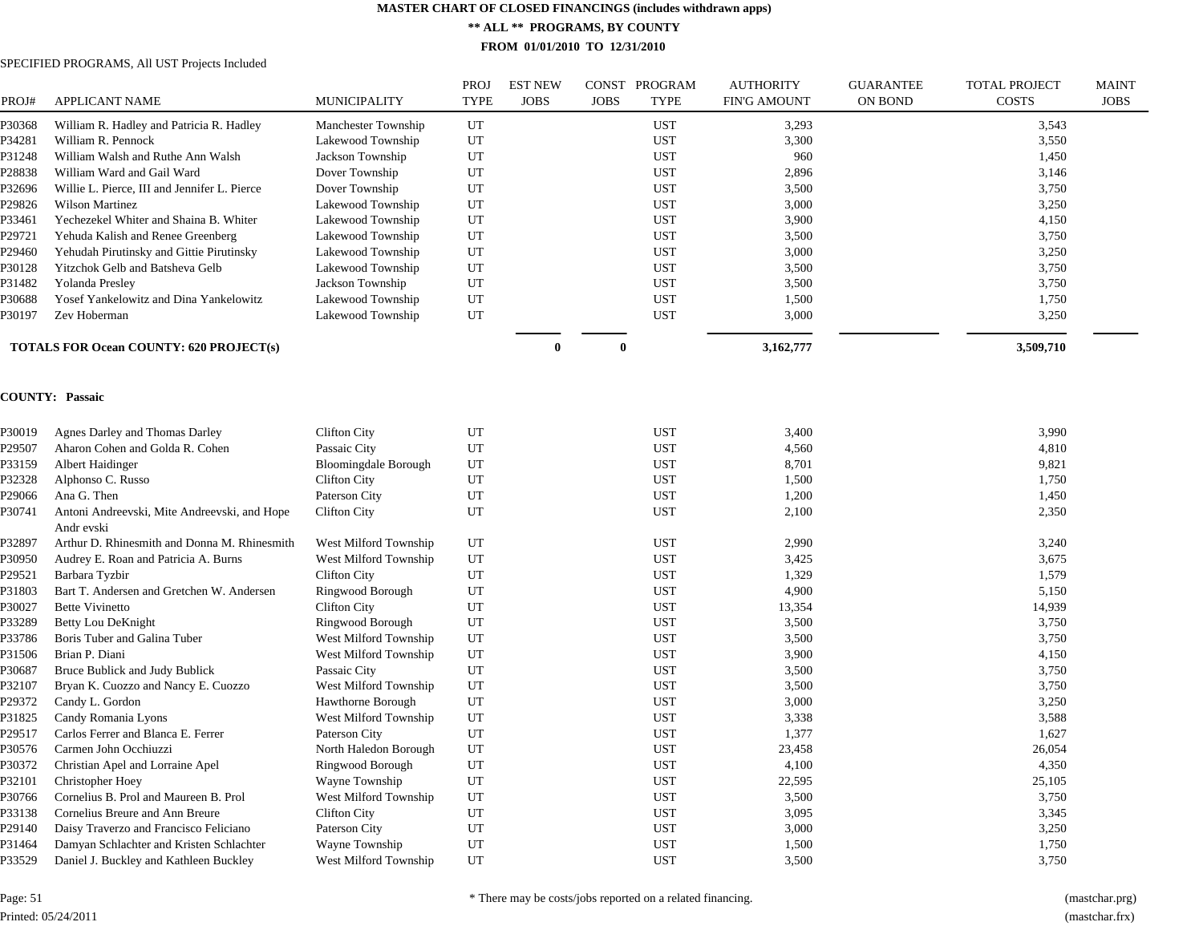# MASTER CHART OF CLOSED FINANCINGS (includes withdrawn apps)

**\*\* ALL \*\* PROGRAMS, BY COUNTY**

**FROM 01/01/2010 TO 12/31/2010**

SPECIFIED PROGRAMS, All UST Projects Included

| PROJ# | APPLICANT NAME | MUNICIPALITY | PROJ TYPE | EST NEW JOBS | CONST JOBS | PROGRAM TYPE | AUTHORITY FIN'G AMOUNT | GUARANTEE ON BOND | TOTAL PROJECT COSTS | MAINT JOBS |
|---|---|---|---|---|---|---|---|---|---|---|
| P30368 | William R. Hadley and Patricia R. Hadley | Manchester Township | UT | | | UST | 3,293 | | 3,543 | |
| P34281 | William R. Pennock | Lakewood Township | UT | | | UST | 3,300 | | 3,550 | |
| P31248 | William Walsh and Ruthe Ann Walsh | Jackson Township | UT | | | UST | 960 | | 1,450 | |
| P28838 | William Ward and Gail Ward | Dover Township | UT | | | UST | 2,896 | | 3,146 | |
| P32696 | Willie L. Pierce, III and Jennifer L. Pierce | Dover Township | UT | | | UST | 3,500 | | 3,750 | |
| P29826 | Wilson Martinez | Lakewood Township | UT | | | UST | 3,000 | | 3,250 | |
| P33461 | Yechezekel Whiter and Shaina B. Whiter | Lakewood Township | UT | | | UST | 3,900 | | 4,150 | |
| P29721 | Yehuda Kalish and Renee Greenberg | Lakewood Township | UT | | | UST | 3,500 | | 3,750 | |
| P29460 | Yehudah Pirutinsky and Gittie Pirutinsky | Lakewood Township | UT | | | UST | 3,000 | | 3,250 | |
| P30128 | Yitzchok Gelb and Batsheva Gelb | Lakewood Township | UT | | | UST | 3,500 | | 3,750 | |
| P31482 | Yolanda Presley | Jackson Township | UT | | | UST | 3,500 | | 3,750 | |
| P30688 | Yosef Yankelowitz and Dina Yankelowitz | Lakewood Township | UT | | | UST | 1,500 | | 1,750 | |
| P30197 | Zev Hoberman | Lakewood Township | UT | | | UST | 3,000 | | 3,250 | |
| **TOTALS FOR Ocean COUNTY: 620 PROJECT(s)** | | | | **0** | **0** | | **3,162,777** | | **3,509,710** | |

**COUNTY: Passaic**

| PROJ# | APPLICANT NAME | MUNICIPALITY | PROJ TYPE | EST NEW JOBS | CONST JOBS | PROGRAM TYPE | AUTHORITY FIN'G AMOUNT | GUARANTEE ON BOND | TOTAL PROJECT COSTS | MAINT JOBS |
|---|---|---|---|---|---|---|---|---|---|---|
| P30019 | Agnes Darley and Thomas Darley | Clifton City | UT | | | UST | 3,400 | | 3,990 | |
| P29507 | Aharon Cohen and Golda R. Cohen | Passaic City | UT | | | UST | 4,560 | | 4,810 | |
| P33159 | Albert Haidinger | Bloomingdale Borough | UT | | | UST | 8,701 | | 9,821 | |
| P32328 | Alphonso C. Russo | Clifton City | UT | | | UST | 1,500 | | 1,750 | |
| P29066 | Ana G. Then | Paterson City | UT | | | UST | 1,200 | | 1,450 | |
| P30741 | Antoni Andreevski, Mite Andreevski, and Hope Andr evski | Clifton City | UT | | | UST | 2,100 | | 2,350 | |
| P32897 | Arthur D. Rhinesmith and Donna M. Rhinesmith | West Milford Township | UT | | | UST | 2,990 | | 3,240 | |
| P30950 | Audrey E. Roan and Patricia A. Burns | West Milford Township | UT | | | UST | 3,425 | | 3,675 | |
| P29521 | Barbara Tyzbir | Clifton City | UT | | | UST | 1,329 | | 1,579 | |
| P31803 | Bart T. Andersen and Gretchen W. Andersen | Ringwood Borough | UT | | | UST | 4,900 | | 5,150 | |
| P30027 | Bette Vivinetto | Clifton City | UT | | | UST | 13,354 | | 14,939 | |
| P33289 | Betty Lou DeKnight | Ringwood Borough | UT | | | UST | 3,500 | | 3,750 | |
| P33786 | Boris Tuber and Galina Tuber | West Milford Township | UT | | | UST | 3,500 | | 3,750 | |
| P31506 | Brian P. Diani | West Milford Township | UT | | | UST | 3,900 | | 4,150 | |
| P30687 | Bruce Bublick and Judy Bublick | Passaic City | UT | | | UST | 3,500 | | 3,750 | |
| P32107 | Bryan K. Cuozzo and Nancy E. Cuozzo | West Milford Township | UT | | | UST | 3,500 | | 3,750 | |
| P29372 | Candy L. Gordon | Hawthorne Borough | UT | | | UST | 3,000 | | 3,250 | |
| P31825 | Candy Romania Lyons | West Milford Township | UT | | | UST | 3,338 | | 3,588 | |
| P29517 | Carlos Ferrer and Blanca E. Ferrer | Paterson City | UT | | | UST | 1,377 | | 1,627 | |
| P30576 | Carmen John Occhiuzzi | North Haledon Borough | UT | | | UST | 23,458 | | 26,054 | |
| P30372 | Christian Apel and Lorraine Apel | Ringwood Borough | UT | | | UST | 4,100 | | 4,350 | |
| P32101 | Christopher Hoey | Wayne Township | UT | | | UST | 22,595 | | 25,105 | |
| P30766 | Cornelius B. Prol and Maureen B. Prol | West Milford Township | UT | | | UST | 3,500 | | 3,750 | |
| P33138 | Cornelius Breure and Ann Breure | Clifton City | UT | | | UST | 3,095 | | 3,345 | |
| P29140 | Daisy Traverzo and Francisco Feliciano | Paterson City | UT | | | UST | 3,000 | | 3,250 | |
| P31464 | Damyan Schlachter and Kristen Schlachter | Wayne Township | UT | | | UST | 1,500 | | 1,750 | |
| P33529 | Daniel J. Buckley and Kathleen Buckley | West Milford Township | UT | | | UST | 3,500 | | 3,750 | |

Page: 51

Printed: 05/24/2011

\* There may be costs/jobs reported on a related financing.

(mastchar.prg)

(mastchar.frx)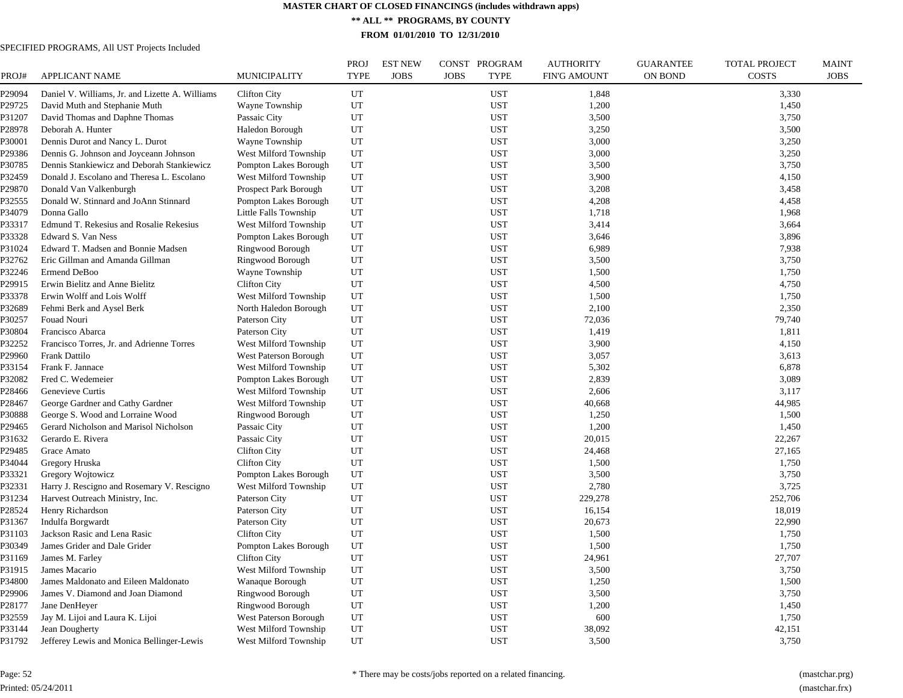# MASTER CHART OF CLOSED FINANCINGS (includes withdrawn apps)

## ** ALL ** PROGRAMS, BY COUNTY

### FROM 01/01/2010 TO 12/31/2010

SPECIFIED PROGRAMS, All UST Projects Included

| PROJ# | APPLICANT NAME | MUNICIPALITY | PROJ TYPE | EST NEW JOBS | CONST JOBS | PROGRAM TYPE | AUTHORITY FIN'G AMOUNT | GUARANTEE ON BOND | TOTAL PROJECT COSTS | MAINT JOBS |
|---|---|---|---|---|---|---|---|---|---|---|
| P29094 | Daniel V. Williams, Jr. and Lizette A. Williams | Clifton City | UT | | | UST | 1,848 | | 3,330 | |
| P29725 | David Muth and Stephanie Muth | Wayne Township | UT | | | UST | 1,200 | | 1,450 | |
| P31207 | David Thomas and Daphne Thomas | Passaic City | UT | | | UST | 3,500 | | 3,750 | |
| P28978 | Deborah A. Hunter | Haledon Borough | UT | | | UST | 3,250 | | 3,500 | |
| P30001 | Dennis Durot and Nancy L. Durot | Wayne Township | UT | | | UST | 3,000 | | 3,250 | |
| P29386 | Dennis G. Johnson and Joyceann Johnson | West Milford Township | UT | | | UST | 3,000 | | 3,250 | |
| P30785 | Dennis Stankiewicz and Deborah Stankiewicz | Pompton Lakes Borough | UT | | | UST | 3,500 | | 3,750 | |
| P32459 | Donald J. Escolano and Theresa L. Escolano | West Milford Township | UT | | | UST | 3,900 | | 4,150 | |
| P29870 | Donald Van Valkenburgh | Prospect Park Borough | UT | | | UST | 3,208 | | 3,458 | |
| P32555 | Donald W. Stinnard and JoAnn Stinnard | Pompton Lakes Borough | UT | | | UST | 4,208 | | 4,458 | |
| P34079 | Donna Gallo | Little Falls Township | UT | | | UST | 1,718 | | 1,968 | |
| P33317 | Edmund T. Rekesius and Rosalie Rekesius | West Milford Township | UT | | | UST | 3,414 | | 3,664 | |
| P33328 | Edward S. Van Ness | Pompton Lakes Borough | UT | | | UST | 3,646 | | 3,896 | |
| P31024 | Edward T. Madsen and Bonnie Madsen | Ringwood Borough | UT | | | UST | 6,989 | | 7,938 | |
| P32762 | Eric Gillman and Amanda Gillman | Ringwood Borough | UT | | | UST | 3,500 | | 3,750 | |
| P32246 | Ermend DeBoo | Wayne Township | UT | | | UST | 1,500 | | 1,750 | |
| P29915 | Erwin Bielitz and Anne Bielitz | Clifton City | UT | | | UST | 4,500 | | 4,750 | |
| P33378 | Erwin Wolff and Lois Wolff | West Milford Township | UT | | | UST | 1,500 | | 1,750 | |
| P32689 | Fehmi Berk and Aysel Berk | North Haledon Borough | UT | | | UST | 2,100 | | 2,350 | |
| P30257 | Fouad Nouri | Paterson City | UT | | | UST | 72,036 | | 79,740 | |
| P30804 | Francisco Abarca | Paterson City | UT | | | UST | 1,419 | | 1,811 | |
| P32252 | Francisco Torres, Jr. and Adrienne Torres | West Milford Township | UT | | | UST | 3,900 | | 4,150 | |
| P29960 | Frank Dattilo | West Paterson Borough | UT | | | UST | 3,057 | | 3,613 | |
| P33154 | Frank F. Jannace | West Milford Township | UT | | | UST | 5,302 | | 6,878 | |
| P32082 | Fred C. Wedemeier | Pompton Lakes Borough | UT | | | UST | 2,839 | | 3,089 | |
| P28466 | Genevieve Curtis | West Milford Township | UT | | | UST | 2,606 | | 3,117 | |
| P28467 | George Gardner and Cathy Gardner | West Milford Township | UT | | | UST | 40,668 | | 44,985 | |
| P30888 | George S. Wood and Lorraine Wood | Ringwood Borough | UT | | | UST | 1,250 | | 1,500 | |
| P29465 | Gerard Nicholson and Marisol Nicholson | Passaic City | UT | | | UST | 1,200 | | 1,450 | |
| P31632 | Gerardo E. Rivera | Passaic City | UT | | | UST | 20,015 | | 22,267 | |
| P29485 | Grace Amato | Clifton City | UT | | | UST | 24,468 | | 27,165 | |
| P34044 | Gregory Hruska | Clifton City | UT | | | UST | 1,500 | | 1,750 | |
| P33321 | Gregory Wojtowicz | Pompton Lakes Borough | UT | | | UST | 3,500 | | 3,750 | |
| P32331 | Harry J. Rescigno and Rosemary V. Rescigno | West Milford Township | UT | | | UST | 2,780 | | 3,725 | |
| P31234 | Harvest Outreach Ministry, Inc. | Paterson City | UT | | | UST | 229,278 | | 252,706 | |
| P28524 | Henry Richardson | Paterson City | UT | | | UST | 16,154 | | 18,019 | |
| P31367 | Indulfa Borgwardt | Paterson City | UT | | | UST | 20,673 | | 22,990 | |
| P31103 | Jackson Rasic and Lena Rasic | Clifton City | UT | | | UST | 1,500 | | 1,750 | |
| P30349 | James Grider and Dale Grider | Pompton Lakes Borough | UT | | | UST | 1,500 | | 1,750 | |
| P31169 | James M. Farley | Clifton City | UT | | | UST | 24,961 | | 27,707 | |
| P31915 | James Macario | West Milford Township | UT | | | UST | 3,500 | | 3,750 | |
| P34800 | James Maldonato and Eileen Maldonato | Wanaque Borough | UT | | | UST | 1,250 | | 1,500 | |
| P29906 | James V. Diamond and Joan Diamond | Ringwood Borough | UT | | | UST | 3,500 | | 3,750 | |
| P28177 | Jane DenHeyer | Ringwood Borough | UT | | | UST | 1,200 | | 1,450 | |
| P32559 | Jay M. Lijoi and Laura K. Lijoi | West Paterson Borough | UT | | | UST | 600 | | 1,750 | |
| P33144 | Jean Dougherty | West Milford Township | UT | | | UST | 38,092 | | 42,151 | |
| P31792 | Jefferey Lewis and Monica Bellinger-Lewis | West Milford Township | UT | | | UST | 3,500 | | 3,750 | |

* There may be costs/jobs reported on a related financing.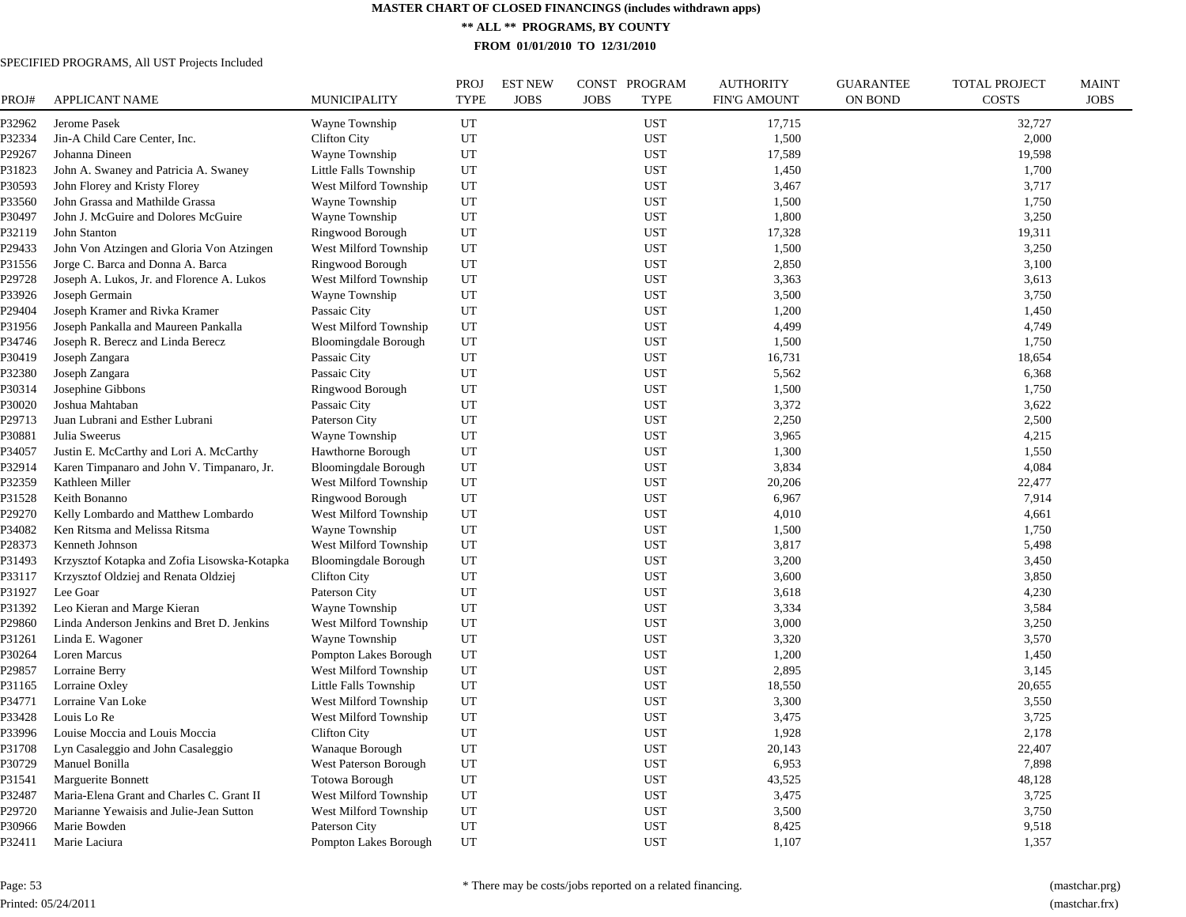# MASTER CHART OF CLOSED FINANCINGS (includes withdrawn apps)

## ** ALL ** PROGRAMS, BY COUNTY

### FROM 01/01/2010 TO 12/31/2010

SPECIFIED PROGRAMS, All UST Projects Included

| PROJ# | APPLICANT NAME | MUNICIPALITY | PROJ TYPE | EST NEW JOBS | CONST JOBS | PROGRAM TYPE | AUTHORITY FIN'G AMOUNT | GUARANTEE ON BOND | TOTAL PROJECT COSTS | MAINT JOBS |
|---|---|---|---|---|---|---|---|---|---|---|
| P32962 | Jerome Pasek | Wayne Township | UT | | | UST | 17,715 | | 32,727 | |
| P32334 | Jin-A Child Care Center, Inc. | Clifton City | UT | | | UST | 1,500 | | 2,000 | |
| P29267 | Johanna Dineen | Wayne Township | UT | | | UST | 17,589 | | 19,598 | |
| P31823 | John A. Swaney and Patricia A. Swaney | Little Falls Township | UT | | | UST | 1,450 | | 1,700 | |
| P30593 | John Florey and Kristy Florey | West Milford Township | UT | | | UST | 3,467 | | 3,717 | |
| P33560 | John Grassa and Mathilde Grassa | Wayne Township | UT | | | UST | 1,500 | | 1,750 | |
| P30497 | John J. McGuire and Dolores McGuire | Wayne Township | UT | | | UST | 1,800 | | 3,250 | |
| P32119 | John Stanton | Ringwood Borough | UT | | | UST | 17,328 | | 19,311 | |
| P29433 | John Von Atzingen and Gloria Von Atzingen | West Milford Township | UT | | | UST | 1,500 | | 3,250 | |
| P31556 | Jorge C. Barca and Donna A. Barca | Ringwood Borough | UT | | | UST | 2,850 | | 3,100 | |
| P29728 | Joseph A. Lukos, Jr. and Florence A. Lukos | West Milford Township | UT | | | UST | 3,363 | | 3,613 | |
| P33926 | Joseph Germain | Wayne Township | UT | | | UST | 3,500 | | 3,750 | |
| P29404 | Joseph Kramer and Rivka Kramer | Passaic City | UT | | | UST | 1,200 | | 1,450 | |
| P31956 | Joseph Pankalla and Maureen Pankalla | West Milford Township | UT | | | UST | 4,499 | | 4,749 | |
| P34746 | Joseph R. Berecz and Linda Berecz | Bloomingdale Borough | UT | | | UST | 1,500 | | 1,750 | |
| P30419 | Joseph Zangara | Passaic City | UT | | | UST | 16,731 | | 18,654 | |
| P32380 | Joseph Zangara | Passaic City | UT | | | UST | 5,562 | | 6,368 | |
| P30314 | Josephine Gibbons | Ringwood Borough | UT | | | UST | 1,500 | | 1,750 | |
| P30020 | Joshua Mahtaban | Passaic City | UT | | | UST | 3,372 | | 3,622 | |
| P29713 | Juan Lubrani and Esther Lubrani | Paterson City | UT | | | UST | 2,250 | | 2,500 | |
| P30881 | Julia Sweerus | Wayne Township | UT | | | UST | 3,965 | | 4,215 | |
| P34057 | Justin E. McCarthy and Lori A. McCarthy | Hawthorne Borough | UT | | | UST | 1,300 | | 1,550 | |
| P32914 | Karen Timpanaro and John V. Timpanaro, Jr. | Bloomingdale Borough | UT | | | UST | 3,834 | | 4,084 | |
| P32359 | Kathleen Miller | West Milford Township | UT | | | UST | 20,206 | | 22,477 | |
| P31528 | Keith Bonanno | Ringwood Borough | UT | | | UST | 6,967 | | 7,914 | |
| P29270 | Kelly Lombardo and Matthew Lombardo | West Milford Township | UT | | | UST | 4,010 | | 4,661 | |
| P34082 | Ken Ritsma and Melissa Ritsma | Wayne Township | UT | | | UST | 1,500 | | 1,750 | |
| P28373 | Kenneth Johnson | West Milford Township | UT | | | UST | 3,817 | | 5,498 | |
| P31493 | Krzysztof Kotapka and Zofia Lisowska-Kotapka | Bloomingdale Borough | UT | | | UST | 3,200 | | 3,450 | |
| P33117 | Krzysztof Oldziej and Renata Oldziej | Clifton City | UT | | | UST | 3,600 | | 3,850 | |
| P31927 | Lee Goar | Paterson City | UT | | | UST | 3,618 | | 4,230 | |
| P31392 | Leo Kieran and Marge Kieran | Wayne Township | UT | | | UST | 3,334 | | 3,584 | |
| P29860 | Linda Anderson Jenkins and Bret D. Jenkins | West Milford Township | UT | | | UST | 3,000 | | 3,250 | |
| P31261 | Linda E. Wagoner | Wayne Township | UT | | | UST | 3,320 | | 3,570 | |
| P30264 | Loren Marcus | Pompton Lakes Borough | UT | | | UST | 1,200 | | 1,450 | |
| P29857 | Lorraine Berry | West Milford Township | UT | | | UST | 2,895 | | 3,145 | |
| P31165 | Lorraine Oxley | Little Falls Township | UT | | | UST | 18,550 | | 20,655 | |
| P34771 | Lorraine Van Loke | West Milford Township | UT | | | UST | 3,300 | | 3,550 | |
| P33428 | Louis Lo Re | West Milford Township | UT | | | UST | 3,475 | | 3,725 | |
| P33996 | Louise Moccia and Louis Moccia | Clifton City | UT | | | UST | 1,928 | | 2,178 | |
| P31708 | Lyn Casaleggio and John Casaleggio | Wanaque Borough | UT | | | UST | 20,143 | | 22,407 | |
| P30729 | Manuel Bonilla | West Paterson Borough | UT | | | UST | 6,953 | | 7,898 | |
| P31541 | Marguerite Bonnett | Totowa Borough | UT | | | UST | 43,525 | | 48,128 | |
| P32487 | Maria-Elena Grant and Charles C. Grant II | West Milford Township | UT | | | UST | 3,475 | | 3,725 | |
| P29720 | Marianne Yewaisis and Julie-Jean Sutton | West Milford Township | UT | | | UST | 3,500 | | 3,750 | |
| P30966 | Marie Bowden | Paterson City | UT | | | UST | 8,425 | | 9,518 | |
| P32411 | Marie Laciura | Pompton Lakes Borough | UT | | | UST | 1,107 | | 1,357 | |

\* There may be costs/jobs reported on a related financing.

Printed: 05/24/2011

(mastchar.prg)
(mastchar.frx)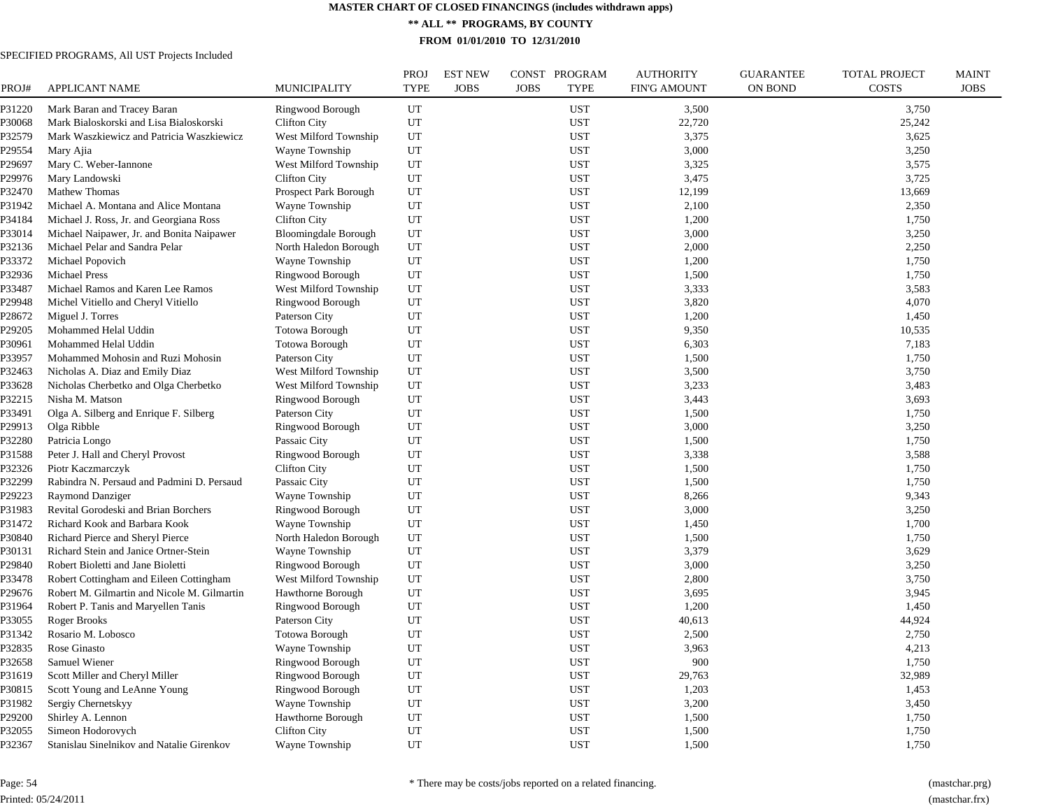# MASTER CHART OF CLOSED FINANCINGS (includes withdrawn apps)

## ** ALL ** PROGRAMS, BY COUNTY

### FROM 01/01/2010 TO 12/31/2010

SPECIFIED PROGRAMS, All UST Projects Included

| PROJ# | APPLICANT NAME | MUNICIPALITY | PROJ TYPE | EST NEW JOBS | CONST JOBS | PROGRAM TYPE | AUTHORITY FIN'G AMOUNT | GUARANTEE ON BOND | TOTAL PROJECT COSTS | MAINT JOBS |
|---|---|---|---|---|---|---|---|---|---|---|
| P31220 | Mark Baran and Tracey Baran | Ringwood Borough | UT | | | UST | 3,500 | | 3,750 | |
| P30068 | Mark Bialoskorski and Lisa Bialoskorski | Clifton City | UT | | | UST | 22,720 | | 25,242 | |
| P32579 | Mark Waszkiewicz and Patricia Waszkiewicz | West Milford Township | UT | | | UST | 3,375 | | 3,625 | |
| P29554 | Mary Ajia | Wayne Township | UT | | | UST | 3,000 | | 3,250 | |
| P29697 | Mary C. Weber-Iannone | West Milford Township | UT | | | UST | 3,325 | | 3,575 | |
| P29976 | Mary Landowski | Clifton City | UT | | | UST | 3,475 | | 3,725 | |
| P32470 | Mathew Thomas | Prospect Park Borough | UT | | | UST | 12,199 | | 13,669 | |
| P31942 | Michael A. Montana and Alice Montana | Wayne Township | UT | | | UST | 2,100 | | 2,350 | |
| P34184 | Michael J. Ross, Jr. and Georgiana Ross | Clifton City | UT | | | UST | 1,200 | | 1,750 | |
| P33014 | Michael Naipawer, Jr. and Bonita Naipawer | Bloomingdale Borough | UT | | | UST | 3,000 | | 3,250 | |
| P32136 | Michael Pelar and Sandra Pelar | North Haledon Borough | UT | | | UST | 2,000 | | 2,250 | |
| P33372 | Michael Popovich | Wayne Township | UT | | | UST | 1,200 | | 1,750 | |
| P32936 | Michael Press | Ringwood Borough | UT | | | UST | 1,500 | | 1,750 | |
| P33487 | Michael Ramos and Karen Lee Ramos | West Milford Township | UT | | | UST | 3,333 | | 3,583 | |
| P29948 | Michel Vitiello and Cheryl Vitiello | Ringwood Borough | UT | | | UST | 3,820 | | 4,070 | |
| P28672 | Miguel J. Torres | Paterson City | UT | | | UST | 1,200 | | 1,450 | |
| P29205 | Mohammed Helal Uddin | Totowa Borough | UT | | | UST | 9,350 | | 10,535 | |
| P30961 | Mohammed Helal Uddin | Totowa Borough | UT | | | UST | 6,303 | | 7,183 | |
| P33957 | Mohammed Mohosin and Ruzi Mohosin | Paterson City | UT | | | UST | 1,500 | | 1,750 | |
| P32463 | Nicholas A. Diaz and Emily Diaz | West Milford Township | UT | | | UST | 3,500 | | 3,750 | |
| P33628 | Nicholas Cherbetko and Olga Cherbetko | West Milford Township | UT | | | UST | 3,233 | | 3,483 | |
| P32215 | Nisha M. Matson | Ringwood Borough | UT | | | UST | 3,443 | | 3,693 | |
| P33491 | Olga A. Silberg and Enrique F. Silberg | Paterson City | UT | | | UST | 1,500 | | 1,750 | |
| P29913 | Olga Ribble | Ringwood Borough | UT | | | UST | 3,000 | | 3,250 | |
| P32280 | Patricia Longo | Passaic City | UT | | | UST | 1,500 | | 1,750 | |
| P31588 | Peter J. Hall and Cheryl Provost | Ringwood Borough | UT | | | UST | 3,338 | | 3,588 | |
| P32326 | Piotr Kaczmarczyk | Clifton City | UT | | | UST | 1,500 | | 1,750 | |
| P32299 | Rabindra N. Persaud and Padmini D. Persaud | Passaic City | UT | | | UST | 1,500 | | 1,750 | |
| P29223 | Raymond Danziger | Wayne Township | UT | | | UST | 8,266 | | 9,343 | |
| P31983 | Revital Gorodeski and Brian Borchers | Ringwood Borough | UT | | | UST | 3,000 | | 3,250 | |
| P31472 | Richard Kook and Barbara Kook | Wayne Township | UT | | | UST | 1,450 | | 1,700 | |
| P30840 | Richard Pierce and Sheryl Pierce | North Haledon Borough | UT | | | UST | 1,500 | | 1,750 | |
| P30131 | Richard Stein and Janice Ortner-Stein | Wayne Township | UT | | | UST | 3,379 | | 3,629 | |
| P29840 | Robert Bioletti and Jane Bioletti | Ringwood Borough | UT | | | UST | 3,000 | | 3,250 | |
| P33478 | Robert Cottingham and Eileen Cottingham | West Milford Township | UT | | | UST | 2,800 | | 3,750 | |
| P29676 | Robert M. Gilmartin and Nicole M. Gilmartin | Hawthorne Borough | UT | | | UST | 3,695 | | 3,945 | |
| P31964 | Robert P. Tanis and Maryellen Tanis | Ringwood Borough | UT | | | UST | 1,200 | | 1,450 | |
| P33055 | Roger Brooks | Paterson City | UT | | | UST | 40,613 | | 44,924 | |
| P31342 | Rosario M. Lobosco | Totowa Borough | UT | | | UST | 2,500 | | 2,750 | |
| P32835 | Rose Ginasto | Wayne Township | UT | | | UST | 3,963 | | 4,213 | |
| P32658 | Samuel Wiener | Ringwood Borough | UT | | | UST | 900 | | 1,750 | |
| P31619 | Scott Miller and Cheryl Miller | Ringwood Borough | UT | | | UST | 29,763 | | 32,989 | |
| P30815 | Scott Young and LeAnne Young | Ringwood Borough | UT | | | UST | 1,203 | | 1,453 | |
| P31982 | Sergiy Chernetskyy | Wayne Township | UT | | | UST | 3,200 | | 3,450 | |
| P29200 | Shirley A. Lennon | Hawthorne Borough | UT | | | UST | 1,500 | | 1,750 | |
| P32055 | Simeon Hodorovych | Clifton City | UT | | | UST | 1,500 | | 1,750 | |
| P32367 | Stanislau Sinelnikov and Natalie Girenkov | Wayne Township | UT | | | UST | 1,500 | | 1,750 | |

Printed: 05/24/2011

* There may be costs/jobs reported on a related financing.

(mastchar.prg)
(mastchar.frx)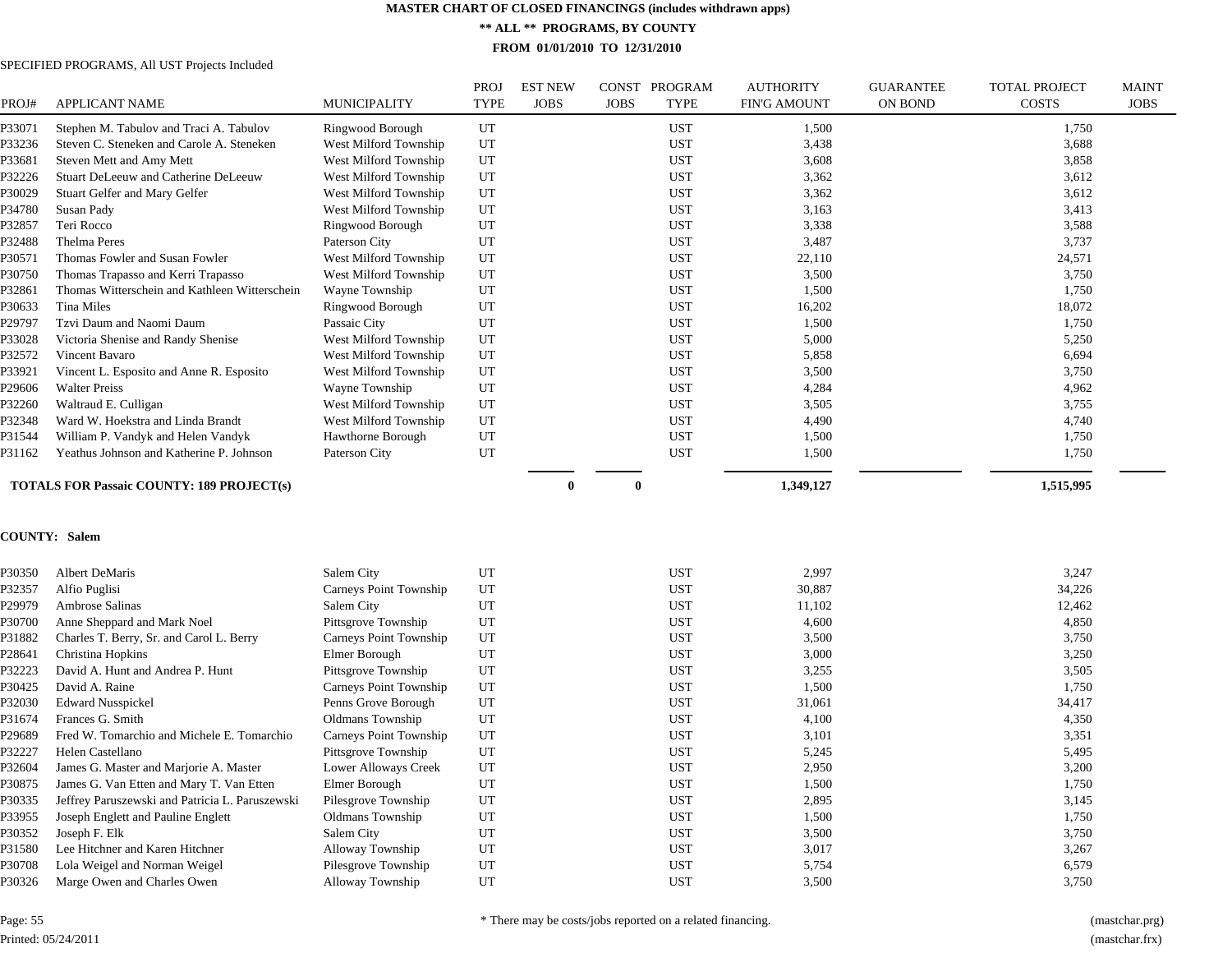# MASTER CHART OF CLOSED FINANCINGS (includes withdrawn apps)

**\*\* ALL \*\* PROGRAMS, BY COUNTY**

**FROM 01/01/2010 TO 12/31/2010**

SPECIFIED PROGRAMS, All UST Projects Included

| PROJ# | APPLICANT NAME | MUNICIPALITY | PROJ TYPE | EST NEW JOBS | CONST JOBS | PROGRAM TYPE | AUTHORITY FIN'G AMOUNT | GUARANTEE ON BOND | TOTAL PROJECT COSTS | MAINT JOBS |
|---|---|---|---|---|---|---|---|---|---|---|
| P33071 | Stephen M. Tabulov and Traci A. Tabulov | Ringwood Borough | UT | | | UST | 1,500 | | 1,750 | |
| P33236 | Steven C. Steneken and Carole A. Steneken | West Milford Township | UT | | | UST | 3,438 | | 3,688 | |
| P33681 | Steven Mett and Amy Mett | West Milford Township | UT | | | UST | 3,608 | | 3,858 | |
| P32226 | Stuart DeLeeuw and Catherine DeLeeuw | West Milford Township | UT | | | UST | 3,362 | | 3,612 | |
| P30029 | Stuart Gelfer and Mary Gelfer | West Milford Township | UT | | | UST | 3,362 | | 3,612 | |
| P34780 | Susan Pady | West Milford Township | UT | | | UST | 3,163 | | 3,413 | |
| P32857 | Teri Rocco | Ringwood Borough | UT | | | UST | 3,338 | | 3,588 | |
| P32488 | Thelma Peres | Paterson City | UT | | | UST | 3,487 | | 3,737 | |
| P30571 | Thomas Fowler and Susan Fowler | West Milford Township | UT | | | UST | 22,110 | | 24,571 | |
| P30750 | Thomas Trapasso and Kerri Trapasso | West Milford Township | UT | | | UST | 3,500 | | 3,750 | |
| P32861 | Thomas Witterschein and Kathleen Witterschein | Wayne Township | UT | | | UST | 1,500 | | 1,750 | |
| P30633 | Tina Miles | Ringwood Borough | UT | | | UST | 16,202 | | 18,072 | |
| P29797 | Tzvi Daum and Naomi Daum | Passaic City | UT | | | UST | 1,500 | | 1,750 | |
| P33028 | Victoria Shenise and Randy Shenise | West Milford Township | UT | | | UST | 5,000 | | 5,250 | |
| P32572 | Vincent Bavaro | West Milford Township | UT | | | UST | 5,858 | | 6,694 | |
| P33921 | Vincent L. Esposito and Anne R. Esposito | West Milford Township | UT | | | UST | 3,500 | | 3,750 | |
| P29606 | Walter Preiss | Wayne Township | UT | | | UST | 4,284 | | 4,962 | |
| P32260 | Waltraud E. Culligan | West Milford Township | UT | | | UST | 3,505 | | 3,755 | |
| P32348 | Ward W. Hoekstra and Linda Brandt | West Milford Township | UT | | | UST | 4,490 | | 4,740 | |
| P31544 | William P. Vandyk and Helen Vandyk | Hawthorne Borough | UT | | | UST | 1,500 | | 1,750 | |
| P31162 | Yeathus Johnson and Katherine P. Johnson | Paterson City | UT | | | UST | 1,500 | | 1,750 | |
| **TOTALS FOR Passaic COUNTY: 189 PROJECT(s)** | | | | **0** | **0** | | **1,349,127** | | **1,515,995** | |

**COUNTY: Salem**

| PROJ# | APPLICANT NAME | MUNICIPALITY | PROJ TYPE | EST NEW JOBS | CONST JOBS | PROGRAM TYPE | AUTHORITY FIN'G AMOUNT | GUARANTEE ON BOND | TOTAL PROJECT COSTS | MAINT JOBS |
|---|---|---|---|---|---|---|---|---|---|---|
| P30350 | Albert DeMaris | Salem City | UT | | | UST | 2,997 | | 3,247 | |
| P32357 | Alfio Puglisi | Carneys Point Township | UT | | | UST | 30,887 | | 34,226 | |
| P29979 | Ambrose Salinas | Salem City | UT | | | UST | 11,102 | | 12,462 | |
| P30700 | Anne Sheppard and Mark Noel | Pittsgrove Township | UT | | | UST | 4,600 | | 4,850 | |
| P31882 | Charles T. Berry, Sr. and Carol L. Berry | Carneys Point Township | UT | | | UST | 3,500 | | 3,750 | |
| P28641 | Christina Hopkins | Elmer Borough | UT | | | UST | 3,000 | | 3,250 | |
| P32223 | David A. Hunt and Andrea P. Hunt | Pittsgrove Township | UT | | | UST | 3,255 | | 3,505 | |
| P30425 | David A. Raine | Carneys Point Township | UT | | | UST | 1,500 | | 1,750 | |
| P32030 | Edward Nusspickel | Penns Grove Borough | UT | | | UST | 31,061 | | 34,417 | |
| P31674 | Frances G. Smith | Oldmans Township | UT | | | UST | 4,100 | | 4,350 | |
| P29689 | Fred W. Tomarchio and Michele E. Tomarchio | Carneys Point Township | UT | | | UST | 3,101 | | 3,351 | |
| P32227 | Helen Castellano | Pittsgrove Township | UT | | | UST | 5,245 | | 5,495 | |
| P32604 | James G. Master and Marjorie A. Master | Lower Alloways Creek | UT | | | UST | 2,950 | | 3,200 | |
| P30875 | James G. Van Etten and Mary T. Van Etten | Elmer Borough | UT | | | UST | 1,500 | | 1,750 | |
| P30335 | Jeffrey Paruszewski and Patricia L. Paruszewski | Pilesgrove Township | UT | | | UST | 2,895 | | 3,145 | |
| P33955 | Joseph Englett and Pauline Englett | Oldmans Township | UT | | | UST | 1,500 | | 1,750 | |
| P30352 | Joseph F. Elk | Salem City | UT | | | UST | 3,500 | | 3,750 | |
| P31580 | Lee Hitchner and Karen Hitchner | Alloway Township | UT | | | UST | 3,017 | | 3,267 | |
| P30708 | Lola Weigel and Norman Weigel | Pilesgrove Township | UT | | | UST | 5,754 | | 6,579 | |
| P30326 | Marge Owen and Charles Owen | Alloway Township | UT | | | UST | 3,500 | | 3,750 | |

\* There may be costs/jobs reported on a related financing.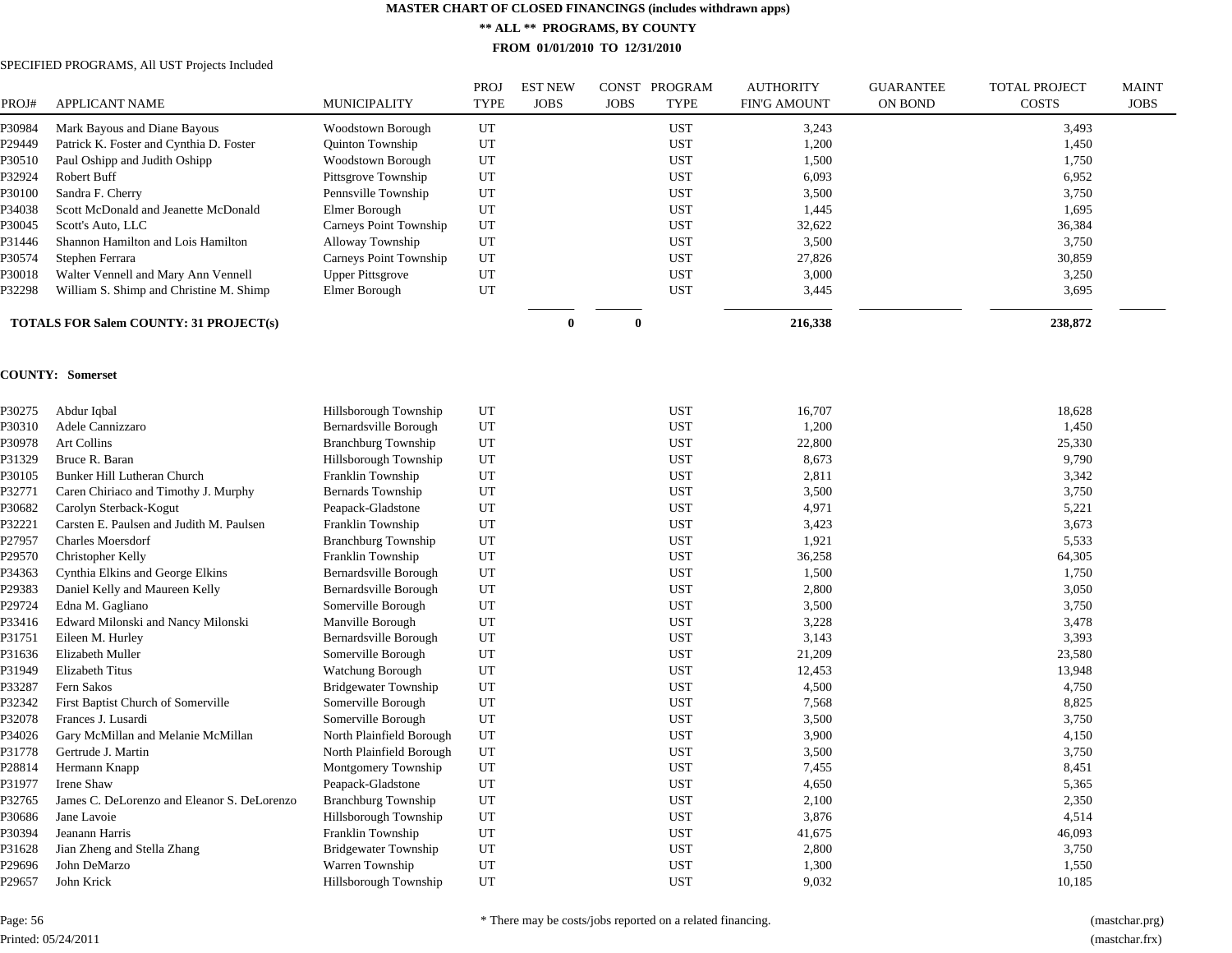# MASTER CHART OF CLOSED FINANCINGS (includes withdrawn apps)

## ** ALL ** PROGRAMS, BY COUNTY

## FROM 01/01/2010 TO 12/31/2010

SPECIFIED PROGRAMS, All UST Projects Included

| PROJ# | APPLICANT NAME | MUNICIPALITY | PROJ TYPE | EST NEW JOBS | CONST JOBS | PROGRAM TYPE | AUTHORITY FIN'G AMOUNT | GUARANTEE ON BOND | TOTAL PROJECT COSTS | MAINT JOBS |
|---|---|---|---|---|---|---|---|---|---|---|
| P30984 | Mark Bayous and Diane Bayous | Woodstown Borough | UT | | | UST | 3,243 | | 3,493 | |
| P29449 | Patrick K. Foster and Cynthia D. Foster | Quinton Township | UT | | | UST | 1,200 | | 1,450 | |
| P30510 | Paul Oshipp and Judith Oshipp | Woodstown Borough | UT | | | UST | 1,500 | | 1,750 | |
| P32924 | Robert Buff | Pittsgrove Township | UT | | | UST | 6,093 | | 6,952 | |
| P30100 | Sandra F. Cherry | Pennsville Township | UT | | | UST | 3,500 | | 3,750 | |
| P34038 | Scott McDonald and Jeanette McDonald | Elmer Borough | UT | | | UST | 1,445 | | 1,695 | |
| P30045 | Scott's Auto, LLC | Carneys Point Township | UT | | | UST | 32,622 | | 36,384 | |
| P31446 | Shannon Hamilton and Lois Hamilton | Alloway Township | UT | | | UST | 3,500 | | 3,750 | |
| P30574 | Stephen Ferrara | Carneys Point Township | UT | | | UST | 27,826 | | 30,859 | |
| P30018 | Walter Vennell and Mary Ann Vennell | Upper Pittsgrove | UT | | | UST | 3,000 | | 3,250 | |
| P32298 | William S. Shimp and Christine M. Shimp | Elmer Borough | UT | | | UST | 3,445 | | 3,695 | |
| **TOTALS FOR Salem COUNTY: 31 PROJECT(s)** | | | | **0** | **0** | | **216,338** | | **238,872** | |

**COUNTY: Somerset**

| PROJ# | APPLICANT NAME | MUNICIPALITY | PROJ TYPE | EST NEW JOBS | CONST JOBS | PROGRAM TYPE | AUTHORITY FIN'G AMOUNT | GUARANTEE ON BOND | TOTAL PROJECT COSTS | MAINT JOBS |
|---|---|---|---|---|---|---|---|---|---|---|
| P30275 | Abdur Iqbal | Hillsborough Township | UT | | | UST | 16,707 | | 18,628 | |
| P30310 | Adele Cannizzaro | Bernardsville Borough | UT | | | UST | 1,200 | | 1,450 | |
| P30978 | Art Collins | Branchburg Township | UT | | | UST | 22,800 | | 25,330 | |
| P31329 | Bruce R. Baran | Hillsborough Township | UT | | | UST | 8,673 | | 9,790 | |
| P30105 | Bunker Hill Lutheran Church | Franklin Township | UT | | | UST | 2,811 | | 3,342 | |
| P32771 | Caren Chiriaco and Timothy J. Murphy | Bernards Township | UT | | | UST | 3,500 | | 3,750 | |
| P30682 | Carolyn Sterback-Kogut | Peapack-Gladstone | UT | | | UST | 4,971 | | 5,221 | |
| P32221 | Carsten E. Paulsen and Judith M. Paulsen | Franklin Township | UT | | | UST | 3,423 | | 3,673 | |
| P27957 | Charles Moersdorf | Branchburg Township | UT | | | UST | 1,921 | | 5,533 | |
| P29570 | Christopher Kelly | Franklin Township | UT | | | UST | 36,258 | | 64,305 | |
| P34363 | Cynthia Elkins and George Elkins | Bernardsville Borough | UT | | | UST | 1,500 | | 1,750 | |
| P29383 | Daniel Kelly and Maureen Kelly | Bernardsville Borough | UT | | | UST | 2,800 | | 3,050 | |
| P29724 | Edna M. Gagliano | Somerville Borough | UT | | | UST | 3,500 | | 3,750 | |
| P33416 | Edward Milonski and Nancy Milonski | Manville Borough | UT | | | UST | 3,228 | | 3,478 | |
| P31751 | Eileen M. Hurley | Bernardsville Borough | UT | | | UST | 3,143 | | 3,393 | |
| P31636 | Elizabeth Muller | Somerville Borough | UT | | | UST | 21,209 | | 23,580 | |
| P31949 | Elizabeth Titus | Watchung Borough | UT | | | UST | 12,453 | | 13,948 | |
| P33287 | Fern Sakos | Bridgewater Township | UT | | | UST | 4,500 | | 4,750 | |
| P32342 | First Baptist Church of Somerville | Somerville Borough | UT | | | UST | 7,568 | | 8,825 | |
| P32078 | Frances J. Lusardi | Somerville Borough | UT | | | UST | 3,500 | | 3,750 | |
| P34026 | Gary McMillan and Melanie McMillan | North Plainfield Borough | UT | | | UST | 3,900 | | 4,150 | |
| P31778 | Gertrude J. Martin | North Plainfield Borough | UT | | | UST | 3,500 | | 3,750 | |
| P28814 | Hermann Knapp | Montgomery Township | UT | | | UST | 7,455 | | 8,451 | |
| P31977 | Irene Shaw | Peapack-Gladstone | UT | | | UST | 4,650 | | 5,365 | |
| P32765 | James C. DeLorenzo and Eleanor S. DeLorenzo | Branchburg Township | UT | | | UST | 2,100 | | 2,350 | |
| P30686 | Jane Lavoie | Hillsborough Township | UT | | | UST | 3,876 | | 4,514 | |
| P30394 | Jeanann Harris | Franklin Township | UT | | | UST | 41,675 | | 46,093 | |
| P31628 | Jian Zheng and Stella Zhang | Bridgewater Township | UT | | | UST | 2,800 | | 3,750 | |
| P29696 | John DeMarzo | Warren Township | UT | | | UST | 1,300 | | 1,550 | |
| P29657 | John Krick | Hillsborough Township | UT | | | UST | 9,032 | | 10,185 | |

* There may be costs/jobs reported on a related financing.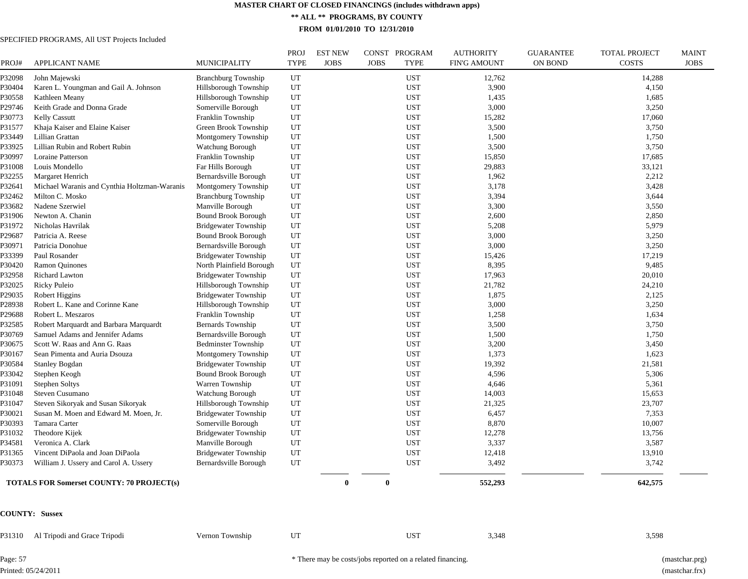# MASTER CHART OF CLOSED FINANCINGS (includes withdrawn apps)

**\*\* ALL \*\* PROGRAMS, BY COUNTY**

**FROM 01/01/2010 TO 12/31/2010**

SPECIFIED PROGRAMS, All UST Projects Included

| PROJ# | APPLICANT NAME | MUNICIPALITY | PROJ TYPE | EST NEW JOBS | CONST JOBS | PROGRAM TYPE | AUTHORITY FIN'G AMOUNT | GUARANTEE ON BOND | TOTAL PROJECT COSTS | MAINT JOBS |
|---|---|---|---|---|---|---|---|---|---|---|
| P32098 | John Majewski | Branchburg Township | UT | | | UST | 12,762 | | 14,288 | |
| P30404 | Karen L. Youngman and Gail A. Johnson | Hillsborough Township | UT | | | UST | 3,900 | | 4,150 | |
| P30558 | Kathleen Meany | Hillsborough Township | UT | | | UST | 1,435 | | 1,685 | |
| P29746 | Keith Grade and Donna Grade | Somerville Borough | UT | | | UST | 3,000 | | 3,250 | |
| P30773 | Kelly Cassutt | Franklin Township | UT | | | UST | 15,282 | | 17,060 | |
| P31577 | Khaja Kaiser and Elaine Kaiser | Green Brook Township | UT | | | UST | 3,500 | | 3,750 | |
| P33449 | Lillian Grattan | Montgomery Township | UT | | | UST | 1,500 | | 1,750 | |
| P33925 | Lillian Rubin and Robert Rubin | Watchung Borough | UT | | | UST | 3,500 | | 3,750 | |
| P30997 | Loraine Patterson | Franklin Township | UT | | | UST | 15,850 | | 17,685 | |
| P31008 | Louis Mondello | Far Hills Borough | UT | | | UST | 29,883 | | 33,121 | |
| P32255 | Margaret Henrich | Bernardsville Borough | UT | | | UST | 1,962 | | 2,212 | |
| P32641 | Michael Waranis and Cynthia Holtzman-Waranis | Montgomery Township | UT | | | UST | 3,178 | | 3,428 | |
| P32462 | Milton C. Mosko | Branchburg Township | UT | | | UST | 3,394 | | 3,644 | |
| P33682 | Nadene Szerwiel | Manville Borough | UT | | | UST | 3,300 | | 3,550 | |
| P31906 | Newton A. Chanin | Bound Brook Borough | UT | | | UST | 2,600 | | 2,850 | |
| P31972 | Nicholas Havrilak | Bridgewater Township | UT | | | UST | 5,208 | | 5,979 | |
| P29687 | Patricia A. Reese | Bound Brook Borough | UT | | | UST | 3,000 | | 3,250 | |
| P30971 | Patricia Donohue | Bernardsville Borough | UT | | | UST | 3,000 | | 3,250 | |
| P33399 | Paul Rosander | Bridgewater Township | UT | | | UST | 15,426 | | 17,219 | |
| P30420 | Ramon Quinones | North Plainfield Borough | UT | | | UST | 8,395 | | 9,485 | |
| P32958 | Richard Lawton | Bridgewater Township | UT | | | UST | 17,963 | | 20,010 | |
| P32025 | Ricky Puleio | Hillsborough Township | UT | | | UST | 21,782 | | 24,210 | |
| P29035 | Robert Higgins | Bridgewater Township | UT | | | UST | 1,875 | | 2,125 | |
| P28938 | Robert L. Kane and Corinne Kane | Hillsborough Township | UT | | | UST | 3,000 | | 3,250 | |
| P29688 | Robert L. Meszaros | Franklin Township | UT | | | UST | 1,258 | | 1,634 | |
| P32585 | Robert Marquardt and Barbara Marquardt | Bernards Township | UT | | | UST | 3,500 | | 3,750 | |
| P30769 | Samuel Adams and Jennifer Adams | Bernardsville Borough | UT | | | UST | 1,500 | | 1,750 | |
| P30675 | Scott W. Raas and Ann G. Raas | Bedminster Township | UT | | | UST | 3,200 | | 3,450 | |
| P30167 | Sean Pimenta and Auria Dsouza | Montgomery Township | UT | | | UST | 1,373 | | 1,623 | |
| P30584 | Stanley Bogdan | Bridgewater Township | UT | | | UST | 19,392 | | 21,581 | |
| P33042 | Stephen Keogh | Bound Brook Borough | UT | | | UST | 4,596 | | 5,306 | |
| P31091 | Stephen Soltys | Warren Township | UT | | | UST | 4,646 | | 5,361 | |
| P31048 | Steven Cusumano | Watchung Borough | UT | | | UST | 14,003 | | 15,653 | |
| P31047 | Steven Sikoryak and Susan Sikoryak | Hillsborough Township | UT | | | UST | 21,325 | | 23,707 | |
| P30021 | Susan M. Moen and Edward M. Moen, Jr. | Bridgewater Township | UT | | | UST | 6,457 | | 7,353 | |
| P30393 | Tamara Carter | Somerville Borough | UT | | | UST | 8,870 | | 10,007 | |
| P31032 | Theodore Kijek | Bridgewater Township | UT | | | UST | 12,278 | | 13,756 | |
| P34581 | Veronica A. Clark | Manville Borough | UT | | | UST | 3,337 | | 3,587 | |
| P31365 | Vincent DiPaola and Joan DiPaola | Bridgewater Township | UT | | | UST | 12,418 | | 13,910 | |
| P30373 | William J. Ussery and Carol A. Ussery | Bernardsville Borough | UT | | | UST | 3,492 | | 3,742 | |
| **TOTALS FOR Somerset COUNTY: 70 PROJECT(s)** | | | | **0** | **0** | | **552,293** | | **642,575** | |

**COUNTY: Sussex**

| PROJ# | APPLICANT NAME | MUNICIPALITY | PROJ TYPE | EST NEW JOBS | CONST JOBS | PROGRAM TYPE | AUTHORITY FIN'G AMOUNT | GUARANTEE ON BOND | TOTAL PROJECT COSTS | MAINT JOBS |
|---|---|---|---|---|---|---|---|---|---|---|
| P31310 | Al Tripodi and Grace Tripodi | Vernon Township | UT | | | UST | 3,348 | | 3,598 | |

\* There may be costs/jobs reported on a related financing.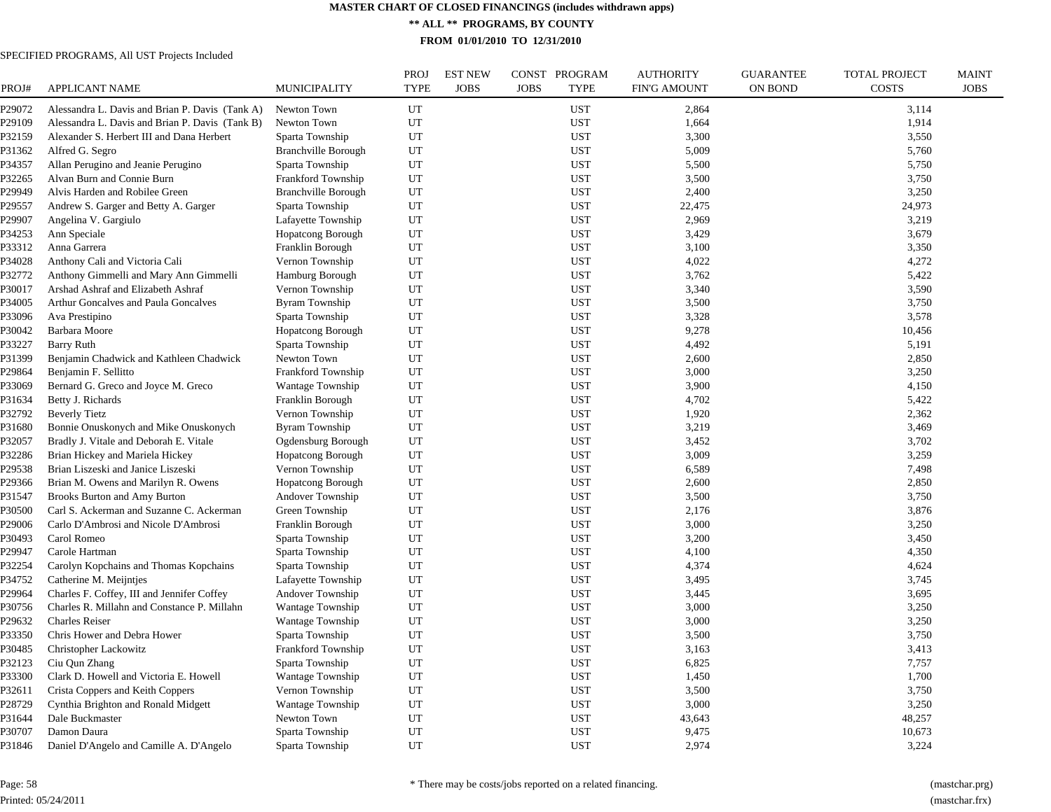# MASTER CHART OF CLOSED FINANCINGS (includes withdrawn apps)

## ** ALL ** PROGRAMS, BY COUNTY

### FROM 01/01/2010 TO 12/31/2010

SPECIFIED PROGRAMS, All UST Projects Included

| PROJ# | APPLICANT NAME | MUNICIPALITY | PROJ TYPE | EST NEW JOBS | CONST JOBS | PROGRAM TYPE | AUTHORITY FIN'G AMOUNT | GUARANTEE ON BOND | TOTAL PROJECT COSTS | MAINT JOBS |
|---|---|---|---|---|---|---|---|---|---|---|
| P29072 | Alessandra L. Davis and Brian P. Davis (Tank A) | Newton Town | UT | | | UST | 2,864 | | 3,114 | |
| P29109 | Alessandra L. Davis and Brian P. Davis (Tank B) | Newton Town | UT | | | UST | 1,664 | | 1,914 | |
| P32159 | Alexander S. Herbert III and Dana Herbert | Sparta Township | UT | | | UST | 3,300 | | 3,550 | |
| P31362 | Alfred G. Segro | Branchville Borough | UT | | | UST | 5,009 | | 5,760 | |
| P34357 | Allan Perugino and Jeanie Perugino | Sparta Township | UT | | | UST | 5,500 | | 5,750 | |
| P32265 | Alvan Burn and Connie Burn | Frankford Township | UT | | | UST | 3,500 | | 3,750 | |
| P29949 | Alvis Harden and Robilee Green | Branchville Borough | UT | | | UST | 2,400 | | 3,250 | |
| P29557 | Andrew S. Garger and Betty A. Garger | Sparta Township | UT | | | UST | 22,475 | | 24,973 | |
| P29907 | Angelina V. Gargiulo | Lafayette Township | UT | | | UST | 2,969 | | 3,219 | |
| P34253 | Ann Speciale | Hopatcong Borough | UT | | | UST | 3,429 | | 3,679 | |
| P33312 | Anna Garrera | Franklin Borough | UT | | | UST | 3,100 | | 3,350 | |
| P34028 | Anthony Cali and Victoria Cali | Vernon Township | UT | | | UST | 4,022 | | 4,272 | |
| P32772 | Anthony Gimmelli and Mary Ann Gimmelli | Hamburg Borough | UT | | | UST | 3,762 | | 5,422 | |
| P30017 | Arshad Ashraf and Elizabeth Ashraf | Vernon Township | UT | | | UST | 3,340 | | 3,590 | |
| P34005 | Arthur Goncalves and Paula Goncalves | Byram Township | UT | | | UST | 3,500 | | 3,750 | |
| P33096 | Ava Prestipino | Sparta Township | UT | | | UST | 3,328 | | 3,578 | |
| P30042 | Barbara Moore | Hopatcong Borough | UT | | | UST | 9,278 | | 10,456 | |
| P33227 | Barry Ruth | Sparta Township | UT | | | UST | 4,492 | | 5,191 | |
| P31399 | Benjamin Chadwick and Kathleen Chadwick | Newton Town | UT | | | UST | 2,600 | | 2,850 | |
| P29864 | Benjamin F. Sellitto | Frankford Township | UT | | | UST | 3,000 | | 3,250 | |
| P33069 | Bernard G. Greco and Joyce M. Greco | Wantage Township | UT | | | UST | 3,900 | | 4,150 | |
| P31634 | Betty J. Richards | Franklin Borough | UT | | | UST | 4,702 | | 5,422 | |
| P32792 | Beverly Tietz | Vernon Township | UT | | | UST | 1,920 | | 2,362 | |
| P31680 | Bonnie Onuskonych and Mike Onuskonych | Byram Township | UT | | | UST | 3,219 | | 3,469 | |
| P32057 | Bradly J. Vitale and Deborah E. Vitale | Ogdensburg Borough | UT | | | UST | 3,452 | | 3,702 | |
| P32286 | Brian Hickey and Mariela Hickey | Hopatcong Borough | UT | | | UST | 3,009 | | 3,259 | |
| P29538 | Brian Liszeski and Janice Liszeski | Vernon Township | UT | | | UST | 6,589 | | 7,498 | |
| P29366 | Brian M. Owens and Marilyn R. Owens | Hopatcong Borough | UT | | | UST | 2,600 | | 2,850 | |
| P31547 | Brooks Burton and Amy Burton | Andover Township | UT | | | UST | 3,500 | | 3,750 | |
| P30500 | Carl S. Ackerman and Suzanne C. Ackerman | Green Township | UT | | | UST | 2,176 | | 3,876 | |
| P29006 | Carlo D'Ambrosi and Nicole D'Ambrosi | Franklin Borough | UT | | | UST | 3,000 | | 3,250 | |
| P30493 | Carol Romeo | Sparta Township | UT | | | UST | 3,200 | | 3,450 | |
| P29947 | Carole Hartman | Sparta Township | UT | | | UST | 4,100 | | 4,350 | |
| P32254 | Carolyn Kopchains and Thomas Kopchains | Sparta Township | UT | | | UST | 4,374 | | 4,624 | |
| P34752 | Catherine M. Meijntjes | Lafayette Township | UT | | | UST | 3,495 | | 3,745 | |
| P29964 | Charles F. Coffey, III and Jennifer Coffey | Andover Township | UT | | | UST | 3,445 | | 3,695 | |
| P30756 | Charles R. Millahn and Constance P. Millahn | Wantage Township | UT | | | UST | 3,000 | | 3,250 | |
| P29632 | Charles Reiser | Wantage Township | UT | | | UST | 3,000 | | 3,250 | |
| P33350 | Chris Hower and Debra Hower | Sparta Township | UT | | | UST | 3,500 | | 3,750 | |
| P30485 | Christopher Lackowitz | Frankford Township | UT | | | UST | 3,163 | | 3,413 | |
| P32123 | Ciu Qun Zhang | Sparta Township | UT | | | UST | 6,825 | | 7,757 | |
| P33300 | Clark D. Howell and Victoria E. Howell | Wantage Township | UT | | | UST | 1,450 | | 1,700 | |
| P32611 | Crista Coppers and Keith Coppers | Vernon Township | UT | | | UST | 3,500 | | 3,750 | |
| P28729 | Cynthia Brighton and Ronald Midgett | Wantage Township | UT | | | UST | 3,000 | | 3,250 | |
| P31644 | Dale Buckmaster | Newton Town | UT | | | UST | 43,643 | | 48,257 | |
| P30707 | Damon Daura | Sparta Township | UT | | | UST | 9,475 | | 10,673 | |
| P31846 | Daniel D'Angelo and Camille A. D'Angelo | Sparta Township | UT | | | UST | 2,974 | | 3,224 | |

Printed: 05/24/2011

* There may be costs/jobs reported on a related financing.

(mastchar.prg)
(mastchar.frx)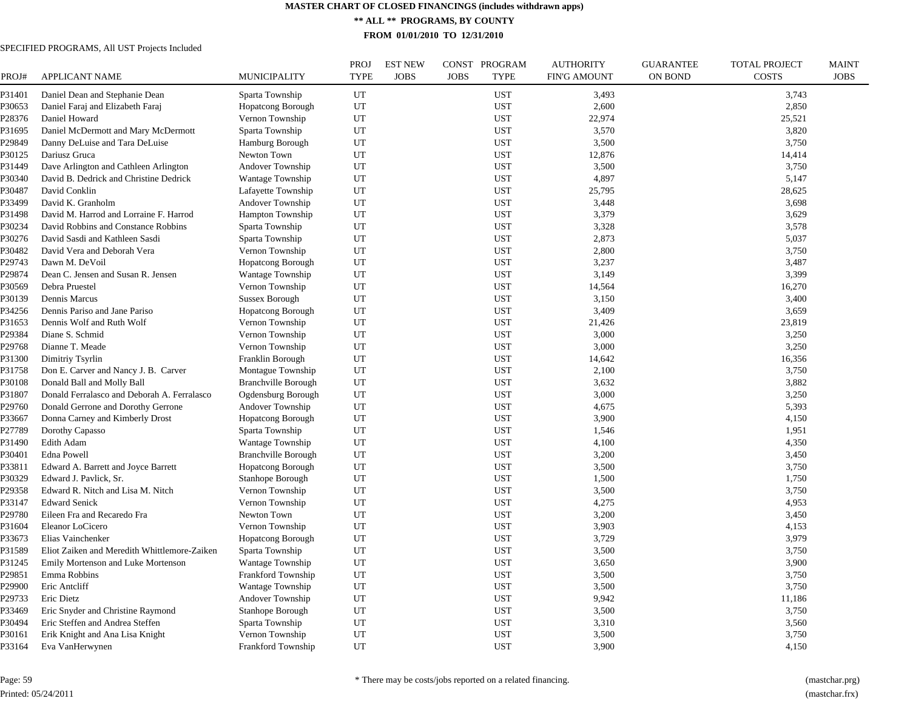**MASTER CHART OF CLOSED FINANCINGS (includes withdrawn apps)**

**\*\* ALL \*\* PROGRAMS, BY COUNTY**

**FROM 01/01/2010 TO 12/31/2010**

SPECIFIED PROGRAMS, All UST Projects Included

| PROJ# | APPLICANT NAME | MUNICIPALITY | PROJ TYPE | EST NEW JOBS | CONST JOBS | PROGRAM TYPE | AUTHORITY FIN'G AMOUNT | GUARANTEE ON BOND | TOTAL PROJECT COSTS | MAINT JOBS |
|---|---|---|---|---|---|---|---|---|---|---|
| P31401 | Daniel Dean and Stephanie Dean | Sparta Township | UT | | | UST | 3,493 | | 3,743 | |
| P30653 | Daniel Faraj and Elizabeth Faraj | Hopatcong Borough | UT | | | UST | 2,600 | | 2,850 | |
| P28376 | Daniel Howard | Vernon Township | UT | | | UST | 22,974 | | 25,521 | |
| P31695 | Daniel McDermott and Mary McDermott | Sparta Township | UT | | | UST | 3,570 | | 3,820 | |
| P29849 | Danny DeLuise and Tara DeLuise | Hamburg Borough | UT | | | UST | 3,500 | | 3,750 | |
| P30125 | Dariusz Gruca | Newton Town | UT | | | UST | 12,876 | | 14,414 | |
| P31449 | Dave Arlington and Cathleen Arlington | Andover Township | UT | | | UST | 3,500 | | 3,750 | |
| P30340 | David B. Dedrick and Christine Dedrick | Wantage Township | UT | | | UST | 4,897 | | 5,147 | |
| P30487 | David Conklin | Lafayette Township | UT | | | UST | 25,795 | | 28,625 | |
| P33499 | David K. Granholm | Andover Township | UT | | | UST | 3,448 | | 3,698 | |
| P31498 | David M. Harrod and Lorraine F. Harrod | Hampton Township | UT | | | UST | 3,379 | | 3,629 | |
| P30234 | David Robbins and Constance Robbins | Sparta Township | UT | | | UST | 3,328 | | 3,578 | |
| P30276 | David Sasdi and Kathleen Sasdi | Sparta Township | UT | | | UST | 2,873 | | 5,037 | |
| P30482 | David Vera and Deborah Vera | Vernon Township | UT | | | UST | 2,800 | | 3,750 | |
| P29743 | Dawn M. DeVoil | Hopatcong Borough | UT | | | UST | 3,237 | | 3,487 | |
| P29874 | Dean C. Jensen and Susan R. Jensen | Wantage Township | UT | | | UST | 3,149 | | 3,399 | |
| P30569 | Debra Pruestel | Vernon Township | UT | | | UST | 14,564 | | 16,270 | |
| P30139 | Dennis Marcus | Sussex Borough | UT | | | UST | 3,150 | | 3,400 | |
| P34256 | Dennis Pariso and Jane Pariso | Hopatcong Borough | UT | | | UST | 3,409 | | 3,659 | |
| P31653 | Dennis Wolf and Ruth Wolf | Vernon Township | UT | | | UST | 21,426 | | 23,819 | |
| P29384 | Diane S. Schmid | Vernon Township | UT | | | UST | 3,000 | | 3,250 | |
| P29768 | Dianne T. Meade | Vernon Township | UT | | | UST | 3,000 | | 3,250 | |
| P31300 | Dimitriy Tsyrlin | Franklin Borough | UT | | | UST | 14,642 | | 16,356 | |
| P31758 | Don E. Carver and Nancy J. B. Carver | Montague Township | UT | | | UST | 2,100 | | 3,750 | |
| P30108 | Donald Ball and Molly Ball | Branchville Borough | UT | | | UST | 3,632 | | 3,882 | |
| P31807 | Donald Ferralasco and Deborah A. Ferralasco | Ogdensburg Borough | UT | | | UST | 3,000 | | 3,250 | |
| P29760 | Donald Gerrone and Dorothy Gerrone | Andover Township | UT | | | UST | 4,675 | | 5,393 | |
| P33667 | Donna Carney and Kimberly Drost | Hopatcong Borough | UT | | | UST | 3,900 | | 4,150 | |
| P27789 | Dorothy Capasso | Sparta Township | UT | | | UST | 1,546 | | 1,951 | |
| P31490 | Edith Adam | Wantage Township | UT | | | UST | 4,100 | | 4,350 | |
| P30401 | Edna Powell | Branchville Borough | UT | | | UST | 3,200 | | 3,450 | |
| P33811 | Edward A. Barrett and Joyce Barrett | Hopatcong Borough | UT | | | UST | 3,500 | | 3,750 | |
| P30329 | Edward J. Pavlick, Sr. | Stanhope Borough | UT | | | UST | 1,500 | | 1,750 | |
| P29358 | Edward R. Nitch and Lisa M. Nitch | Vernon Township | UT | | | UST | 3,500 | | 3,750 | |
| P33147 | Edward Senick | Vernon Township | UT | | | UST | 4,275 | | 4,953 | |
| P29780 | Eileen Fra and Recaredo Fra | Newton Town | UT | | | UST | 3,200 | | 3,450 | |
| P31604 | Eleanor LoCicero | Vernon Township | UT | | | UST | 3,903 | | 4,153 | |
| P33673 | Elias Vainchenker | Hopatcong Borough | UT | | | UST | 3,729 | | 3,979 | |
| P31589 | Eliot Zaiken and Meredith Whittlemore-Zaiken | Sparta Township | UT | | | UST | 3,500 | | 3,750 | |
| P31245 | Emily Mortenson and Luke Mortenson | Wantage Township | UT | | | UST | 3,650 | | 3,900 | |
| P29851 | Emma Robbins | Frankford Township | UT | | | UST | 3,500 | | 3,750 | |
| P29900 | Eric Antcliff | Wantage Township | UT | | | UST | 3,500 | | 3,750 | |
| P29733 | Eric Dietz | Andover Township | UT | | | UST | 9,942 | | 11,186 | |
| P33469 | Eric Snyder and Christine Raymond | Stanhope Borough | UT | | | UST | 3,500 | | 3,750 | |
| P30494 | Eric Steffen and Andrea Steffen | Sparta Township | UT | | | UST | 3,310 | | 3,560 | |
| P30161 | Erik Knight and Ana Lisa Knight | Vernon Township | UT | | | UST | 3,500 | | 3,750 | |
| P33164 | Eva VanHerwynen | Frankford Township | UT | | | UST | 3,900 | | 4,150 | |

\* There may be costs/jobs reported on a related financing.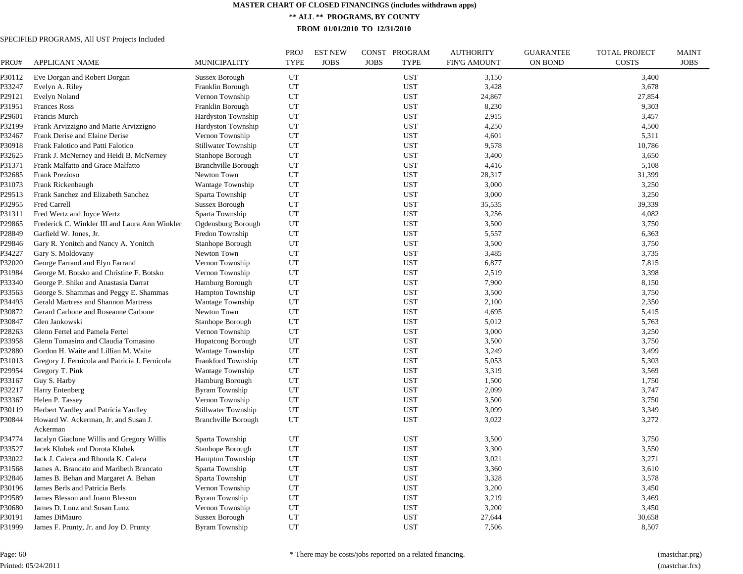# MASTER CHART OF CLOSED FINANCINGS (includes withdrawn apps)

## ** ALL ** PROGRAMS, BY COUNTY

### FROM 01/01/2010 TO 12/31/2010

SPECIFIED PROGRAMS, All UST Projects Included

| PROJ# | APPLICANT NAME | MUNICIPALITY | PROJ TYPE | EST NEW JOBS | CONST JOBS | PROGRAM TYPE | AUTHORITY FIN'G AMOUNT | GUARANTEE ON BOND | TOTAL PROJECT COSTS | MAINT JOBS |
|---|---|---|---|---|---|---|---|---|---|---|
| P30112 | Eve Dorgan and Robert Dorgan | Sussex Borough | UT | | | UST | 3,150 | | 3,400 | |
| P33247 | Evelyn A. Riley | Franklin Borough | UT | | | UST | 3,428 | | 3,678 | |
| P29121 | Evelyn Noland | Vernon Township | UT | | | UST | 24,867 | | 27,854 | |
| P31951 | Frances Ross | Franklin Borough | UT | | | UST | 8,230 | | 9,303 | |
| P29601 | Francis Murch | Hardyston Township | UT | | | UST | 2,915 | | 3,457 | |
| P32199 | Frank Arvizzigno and Marie Arvizzigno | Hardyston Township | UT | | | UST | 4,250 | | 4,500 | |
| P32467 | Frank Derise and Elaine Derise | Vernon Township | UT | | | UST | 4,601 | | 5,311 | |
| P30918 | Frank Falotico and Patti Falotico | Stillwater Township | UT | | | UST | 9,578 | | 10,786 | |
| P32625 | Frank J. McNerney and Heidi B. McNerney | Stanhope Borough | UT | | | UST | 3,400 | | 3,650 | |
| P31371 | Frank Malfatto and Grace Malfatto | Branchville Borough | UT | | | UST | 4,416 | | 5,108 | |
| P32685 | Frank Prezioso | Newton Town | UT | | | UST | 28,317 | | 31,399 | |
| P31073 | Frank Rickenbaugh | Wantage Township | UT | | | UST | 3,000 | | 3,250 | |
| P29513 | Frank Sanchez and Elizabeth Sanchez | Sparta Township | UT | | | UST | 3,000 | | 3,250 | |
| P32955 | Fred Carrell | Sussex Borough | UT | | | UST | 35,535 | | 39,339 | |
| P31311 | Fred Wertz and Joyce Wertz | Sparta Township | UT | | | UST | 3,256 | | 4,082 | |
| P29865 | Frederick C. Winkler III and Laura Ann Winkler | Ogdensburg Borough | UT | | | UST | 3,500 | | 3,750 | |
| P28849 | Garfield W. Jones, Jr. | Fredon Township | UT | | | UST | 5,557 | | 6,363 | |
| P29846 | Gary R. Yonitch and Nancy A. Yonitch | Stanhope Borough | UT | | | UST | 3,500 | | 3,750 | |
| P34227 | Gary S. Moldovany | Newton Town | UT | | | UST | 3,485 | | 3,735 | |
| P32020 | George Farrand and Elyn Farrand | Vernon Township | UT | | | UST | 6,877 | | 7,815 | |
| P31984 | George M. Botsko and Christine F. Botsko | Vernon Township | UT | | | UST | 2,519 | | 3,398 | |
| P33340 | George P. Shiko and Anastasia Darrat | Hamburg Borough | UT | | | UST | 7,900 | | 8,150 | |
| P33563 | George S. Shammas and Peggy E. Shammas | Hampton Township | UT | | | UST | 3,500 | | 3,750 | |
| P34493 | Gerald Martress and Shannon Martress | Wantage Township | UT | | | UST | 2,100 | | 2,350 | |
| P30872 | Gerard Carbone and Roseanne Carbone | Newton Town | UT | | | UST | 4,695 | | 5,415 | |
| P30847 | Glen Jankowski | Stanhope Borough | UT | | | UST | 5,012 | | 5,763 | |
| P28263 | Glenn Fertel and Pamela Fertel | Vernon Township | UT | | | UST | 3,000 | | 3,250 | |
| P33958 | Glenn Tomasino and Claudia Tomasino | Hopatcong Borough | UT | | | UST | 3,500 | | 3,750 | |
| P32880 | Gordon H. Waite and Lillian M. Waite | Wantage Township | UT | | | UST | 3,249 | | 3,499 | |
| P31013 | Gregory J. Fernicola and Patricia J. Fernicola | Frankford Township | UT | | | UST | 5,053 | | 5,303 | |
| P29954 | Gregory T. Pink | Wantage Township | UT | | | UST | 3,319 | | 3,569 | |
| P33167 | Guy S. Harby | Hamburg Borough | UT | | | UST | 1,500 | | 1,750 | |
| P32217 | Harry Entenberg | Byram Township | UT | | | UST | 2,099 | | 3,747 | |
| P33367 | Helen P. Tassey | Vernon Township | UT | | | UST | 3,500 | | 3,750 | |
| P30119 | Herbert Yardley and Patricia Yardley | Stillwater Township | UT | | | UST | 3,099 | | 3,349 | |
| P30844 | Howard W. Ackerman, Jr. and Susan J. Ackerman | Branchville Borough | UT | | | UST | 3,022 | | 3,272 | |
| P34774 | Jacalyn Giaclone Willis and Gregory Willis | Sparta Township | UT | | | UST | 3,500 | | 3,750 | |
| P33527 | Jacek Klubek and Dorota Klubek | Stanhope Borough | UT | | | UST | 3,300 | | 3,550 | |
| P33022 | Jack J. Caleca and Rhonda K. Caleca | Hampton Township | UT | | | UST | 3,021 | | 3,271 | |
| P31568 | James A. Brancato and Maribeth Brancato | Sparta Township | UT | | | UST | 3,360 | | 3,610 | |
| P32846 | James B. Behan and Margaret A. Behan | Sparta Township | UT | | | UST | 3,328 | | 3,578 | |
| P30196 | James Berls and Patricia Berls | Vernon Township | UT | | | UST | 3,200 | | 3,450 | |
| P29589 | James Blesson and Joann Blesson | Byram Township | UT | | | UST | 3,219 | | 3,469 | |
| P30680 | James D. Lunz and Susan Lunz | Vernon Township | UT | | | UST | 3,200 | | 3,450 | |
| P30191 | James DiMauro | Sussex Borough | UT | | | UST | 27,644 | | 30,658 | |
| P31999 | James F. Prunty, Jr. and Joy D. Prunty | Byram Township | UT | | | UST | 7,506 | | 8,507 | |

Printed: 05/24/2011

* There may be costs/jobs reported on a related financing.

(mastchar.prg)
(mastchar.frx)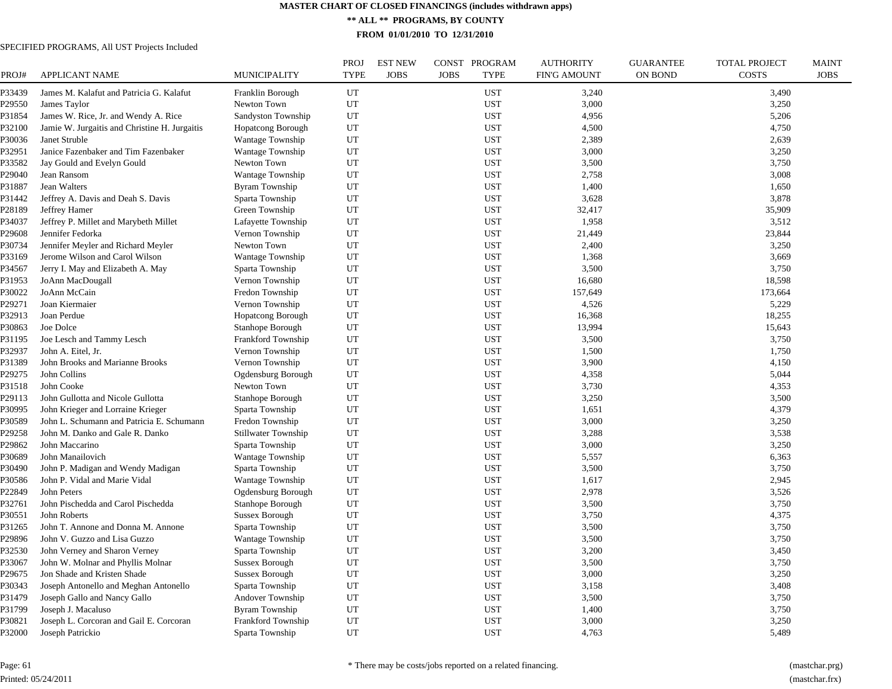# MASTER CHART OF CLOSED FINANCINGS (includes withdrawn apps)

## ** ALL ** PROGRAMS, BY COUNTY

### FROM 01/01/2010 TO 12/31/2010

SPECIFIED PROGRAMS, All UST Projects Included

| PROJ# | APPLICANT NAME | MUNICIPALITY | PROJ TYPE | EST NEW JOBS | CONST JOBS | PROGRAM TYPE | AUTHORITY FIN'G AMOUNT | GUARANTEE ON BOND | TOTAL PROJECT COSTS | MAINT JOBS |
|---|---|---|---|---|---|---|---|---|---|---|
| P33439 | James M. Kalafut and Patricia G. Kalafut | Franklin Borough | UT | | | UST | 3,240 | | 3,490 | |
| P29550 | James Taylor | Newton Town | UT | | | UST | 3,000 | | 3,250 | |
| P31854 | James W. Rice, Jr. and Wendy A. Rice | Sandyston Township | UT | | | UST | 4,956 | | 5,206 | |
| P32100 | Jamie W. Jurgaitis and Christine H. Jurgaitis | Hopatcong Borough | UT | | | UST | 4,500 | | 4,750 | |
| P30036 | Janet Struble | Wantage Township | UT | | | UST | 2,389 | | 2,639 | |
| P32951 | Janice Fazenbaker and Tim Fazenbaker | Wantage Township | UT | | | UST | 3,000 | | 3,250 | |
| P33582 | Jay Gould and Evelyn Gould | Newton Town | UT | | | UST | 3,500 | | 3,750 | |
| P29040 | Jean Ransom | Wantage Township | UT | | | UST | 2,758 | | 3,008 | |
| P31887 | Jean Walters | Byram Township | UT | | | UST | 1,400 | | 1,650 | |
| P31442 | Jeffrey A. Davis and Deah S. Davis | Sparta Township | UT | | | UST | 3,628 | | 3,878 | |
| P28189 | Jeffrey Hamer | Green Township | UT | | | UST | 32,417 | | 35,909 | |
| P34037 | Jeffrey P. Millet and Marybeth Millet | Lafayette Township | UT | | | UST | 1,958 | | 3,512 | |
| P29608 | Jennifer Fedorka | Vernon Township | UT | | | UST | 21,449 | | 23,844 | |
| P30734 | Jennifer Meyler and Richard Meyler | Newton Town | UT | | | UST | 2,400 | | 3,250 | |
| P33169 | Jerome Wilson and Carol Wilson | Wantage Township | UT | | | UST | 1,368 | | 3,669 | |
| P34567 | Jerry I. May and Elizabeth A. May | Sparta Township | UT | | | UST | 3,500 | | 3,750 | |
| P31953 | JoAnn MacDougall | Vernon Township | UT | | | UST | 16,680 | | 18,598 | |
| P30022 | JoAnn McCain | Fredon Township | UT | | | UST | 157,649 | | 173,664 | |
| P29271 | Joan Kiermaier | Vernon Township | UT | | | UST | 4,526 | | 5,229 | |
| P32913 | Joan Perdue | Hopatcong Borough | UT | | | UST | 16,368 | | 18,255 | |
| P30863 | Joe Dolce | Stanhope Borough | UT | | | UST | 13,994 | | 15,643 | |
| P31195 | Joe Lesch and Tammy Lesch | Frankford Township | UT | | | UST | 3,500 | | 3,750 | |
| P32937 | John A. Eitel, Jr. | Vernon Township | UT | | | UST | 1,500 | | 1,750 | |
| P31389 | John Brooks and Marianne Brooks | Vernon Township | UT | | | UST | 3,900 | | 4,150 | |
| P29275 | John Collins | Ogdensburg Borough | UT | | | UST | 4,358 | | 5,044 | |
| P31518 | John Cooke | Newton Town | UT | | | UST | 3,730 | | 4,353 | |
| P29113 | John Gullotta and Nicole Gullotta | Stanhope Borough | UT | | | UST | 3,250 | | 3,500 | |
| P30995 | John Krieger and Lorraine Krieger | Sparta Township | UT | | | UST | 1,651 | | 4,379 | |
| P30589 | John L. Schumann and Patricia E. Schumann | Fredon Township | UT | | | UST | 3,000 | | 3,250 | |
| P29258 | John M. Danko and Gale R. Danko | Stillwater Township | UT | | | UST | 3,288 | | 3,538 | |
| P29862 | John Maccarino | Sparta Township | UT | | | UST | 3,000 | | 3,250 | |
| P30689 | John Manailovich | Wantage Township | UT | | | UST | 5,557 | | 6,363 | |
| P30490 | John P. Madigan and Wendy Madigan | Sparta Township | UT | | | UST | 3,500 | | 3,750 | |
| P30586 | John P. Vidal and Marie Vidal | Wantage Township | UT | | | UST | 1,617 | | 2,945 | |
| P22849 | John Peters | Ogdensburg Borough | UT | | | UST | 2,978 | | 3,526 | |
| P32761 | John Pischedda and Carol Pischedda | Stanhope Borough | UT | | | UST | 3,500 | | 3,750 | |
| P30551 | John Roberts | Sussex Borough | UT | | | UST | 3,750 | | 4,375 | |
| P31265 | John T. Annone and Donna M. Annone | Sparta Township | UT | | | UST | 3,500 | | 3,750 | |
| P29896 | John V. Guzzo and Lisa Guzzo | Wantage Township | UT | | | UST | 3,500 | | 3,750 | |
| P32530 | John Verney and Sharon Verney | Sparta Township | UT | | | UST | 3,200 | | 3,450 | |
| P33067 | John W. Molnar and Phyllis Molnar | Sussex Borough | UT | | | UST | 3,500 | | 3,750 | |
| P29675 | Jon Shade and Kristen Shade | Sussex Borough | UT | | | UST | 3,000 | | 3,250 | |
| P30343 | Joseph Antonello and Meghan Antonello | Sparta Township | UT | | | UST | 3,158 | | 3,408 | |
| P31479 | Joseph Gallo and Nancy Gallo | Andover Township | UT | | | UST | 3,500 | | 3,750 | |
| P31799 | Joseph J. Macaluso | Byram Township | UT | | | UST | 1,400 | | 3,750 | |
| P30821 | Joseph L. Corcoran and Gail E. Corcoran | Frankford Township | UT | | | UST | 3,000 | | 3,250 | |
| P32000 | Joseph Patrickio | Sparta Township | UT | | | UST | 4,763 | | 5,489 | |

Page: 61

Printed: 05/24/2011

* There may be costs/jobs reported on a related financing.

(mastchar.prg)

(mastchar.frx)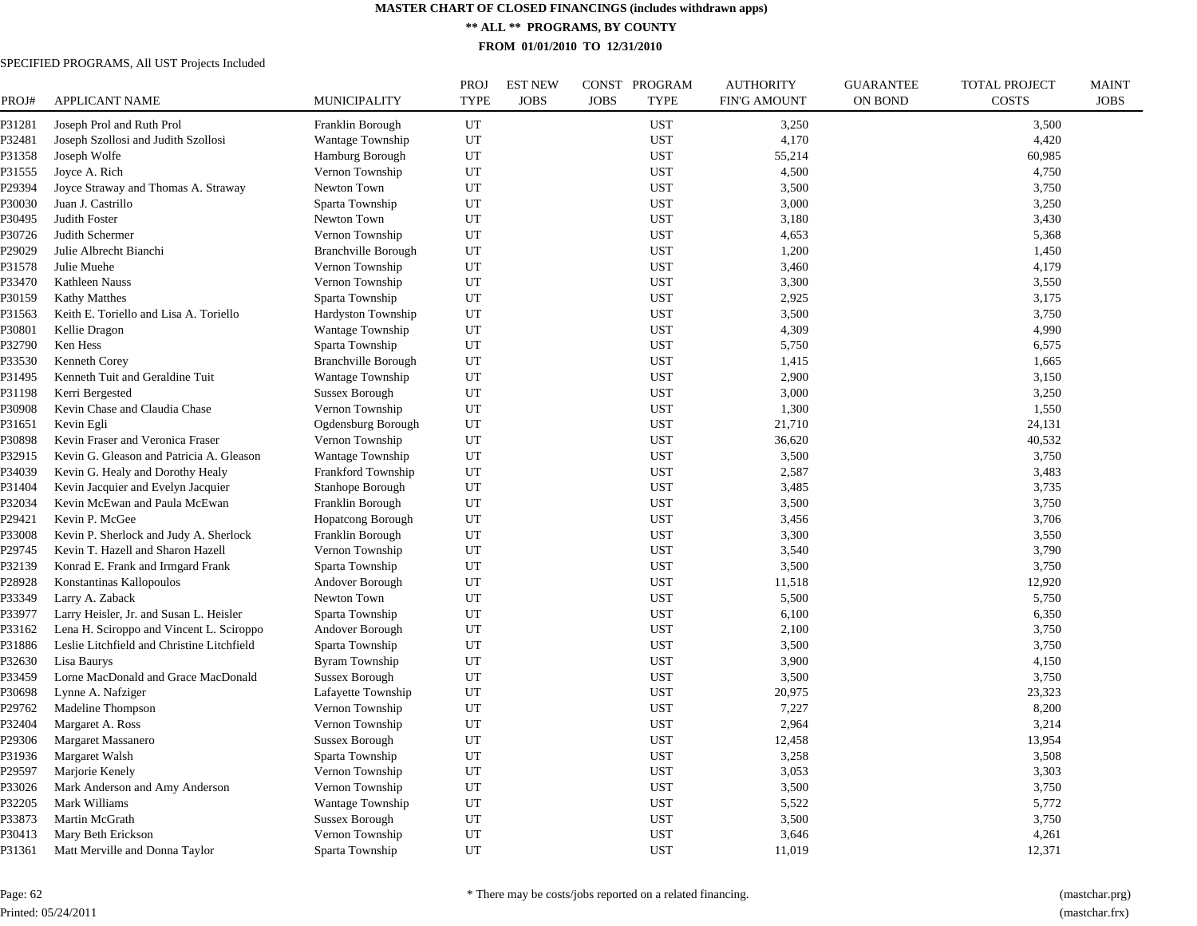**MASTER CHART OF CLOSED FINANCINGS (includes withdrawn apps)**

**\*\* ALL \*\* PROGRAMS, BY COUNTY**

**FROM 01/01/2010 TO 12/31/2010**

SPECIFIED PROGRAMS, All UST Projects Included

| PROJ# | APPLICANT NAME | MUNICIPALITY | PROJ TYPE | EST NEW JOBS | CONST JOBS | PROGRAM TYPE | AUTHORITY FIN'G AMOUNT | GUARANTEE ON BOND | TOTAL PROJECT COSTS | MAINT JOBS |
|---|---|---|---|---|---|---|---|---|---|---|
| P31281 | Joseph Prol and Ruth Prol | Franklin Borough | UT | | | UST | 3,250 | | 3,500 | |
| P32481 | Joseph Szollosi and Judith Szollosi | Wantage Township | UT | | | UST | 4,170 | | 4,420 | |
| P31358 | Joseph Wolfe | Hamburg Borough | UT | | | UST | 55,214 | | 60,985 | |
| P31555 | Joyce A. Rich | Vernon Township | UT | | | UST | 4,500 | | 4,750 | |
| P29394 | Joyce Straway and Thomas A. Straway | Newton Town | UT | | | UST | 3,500 | | 3,750 | |
| P30030 | Juan J. Castrillo | Sparta Township | UT | | | UST | 3,000 | | 3,250 | |
| P30495 | Judith Foster | Newton Town | UT | | | UST | 3,180 | | 3,430 | |
| P30726 | Judith Schermer | Vernon Township | UT | | | UST | 4,653 | | 5,368 | |
| P29029 | Julie Albrecht Bianchi | Branchville Borough | UT | | | UST | 1,200 | | 1,450 | |
| P31578 | Julie Muehe | Vernon Township | UT | | | UST | 3,460 | | 4,179 | |
| P33470 | Kathleen Nauss | Vernon Township | UT | | | UST | 3,300 | | 3,550 | |
| P30159 | Kathy Matthes | Sparta Township | UT | | | UST | 2,925 | | 3,175 | |
| P31563 | Keith E. Toriello and Lisa A. Toriello | Hardyston Township | UT | | | UST | 3,500 | | 3,750 | |
| P30801 | Kellie Dragon | Wantage Township | UT | | | UST | 4,309 | | 4,990 | |
| P32790 | Ken Hess | Sparta Township | UT | | | UST | 5,750 | | 6,575 | |
| P33530 | Kenneth Corey | Branchville Borough | UT | | | UST | 1,415 | | 1,665 | |
| P31495 | Kenneth Tuit and Geraldine Tuit | Wantage Township | UT | | | UST | 2,900 | | 3,150 | |
| P31198 | Kerri Bergested | Sussex Borough | UT | | | UST | 3,000 | | 3,250 | |
| P30908 | Kevin Chase and Claudia Chase | Vernon Township | UT | | | UST | 1,300 | | 1,550 | |
| P31651 | Kevin Egli | Ogdensburg Borough | UT | | | UST | 21,710 | | 24,131 | |
| P30898 | Kevin Fraser and Veronica Fraser | Vernon Township | UT | | | UST | 36,620 | | 40,532 | |
| P32915 | Kevin G. Gleason and Patricia A. Gleason | Wantage Township | UT | | | UST | 3,500 | | 3,750 | |
| P34039 | Kevin G. Healy and Dorothy Healy | Frankford Township | UT | | | UST | 2,587 | | 3,483 | |
| P31404 | Kevin Jacquier and Evelyn Jacquier | Stanhope Borough | UT | | | UST | 3,485 | | 3,735 | |
| P32034 | Kevin McEwan and Paula McEwan | Franklin Borough | UT | | | UST | 3,500 | | 3,750 | |
| P29421 | Kevin P. McGee | Hopatcong Borough | UT | | | UST | 3,456 | | 3,706 | |
| P33008 | Kevin P. Sherlock and Judy A. Sherlock | Franklin Borough | UT | | | UST | 3,300 | | 3,550 | |
| P29745 | Kevin T. Hazell and Sharon Hazell | Vernon Township | UT | | | UST | 3,540 | | 3,790 | |
| P32139 | Konrad E. Frank and Irmgard Frank | Sparta Township | UT | | | UST | 3,500 | | 3,750 | |
| P28928 | Konstantinas Kallopoulos | Andover Borough | UT | | | UST | 11,518 | | 12,920 | |
| P33349 | Larry A. Zaback | Newton Town | UT | | | UST | 5,500 | | 5,750 | |
| P33977 | Larry Heisler, Jr. and Susan L. Heisler | Sparta Township | UT | | | UST | 6,100 | | 6,350 | |
| P33162 | Lena H. Sciroppo and Vincent L. Sciroppo | Andover Borough | UT | | | UST | 2,100 | | 3,750 | |
| P31886 | Leslie Litchfield and Christine Litchfield | Sparta Township | UT | | | UST | 3,500 | | 3,750 | |
| P32630 | Lisa Baurys | Byram Township | UT | | | UST | 3,900 | | 4,150 | |
| P33459 | Lorne MacDonald and Grace MacDonald | Sussex Borough | UT | | | UST | 3,500 | | 3,750 | |
| P30698 | Lynne A. Nafziger | Lafayette Township | UT | | | UST | 20,975 | | 23,323 | |
| P29762 | Madeline Thompson | Vernon Township | UT | | | UST | 7,227 | | 8,200 | |
| P32404 | Margaret A. Ross | Vernon Township | UT | | | UST | 2,964 | | 3,214 | |
| P29306 | Margaret Massanero | Sussex Borough | UT | | | UST | 12,458 | | 13,954 | |
| P31936 | Margaret Walsh | Sparta Township | UT | | | UST | 3,258 | | 3,508 | |
| P29597 | Marjorie Kenely | Vernon Township | UT | | | UST | 3,053 | | 3,303 | |
| P33026 | Mark Anderson and Amy Anderson | Vernon Township | UT | | | UST | 3,500 | | 3,750 | |
| P32205 | Mark Williams | Wantage Township | UT | | | UST | 5,522 | | 5,772 | |
| P33873 | Martin McGrath | Sussex Borough | UT | | | UST | 3,500 | | 3,750 | |
| P30413 | Mary Beth Erickson | Vernon Township | UT | | | UST | 3,646 | | 4,261 | |
| P31361 | Matt Merville and Donna Taylor | Sparta Township | UT | | | UST | 11,019 | | 12,371 | |

Printed: 05/24/2011

\* There may be costs/jobs reported on a related financing.

(mastchar.prg)
(mastchar.frx)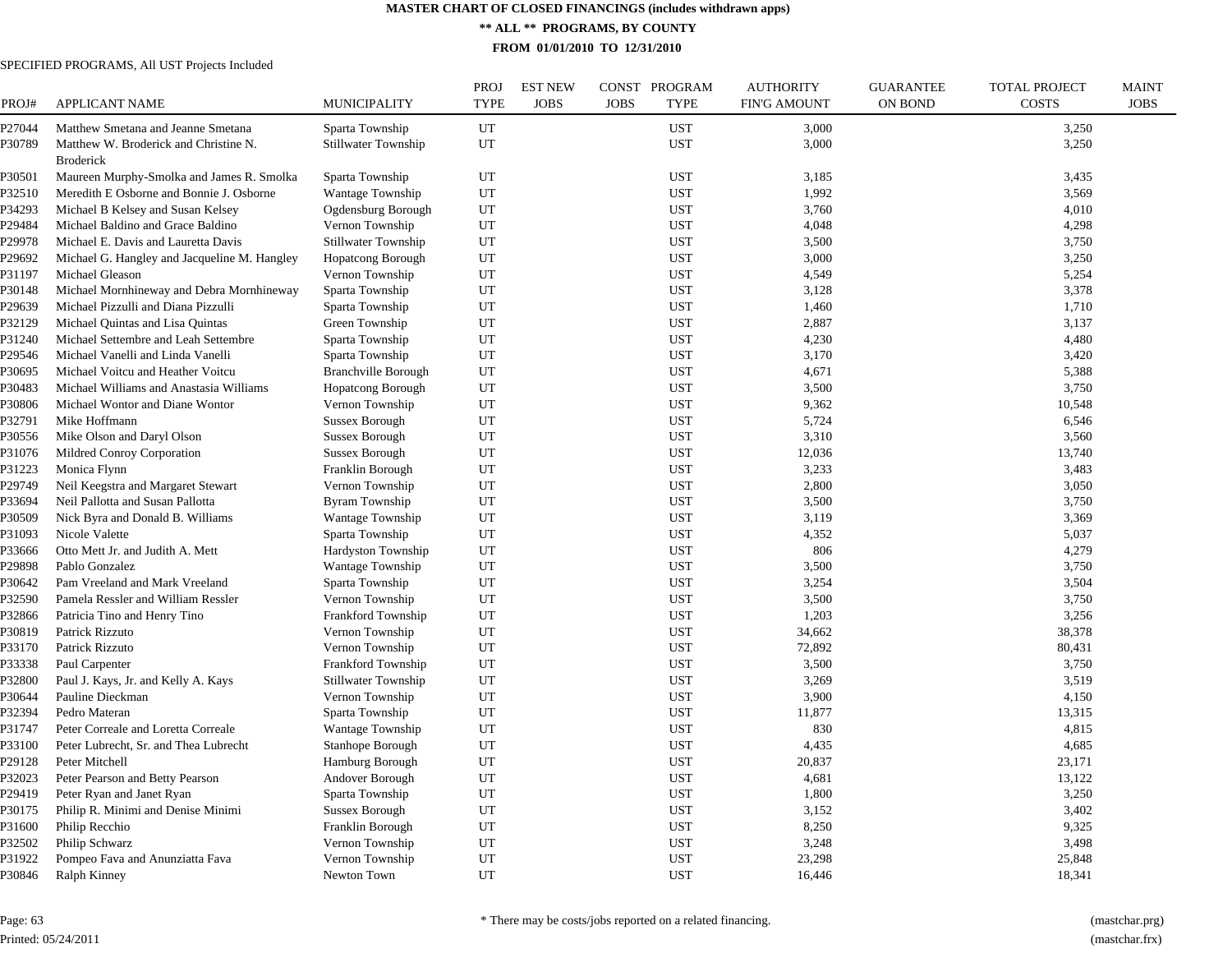# MASTER CHART OF CLOSED FINANCINGS (includes withdrawn apps)

## ** ALL ** PROGRAMS, BY COUNTY

### FROM 01/01/2010 TO 12/31/2010

SPECIFIED PROGRAMS, All UST Projects Included

| PROJ# | APPLICANT NAME | MUNICIPALITY | PROJ TYPE | EST NEW JOBS | CONST JOBS | PROGRAM TYPE | AUTHORITY FIN'G AMOUNT | GUARANTEE ON BOND | TOTAL PROJECT COSTS | MAINT JOBS |
|---|---|---|---|---|---|---|---|---|---|---|
| P27044 | Matthew Smetana and Jeanne Smetana | Sparta Township | UT | | | UST | 3,000 | | 3,250 | |
| P30789 | Matthew W. Broderick and Christine N. Broderick | Stillwater Township | UT | | | UST | 3,000 | | 3,250 | |
| P30501 | Maureen Murphy-Smolka and James R. Smolka | Sparta Township | UT | | | UST | 3,185 | | 3,435 | |
| P32510 | Meredith E Osborne and Bonnie J. Osborne | Wantage Township | UT | | | UST | 1,992 | | 3,569 | |
| P34293 | Michael B Kelsey and Susan Kelsey | Ogdensburg Borough | UT | | | UST | 3,760 | | 4,010 | |
| P29484 | Michael Baldino and Grace Baldino | Vernon Township | UT | | | UST | 4,048 | | 4,298 | |
| P29978 | Michael E. Davis and Lauretta Davis | Stillwater Township | UT | | | UST | 3,500 | | 3,750 | |
| P29692 | Michael G. Hangley and Jacqueline M. Hangley | Hopatcong Borough | UT | | | UST | 3,000 | | 3,250 | |
| P31197 | Michael Gleason | Vernon Township | UT | | | UST | 4,549 | | 5,254 | |
| P30148 | Michael Mornhineway and Debra Mornhineway | Sparta Township | UT | | | UST | 3,128 | | 3,378 | |
| P29639 | Michael Pizzulli and Diana Pizzulli | Sparta Township | UT | | | UST | 1,460 | | 1,710 | |
| P32129 | Michael Quintas and Lisa Quintas | Green Township | UT | | | UST | 2,887 | | 3,137 | |
| P31240 | Michael Settembre and Leah Settembre | Sparta Township | UT | | | UST | 4,230 | | 4,480 | |
| P29546 | Michael Vanelli and Linda Vanelli | Sparta Township | UT | | | UST | 3,170 | | 3,420 | |
| P30695 | Michael Voitcu and Heather Voitcu | Branchville Borough | UT | | | UST | 4,671 | | 5,388 | |
| P30483 | Michael Williams and Anastasia Williams | Hopatcong Borough | UT | | | UST | 3,500 | | 3,750 | |
| P30806 | Michael Wontor and Diane Wontor | Vernon Township | UT | | | UST | 9,362 | | 10,548 | |
| P32791 | Mike Hoffmann | Sussex Borough | UT | | | UST | 5,724 | | 6,546 | |
| P30556 | Mike Olson and Daryl Olson | Sussex Borough | UT | | | UST | 3,310 | | 3,560 | |
| P31076 | Mildred Conroy Corporation | Sussex Borough | UT | | | UST | 12,036 | | 13,740 | |
| P31223 | Monica Flynn | Franklin Borough | UT | | | UST | 3,233 | | 3,483 | |
| P29749 | Neil Keegstra and Margaret Stewart | Vernon Township | UT | | | UST | 2,800 | | 3,050 | |
| P33694 | Neil Pallotta and Susan Pallotta | Byram Township | UT | | | UST | 3,500 | | 3,750 | |
| P30509 | Nick Byra and Donald B. Williams | Wantage Township | UT | | | UST | 3,119 | | 3,369 | |
| P31093 | Nicole Valette | Sparta Township | UT | | | UST | 4,352 | | 5,037 | |
| P33666 | Otto Mett Jr. and Judith A. Mett | Hardyston Township | UT | | | UST | 806 | | 4,279 | |
| P29898 | Pablo Gonzalez | Wantage Township | UT | | | UST | 3,500 | | 3,750 | |
| P30642 | Pam Vreeland and Mark Vreeland | Sparta Township | UT | | | UST | 3,254 | | 3,504 | |
| P32590 | Pamela Ressler and William Ressler | Vernon Township | UT | | | UST | 3,500 | | 3,750 | |
| P32866 | Patricia Tino and Henry Tino | Frankford Township | UT | | | UST | 1,203 | | 3,256 | |
| P30819 | Patrick Rizzuto | Vernon Township | UT | | | UST | 34,662 | | 38,378 | |
| P33170 | Patrick Rizzuto | Vernon Township | UT | | | UST | 72,892 | | 80,431 | |
| P33338 | Paul Carpenter | Frankford Township | UT | | | UST | 3,500 | | 3,750 | |
| P32800 | Paul J. Kays, Jr. and Kelly A. Kays | Stillwater Township | UT | | | UST | 3,269 | | 3,519 | |
| P30644 | Pauline Dieckman | Vernon Township | UT | | | UST | 3,900 | | 4,150 | |
| P32394 | Pedro Materan | Sparta Township | UT | | | UST | 11,877 | | 13,315 | |
| P31747 | Peter Correale and Loretta Correale | Wantage Township | UT | | | UST | 830 | | 4,815 | |
| P33100 | Peter Lubrecht, Sr. and Thea Lubrecht | Stanhope Borough | UT | | | UST | 4,435 | | 4,685 | |
| P29128 | Peter Mitchell | Hamburg Borough | UT | | | UST | 20,837 | | 23,171 | |
| P32023 | Peter Pearson and Betty Pearson | Andover Borough | UT | | | UST | 4,681 | | 13,122 | |
| P29419 | Peter Ryan and Janet Ryan | Sparta Township | UT | | | UST | 1,800 | | 3,250 | |
| P30175 | Philip R. Minimi and Denise Minimi | Sussex Borough | UT | | | UST | 3,152 | | 3,402 | |
| P31600 | Philip Recchio | Franklin Borough | UT | | | UST | 8,250 | | 9,325 | |
| P32502 | Philip Schwarz | Vernon Township | UT | | | UST | 3,248 | | 3,498 | |
| P31922 | Pompeo Fava and Anunziatta Fava | Vernon Township | UT | | | UST | 23,298 | | 25,848 | |
| P30846 | Ralph Kinney | Newton Town | UT | | | UST | 16,446 | | 18,341 | |

\* There may be costs/jobs reported on a related financing.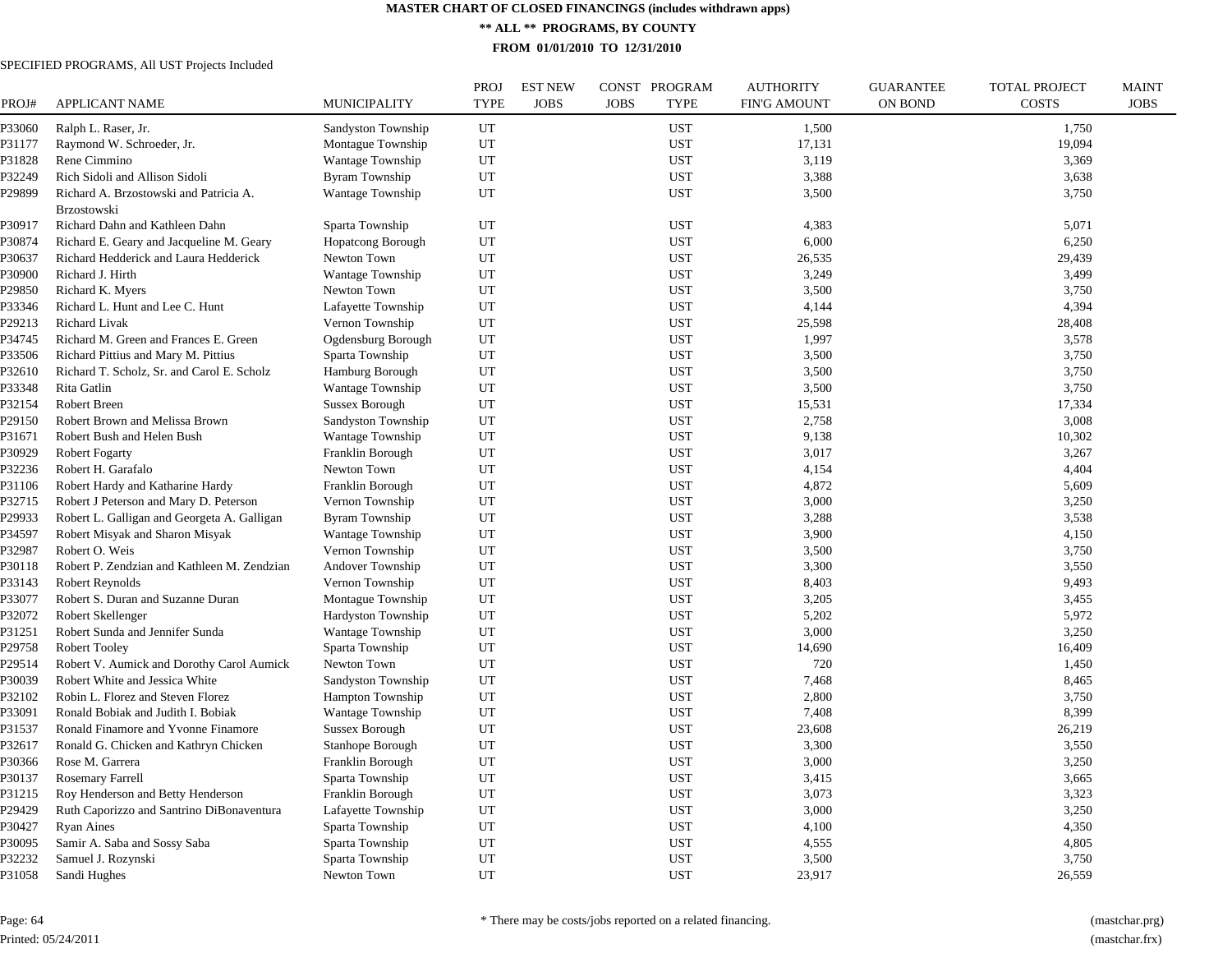**MASTER CHART OF CLOSED FINANCINGS (includes withdrawn apps)**

**\*\* ALL \*\* PROGRAMS, BY COUNTY**

**FROM 01/01/2010 TO 12/31/2010**

SPECIFIED PROGRAMS, All UST Projects Included

| PROJ# | APPLICANT NAME | MUNICIPALITY | PROJ TYPE | EST NEW JOBS | CONST JOBS | PROGRAM TYPE | AUTHORITY FIN'G AMOUNT | GUARANTEE ON BOND | TOTAL PROJECT COSTS | MAINT JOBS |
|---|---|---|---|---|---|---|---|---|---|---|
| P33060 | Ralph L. Raser, Jr. | Sandyston Township | UT | | | UST | 1,500 | | 1,750 | |
| P31177 | Raymond W. Schroeder, Jr. | Montague Township | UT | | | UST | 17,131 | | 19,094 | |
| P31828 | Rene Cimmino | Wantage Township | UT | | | UST | 3,119 | | 3,369 | |
| P32249 | Rich Sidoli and Allison Sidoli | Byram Township | UT | | | UST | 3,388 | | 3,638 | |
| P29899 | Richard A. Brzostowski and Patricia A. Brzostowski | Wantage Township | UT | | | UST | 3,500 | | 3,750 | |
| P30917 | Richard Dahn and Kathleen Dahn | Sparta Township | UT | | | UST | 4,383 | | 5,071 | |
| P30874 | Richard E. Geary and Jacqueline M. Geary | Hopatcong Borough | UT | | | UST | 6,000 | | 6,250 | |
| P30637 | Richard Hedderick and Laura Hedderick | Newton Town | UT | | | UST | 26,535 | | 29,439 | |
| P30900 | Richard J. Hirth | Wantage Township | UT | | | UST | 3,249 | | 3,499 | |
| P29850 | Richard K. Myers | Newton Town | UT | | | UST | 3,500 | | 3,750 | |
| P33346 | Richard L. Hunt and Lee C. Hunt | Lafayette Township | UT | | | UST | 4,144 | | 4,394 | |
| P29213 | Richard Livak | Vernon Township | UT | | | UST | 25,598 | | 28,408 | |
| P34745 | Richard M. Green and Frances E. Green | Ogdensburg Borough | UT | | | UST | 1,997 | | 3,578 | |
| P33506 | Richard Pittius and Mary M. Pittius | Sparta Township | UT | | | UST | 3,500 | | 3,750 | |
| P32610 | Richard T. Scholz, Sr. and Carol E. Scholz | Hamburg Borough | UT | | | UST | 3,500 | | 3,750 | |
| P33348 | Rita Gatlin | Wantage Township | UT | | | UST | 3,500 | | 3,750 | |
| P32154 | Robert Breen | Sussex Borough | UT | | | UST | 15,531 | | 17,334 | |
| P29150 | Robert Brown and Melissa Brown | Sandyston Township | UT | | | UST | 2,758 | | 3,008 | |
| P31671 | Robert Bush and Helen Bush | Wantage Township | UT | | | UST | 9,138 | | 10,302 | |
| P30929 | Robert Fogarty | Franklin Borough | UT | | | UST | 3,017 | | 3,267 | |
| P32236 | Robert H. Garafalo | Newton Town | UT | | | UST | 4,154 | | 4,404 | |
| P31106 | Robert Hardy and Katharine Hardy | Franklin Borough | UT | | | UST | 4,872 | | 5,609 | |
| P32715 | Robert J Peterson and Mary D. Peterson | Vernon Township | UT | | | UST | 3,000 | | 3,250 | |
| P29933 | Robert L. Galligan and Georgeta A. Galligan | Byram Township | UT | | | UST | 3,288 | | 3,538 | |
| P34597 | Robert Misyak and Sharon Misyak | Wantage Township | UT | | | UST | 3,900 | | 4,150 | |
| P32987 | Robert O. Weis | Vernon Township | UT | | | UST | 3,500 | | 3,750 | |
| P30118 | Robert P. Zendzian and Kathleen M. Zendzian | Andover Township | UT | | | UST | 3,300 | | 3,550 | |
| P33143 | Robert Reynolds | Vernon Township | UT | | | UST | 8,403 | | 9,493 | |
| P33077 | Robert S. Duran and Suzanne Duran | Montague Township | UT | | | UST | 3,205 | | 3,455 | |
| P32072 | Robert Skellenger | Hardyston Township | UT | | | UST | 5,202 | | 5,972 | |
| P31251 | Robert Sunda and Jennifer Sunda | Wantage Township | UT | | | UST | 3,000 | | 3,250 | |
| P29758 | Robert Tooley | Sparta Township | UT | | | UST | 14,690 | | 16,409 | |
| P29514 | Robert V. Aumick and Dorothy Carol Aumick | Newton Town | UT | | | UST | 720 | | 1,450 | |
| P30039 | Robert White and Jessica White | Sandyston Township | UT | | | UST | 7,468 | | 8,465 | |
| P32102 | Robin L. Florez and Steven Florez | Hampton Township | UT | | | UST | 2,800 | | 3,750 | |
| P33091 | Ronald Bobiak and Judith I. Bobiak | Wantage Township | UT | | | UST | 7,408 | | 8,399 | |
| P31537 | Ronald Finamore and Yvonne Finamore | Sussex Borough | UT | | | UST | 23,608 | | 26,219 | |
| P32617 | Ronald G. Chicken and Kathryn Chicken | Stanhope Borough | UT | | | UST | 3,300 | | 3,550 | |
| P30366 | Rose M. Garrera | Franklin Borough | UT | | | UST | 3,000 | | 3,250 | |
| P30137 | Rosemary Farrell | Sparta Township | UT | | | UST | 3,415 | | 3,665 | |
| P31215 | Roy Henderson and Betty Henderson | Franklin Borough | UT | | | UST | 3,073 | | 3,323 | |
| P29429 | Ruth Caporizzo and Santrino DiBonaventura | Lafayette Township | UT | | | UST | 3,000 | | 3,250 | |
| P30427 | Ryan Aines | Sparta Township | UT | | | UST | 4,100 | | 4,350 | |
| P30095 | Samir A. Saba and Sossy Saba | Sparta Township | UT | | | UST | 4,555 | | 4,805 | |
| P32232 | Samuel J. Rozynski | Sparta Township | UT | | | UST | 3,500 | | 3,750 | |
| P31058 | Sandi Hughes | Newton Town | UT | | | UST | 23,917 | | 26,559 | |

\* There may be costs/jobs reported on a related financing.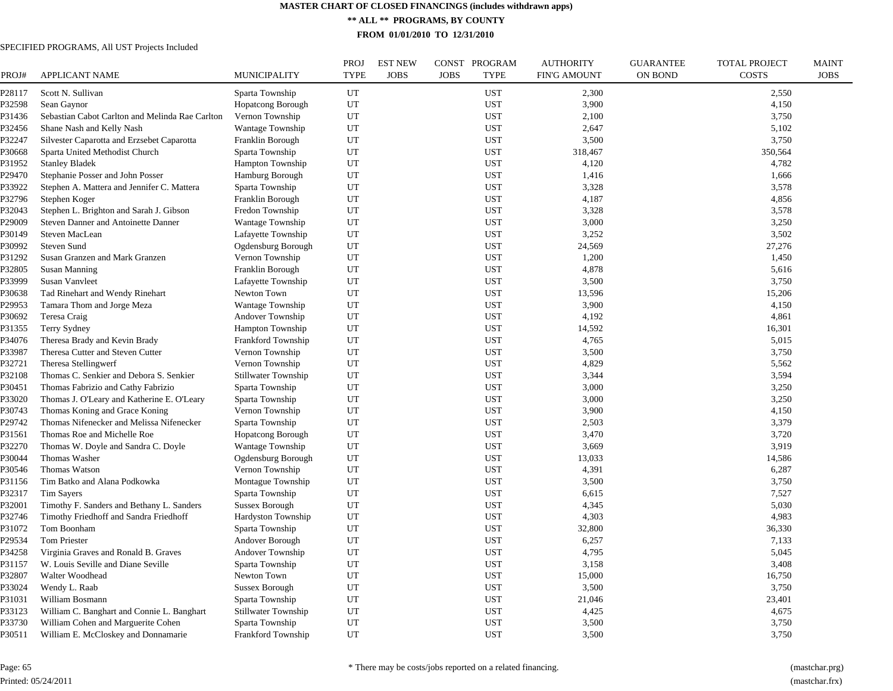# MASTER CHART OF CLOSED FINANCINGS (includes withdrawn apps)

## ** ALL ** PROGRAMS, BY COUNTY

### FROM 01/01/2010 TO 12/31/2010

SPECIFIED PROGRAMS, All UST Projects Included

| PROJ# | APPLICANT NAME | MUNICIPALITY | PROJ TYPE | EST NEW JOBS | CONST JOBS | PROGRAM TYPE | AUTHORITY FIN'G AMOUNT | GUARANTEE ON BOND | TOTAL PROJECT COSTS | MAINT JOBS |
|---|---|---|---|---|---|---|---|---|---|---|
| P28117 | Scott N. Sullivan | Sparta Township | UT | | | UST | 2,300 | | 2,550 | |
| P32598 | Sean Gaynor | Hopatcong Borough | UT | | | UST | 3,900 | | 4,150 | |
| P31436 | Sebastian Cabot Carlton and Melinda Rae Carlton | Vernon Township | UT | | | UST | 2,100 | | 3,750 | |
| P32456 | Shane Nash and Kelly Nash | Wantage Township | UT | | | UST | 2,647 | | 5,102 | |
| P32247 | Silvester Caparotta and Erzsebet Caparotta | Franklin Borough | UT | | | UST | 3,500 | | 3,750 | |
| P30668 | Sparta United Methodist Church | Sparta Township | UT | | | UST | 318,467 | | 350,564 | |
| P31952 | Stanley Bladek | Hampton Township | UT | | | UST | 4,120 | | 4,782 | |
| P29470 | Stephanie Posser and John Posser | Hamburg Borough | UT | | | UST | 1,416 | | 1,666 | |
| P33922 | Stephen A. Mattera and Jennifer C. Mattera | Sparta Township | UT | | | UST | 3,328 | | 3,578 | |
| P32796 | Stephen Koger | Franklin Borough | UT | | | UST | 4,187 | | 4,856 | |
| P32043 | Stephen L. Brighton and Sarah J. Gibson | Fredon Township | UT | | | UST | 3,328 | | 3,578 | |
| P29009 | Steven Danner and Antoinette Danner | Wantage Township | UT | | | UST | 3,000 | | 3,250 | |
| P30149 | Steven MacLean | Lafayette Township | UT | | | UST | 3,252 | | 3,502 | |
| P30992 | Steven Sund | Ogdensburg Borough | UT | | | UST | 24,569 | | 27,276 | |
| P31292 | Susan Granzen and Mark Granzen | Vernon Township | UT | | | UST | 1,200 | | 1,450 | |
| P32805 | Susan Manning | Franklin Borough | UT | | | UST | 4,878 | | 5,616 | |
| P33999 | Susan Vanvleet | Lafayette Township | UT | | | UST | 3,500 | | 3,750 | |
| P30638 | Tad Rinehart and Wendy Rinehart | Newton Town | UT | | | UST | 13,596 | | 15,206 | |
| P29953 | Tamara Thom and Jorge Meza | Wantage Township | UT | | | UST | 3,900 | | 4,150 | |
| P30692 | Teresa Craig | Andover Township | UT | | | UST | 4,192 | | 4,861 | |
| P31355 | Terry Sydney | Hampton Township | UT | | | UST | 14,592 | | 16,301 | |
| P34076 | Theresa Brady and Kevin Brady | Frankford Township | UT | | | UST | 4,765 | | 5,015 | |
| P33987 | Theresa Cutter and Steven Cutter | Vernon Township | UT | | | UST | 3,500 | | 3,750 | |
| P32721 | Theresa Stellingwerf | Vernon Township | UT | | | UST | 4,829 | | 5,562 | |
| P32108 | Thomas C. Senkier and Debora S. Senkier | Stillwater Township | UT | | | UST | 3,344 | | 3,594 | |
| P30451 | Thomas Fabrizio and Cathy Fabrizio | Sparta Township | UT | | | UST | 3,000 | | 3,250 | |
| P33020 | Thomas J. O'Leary and Katherine E. O'Leary | Sparta Township | UT | | | UST | 3,000 | | 3,250 | |
| P30743 | Thomas Koning and Grace Koning | Vernon Township | UT | | | UST | 3,900 | | 4,150 | |
| P29742 | Thomas Nifenecker and Melissa Nifenecker | Sparta Township | UT | | | UST | 2,503 | | 3,379 | |
| P31561 | Thomas Roe and Michelle Roe | Hopatcong Borough | UT | | | UST | 3,470 | | 3,720 | |
| P32270 | Thomas W. Doyle and Sandra C. Doyle | Wantage Township | UT | | | UST | 3,669 | | 3,919 | |
| P30044 | Thomas Washer | Ogdensburg Borough | UT | | | UST | 13,033 | | 14,586 | |
| P30546 | Thomas Watson | Vernon Township | UT | | | UST | 4,391 | | 6,287 | |
| P31156 | Tim Batko and Alana Podkowka | Montague Township | UT | | | UST | 3,500 | | 3,750 | |
| P32317 | Tim Sayers | Sparta Township | UT | | | UST | 6,615 | | 7,527 | |
| P32001 | Timothy F. Sanders and Bethany L. Sanders | Sussex Borough | UT | | | UST | 4,345 | | 5,030 | |
| P32746 | Timothy Friedhoff and Sandra Friedhoff | Hardyston Township | UT | | | UST | 4,303 | | 4,983 | |
| P31072 | Tom Boonham | Sparta Township | UT | | | UST | 32,800 | | 36,330 | |
| P29534 | Tom Priester | Andover Borough | UT | | | UST | 6,257 | | 7,133 | |
| P34258 | Virginia Graves and Ronald B. Graves | Andover Township | UT | | | UST | 4,795 | | 5,045 | |
| P31157 | W. Louis Seville and Diane Seville | Sparta Township | UT | | | UST | 3,158 | | 3,408 | |
| P32807 | Walter Woodhead | Newton Town | UT | | | UST | 15,000 | | 16,750 | |
| P33024 | Wendy L. Raab | Sussex Borough | UT | | | UST | 3,500 | | 3,750 | |
| P31031 | William Bosmann | Sparta Township | UT | | | UST | 21,046 | | 23,401 | |
| P33123 | William C. Banghart and Connie L. Banghart | Stillwater Township | UT | | | UST | 4,425 | | 4,675 | |
| P33730 | William Cohen and Marguerite Cohen | Sparta Township | UT | | | UST | 3,500 | | 3,750 | |
| P30511 | William E. McCloskey and Donnamarie | Frankford Township | UT | | | UST | 3,500 | | 3,750 | |

* There may be costs/jobs reported on a related financing.

Printed: 05/24/2011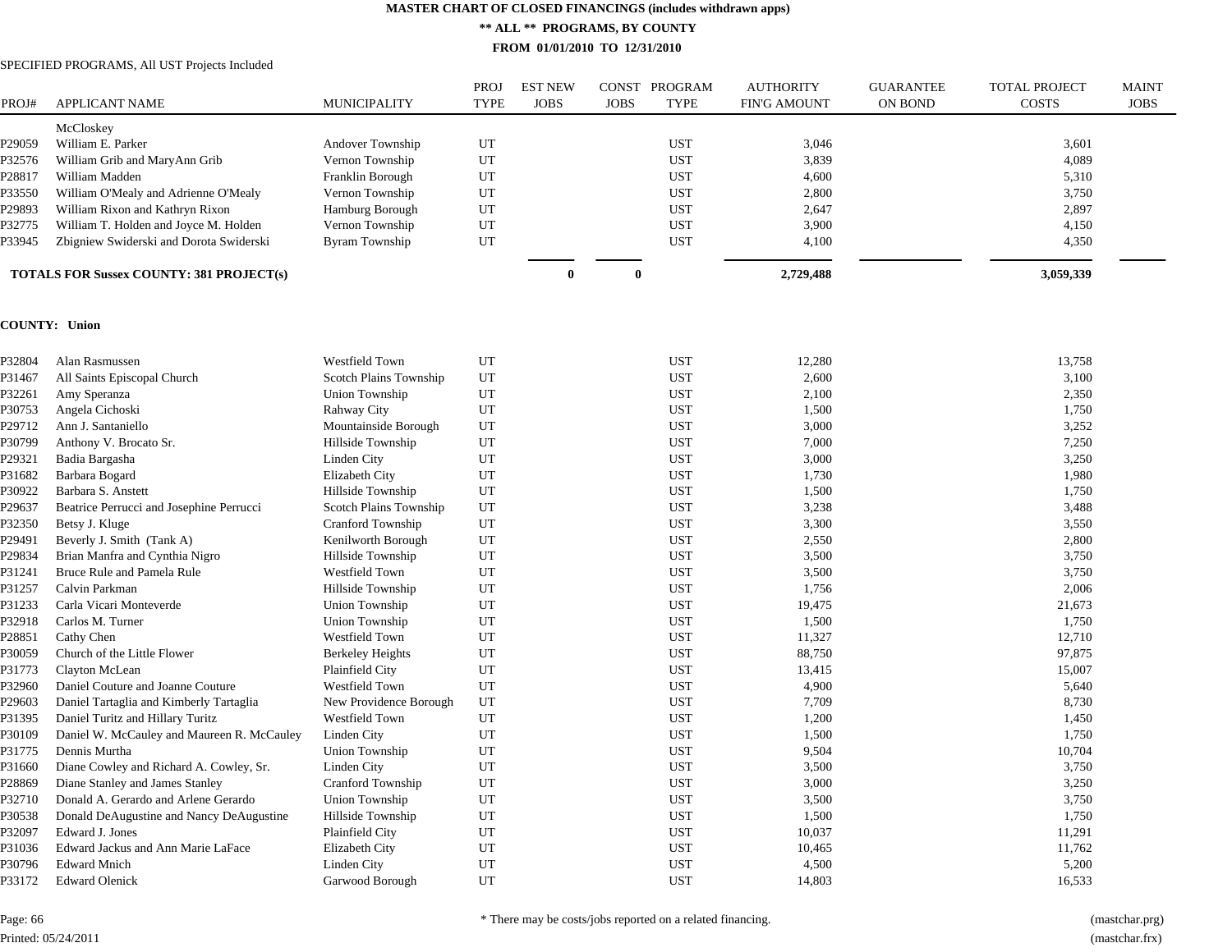# MASTER CHART OF CLOSED FINANCINGS (includes withdrawn apps)

## ** ALL ** PROGRAMS, BY COUNTY

### FROM 01/01/2010 TO 12/31/2010

SPECIFIED PROGRAMS, All UST Projects Included

| PROJ# | APPLICANT NAME | MUNICIPALITY | PROJ TYPE | EST NEW JOBS | CONST JOBS | PROGRAM TYPE | AUTHORITY FIN'G AMOUNT | GUARANTEE ON BOND | TOTAL PROJECT COSTS | MAINT JOBS |
|---|---|---|---|---|---|---|---|---|---|---|
| | McCloskey | | | | | | | | | |
| P29059 | William E. Parker | Andover Township | UT | | | UST | 3,046 | | 3,601 | |
| P32576 | William Grib and MaryAnn Grib | Vernon Township | UT | | | UST | 3,839 | | 4,089 | |
| P28817 | William Madden | Franklin Borough | UT | | | UST | 4,600 | | 5,310 | |
| P33550 | William O'Mealy and Adrienne O'Mealy | Vernon Township | UT | | | UST | 2,800 | | 3,750 | |
| P29893 | William Rixon and Kathryn Rixon | Hamburg Borough | UT | | | UST | 2,647 | | 2,897 | |
| P32775 | William T. Holden and Joyce M. Holden | Vernon Township | UT | | | UST | 3,900 | | 4,150 | |
| P33945 | Zbigniew Swiderski and Dorota Swiderski | Byram Township | UT | | | UST | 4,100 | | 4,350 | |
| **TOTALS FOR Sussex COUNTY: 381 PROJECT(s)** | | | | **0** | **0** | | **2,729,488** | | **3,059,339** | |

**COUNTY: Union**

| PROJ# | APPLICANT NAME | MUNICIPALITY | PROJ TYPE | EST NEW JOBS | CONST JOBS | PROGRAM TYPE | AUTHORITY FIN'G AMOUNT | GUARANTEE ON BOND | TOTAL PROJECT COSTS | MAINT JOBS |
|---|---|---|---|---|---|---|---|---|---|---|
| P32804 | Alan Rasmussen | Westfield Town | UT | | | UST | 12,280 | | 13,758 | |
| P31467 | All Saints Episcopal Church | Scotch Plains Township | UT | | | UST | 2,600 | | 3,100 | |
| P32261 | Amy Speranza | Union Township | UT | | | UST | 2,100 | | 2,350 | |
| P30753 | Angela Cichoski | Rahway City | UT | | | UST | 1,500 | | 1,750 | |
| P29712 | Ann J. Santaniello | Mountainside Borough | UT | | | UST | 3,000 | | 3,252 | |
| P30799 | Anthony V. Brocato Sr. | Hillside Township | UT | | | UST | 7,000 | | 7,250 | |
| P29321 | Badia Bargasha | Linden City | UT | | | UST | 3,000 | | 3,250 | |
| P31682 | Barbara Bogard | Elizabeth City | UT | | | UST | 1,730 | | 1,980 | |
| P30922 | Barbara S. Anstett | Hillside Township | UT | | | UST | 1,500 | | 1,750 | |
| P29637 | Beatrice Perrucci and Josephine Perrucci | Scotch Plains Township | UT | | | UST | 3,238 | | 3,488 | |
| P32350 | Betsy J. Kluge | Cranford Township | UT | | | UST | 3,300 | | 3,550 | |
| P29491 | Beverly J. Smith (Tank A) | Kenilworth Borough | UT | | | UST | 2,550 | | 2,800 | |
| P29834 | Brian Manfra and Cynthia Nigro | Hillside Township | UT | | | UST | 3,500 | | 3,750 | |
| P31241 | Bruce Rule and Pamela Rule | Westfield Town | UT | | | UST | 3,500 | | 3,750 | |
| P31257 | Calvin Parkman | Hillside Township | UT | | | UST | 1,756 | | 2,006 | |
| P31233 | Carla Vicari Monteverde | Union Township | UT | | | UST | 19,475 | | 21,673 | |
| P32918 | Carlos M. Turner | Union Township | UT | | | UST | 1,500 | | 1,750 | |
| P28851 | Cathy Chen | Westfield Town | UT | | | UST | 11,327 | | 12,710 | |
| P30059 | Church of the Little Flower | Berkeley Heights | UT | | | UST | 88,750 | | 97,875 | |
| P31773 | Clayton McLean | Plainfield City | UT | | | UST | 13,415 | | 15,007 | |
| P32960 | Daniel Couture and Joanne Couture | Westfield Town | UT | | | UST | 4,900 | | 5,640 | |
| P29603 | Daniel Tartaglia and Kimberly Tartaglia | New Providence Borough | UT | | | UST | 7,709 | | 8,730 | |
| P31395 | Daniel Turitz and Hillary Turitz | Westfield Town | UT | | | UST | 1,200 | | 1,450 | |
| P30109 | Daniel W. McCauley and Maureen R. McCauley | Linden City | UT | | | UST | 1,500 | | 1,750 | |
| P31775 | Dennis Murtha | Union Township | UT | | | UST | 9,504 | | 10,704 | |
| P31660 | Diane Cowley and Richard A. Cowley, Sr. | Linden City | UT | | | UST | 3,500 | | 3,750 | |
| P28869 | Diane Stanley and James Stanley | Cranford Township | UT | | | UST | 3,000 | | 3,250 | |
| P32710 | Donald A. Gerardo and Arlene Gerardo | Union Township | UT | | | UST | 3,500 | | 3,750 | |
| P30538 | Donald DeAugustine and Nancy DeAugustine | Hillside Township | UT | | | UST | 1,500 | | 1,750 | |
| P32097 | Edward J. Jones | Plainfield City | UT | | | UST | 10,037 | | 11,291 | |
| P31036 | Edward Jackus and Ann Marie LaFace | Elizabeth City | UT | | | UST | 10,465 | | 11,762 | |
| P30796 | Edward Mnich | Linden City | UT | | | UST | 4,500 | | 5,200 | |
| P33172 | Edward Olenick | Garwood Borough | UT | | | UST | 14,803 | | 16,533 | |

Printed: 05/24/2011

* There may be costs/jobs reported on a related financing.

(mastchar.prg)
(mastchar.frx)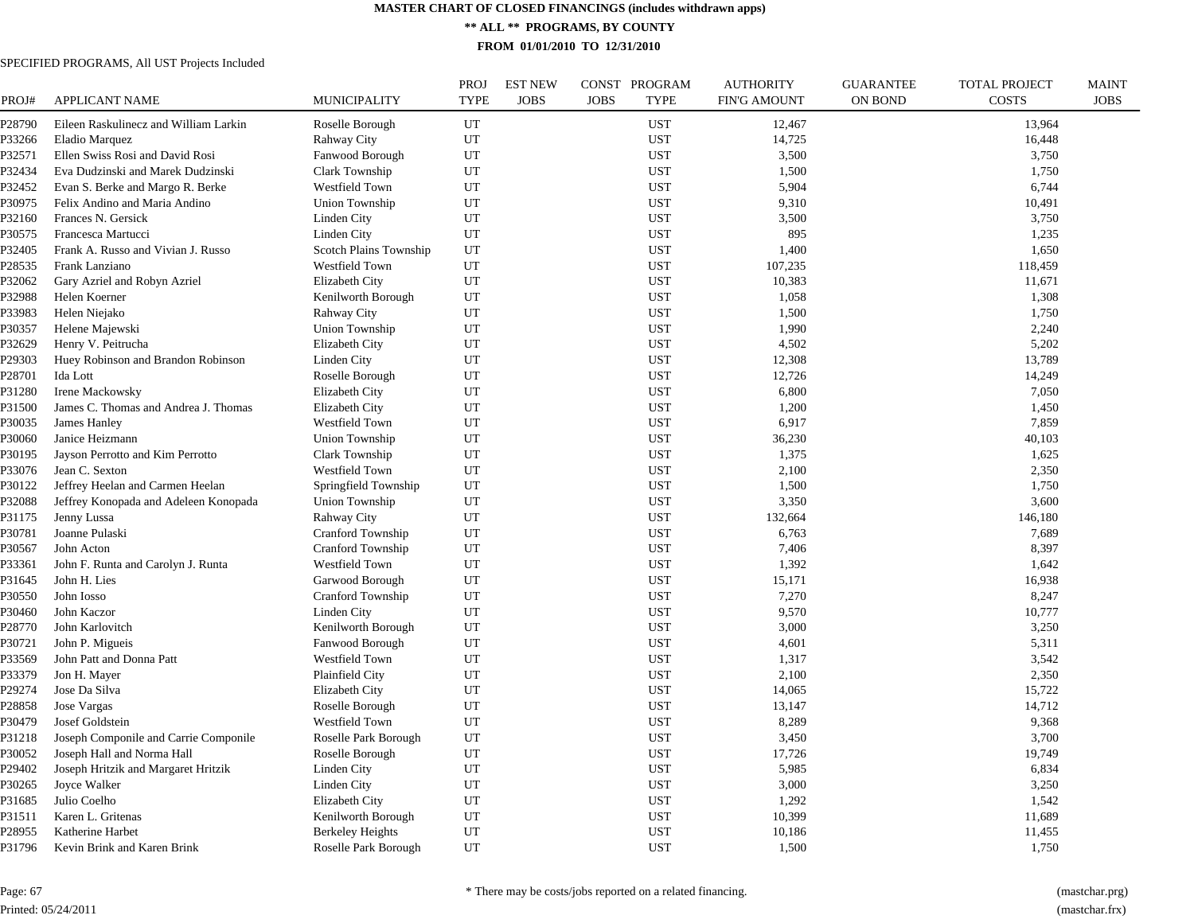# MASTER CHART OF CLOSED FINANCINGS (includes withdrawn apps)

## ** ALL ** PROGRAMS, BY COUNTY

### FROM 01/01/2010 TO 12/31/2010

SPECIFIED PROGRAMS, All UST Projects Included

| PROJ# | APPLICANT NAME | MUNICIPALITY | PROJ TYPE | EST NEW JOBS | CONST JOBS | PROGRAM TYPE | AUTHORITY FIN'G AMOUNT | GUARANTEE ON BOND | TOTAL PROJECT COSTS | MAINT JOBS |
|---|---|---|---|---|---|---|---|---|---|---|
| P28790 | Eileen Raskulinecz and William Larkin | Roselle Borough | UT | | | UST | 12,467 | | 13,964 | |
| P33266 | Eladio Marquez | Rahway City | UT | | | UST | 14,725 | | 16,448 | |
| P32571 | Ellen Swiss Rosi and David Rosi | Fanwood Borough | UT | | | UST | 3,500 | | 3,750 | |
| P32434 | Eva Dudzinski and Marek Dudzinski | Clark Township | UT | | | UST | 1,500 | | 1,750 | |
| P32452 | Evan S. Berke and Margo R. Berke | Westfield Town | UT | | | UST | 5,904 | | 6,744 | |
| P30975 | Felix Andino and Maria Andino | Union Township | UT | | | UST | 9,310 | | 10,491 | |
| P32160 | Frances N. Gersick | Linden City | UT | | | UST | 3,500 | | 3,750 | |
| P30575 | Francesca Martucci | Linden City | UT | | | UST | 895 | | 1,235 | |
| P32405 | Frank A. Russo and Vivian J. Russo | Scotch Plains Township | UT | | | UST | 1,400 | | 1,650 | |
| P28535 | Frank Lanziano | Westfield Town | UT | | | UST | 107,235 | | 118,459 | |
| P32062 | Gary Azriel and Robyn Azriel | Elizabeth City | UT | | | UST | 10,383 | | 11,671 | |
| P32988 | Helen Koerner | Kenilworth Borough | UT | | | UST | 1,058 | | 1,308 | |
| P33983 | Helen Niejako | Rahway City | UT | | | UST | 1,500 | | 1,750 | |
| P30357 | Helene Majewski | Union Township | UT | | | UST | 1,990 | | 2,240 | |
| P32629 | Henry V. Peitrucha | Elizabeth City | UT | | | UST | 4,502 | | 5,202 | |
| P29303 | Huey Robinson and Brandon Robinson | Linden City | UT | | | UST | 12,308 | | 13,789 | |
| P28701 | Ida Lott | Roselle Borough | UT | | | UST | 12,726 | | 14,249 | |
| P31280 | Irene Mackowsky | Elizabeth City | UT | | | UST | 6,800 | | 7,050 | |
| P31500 | James C. Thomas and Andrea J. Thomas | Elizabeth City | UT | | | UST | 1,200 | | 1,450 | |
| P30035 | James Hanley | Westfield Town | UT | | | UST | 6,917 | | 7,859 | |
| P30060 | Janice Heizmann | Union Township | UT | | | UST | 36,230 | | 40,103 | |
| P30195 | Jayson Perrotto and Kim Perrotto | Clark Township | UT | | | UST | 1,375 | | 1,625 | |
| P33076 | Jean C. Sexton | Westfield Town | UT | | | UST | 2,100 | | 2,350 | |
| P30122 | Jeffrey Heelan and Carmen Heelan | Springfield Township | UT | | | UST | 1,500 | | 1,750 | |
| P32088 | Jeffrey Konopada and Adeleen Konopada | Union Township | UT | | | UST | 3,350 | | 3,600 | |
| P31175 | Jenny Lussa | Rahway City | UT | | | UST | 132,664 | | 146,180 | |
| P30781 | Joanne Pulaski | Cranford Township | UT | | | UST | 6,763 | | 7,689 | |
| P30567 | John Acton | Cranford Township | UT | | | UST | 7,406 | | 8,397 | |
| P33361 | John F. Runta and Carolyn J. Runta | Westfield Town | UT | | | UST | 1,392 | | 1,642 | |
| P31645 | John H. Lies | Garwood Borough | UT | | | UST | 15,171 | | 16,938 | |
| P30550 | John Iosso | Cranford Township | UT | | | UST | 7,270 | | 8,247 | |
| P30460 | John Kaczor | Linden City | UT | | | UST | 9,570 | | 10,777 | |
| P28770 | John Karlovitch | Kenilworth Borough | UT | | | UST | 3,000 | | 3,250 | |
| P30721 | John P. Migueis | Fanwood Borough | UT | | | UST | 4,601 | | 5,311 | |
| P33569 | John Patt and Donna Patt | Westfield Town | UT | | | UST | 1,317 | | 3,542 | |
| P33379 | Jon H. Mayer | Plainfield City | UT | | | UST | 2,100 | | 2,350 | |
| P29274 | Jose Da Silva | Elizabeth City | UT | | | UST | 14,065 | | 15,722 | |
| P28858 | Jose Vargas | Roselle Borough | UT | | | UST | 13,147 | | 14,712 | |
| P30479 | Josef Goldstein | Westfield Town | UT | | | UST | 8,289 | | 9,368 | |
| P31218 | Joseph Componile and Carrie Componile | Roselle Park Borough | UT | | | UST | 3,450 | | 3,700 | |
| P30052 | Joseph Hall and Norma Hall | Roselle Borough | UT | | | UST | 17,726 | | 19,749 | |
| P29402 | Joseph Hritzik and Margaret Hritzik | Linden City | UT | | | UST | 5,985 | | 6,834 | |
| P30265 | Joyce Walker | Linden City | UT | | | UST | 3,000 | | 3,250 | |
| P31685 | Julio Coelho | Elizabeth City | UT | | | UST | 1,292 | | 1,542 | |
| P31511 | Karen L. Gritenas | Kenilworth Borough | UT | | | UST | 10,399 | | 11,689 | |
| P28955 | Katherine Harbet | Berkeley Heights | UT | | | UST | 10,186 | | 11,455 | |
| P31796 | Kevin Brink and Karen Brink | Roselle Park Borough | UT | | | UST | 1,500 | | 1,750 | |

Page: 67

Printed: 05/24/2011

* There may be costs/jobs reported on a related financing.

(mastchar.prg)

(mastchar.frx)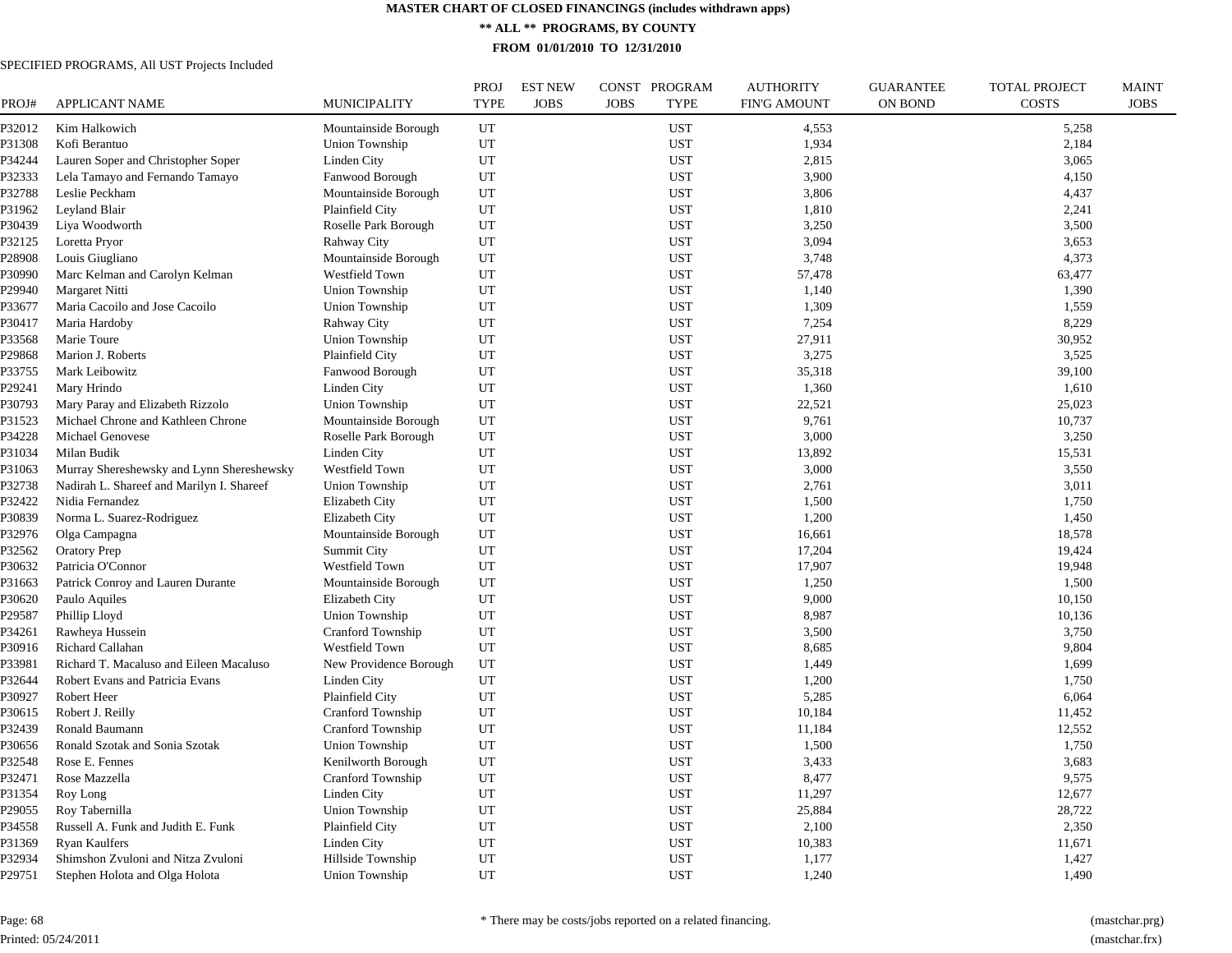# MASTER CHART OF CLOSED FINANCINGS (includes withdrawn apps)

## ** ALL ** PROGRAMS, BY COUNTY

### FROM 01/01/2010 TO 12/31/2010

SPECIFIED PROGRAMS, All UST Projects Included

| PROJ# | APPLICANT NAME | MUNICIPALITY | PROJ TYPE | EST NEW JOBS | CONST JOBS | PROGRAM TYPE | AUTHORITY FIN'G AMOUNT | GUARANTEE ON BOND | TOTAL PROJECT COSTS | MAINT JOBS |
|---|---|---|---|---|---|---|---|---|---|---|
| P32012 | Kim Halkowich | Mountainside Borough | UT | | | UST | 4,553 | | 5,258 | |
| P31308 | Kofi Berantuo | Union Township | UT | | | UST | 1,934 | | 2,184 | |
| P34244 | Lauren Soper and Christopher Soper | Linden City | UT | | | UST | 2,815 | | 3,065 | |
| P32333 | Lela Tamayo and Fernando Tamayo | Fanwood Borough | UT | | | UST | 3,900 | | 4,150 | |
| P32788 | Leslie Peckham | Mountainside Borough | UT | | | UST | 3,806 | | 4,437 | |
| P31962 | Leyland Blair | Plainfield City | UT | | | UST | 1,810 | | 2,241 | |
| P30439 | Liya Woodworth | Roselle Park Borough | UT | | | UST | 3,250 | | 3,500 | |
| P32125 | Loretta Pryor | Rahway City | UT | | | UST | 3,094 | | 3,653 | |
| P28908 | Louis Giugliano | Mountainside Borough | UT | | | UST | 3,748 | | 4,373 | |
| P30990 | Marc Kelman and Carolyn Kelman | Westfield Town | UT | | | UST | 57,478 | | 63,477 | |
| P29940 | Margaret Nitti | Union Township | UT | | | UST | 1,140 | | 1,390 | |
| P33677 | Maria Cacoilo and Jose Cacoilo | Union Township | UT | | | UST | 1,309 | | 1,559 | |
| P30417 | Maria Hardoby | Rahway City | UT | | | UST | 7,254 | | 8,229 | |
| P33568 | Marie Toure | Union Township | UT | | | UST | 27,911 | | 30,952 | |
| P29868 | Marion J. Roberts | Plainfield City | UT | | | UST | 3,275 | | 3,525 | |
| P33755 | Mark Leibowitz | Fanwood Borough | UT | | | UST | 35,318 | | 39,100 | |
| P29241 | Mary Hrindo | Linden City | UT | | | UST | 1,360 | | 1,610 | |
| P30793 | Mary Paray and Elizabeth Rizzolo | Union Township | UT | | | UST | 22,521 | | 25,023 | |
| P31523 | Michael Chrone and Kathleen Chrone | Mountainside Borough | UT | | | UST | 9,761 | | 10,737 | |
| P34228 | Michael Genovese | Roselle Park Borough | UT | | | UST | 3,000 | | 3,250 | |
| P31034 | Milan Budik | Linden City | UT | | | UST | 13,892 | | 15,531 | |
| P31063 | Murray Shereshewsky and Lynn Shereshewsky | Westfield Town | UT | | | UST | 3,000 | | 3,550 | |
| P32738 | Nadirah L. Shareef and Marilyn I. Shareef | Union Township | UT | | | UST | 2,761 | | 3,011 | |
| P32422 | Nidia Fernandez | Elizabeth City | UT | | | UST | 1,500 | | 1,750 | |
| P30839 | Norma L. Suarez-Rodriguez | Elizabeth City | UT | | | UST | 1,200 | | 1,450 | |
| P32976 | Olga Campagna | Mountainside Borough | UT | | | UST | 16,661 | | 18,578 | |
| P32562 | Oratory Prep | Summit City | UT | | | UST | 17,204 | | 19,424 | |
| P30632 | Patricia O'Connor | Westfield Town | UT | | | UST | 17,907 | | 19,948 | |
| P31663 | Patrick Conroy and Lauren Durante | Mountainside Borough | UT | | | UST | 1,250 | | 1,500 | |
| P30620 | Paulo Aquiles | Elizabeth City | UT | | | UST | 9,000 | | 10,150 | |
| P29587 | Phillip Lloyd | Union Township | UT | | | UST | 8,987 | | 10,136 | |
| P34261 | Rawheya Hussein | Cranford Township | UT | | | UST | 3,500 | | 3,750 | |
| P30916 | Richard Callahan | Westfield Town | UT | | | UST | 8,685 | | 9,804 | |
| P33981 | Richard T. Macaluso and Eileen Macaluso | New Providence Borough | UT | | | UST | 1,449 | | 1,699 | |
| P32644 | Robert Evans and Patricia Evans | Linden City | UT | | | UST | 1,200 | | 1,750 | |
| P30927 | Robert Heer | Plainfield City | UT | | | UST | 5,285 | | 6,064 | |
| P30615 | Robert J. Reilly | Cranford Township | UT | | | UST | 10,184 | | 11,452 | |
| P32439 | Ronald Baumann | Cranford Township | UT | | | UST | 11,184 | | 12,552 | |
| P30656 | Ronald Szotak and Sonia Szotak | Union Township | UT | | | UST | 1,500 | | 1,750 | |
| P32548 | Rose E. Fennes | Kenilworth Borough | UT | | | UST | 3,433 | | 3,683 | |
| P32471 | Rose Mazzella | Cranford Township | UT | | | UST | 8,477 | | 9,575 | |
| P31354 | Roy Long | Linden City | UT | | | UST | 11,297 | | 12,677 | |
| P29055 | Roy Tabernilla | Union Township | UT | | | UST | 25,884 | | 28,722 | |
| P34558 | Russell A. Funk and Judith E. Funk | Plainfield City | UT | | | UST | 2,100 | | 2,350 | |
| P31369 | Ryan Kaulfers | Linden City | UT | | | UST | 10,383 | | 11,671 | |
| P32934 | Shimshon Zvuloni and Nitza Zvuloni | Hillside Township | UT | | | UST | 1,177 | | 1,427 | |
| P29751 | Stephen Holota and Olga Holota | Union Township | UT | | | UST | 1,240 | | 1,490 | |

* There may be costs/jobs reported on a related financing.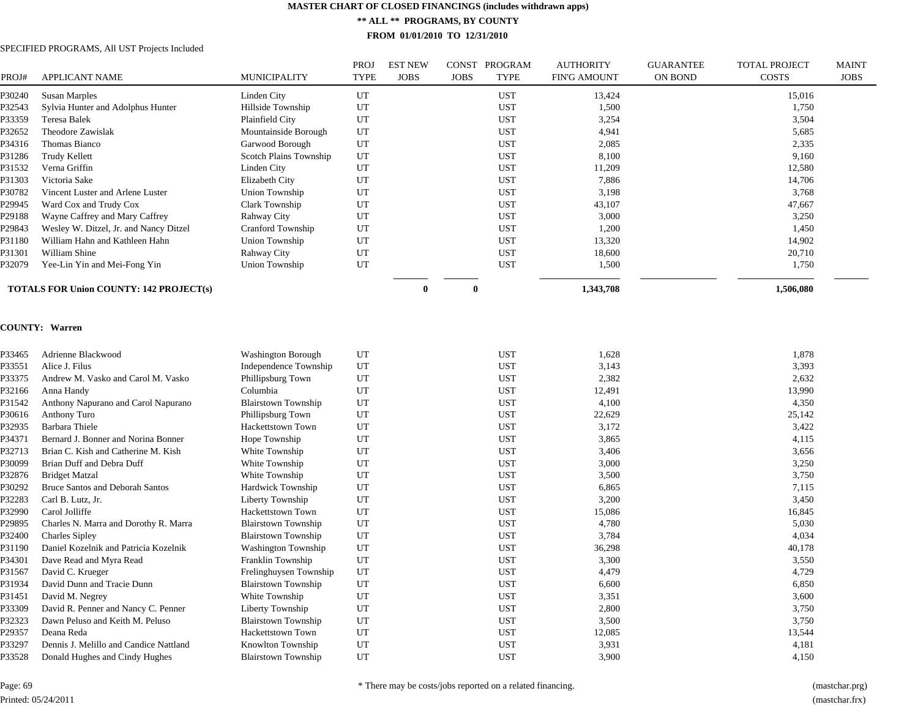# MASTER CHART OF CLOSED FINANCINGS (includes withdrawn apps)

**\*\* ALL \*\* PROGRAMS, BY COUNTY**

**FROM 01/01/2010 TO 12/31/2010**

SPECIFIED PROGRAMS, All UST Projects Included

| PROJ# | APPLICANT NAME | MUNICIPALITY | PROJ TYPE | EST NEW JOBS | CONST JOBS | PROGRAM TYPE | AUTHORITY FIN'G AMOUNT | GUARANTEE ON BOND | TOTAL PROJECT COSTS | MAINT JOBS |
|---|---|---|---|---|---|---|---|---|---|---|
| P30240 | Susan Marples | Linden City | UT | | | UST | 13,424 | | 15,016 | |
| P32543 | Sylvia Hunter and Adolphus Hunter | Hillside Township | UT | | | UST | 1,500 | | 1,750 | |
| P33359 | Teresa Balek | Plainfield City | UT | | | UST | 3,254 | | 3,504 | |
| P32652 | Theodore Zawislak | Mountainside Borough | UT | | | UST | 4,941 | | 5,685 | |
| P34316 | Thomas Bianco | Garwood Borough | UT | | | UST | 2,085 | | 2,335 | |
| P31286 | Trudy Kellett | Scotch Plains Township | UT | | | UST | 8,100 | | 9,160 | |
| P31532 | Verna Griffin | Linden City | UT | | | UST | 11,209 | | 12,580 | |
| P31303 | Victoria Sake | Elizabeth City | UT | | | UST | 7,886 | | 14,706 | |
| P30782 | Vincent Luster and Arlene Luster | Union Township | UT | | | UST | 3,198 | | 3,768 | |
| P29945 | Ward Cox and Trudy Cox | Clark Township | UT | | | UST | 43,107 | | 47,667 | |
| P29188 | Wayne Caffrey and Mary Caffrey | Rahway City | UT | | | UST | 3,000 | | 3,250 | |
| P29843 | Wesley W. Ditzel, Jr. and Nancy Ditzel | Cranford Township | UT | | | UST | 1,200 | | 1,450 | |
| P31180 | William Hahn and Kathleen Hahn | Union Township | UT | | | UST | 13,320 | | 14,902 | |
| P31301 | William Shine | Rahway City | UT | | | UST | 18,600 | | 20,710 | |
| P32079 | Yee-Lin Yin and Mei-Fong Yin | Union Township | UT | | | UST | 1,500 | | 1,750 | |
| | **TOTALS FOR Union COUNTY: 142 PROJECT(s)** | | | **0** | **0** | | **1,343,708** | | **1,506,080** | |

**COUNTY: Warren**

| PROJ# | APPLICANT NAME | MUNICIPALITY | PROJ TYPE | EST NEW JOBS | CONST JOBS | PROGRAM TYPE | AUTHORITY FIN'G AMOUNT | GUARANTEE ON BOND | TOTAL PROJECT COSTS | MAINT JOBS |
|---|---|---|---|---|---|---|---|---|---|---|
| P33465 | Adrienne Blackwood | Washington Borough | UT | | | UST | 1,628 | | 1,878 | |
| P33551 | Alice J. Filus | Independence Township | UT | | | UST | 3,143 | | 3,393 | |
| P33375 | Andrew M. Vasko and Carol M. Vasko | Phillipsburg Town | UT | | | UST | 2,382 | | 2,632 | |
| P32166 | Anna Handy | Columbia | UT | | | UST | 12,491 | | 13,990 | |
| P31542 | Anthony Napurano and Carol Napurano | Blairstown Township | UT | | | UST | 4,100 | | 4,350 | |
| P30616 | Anthony Turo | Phillipsburg Town | UT | | | UST | 22,629 | | 25,142 | |
| P32935 | Barbara Thiele | Hackettstown Town | UT | | | UST | 3,172 | | 3,422 | |
| P34371 | Bernard J. Bonner and Norina Bonner | Hope Township | UT | | | UST | 3,865 | | 4,115 | |
| P32713 | Brian C. Kish and Catherine M. Kish | White Township | UT | | | UST | 3,406 | | 3,656 | |
| P30099 | Brian Duff and Debra Duff | White Township | UT | | | UST | 3,000 | | 3,250 | |
| P32876 | Bridget Matzal | White Township | UT | | | UST | 3,500 | | 3,750 | |
| P30292 | Bruce Santos and Deborah Santos | Hardwick Township | UT | | | UST | 6,865 | | 7,115 | |
| P32283 | Carl B. Lutz, Jr. | Liberty Township | UT | | | UST | 3,200 | | 3,450 | |
| P32990 | Carol Jolliffe | Hackettstown Town | UT | | | UST | 15,086 | | 16,845 | |
| P29895 | Charles N. Marra and Dorothy R. Marra | Blairstown Township | UT | | | UST | 4,780 | | 5,030 | |
| P32400 | Charles Sipley | Blairstown Township | UT | | | UST | 3,784 | | 4,034 | |
| P31190 | Daniel Kozelnik and Patricia Kozelnik | Washington Township | UT | | | UST | 36,298 | | 40,178 | |
| P34301 | Dave Read and Myra Read | Franklin Township | UT | | | UST | 3,300 | | 3,550 | |
| P31567 | David C. Krueger | Frelinghuysen Township | UT | | | UST | 4,479 | | 4,729 | |
| P31934 | David Dunn and Tracie Dunn | Blairstown Township | UT | | | UST | 6,600 | | 6,850 | |
| P31451 | David M. Negrey | White Township | UT | | | UST | 3,351 | | 3,600 | |
| P33309 | David R. Penner and Nancy C. Penner | Liberty Township | UT | | | UST | 2,800 | | 3,750 | |
| P32323 | Dawn Peluso and Keith M. Peluso | Blairstown Township | UT | | | UST | 3,500 | | 3,750 | |
| P29357 | Deana Reda | Hackettstown Town | UT | | | UST | 12,085 | | 13,544 | |
| P33297 | Dennis J. Melillo and Candice Nattland | Knowlton Township | UT | | | UST | 3,931 | | 4,181 | |
| P33528 | Donald Hughes and Cindy Hughes | Blairstown Township | UT | | | UST | 3,900 | | 4,150 | |

\* There may be costs/jobs reported on a related financing.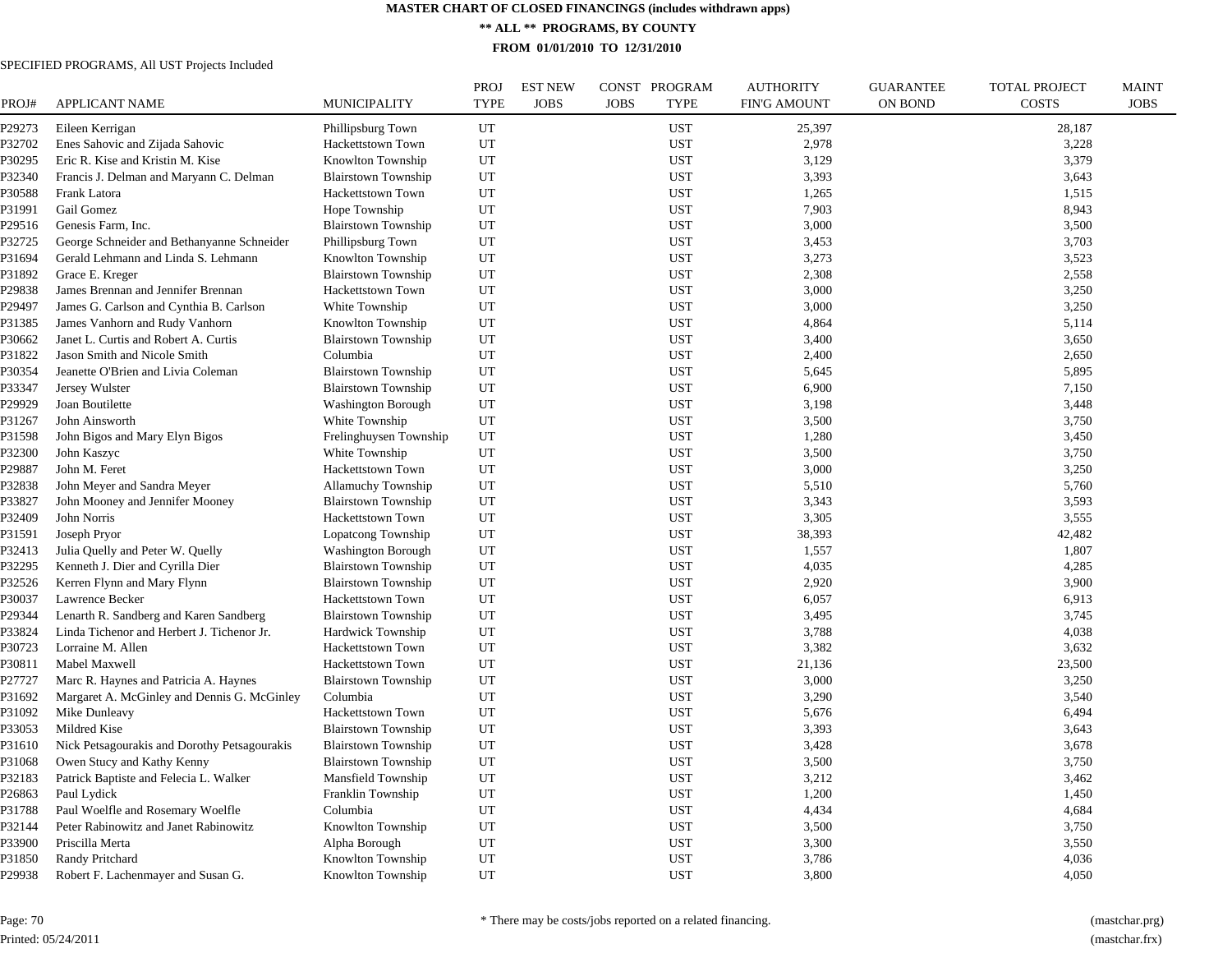# MASTER CHART OF CLOSED FINANCINGS (includes withdrawn apps)

## ** ALL ** PROGRAMS, BY COUNTY

### FROM 01/01/2010 TO 12/31/2010

SPECIFIED PROGRAMS, All UST Projects Included

| PROJ# | APPLICANT NAME | MUNICIPALITY | PROJ TYPE | EST NEW JOBS | CONST JOBS | PROGRAM TYPE | AUTHORITY FIN'G AMOUNT | GUARANTEE ON BOND | TOTAL PROJECT COSTS | MAINT JOBS |
|---|---|---|---|---|---|---|---|---|---|---|
| P29273 | Eileen Kerrigan | Phillipsburg Town | UT | | | UST | 25,397 | | 28,187 | |
| P32702 | Enes Sahovic and Zijada Sahovic | Hackettstown Town | UT | | | UST | 2,978 | | 3,228 | |
| P30295 | Eric R. Kise and Kristin M. Kise | Knowlton Township | UT | | | UST | 3,129 | | 3,379 | |
| P32340 | Francis J. Delman and Maryann C. Delman | Blairstown Township | UT | | | UST | 3,393 | | 3,643 | |
| P30588 | Frank Latora | Hackettstown Town | UT | | | UST | 1,265 | | 1,515 | |
| P31991 | Gail Gomez | Hope Township | UT | | | UST | 7,903 | | 8,943 | |
| P29516 | Genesis Farm, Inc. | Blairstown Township | UT | | | UST | 3,000 | | 3,500 | |
| P32725 | George Schneider and Bethanyanne Schneider | Phillipsburg Town | UT | | | UST | 3,453 | | 3,703 | |
| P31694 | Gerald Lehmann and Linda S. Lehmann | Knowlton Township | UT | | | UST | 3,273 | | 3,523 | |
| P31892 | Grace E. Kreger | Blairstown Township | UT | | | UST | 2,308 | | 2,558 | |
| P29838 | James Brennan and Jennifer Brennan | Hackettstown Town | UT | | | UST | 3,000 | | 3,250 | |
| P29497 | James G. Carlson and Cynthia B. Carlson | White Township | UT | | | UST | 3,000 | | 3,250 | |
| P31385 | James Vanhorn and Rudy Vanhorn | Knowlton Township | UT | | | UST | 4,864 | | 5,114 | |
| P30662 | Janet L. Curtis and Robert A. Curtis | Blairstown Township | UT | | | UST | 3,400 | | 3,650 | |
| P31822 | Jason Smith and Nicole Smith | Columbia | UT | | | UST | 2,400 | | 2,650 | |
| P30354 | Jeanette O'Brien and Livia Coleman | Blairstown Township | UT | | | UST | 5,645 | | 5,895 | |
| P33347 | Jersey Wulster | Blairstown Township | UT | | | UST | 6,900 | | 7,150 | |
| P29929 | Joan Boutilette | Washington Borough | UT | | | UST | 3,198 | | 3,448 | |
| P31267 | John Ainsworth | White Township | UT | | | UST | 3,500 | | 3,750 | |
| P31598 | John Bigos and Mary Elyn Bigos | Frelinghuysen Township | UT | | | UST | 1,280 | | 3,450 | |
| P32300 | John Kaszyc | White Township | UT | | | UST | 3,500 | | 3,750 | |
| P29887 | John M. Feret | Hackettstown Town | UT | | | UST | 3,000 | | 3,250 | |
| P32838 | John Meyer and Sandra Meyer | Allamuchy Township | UT | | | UST | 5,510 | | 5,760 | |
| P33827 | John Mooney and Jennifer Mooney | Blairstown Township | UT | | | UST | 3,343 | | 3,593 | |
| P32409 | John Norris | Hackettstown Town | UT | | | UST | 3,305 | | 3,555 | |
| P31591 | Joseph Pryor | Lopatcong Township | UT | | | UST | 38,393 | | 42,482 | |
| P32413 | Julia Quelly and Peter W. Quelly | Washington Borough | UT | | | UST | 1,557 | | 1,807 | |
| P32295 | Kenneth J. Dier and Cyrilla Dier | Blairstown Township | UT | | | UST | 4,035 | | 4,285 | |
| P32526 | Kerren Flynn and Mary Flynn | Blairstown Township | UT | | | UST | 2,920 | | 3,900 | |
| P30037 | Lawrence Becker | Hackettstown Town | UT | | | UST | 6,057 | | 6,913 | |
| P29344 | Lenarth R. Sandberg and Karen Sandberg | Blairstown Township | UT | | | UST | 3,495 | | 3,745 | |
| P33824 | Linda Tichenor and Herbert J. Tichenor Jr. | Hardwick Township | UT | | | UST | 3,788 | | 4,038 | |
| P30723 | Lorraine M. Allen | Hackettstown Town | UT | | | UST | 3,382 | | 3,632 | |
| P30811 | Mabel Maxwell | Hackettstown Town | UT | | | UST | 21,136 | | 23,500 | |
| P27727 | Marc R. Haynes and Patricia A. Haynes | Blairstown Township | UT | | | UST | 3,000 | | 3,250 | |
| P31692 | Margaret A. McGinley and Dennis G. McGinley | Columbia | UT | | | UST | 3,290 | | 3,540 | |
| P31092 | Mike Dunleavy | Hackettstown Town | UT | | | UST | 5,676 | | 6,494 | |
| P33053 | Mildred Kise | Blairstown Township | UT | | | UST | 3,393 | | 3,643 | |
| P31610 | Nick Petsagourakis and Dorothy Petsagourakis | Blairstown Township | UT | | | UST | 3,428 | | 3,678 | |
| P31068 | Owen Stucy and Kathy Kenny | Blairstown Township | UT | | | UST | 3,500 | | 3,750 | |
| P32183 | Patrick Baptiste and Felecia L. Walker | Mansfield Township | UT | | | UST | 3,212 | | 3,462 | |
| P26863 | Paul Lydick | Franklin Township | UT | | | UST | 1,200 | | 1,450 | |
| P31788 | Paul Woelfle and Rosemary Woelfle | Columbia | UT | | | UST | 4,434 | | 4,684 | |
| P32144 | Peter Rabinowitz and Janet Rabinowitz | Knowlton Township | UT | | | UST | 3,500 | | 3,750 | |
| P33900 | Priscilla Merta | Alpha Borough | UT | | | UST | 3,300 | | 3,550 | |
| P31850 | Randy Pritchard | Knowlton Township | UT | | | UST | 3,786 | | 4,036 | |
| P29938 | Robert F. Lachenmayer and Susan G. | Knowlton Township | UT | | | UST | 3,800 | | 4,050 | |

* There may be costs/jobs reported on a related financing.

Printed: 05/24/2011

(mastchar.prg)
(mastchar.frx)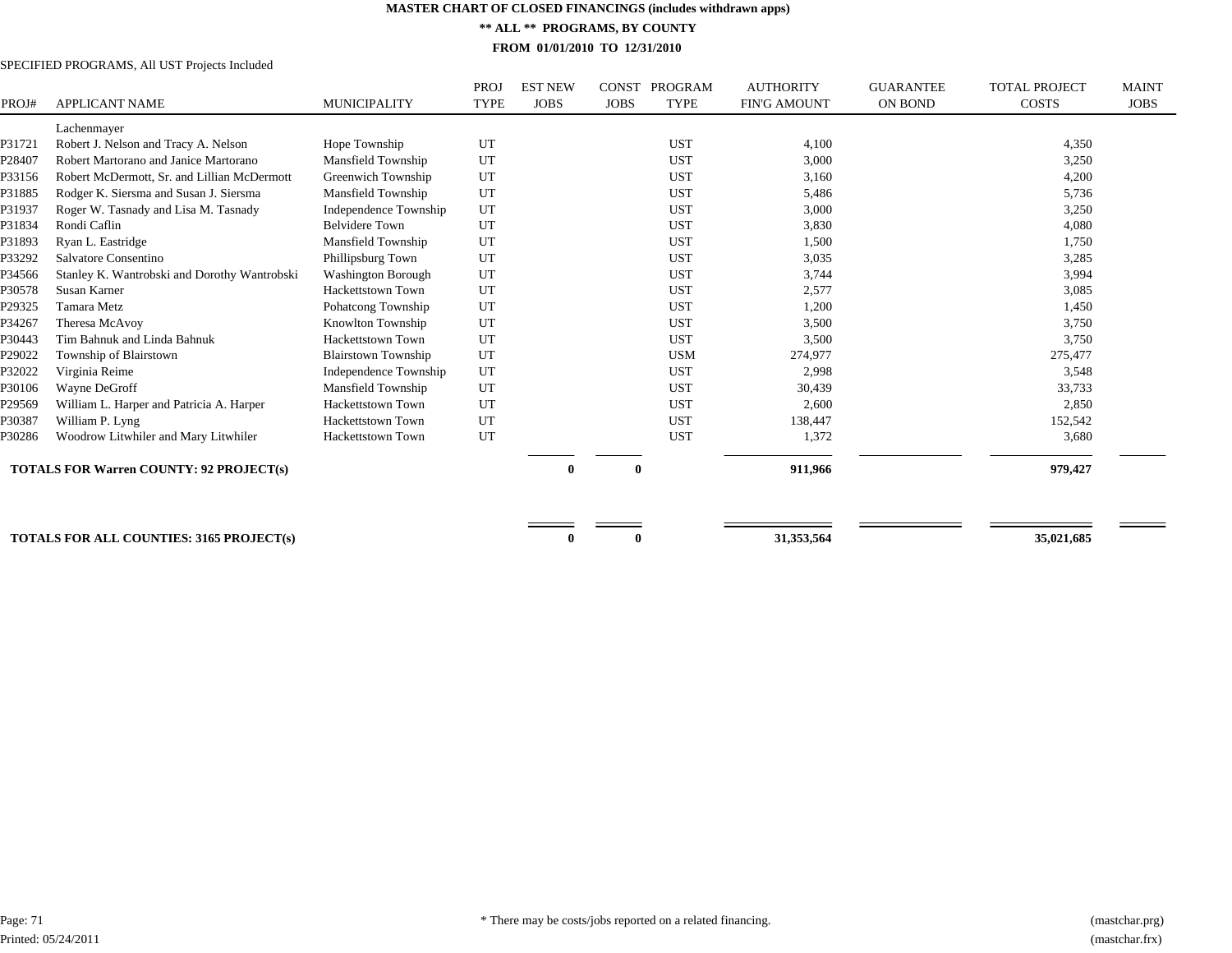# MASTER CHART OF CLOSED FINANCINGS (includes withdrawn apps)

## ** ALL ** PROGRAMS, BY COUNTY

### FROM 01/01/2010 TO 12/31/2010

SPECIFIED PROGRAMS, All UST Projects Included

| PROJ# | APPLICANT NAME | MUNICIPALITY | PROJ TYPE | EST NEW JOBS | CONST JOBS | PROGRAM TYPE | AUTHORITY FIN'G AMOUNT | GUARANTEE ON BOND | TOTAL PROJECT COSTS | MAINT JOBS |
|---|---|---|---|---|---|---|---|---|---|---|
| | Lachenmayer | | | | | | | | | |
| P31721 | Robert J. Nelson and Tracy A. Nelson | Hope Township | UT | | | UST | 4,100 | | 4,350 | |
| P28407 | Robert Martorano and Janice Martorano | Mansfield Township | UT | | | UST | 3,000 | | 3,250 | |
| P33156 | Robert McDermott, Sr. and Lillian McDermott | Greenwich Township | UT | | | UST | 3,160 | | 4,200 | |
| P31885 | Rodger K. Siersma and Susan J. Siersma | Mansfield Township | UT | | | UST | 5,486 | | 5,736 | |
| P31937 | Roger W. Tasnady and Lisa M. Tasnady | Independence Township | UT | | | UST | 3,000 | | 3,250 | |
| P31834 | Rondi Caflin | Belvidere Town | UT | | | UST | 3,830 | | 4,080 | |
| P31893 | Ryan L. Eastridge | Mansfield Township | UT | | | UST | 1,500 | | 1,750 | |
| P33292 | Salvatore Consentino | Phillipsburg Town | UT | | | UST | 3,035 | | 3,285 | |
| P34566 | Stanley K. Wantrobski and Dorothy Wantrobski | Washington Borough | UT | | | UST | 3,744 | | 3,994 | |
| P30578 | Susan Karner | Hackettstown Town | UT | | | UST | 2,577 | | 3,085 | |
| P29325 | Tamara Metz | Pohatcong Township | UT | | | UST | 1,200 | | 1,450 | |
| P34267 | Theresa McAvoy | Knowlton Township | UT | | | UST | 3,500 | | 3,750 | |
| P30443 | Tim Bahnuk and Linda Bahnuk | Hackettstown Town | UT | | | UST | 3,500 | | 3,750 | |
| P29022 | Township of Blairstown | Blairstown Township | UT | | | USM | 274,977 | | 275,477 | |
| P32022 | Virginia Reime | Independence Township | UT | | | UST | 2,998 | | 3,548 | |
| P30106 | Wayne DeGroff | Mansfield Township | UT | | | UST | 30,439 | | 33,733 | |
| P29569 | William L. Harper and Patricia A. Harper | Hackettstown Town | UT | | | UST | 2,600 | | 2,850 | |
| P30387 | William P. Lyng | Hackettstown Town | UT | | | UST | 138,447 | | 152,542 | |
| P30286 | Woodrow Litwhiler and Mary Litwhiler | Hackettstown Town | UT | | | UST | 1,372 | | 3,680 | |
| **TOTALS FOR Warren COUNTY: 92 PROJECT(s)** | | | | **0** | **0** | | **911,966** | | **979,427** | |
| **TOTALS FOR ALL COUNTIES: 3165 PROJECT(s)** | | | | **0** | **0** | | **31,353,564** | | **35,021,685** | |

* There may be costs/jobs reported on a related financing.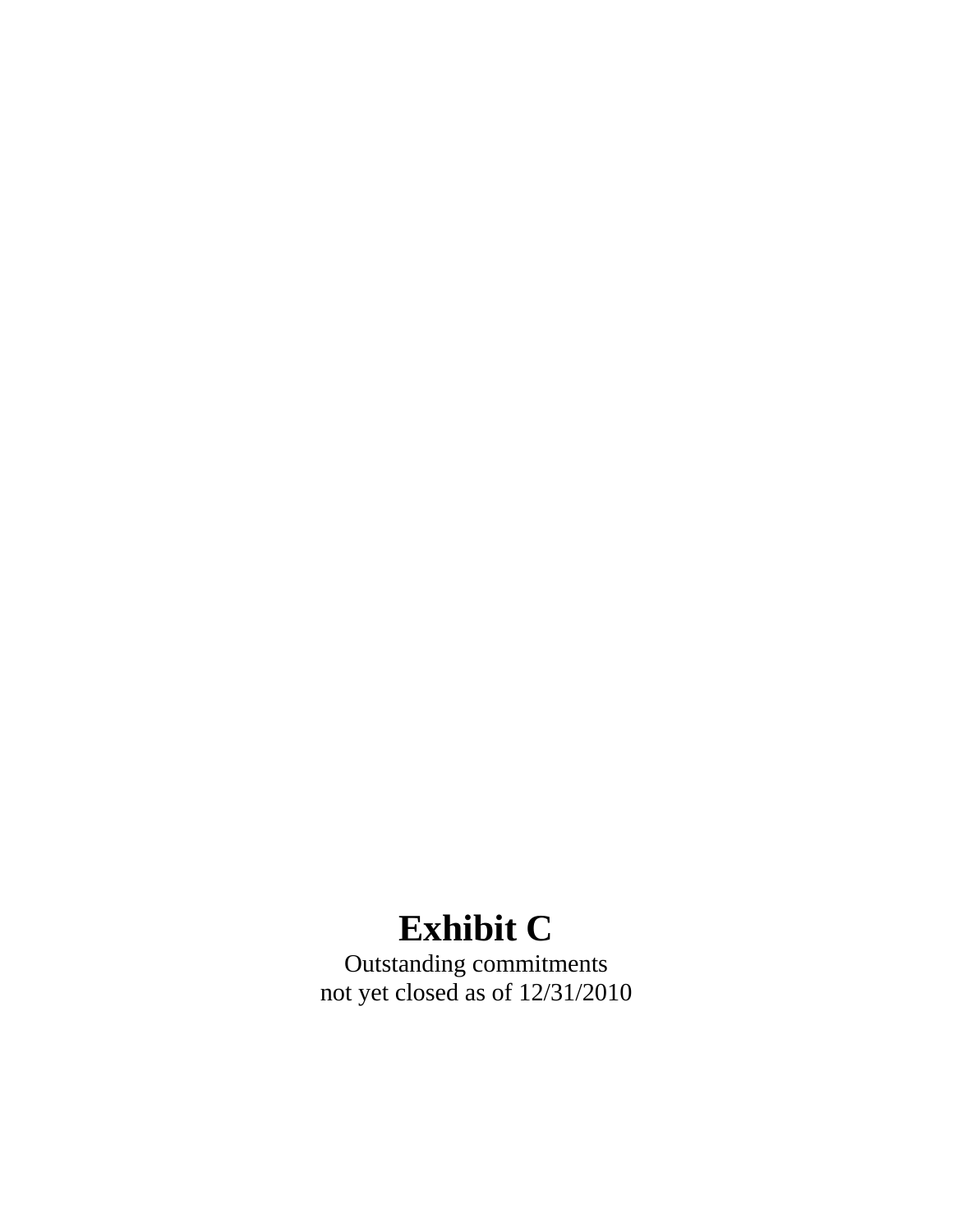# Exhibit C

Outstanding commitments
not yet closed as of 12/31/2010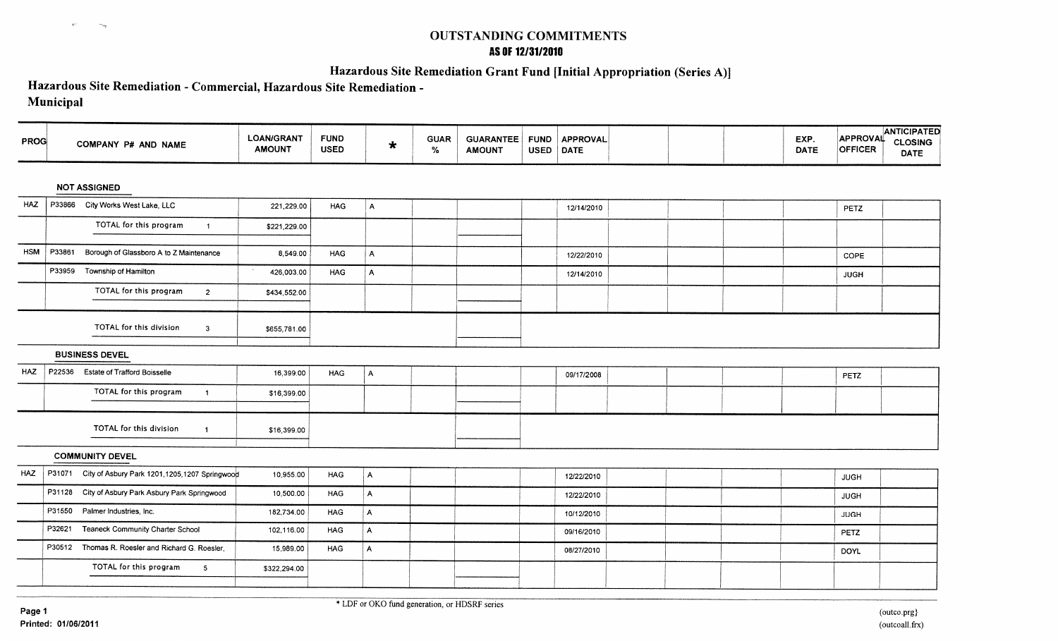# OUTSTANDING COMMITMENTS

**AS OF 12/31/2010**

## Hazardous Site Remediation Grant Fund [Initial Appropriation (Series A)]

## Hazardous Site Remediation - Commercial, Hazardous Site Remediation - Municipal

| PROG | COMPANY P# AND NAME | LOAN/GRANT AMOUNT | FUND USED | * | GUAR % | GUARANTEE AMOUNT | FUND USED | APPROVAL DATE | | | | EXP. DATE | APPROVAL OFFICER | ANTICIPATED CLOSING DATE |
|---|---|---|---|---|---|---|---|---|---|---|---|---|---|---|
| | **NOT ASSIGNED** | | | | | | | | | | | | | |
| HAZ | P33866 City Works West Lake, LLC | 221,229.00 | HAG | A | | | | 12/14/2010 | | | | | PETZ | |
| | TOTAL for this program 1 | $221,229.00 | | | | | | | | | | | | |
| HSM | P33861 Borough of Glassboro A to Z Maintenance | 8,549.00 | HAG | A | | | | 12/22/2010 | | | | | COPE | |
| | P33959 Township of Hamilton | 426,003.00 | HAG | A | | | | 12/14/2010 | | | | | JUGH | |
| | TOTAL for this program 2 | $434,552.00 | | | | | | | | | | | | |
| | TOTAL for this division 3 | $655,781.00 | | | | | | | | | | | | |
| | **BUSINESS DEVEL** | | | | | | | | | | | | | |
| HAZ | P22536 Estate of Trafford Boisselle | 16,399.00 | HAG | A | | | | 09/17/2008 | | | | | PETZ | |
| | TOTAL for this program 1 | $16,399.00 | | | | | | | | | | | | |
| | TOTAL for this division 1 | $16,399.00 | | | | | | | | | | | | |
| | **COMMUNITY DEVEL** | | | | | | | | | | | | | |
| HAZ | P31071 City of Asbury Park 1201,1205,1207 Springwood | 10,955.00 | HAG | A | | | | 12/22/2010 | | | | | JUGH | |
| | P31128 City of Asbury Park Asbury Park Springwood | 10,500.00 | HAG | A | | | | 12/22/2010 | | | | | JUGH | |
| | P31550 Palmer Industries, Inc. | 182,734.00 | HAG | A | | | | 10/12/2010 | | | | | JUGH | |
| | P32621 Teaneck Community Charter School | 102,116.00 | HAG | A | | | | 09/16/2010 | | | | | PETZ | |
| | P30512 Thomas R. Roesler and Richard G. Roesler, | 15,989.00 | HAG | A | | | | 08/27/2010 | | | | | DOYL | |
| | TOTAL for this program 5 | $322,294.00 | | | | | | | | | | | | |

\* LDF or OKO fund generation, or HDSRF series

Printed: 01/06/2011

(outco.prg)
(outcoall.frx)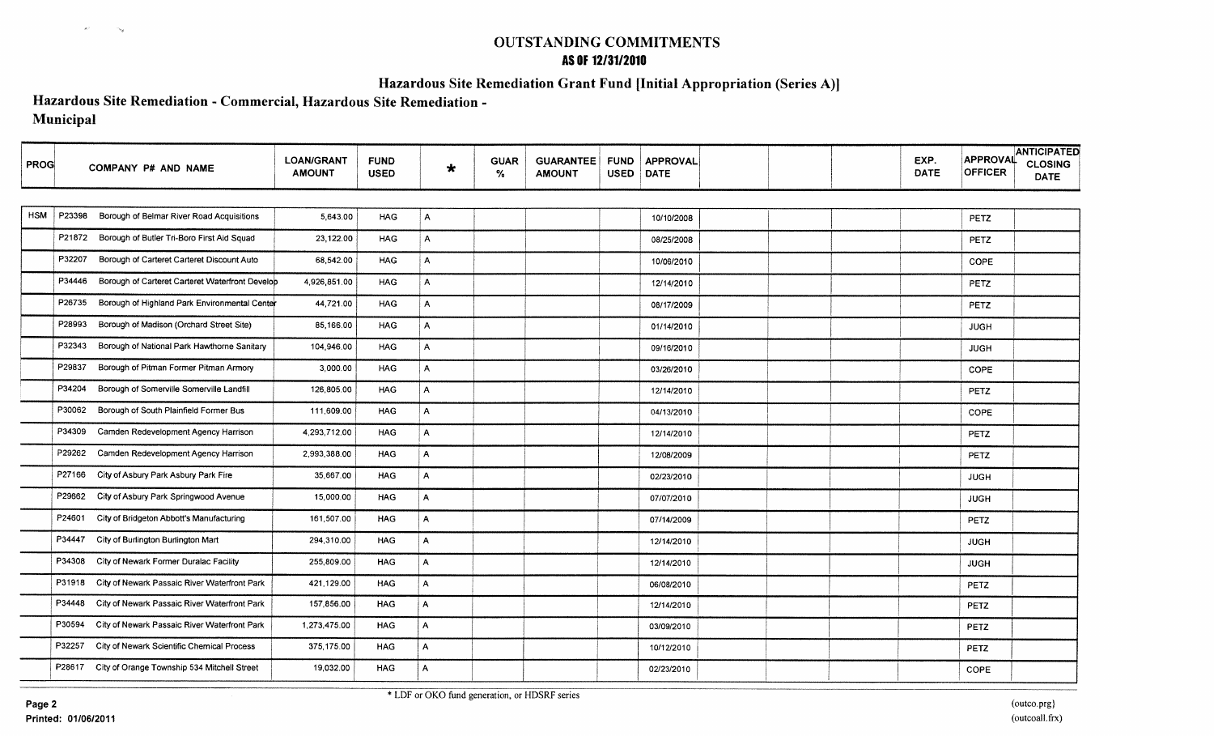# OUTSTANDING COMMITMENTS
## AS OF 12/31/2010

## Hazardous Site Remediation Grant Fund [Initial Appropriation (Series A)]

## Hazardous Site Remediation - Commercial, Hazardous Site Remediation - Municipal

| PROG | COMPANY P# AND NAME | LOAN/GRANT AMOUNT | FUND USED | * | GUAR % | GUARANTEE AMOUNT | FUND USED | APPROVAL DATE | | | | EXP. DATE | APPROVAL OFFICER | ANTICIPATED CLOSING DATE |
|---|---|---|---|---|---|---|---|---|---|---|---|---|---|---|
| HSM | P23398 Borough of Belmar River Road Acquisitions | 5,643.00 | HAG | A | | | | 10/10/2008 | | | | | PETZ | |
| | P21872 Borough of Butler Tri-Boro First Aid Squad | 23,122.00 | HAG | A | | | | 08/25/2008 | | | | | PETZ | |
| | P32207 Borough of Carteret Carteret Discount Auto | 68,542.00 | HAG | A | | | | 10/06/2010 | | | | | COPE | |
| | P34446 Borough of Carteret Carteret Waterfront Develop | 4,926,851.00 | HAG | A | | | | 12/14/2010 | | | | | PETZ | |
| | P26735 Borough of Highland Park Environmental Center | 44,721.00 | HAG | A | | | | 08/17/2009 | | | | | PETZ | |
| | P28993 Borough of Madison (Orchard Street Site) | 85,166.00 | HAG | A | | | | 01/14/2010 | | | | | JUGH | |
| | P32343 Borough of National Park Hawthorne Sanitary | 104,946.00 | HAG | A | | | | 09/16/2010 | | | | | JUGH | |
| | P29837 Borough of Pitman Former Pitman Armory | 3,000.00 | HAG | A | | | | 03/26/2010 | | | | | COPE | |
| | P34204 Borough of Somerville Somerville Landfill | 126,805.00 | HAG | A | | | | 12/14/2010 | | | | | PETZ | |
| | P30062 Borough of South Plainfield Former Bus | 111,609.00 | HAG | A | | | | 04/13/2010 | | | | | COPE | |
| | P34309 Camden Redevelopment Agency Harrison | 4,293,712.00 | HAG | A | | | | 12/14/2010 | | | | | PETZ | |
| | P29262 Camden Redevelopment Agency Harrison | 2,993,388.00 | HAG | A | | | | 12/08/2009 | | | | | PETZ | |
| | P27166 City of Asbury Park Asbury Park Fire | 35,667.00 | HAG | A | | | | 02/23/2010 | | | | | JUGH | |
| | P29662 City of Asbury Park Springwood Avenue | 15,000.00 | HAG | A | | | | 07/07/2010 | | | | | JUGH | |
| | P24601 City of Bridgeton Abbott's Manufacturing | 161,507.00 | HAG | A | | | | 07/14/2009 | | | | | PETZ | |
| | P34447 City of Burlington Burlington Mart | 294,310.00 | HAG | A | | | | 12/14/2010 | | | | | JUGH | |
| | P34308 City of Newark Former Duralac Facility | 255,809.00 | HAG | A | | | | 12/14/2010 | | | | | JUGH | |
| | P31918 City of Newark Passaic River Waterfront Park | 421,129.00 | HAG | A | | | | 06/08/2010 | | | | | PETZ | |
| | P34448 City of Newark Passaic River Waterfront Park | 157,856.00 | HAG | A | | | | 12/14/2010 | | | | | PETZ | |
| | P30594 City of Newark Passaic River Waterfront Park | 1,273,475.00 | HAG | A | | | | 03/09/2010 | | | | | PETZ | |
| | P32257 City of Newark Scientific Chemical Process | 375,175.00 | HAG | A | | | | 10/12/2010 | | | | | PETZ | |
| | P28617 City of Orange Township 534 Mitchell Street | 19,032.00 | HAG | A | | | | 02/23/2010 | | | | | COPE | |

* LDF or OKO fund generation, or HDSRF series

Printed: 01/06/2011

(outco.prg)
(outcoall.frx)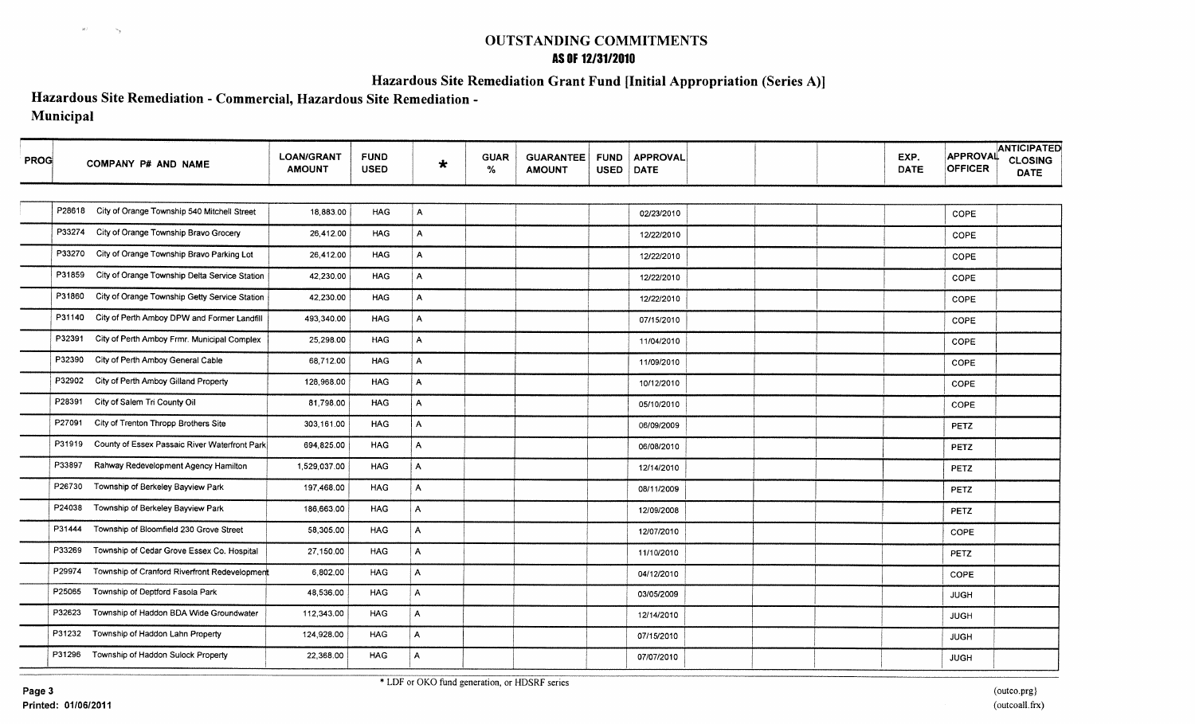# OUTSTANDING COMMITMENTS

## AS OF 12/31/2010

### Hazardous Site Remediation Grant Fund [Initial Appropriation (Series A)]

## Hazardous Site Remediation - Commercial, Hazardous Site Remediation - Municipal

| PROG | COMPANY P# AND NAME | LOAN/GRANT AMOUNT | FUND USED | * | GUAR % | GUARANTEE AMOUNT | FUND USED | APPROVAL DATE | | | | EXP. DATE | APPROVAL OFFICER | ANTICIPATED CLOSING DATE |
|---|---|---|---|---|---|---|---|---|---|---|---|---|---|---|
| | P28618 City of Orange Township 540 Mitchell Street | 18,883.00 | HAG | A | | | | 02/23/2010 | | | | | COPE | |
| | P33274 City of Orange Township Bravo Grocery | 26,412.00 | HAG | A | | | | 12/22/2010 | | | | | COPE | |
| | P33270 City of Orange Township Bravo Parking Lot | 26,412.00 | HAG | A | | | | 12/22/2010 | | | | | COPE | |
| | P31859 City of Orange Township Delta Service Station | 42,230.00 | HAG | A | | | | 12/22/2010 | | | | | COPE | |
| | P31860 City of Orange Township Getty Service Station | 42,230.00 | HAG | A | | | | 12/22/2010 | | | | | COPE | |
| | P31140 City of Perth Amboy DPW and Former Landfill | 493,340.00 | HAG | A | | | | 07/15/2010 | | | | | COPE | |
| | P32391 City of Perth Amboy Frmr. Municipal Complex | 25,298.00 | HAG | A | | | | 11/04/2010 | | | | | COPE | |
| | P32390 City of Perth Amboy General Cable | 68,712.00 | HAG | A | | | | 11/09/2010 | | | | | COPE | |
| | P32902 City of Perth Amboy Gilland Property | 128,968.00 | HAG | A | | | | 10/12/2010 | | | | | COPE | |
| | P28391 City of Salem Tri County Oil | 81,798.00 | HAG | A | | | | 05/10/2010 | | | | | COPE | |
| | P27091 City of Trenton Thropp Brothers Site | 303,161.00 | HAG | A | | | | 06/09/2009 | | | | | PETZ | |
| | P31919 County of Essex Passaic River Waterfront Park | 694,825.00 | HAG | A | | | | 06/08/2010 | | | | | PETZ | |
| | P33897 Rahway Redevelopment Agency Hamilton | 1,529,037.00 | HAG | A | | | | 12/14/2010 | | | | | PETZ | |
| | P26730 Township of Berkeley Bayview Park | 197,468.00 | HAG | A | | | | 08/11/2009 | | | | | PETZ | |
| | P24038 Township of Berkeley Bayview Park | 186,663.00 | HAG | A | | | | 12/09/2008 | | | | | PETZ | |
| | P31444 Township of Bloomfield 230 Grove Street | 58,305.00 | HAG | A | | | | 12/07/2010 | | | | | COPE | |
| | P33269 Township of Cedar Grove Essex Co. Hospital | 27,150.00 | HAG | A | | | | 11/10/2010 | | | | | PETZ | |
| | P29974 Township of Cranford Riverfront Redevelopment | 6,802.00 | HAG | A | | | | 04/12/2010 | | | | | COPE | |
| | P25065 Township of Deptford Fasola Park | 48,536.00 | HAG | A | | | | 03/05/2009 | | | | | JUGH | |
| | P32623 Township of Haddon BDA Wide Groundwater | 112,343.00 | HAG | A | | | | 12/14/2010 | | | | | JUGH | |
| | P31232 Township of Haddon Lahn Property | 124,928.00 | HAG | A | | | | 07/15/2010 | | | | | JUGH | |
| | P31296 Township of Haddon Sulock Property | 22,368.00 | HAG | A | | | | 07/07/2010 | | | | | JUGH | |

* LDF or OKO fund generation, or HDSRF series

Printed: 01/06/2011

(outco.prg)
(outcoall.frx)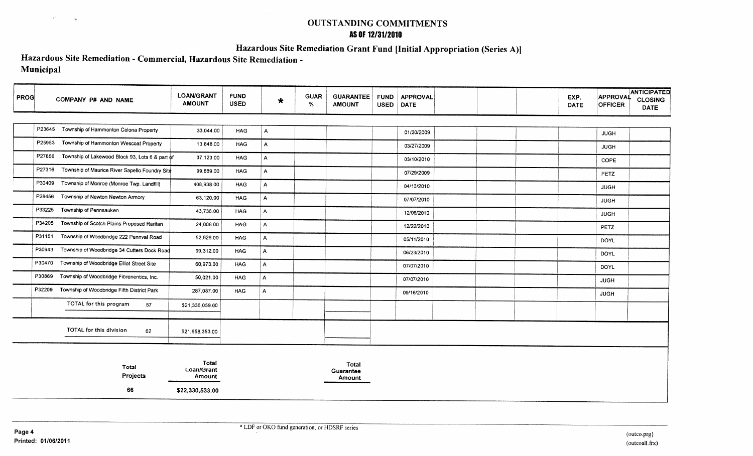# OUTSTANDING COMMITMENTS

**AS OF 12/31/2010**

## Hazardous Site Remediation Grant Fund [Initial Appropriation (Series A)]

## Hazardous Site Remediation - Commercial, Hazardous Site Remediation - Municipal

| PROG | COMPANY P# AND NAME | LOAN/GRANT AMOUNT | FUND USED | * | GUAR % | GUARANTEE AMOUNT | FUND USED | APPROVAL DATE | | | | EXP. DATE | APPROVAL OFFICER | ANTICIPATED CLOSING DATE |
|---|---|---|---|---|---|---|---|---|---|---|---|---|---|---|
| | P23645 Township of Hammonton Celona Property | 33,044.00 | HAG | A | | | | 01/20/2009 | | | | | JUGH | |
| | P25953 Township of Hammonton Wescoat Property | 13,848.00 | HAG | A | | | | 03/27/2009 | | | | | JUGH | |
| | P27856 Township of Lakewood Block 93, Lots 6 & part of | 37,123.00 | HAG | A | | | | 03/10/2010 | | | | | COPE | |
| | P27316 Township of Maurice River Sapello Foundry Site | 99,889.00 | HAG | A | | | | 07/29/2009 | | | | | PETZ | |
| | P30409 Township of Monroe (Monroe Twp. Landfill) | 408,938.00 | HAG | A | | | | 04/13/2010 | | | | | JUGH | |
| | P28456 Township of Newton Newton Armory | 63,120.00 | HAG | A | | | | 07/07/2010 | | | | | JUGH | |
| | P33225 Township of Pennsauken | 43,736.00 | HAG | A | | | | 12/06/2010 | | | | | JUGH | |
| | P34205 Township of Scotch Plains Proposed Raritan | 24,008.00 | HAG | A | | | | 12/22/2010 | | | | | PETZ | |
| | P31151 Township of Woodbridge 222 Pennval Road | 52,626.00 | HAG | A | | | | 05/11/2010 | | | | | DOYL | |
| | P30943 Township of Woodbridge 34 Cutters Dock Road | 99,312.00 | HAG | A | | | | 06/23/2010 | | | | | DOYL | |
| | P30470 Township of Woodbridge Elliot Street Site | 60,973.00 | HAG | A | | | | 07/07/2010 | | | | | DOYL | |
| | P30869 Township of Woodbridge Fibrenentics, Inc. | 50,021.00 | HAG | A | | | | 07/07/2010 | | | | | JUGH | |
| | P32209 Township of Woodbridge Fifth District Park | 287,087.00 | HAG | A | | | | 09/16/2010 | | | | | JUGH | |
| | TOTAL for this program 57 | $21,336,059.00 | | | | | | | | | | | | |
| | TOTAL for this division 62 | $21,658,353.00 | | | | | | | | | | | | |

| Total Projects | Total Loan/Grant Amount | Total Guarantee Amount |
|---|---|---|
| 66 | $22,330,533.00 | |

* LDF or OKO fund generation, or HDSRF series

Printed: 01/06/2011

(outco.prg)
(outcoall.frx)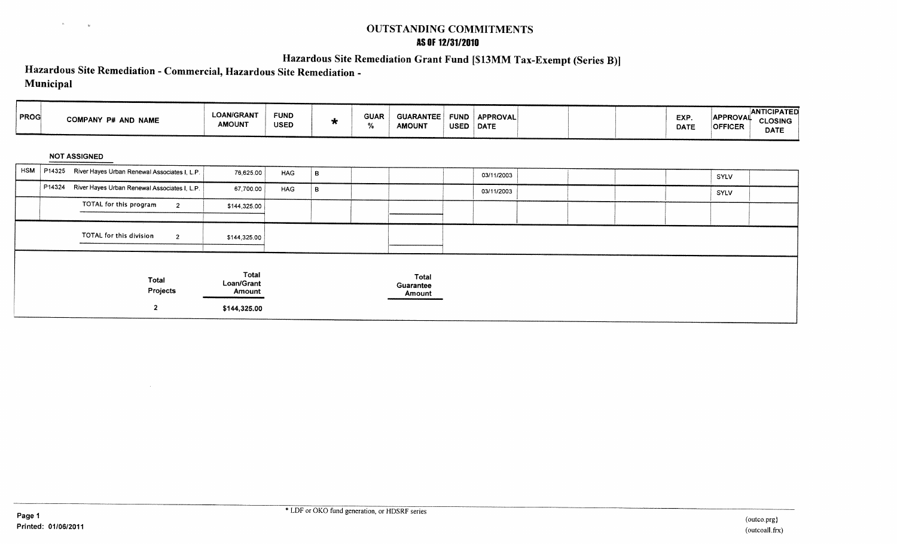# OUTSTANDING COMMITMENTS

**AS OF 12/31/2010**

## Hazardous Site Remediation Grant Fund [$13MM Tax-Exempt (Series B)]

## Hazardous Site Remediation - Commercial, Hazardous Site Remediation - Municipal

| PROG | COMPANY P# AND NAME | LOAN/GRANT AMOUNT | FUND USED | * | GUAR % | GUARANTEE AMOUNT | FUND USED | APPROVAL DATE | | | | EXP. DATE | APPROVAL OFFICER | ANTICIPATED CLOSING DATE |
|---|---|---|---|---|---|---|---|---|---|---|---|---|---|---|
| | **NOT ASSIGNED** | | | | | | | | | | | | | |
| HSM | P14325 River Hayes Urban Renewal Associates I, L.P. | 76,625.00 | HAG | B | | | | 03/11/2003 | | | | | SYLV | |
| | P14324 River Hayes Urban Renewal Associates I, L.P. | 67,700.00 | HAG | B | | | | 03/11/2003 | | | | | SYLV | |
| | TOTAL for this program 2 | $144,325.00 | | | | | | | | | | | | |
| | TOTAL for this division 2 | $144,325.00 | | | | | | | | | | | | |

| Total Projects | Total Loan/Grant Amount | Total Guarantee Amount |
|---|---|---|
| 2 | $144,325.00 | |

\* LDF or OKO fund generation, or HDSRF series

Printed: 01/06/2011

(outco.prg)
(outcoall.frx)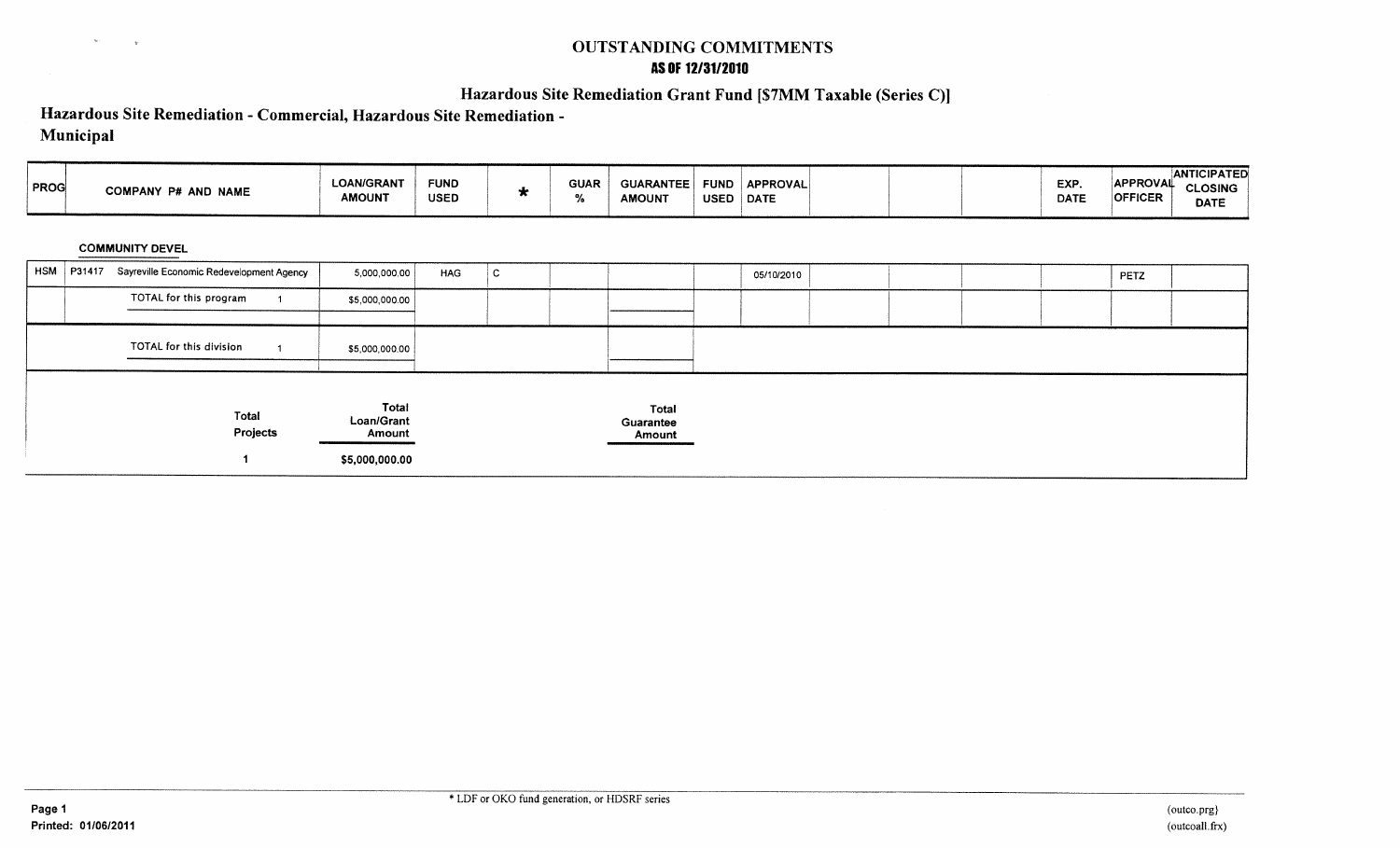# OUTSTANDING COMMITMENTS

## AS OF 12/31/2010

## Hazardous Site Remediation Grant Fund [$7MM Taxable (Series C)]

## Hazardous Site Remediation - Commercial, Hazardous Site Remediation - Municipal

| PROG | COMPANY P# AND NAME | LOAN/GRANT AMOUNT | FUND USED | * | GUAR % | GUARANTEE AMOUNT | FUND USED | APPROVAL DATE | | | | EXP. DATE | APPROVAL OFFICER | ANTICIPATED CLOSING DATE |
|---|---|---|---|---|---|---|---|---|---|---|---|---|---|---|
| | **COMMUNITY DEVEL** | | | | | | | | | | | | | |
| HSM | P31417 Sayreville Economic Redevelopment Agency | 5,000,000.00 | HAG | C | | | | 05/10/2010 | | | | | PETZ | |
| | TOTAL for this program 1 | $5,000,000.00 | | | | | | | | | | | | |
| | TOTAL for this division 1 | $5,000,000.00 | | | | | | | | | | | | |

| Total Projects | Total Loan/Grant Amount | Total Guarantee Amount |
|---|---|---|
| 1 | $5,000,000.00 | |

\* LDF or OKO fund generation, or HDSRF series

Printed: 01/06/2011

(outco.prg)
(outcoall.frx)